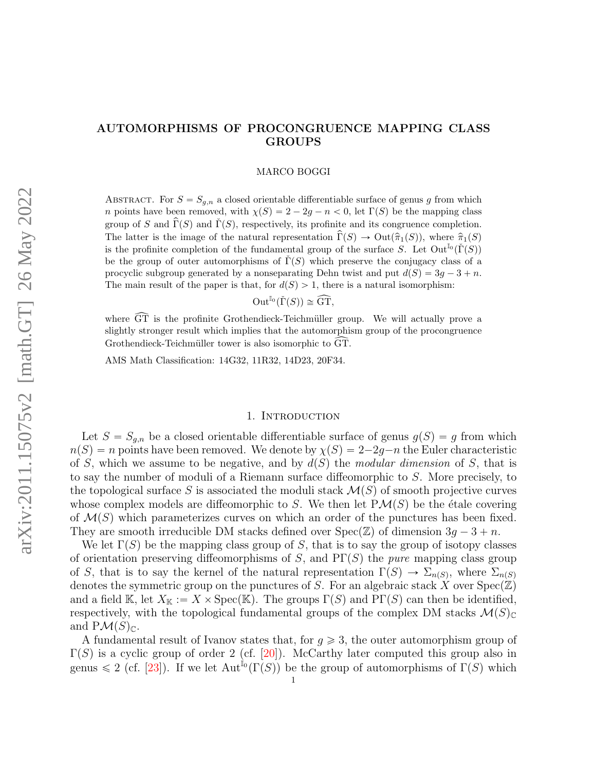# AUTOMORPHISMS OF PROCONGRUENCE MAPPING CLASS GROUPS

MARCO BOGGI

Abstract. For $S = S_{g,n}$ a closed orientable differentiable surface of genus $g$ from which $n$ points have been removed, with $\chi(S) = 2-2g-n < 0$, let $\Gamma(S)$ be the mapping class group of $S$ and $\widehat{\Gamma}(S)$ and $\check{\Gamma}(S)$, respectively, its profinite and its congruence completion. The latter is the image of the natural representation $\widehat{\Gamma}(S) \to \mathrm{Out}(\widehat{\pi}_1(S))$, where $\widehat{\pi}_1(S)$ is the profinite completion of the fundamental group of the surface $S$. Let $\mathrm{Out}^{\mathbb{I}_0}(\check{\Gamma}(S))$ be the group of outer automorphisms of $\check{\Gamma}(S)$ which preserve the conjugacy class of a procyclic subgroup generated by a nonseparating Dehn twist and put $d(S) = 3g-3+n$. The main result of the paper is that, for $d(S) > 1$, there is a natural isomorphism:

$$\mathrm{Out}^{\mathbb{I}_0}(\check{\Gamma}(S)) \cong \widehat{\mathrm{GT}},$$

where $\widehat{\mathrm{GT}}$ is the profinite Grothendieck-Teichmüller group. We will actually prove a slightly stronger result which implies that the automorphism group of the procongruence Grothendieck-Teichmüller tower is also isomorphic to $\widehat{\mathrm{GT}}$.

AMS Math Classification: 14G32, 11R32, 14D23, 20F34.

## 1. Introduction

Let $S = S_{g,n}$ be a closed orientable differentiable surface of genus $g(S) = g$ from which $n(S) = n$ points have been removed. We denote by $\chi(S) = 2-2g-n$ the Euler characteristic of $S$, which we assume to be negative, and by $d(S)$ the *modular dimension* of $S$, that is to say the number of moduli of a Riemann surface diffeomorphic to $S$. More precisely, to the topological surface $S$ is associated the moduli stack $\mathcal{M}(S)$ of smooth projective curves whose complex models are diffeomorphic to $S$. We then let $\mathrm{P}\mathcal{M}(S)$ be the étale covering of $\mathcal{M}(S)$ which parameterizes curves on which an order of the punctures has been fixed. They are smooth irreducible DM stacks defined over $\mathrm{Spec}(\mathbb{Z})$ of dimension $3g-3+n$.

We let $\Gamma(S)$ be the mapping class group of $S$, that is to say the group of isotopy classes of orientation preserving diffeomorphisms of $S$, and $\mathrm{P}\Gamma(S)$ the *pure* mapping class group of $S$, that is to say the kernel of the natural representation $\Gamma(S) \to \Sigma_{n(S)}$, where $\Sigma_{n(S)}$ denotes the symmetric group on the punctures of $S$. For an algebraic stack $X$ over $\mathrm{Spec}(\mathbb{Z})$ and a field $\mathbb{K}$, let $X_{\mathbb{K}} := X \times \mathrm{Spec}(\mathbb{K})$. The groups $\Gamma(S)$ and $\mathrm{P}\Gamma(S)$ can then be identified, respectively, with the topological fundamental groups of the complex DM stacks $\mathcal{M}(S)_{\mathbb{C}}$ and $\mathrm{P}\mathcal{M}(S)_{\mathbb{C}}$.

A fundamental result of Ivanov states that, for $g \geqslant 3$, the outer automorphism group of $\Gamma(S)$ is a cyclic group of order 2 (cf. [20]). McCarthy later computed this group also in genus $\leqslant 2$ (cf. [23]). If we let $\mathrm{Aut}^{\mathbb{I}_0}(\Gamma(S))$ be the group of automorphisms of $\Gamma(S)$ which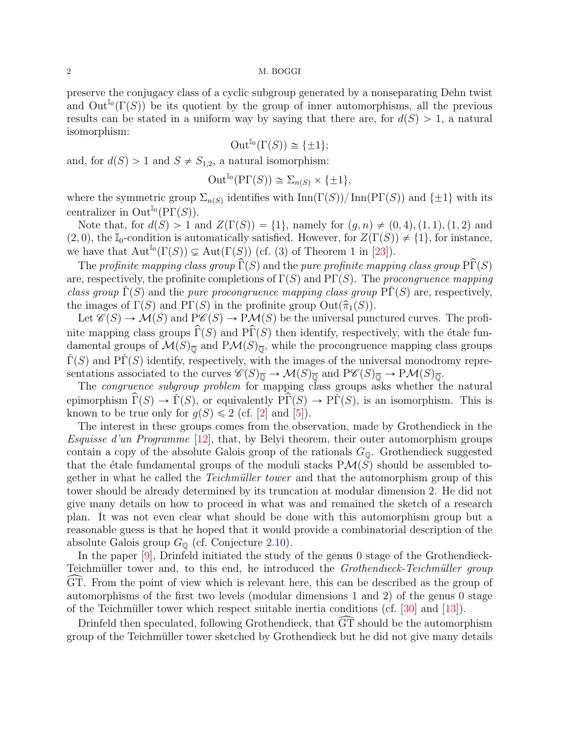preserve the conjugacy class of a cyclic subgroup generated by a nonseparating Dehn twist and $\mathrm{Out}^{\mathbb{I}_0}(\Gamma(S))$ be its quotient by the group of inner automorphisms, all the previous results can be stated in a uniform way by saying that there are, for $d(S) > 1$, a natural isomorphism:

$$\mathrm{Out}^{\mathbb{I}_0}(\Gamma(S)) \cong \{\pm 1\};$$

and, for $d(S) > 1$ and $S \neq S_{1,2}$, a natural isomorphism:

$$\mathrm{Out}^{\mathbb{I}_0}(\mathrm{P}\Gamma(S)) \cong \Sigma_{n(S)} \times \{\pm 1\},$$

where the symmetric group $\Sigma_{n(S)}$ identifies with $\mathrm{Inn}(\Gamma(S))/\mathrm{Inn}(\mathrm{P}\Gamma(S))$ and $\{\pm 1\}$ with its centralizer in $\mathrm{Out}^{\mathbb{I}_0}(\mathrm{P}\Gamma(S))$.

Note that, for $d(S) > 1$ and $Z(\Gamma(S)) = \{1\}$, namely for $(g, n) \neq (0, 4), (1, 1), (1, 2)$ and $(2, 0)$, the $\mathbb{I}_0$-condition is automatically satisfied. However, for $Z(\Gamma(S)) \neq \{1\}$, for instance, we have that $\mathrm{Aut}^{\mathbb{I}_0}(\Gamma(S)) \subsetneq \mathrm{Aut}(\Gamma(S))$ (cf. (3) of Theorem 1 in [23]).

The *profinite mapping class group* $\widehat{\Gamma}(S)$ and the *pure profinite mapping class group* $\mathrm{P}\widehat{\Gamma}(S)$ are, respectively, the profinite completions of $\Gamma(S)$ and $\mathrm{P}\Gamma(S)$. The *procongruence mapping class group* $\check{\Gamma}(S)$ and the *pure procongruence mapping class group* $\mathrm{P}\check{\Gamma}(S)$ are, respectively, the images of $\Gamma(S)$ and $\mathrm{P}\Gamma(S)$ in the profinite group $\mathrm{Out}(\widehat{\pi}_1(S))$.

Let $\mathscr{C}(S) \to \mathcal{M}(S)$ and $\mathrm{P}\mathscr{C}(S) \to \mathrm{P}\mathcal{M}(S)$ be the universal punctured curves. The profinite mapping class groups $\widehat{\Gamma}(S)$ and $\mathrm{P}\widehat{\Gamma}(S)$ then identify, respectively, with the étale fundamental groups of $\mathcal{M}(S)_{\overline{\mathbb{Q}}}$ and $\mathrm{P}\mathcal{M}(S)_{\overline{\mathbb{Q}}}$, while the procongruence mapping class groups $\check{\Gamma}(S)$ and $\mathrm{P}\check{\Gamma}(S)$ identify, respectively, with the images of the universal monodromy representations associated to the curves $\mathscr{C}(S)_{\overline{\mathbb{Q}}} \to \mathcal{M}(S)_{\overline{\mathbb{Q}}}$ and $\mathrm{P}\mathscr{C}(S)_{\overline{\mathbb{Q}}} \to \mathrm{P}\mathcal{M}(S)_{\overline{\mathbb{Q}}}$.

The *congruence subgroup problem* for mapping class groups asks whether the natural epimorphism $\widehat{\Gamma}(S) \to \check{\Gamma}(S)$, or equivalently $\mathrm{P}\widehat{\Gamma}(S) \to \mathrm{P}\check{\Gamma}(S)$, is an isomorphism. This is known to be true only for $g(S) \leqslant 2$ (cf. [2] and [5]).

The interest in these groups comes from the observation, made by Grothendieck in the *Esquisse d'un Programme* [12], that, by Belyĭ theorem, their outer automorphism groups contain a copy of the absolute Galois group of the rationals $G_{\mathbb{Q}}$. Grothendieck suggested that the étale fundamental groups of the moduli stacks $\mathrm{P}\mathcal{M}(S)$ should be assembled together in what he called the *Teichmüller tower* and that the automorphism group of this tower should be already determined by its truncation at modular dimension 2. He did not give many details on how to proceed in what was and remained the sketch of a research plan. It was not even clear what should be done with this automorphism group but a reasonable guess is that he hoped that it would provide a combinatorial description of the absolute Galois group $G_{\mathbb{Q}}$ (cf. Conjecture 2.10).

In the paper [9], Drinfeld initiated the study of the genus 0 stage of the Grothendieck-Teichmüller tower and, to this end, he introduced the *Grothendieck-Teichmüller group* $\widehat{\mathrm{GT}}$. From the point of view which is relevant here, this can be described as the group of automorphisms of the first two levels (modular dimensions 1 and 2) of the genus 0 stage of the Teichmüller tower which respect suitable inertia conditions (cf. [30] and [13]).

Drinfeld then speculated, following Grothendieck, that $\widehat{\mathrm{GT}}$ should be the automorphism group of the Teichmüller tower sketched by Grothendieck but he did not give many details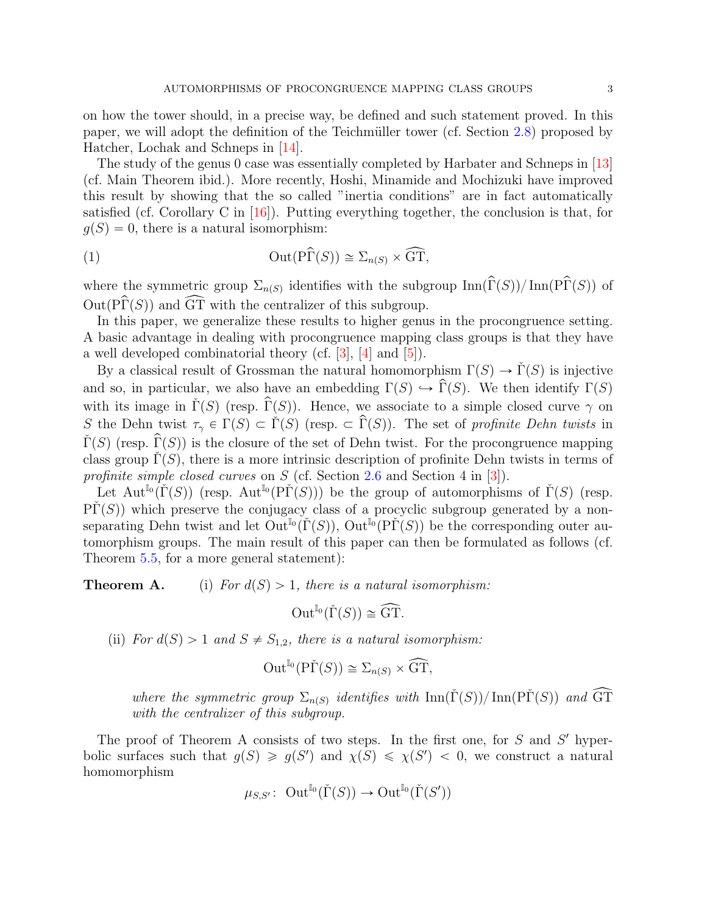on how the tower should, in a precise way, be defined and such statement proved. In this paper, we will adopt the definition of the Teichmüller tower (cf. Section 2.8) proposed by Hatcher, Lochak and Schneps in [14].

The study of the genus 0 case was essentially completed by Harbater and Schneps in [13] (cf. Main Theorem ibid.). More recently, Hoshi, Minamide and Mochizuki have improved this result by showing that the so called "inertia conditions" are in fact automatically satisfied (cf. Corollary C in [16]). Putting everything together, the conclusion is that, for $g(S) = 0$, there is a natural isomorphism:

$$\mathrm{Out}(\mathrm{P}\widehat{\Gamma}(S)) \cong \Sigma_{n(S)} \times \widehat{\mathrm{GT}}, \tag{1}$$

where the symmetric group $\Sigma_{n(S)}$ identifies with the subgroup $\mathrm{Inn}(\widehat{\Gamma}(S))/\mathrm{Inn}(\mathrm{P}\widehat{\Gamma}(S))$ of $\mathrm{Out}(\mathrm{P}\widehat{\Gamma}(S))$ and $\widehat{\mathrm{GT}}$ with the centralizer of this subgroup.

In this paper, we generalize these results to higher genus in the procongruence setting. A basic advantage in dealing with procongruence mapping class groups is that they have a well developed combinatorial theory (cf. [3], [4] and [5]).

By a classical result of Grossman the natural homomorphism $\Gamma(S) \to \check{\Gamma}(S)$ is injective and so, in particular, we also have an embedding $\Gamma(S) \hookrightarrow \widehat{\Gamma}(S)$. We then identify $\Gamma(S)$ with its image in $\check{\Gamma}(S)$ (resp. $\widehat{\Gamma}(S)$). Hence, we associate to a simple closed curve $\gamma$ on $S$ the Dehn twist $\tau_\gamma \in \Gamma(S) \subset \check{\Gamma}(S)$ (resp. $\subset \widehat{\Gamma}(S)$). The set of *profinite Dehn twists* in $\check{\Gamma}(S)$ (resp. $\widehat{\Gamma}(S)$) is the closure of the set of Dehn twist. For the procongruence mapping class group $\check{\Gamma}(S)$, there is a more intrinsic description of profinite Dehn twists in terms of *profinite simple closed curves* on $S$ (cf. Section 2.6 and Section 4 in [3]).

Let $\mathrm{Aut}^{\mathbb{I}_0}(\check{\Gamma}(S))$ (resp. $\mathrm{Aut}^{\mathbb{I}_0}(\mathrm{P}\check{\Gamma}(S))$) be the group of automorphisms of $\check{\Gamma}(S)$ (resp. $\mathrm{P}\check{\Gamma}(S)$) which preserve the conjugacy class of a procyclic subgroup generated by a nonseparating Dehn twist and let $\mathrm{Out}^{\mathbb{I}_0}(\check{\Gamma}(S))$, $\mathrm{Out}^{\mathbb{I}_0}(\mathrm{P}\check{\Gamma}(S))$ be the corresponding outer automorphism groups. The main result of this paper can then be formulated as follows (cf. Theorem 5.5, for a more general statement):

**Theorem A.** (i) *For $d(S) > 1$, there is a natural isomorphism:*

$$\mathrm{Out}^{\mathbb{I}_0}(\check{\Gamma}(S)) \cong \widehat{\mathrm{GT}}.$$

(ii) *For $d(S) > 1$ and $S \neq S_{1,2}$, there is a natural isomorphism:*

$$\mathrm{Out}^{\mathbb{I}_0}(\mathrm{P}\check{\Gamma}(S)) \cong \Sigma_{n(S)} \times \widehat{\mathrm{GT}},$$

*where the symmetric group $\Sigma_{n(S)}$ identifies with $\mathrm{Inn}(\check{\Gamma}(S))/\mathrm{Inn}(\mathrm{P}\check{\Gamma}(S))$ and $\widehat{\mathrm{GT}}$ with the centralizer of this subgroup.*

The proof of Theorem A consists of two steps. In the first one, for $S$ and $S'$ hyperbolic surfaces such that $g(S) \geqslant g(S')$ and $\chi(S) \leqslant \chi(S') < 0$, we construct a natural homomorphism

$$\mu_{S,S'}\colon\ \mathrm{Out}^{\mathbb{I}_0}(\check{\Gamma}(S)) \to \mathrm{Out}^{\mathbb{I}_0}(\check{\Gamma}(S'))$$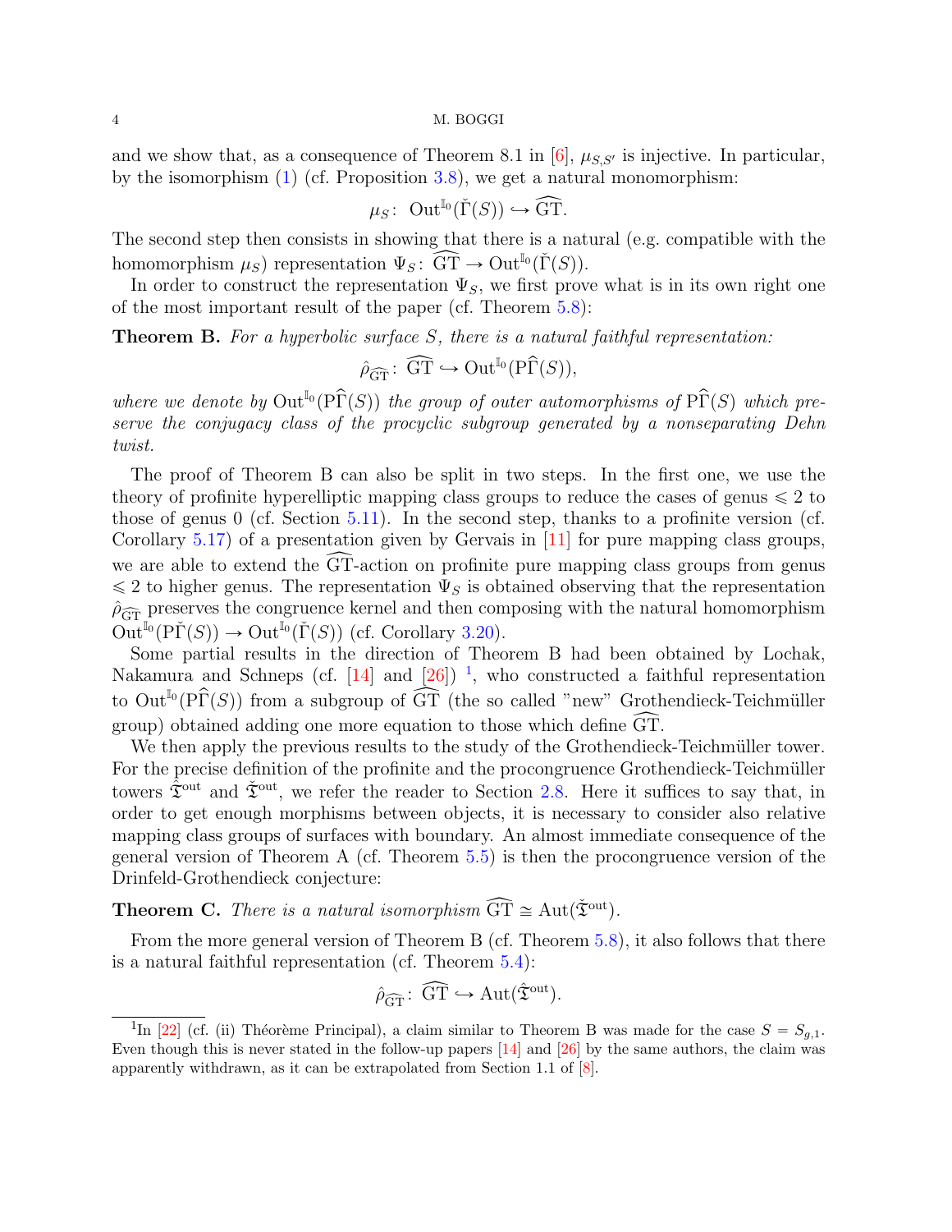and we show that, as a consequence of Theorem 8.1 in [6], $\mu_{S,S'}$ is injective. In particular, by the isomorphism (1) (cf. Proposition 3.8), we get a natural monomorphism:

$$\mu_S\colon\ \mathrm{Out}^{\mathbb{I}_0}(\check{\Gamma}(S)) \hookrightarrow \widehat{\mathrm{GT}}.$$

The second step then consists in showing that there is a natural (e.g. compatible with the homomorphism $\mu_S$) representation $\Psi_S\colon\ \widehat{\mathrm{GT}} \to \mathrm{Out}^{\mathbb{I}_0}(\check{\Gamma}(S))$.

In order to construct the representation $\Psi_S$, we first prove what is in its own right one of the most important result of the paper (cf. Theorem 5.8):

**Theorem B.** *For a hyperbolic surface $S$, there is a natural faithful representation:*

$$\hat{\rho}_{\widehat{\mathrm{GT}}}\colon\ \widehat{\mathrm{GT}} \hookrightarrow \mathrm{Out}^{\mathbb{I}_0}(\mathrm{P}\widehat{\Gamma}(S)),$$

*where we denote by $\mathrm{Out}^{\mathbb{I}_0}(\mathrm{P}\widehat{\Gamma}(S))$ the group of outer automorphisms of $\mathrm{P}\widehat{\Gamma}(S)$ which preserve the conjugacy class of the procyclic subgroup generated by a nonseparating Dehn twist.*

The proof of Theorem B can also be split in two steps. In the first one, we use the theory of profinite hyperelliptic mapping class groups to reduce the cases of genus $\leqslant 2$ to those of genus 0 (cf. Section 5.11). In the second step, thanks to a profinite version (cf. Corollary 5.17) of a presentation given by Gervais in [11] for pure mapping class groups, we are able to extend the $\widehat{\mathrm{GT}}$-action on profinite pure mapping class groups from genus $\leqslant 2$ to higher genus. The representation $\Psi_S$ is obtained observing that the representation $\hat{\rho}_{\widehat{\mathrm{GT}}}$ preserves the congruence kernel and then composing with the natural homomorphism $\mathrm{Out}^{\mathbb{I}_0}(\mathrm{P}\check{\Gamma}(S)) \to \mathrm{Out}^{\mathbb{I}_0}(\check{\Gamma}(S))$ (cf. Corollary 3.20).

Some partial results in the direction of Theorem B had been obtained by Lochak, Nakamura and Schneps (cf. [14] and [26]) [1], who constructed a faithful representation to $\mathrm{Out}^{\mathbb{I}_0}(\mathrm{P}\widehat{\Gamma}(S))$ from a subgroup of $\widehat{\mathrm{GT}}$ (the so called "new" Grothendieck-Teichmüller group) obtained adding one more equation to those which define $\widehat{\mathrm{GT}}$.

We then apply the previous results to the study of the Grothendieck-Teichmüller tower. For the precise definition of the profinite and the procongruence Grothendieck-Teichmüller towers $\hat{\mathfrak{T}}^{\mathrm{out}}$ and $\check{\mathfrak{T}}^{\mathrm{out}}$, we refer the reader to Section 2.8. Here it suffices to say that, in order to get enough morphisms between objects, it is necessary to consider also relative mapping class groups of surfaces with boundary. An almost immediate consequence of the general version of Theorem A (cf. Theorem 5.5) is then the procongruence version of the Drinfeld-Grothendieck conjecture:

**Theorem C.** *There is a natural isomorphism $\widehat{\mathrm{GT}} \cong \mathrm{Aut}(\check{\mathfrak{T}}^{\mathrm{out}})$.*

From the more general version of Theorem B (cf. Theorem 5.8), it also follows that there is a natural faithful representation (cf. Theorem 5.4):

$$\hat{\rho}_{\widehat{\mathrm{GT}}}\colon\ \widehat{\mathrm{GT}} \hookrightarrow \mathrm{Aut}(\hat{\mathfrak{T}}^{\mathrm{out}}).$$

[1] In [22] (cf. (ii) Théorème Principal), a claim similar to Theorem B was made for the case $S = S_{g,1}$. Even though this is never stated in the follow-up papers [14] and [26] by the same authors, the claim was apparently withdrawn, as it can be extrapolated from Section 1.1 of [8].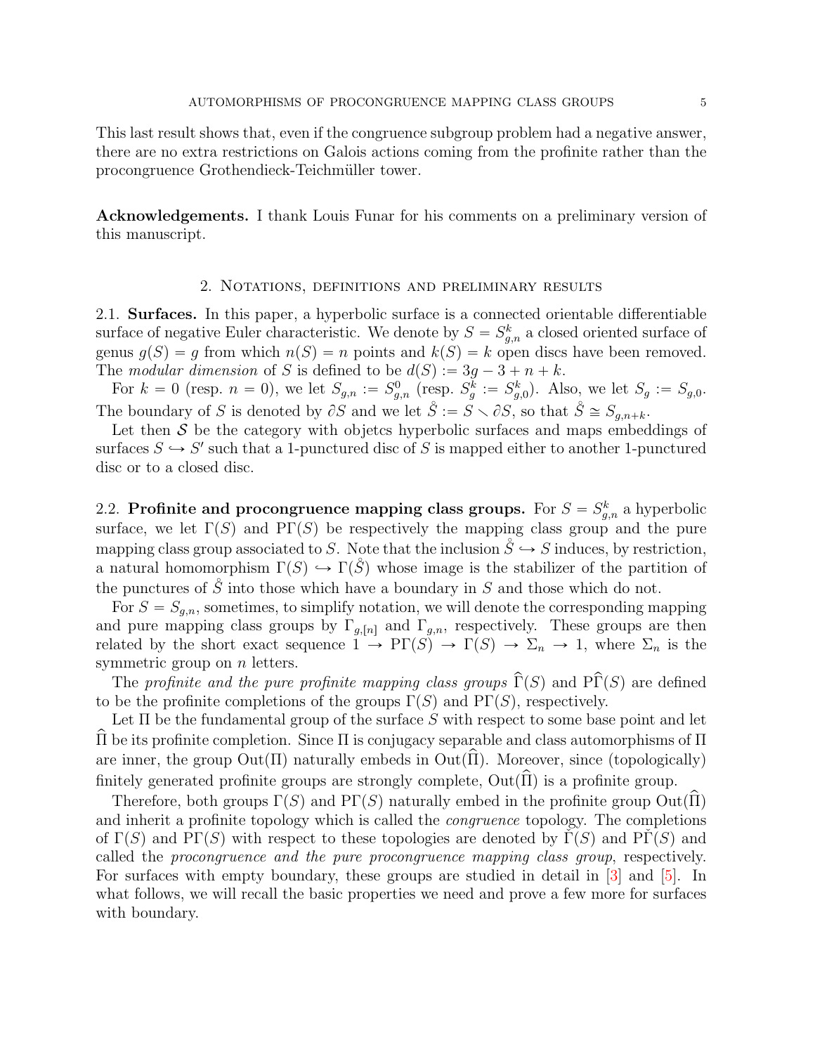This last result shows that, even if the congruence subgroup problem had a negative answer, there are no extra restrictions on Galois actions coming from the profinite rather than the procongruence Grothendieck-Teichmüller tower.

**Acknowledgements.** I thank Louis Funar for his comments on a preliminary version of this manuscript.

## 2. Notations, definitions and preliminary results

2.1. **Surfaces.** In this paper, a hyperbolic surface is a connected orientable differentiable surface of negative Euler characteristic. We denote by $S = S_{g,n}^k$ a closed oriented surface of genus $g(S) = g$ from which $n(S) = n$ points and $k(S) = k$ open discs have been removed. The *modular dimension* of $S$ is defined to be $d(S) := 3g - 3 + n + k$.

For $k = 0$ (resp. $n = 0$), we let $S_{g,n} := S_{g,n}^0$ (resp. $S_g^k := S_{g,0}^k$). Also, we let $S_g := S_{g,0}$. The boundary of $S$ is denoted by $\partial S$ and we let $\mathring{S} := S \smallsetminus \partial S$, so that $\mathring{S} \cong S_{g,n+k}$.

Let then $\mathcal{S}$ be the category with objetcs hyperbolic surfaces and maps embeddings of surfaces $S \hookrightarrow S'$ such that a 1-punctured disc of $S$ is mapped either to another 1-punctured disc or to a closed disc.

2.2. **Profinite and procongruence mapping class groups.** For $S = S_{g,n}^k$ a hyperbolic surface, we let $\Gamma(S)$ and $\mathrm{P}\Gamma(S)$ be respectively the mapping class group and the pure mapping class group associated to $S$. Note that the inclusion $\mathring{S} \hookrightarrow S$ induces, by restriction, a natural homomorphism $\Gamma(S) \hookrightarrow \Gamma(\mathring{S})$ whose image is the stabilizer of the partition of the punctures of $\mathring{S}$ into those which have a boundary in $S$ and those which do not.

For $S = S_{g,n}$, sometimes, to simplify notation, we will denote the corresponding mapping and pure mapping class groups by $\Gamma_{g,[n]}$ and $\Gamma_{g,n}$, respectively. These groups are then related by the short exact sequence $1 \to \mathrm{P}\Gamma(S) \to \Gamma(S) \to \Sigma_n \to 1$, where $\Sigma_n$ is the symmetric group on $n$ letters.

The *profinite and the pure profinite mapping class groups* $\widehat{\Gamma}(S)$ and $\mathrm{P}\widehat{\Gamma}(S)$ are defined to be the profinite completions of the groups $\Gamma(S)$ and $\mathrm{P}\Gamma(S)$, respectively.

Let $\Pi$ be the fundamental group of the surface $S$ with respect to some base point and let $\widehat{\Pi}$ be its profinite completion. Since $\Pi$ is conjugacy separable and class automorphisms of $\Pi$ are inner, the group $\mathrm{Out}(\Pi)$ naturally embeds in $\mathrm{Out}(\widehat{\Pi})$. Moreover, since (topologically) finitely generated profinite groups are strongly complete, $\mathrm{Out}(\widehat{\Pi})$ is a profinite group.

Therefore, both groups $\Gamma(S)$ and $\mathrm{P}\Gamma(S)$ naturally embed in the profinite group $\mathrm{Out}(\widehat{\Pi})$ and inherit a profinite topology which is called the *congruence* topology. The completions of $\Gamma(S)$ and $\mathrm{P}\Gamma(S)$ with respect to these topologies are denoted by $\check{\Gamma}(S)$ and $\mathrm{P}\check{\Gamma}(S)$ and called the *procongruence and the pure procongruence mapping class group*, respectively. For surfaces with empty boundary, these groups are studied in detail in [3] and [5]. In what follows, we will recall the basic properties we need and prove a few more for surfaces with boundary.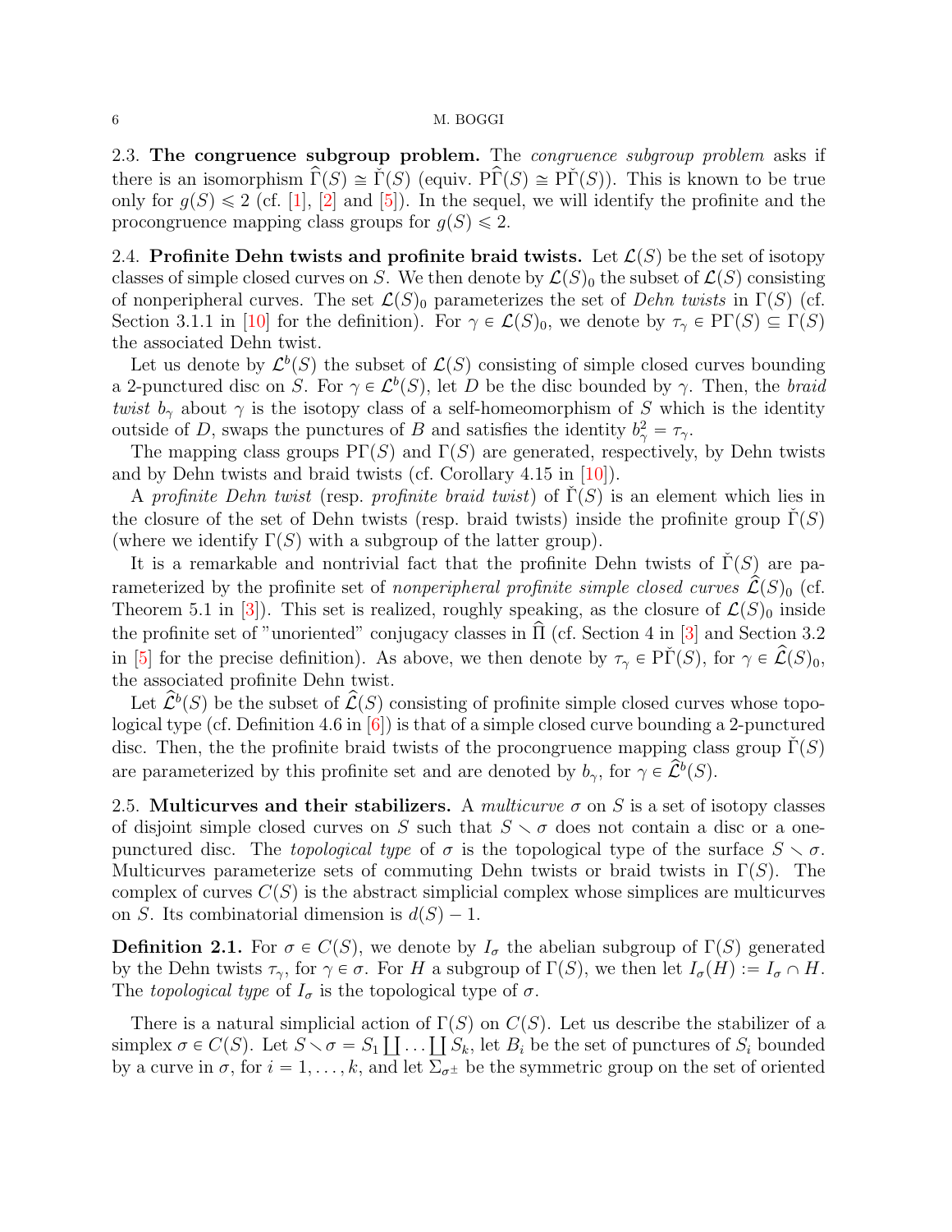2.3. **The congruence subgroup problem.** The *congruence subgroup problem* asks if there is an isomorphism $\widehat{\Gamma}(S) \cong \check{\Gamma}(S)$ (equiv. $\mathrm{P}\widehat{\Gamma}(S) \cong \mathrm{P}\check{\Gamma}(S)$). This is known to be true only for $g(S) \leqslant 2$ (cf. [1], [2] and [5]). In the sequel, we will identify the profinite and the procongruence mapping class groups for $g(S) \leqslant 2$.

2.4. **Profinite Dehn twists and profinite braid twists.** Let $\mathcal{L}(S)$ be the set of isotopy classes of simple closed curves on $S$. We then denote by $\mathcal{L}(S)_0$ the subset of $\mathcal{L}(S)$ consisting of nonperipheral curves. The set $\mathcal{L}(S)_0$ parameterizes the set of *Dehn twists* in $\Gamma(S)$ (cf. Section 3.1.1 in [10] for the definition). For $\gamma \in \mathcal{L}(S)_0$, we denote by $\tau_\gamma \in \mathrm{P}\Gamma(S) \subseteq \Gamma(S)$ the associated Dehn twist.

Let us denote by $\mathcal{L}^b(S)$ the subset of $\mathcal{L}(S)$ consisting of simple closed curves bounding a 2-punctured disc on $S$. For $\gamma \in \mathcal{L}^b(S)$, let $D$ be the disc bounded by $\gamma$. Then, the *braid twist* $b_\gamma$ about $\gamma$ is the isotopy class of a self-homeomorphism of $S$ which is the identity outside of $D$, swaps the punctures of $B$ and satisfies the identity $b_\gamma^2 = \tau_\gamma$.

The mapping class groups $\mathrm{P}\Gamma(S)$ and $\Gamma(S)$ are generated, respectively, by Dehn twists and by Dehn twists and braid twists (cf. Corollary 4.15 in [10]).

A *profinite Dehn twist* (resp. *profinite braid twist*) of $\check{\Gamma}(S)$ is an element which lies in the closure of the set of Dehn twists (resp. braid twists) inside the profinite group $\check{\Gamma}(S)$ (where we identify $\Gamma(S)$ with a subgroup of the latter group).

It is a remarkable and nontrivial fact that the profinite Dehn twists of $\check{\Gamma}(S)$ are parameterized by the profinite set of *nonperipheral profinite simple closed curves* $\widehat{\mathcal{L}}(S)_0$ (cf. Theorem 5.1 in [3]). This set is realized, roughly speaking, as the closure of $\mathcal{L}(S)_0$ inside the profinite set of "unoriented" conjugacy classes in $\widehat{\Pi}$ (cf. Section 4 in [3] and Section 3.2 in [5] for the precise definition). As above, we then denote by $\tau_\gamma \in \mathrm{P}\check{\Gamma}(S)$, for $\gamma \in \widehat{\mathcal{L}}(S)_0$, the associated profinite Dehn twist.

Let $\widehat{\mathcal{L}}^b(S)$ be the subset of $\widehat{\mathcal{L}}(S)$ consisting of profinite simple closed curves whose topological type (cf. Definition 4.6 in [6]) is that of a simple closed curve bounding a 2-punctured disc. Then, the the profinite braid twists of the procongruence mapping class group $\check{\Gamma}(S)$ are parameterized by this profinite set and are denoted by $b_\gamma$, for $\gamma \in \widehat{\mathcal{L}}^b(S)$.

2.5. **Multicurves and their stabilizers.** A *multicurve* $\sigma$ on $S$ is a set of isotopy classes of disjoint simple closed curves on $S$ such that $S \smallsetminus \sigma$ does not contain a disc or a one-punctured disc. The *topological type* of $\sigma$ is the topological type of the surface $S \smallsetminus \sigma$. Multicurves parameterize sets of commuting Dehn twists or braid twists in $\Gamma(S)$. The complex of curves $C(S)$ is the abstract simplicial complex whose simplices are multicurves on $S$. Its combinatorial dimension is $d(S) - 1$.

**Definition 2.1.** For $\sigma \in C(S)$, we denote by $I_\sigma$ the abelian subgroup of $\Gamma(S)$ generated by the Dehn twists $\tau_\gamma$, for $\gamma \in \sigma$. For $H$ a subgroup of $\Gamma(S)$, we then let $I_\sigma(H) := I_\sigma \cap H$. The *topological type* of $I_\sigma$ is the topological type of $\sigma$.

There is a natural simplicial action of $\Gamma(S)$ on $C(S)$. Let us describe the stabilizer of a simplex $\sigma \in C(S)$. Let $S \smallsetminus \sigma = S_1 \coprod \ldots \coprod S_k$, let $B_i$ be the set of punctures of $S_i$ bounded by a curve in $\sigma$, for $i = 1, \ldots, k$, and let $\Sigma_{\sigma^\pm}$ be the symmetric group on the set of oriented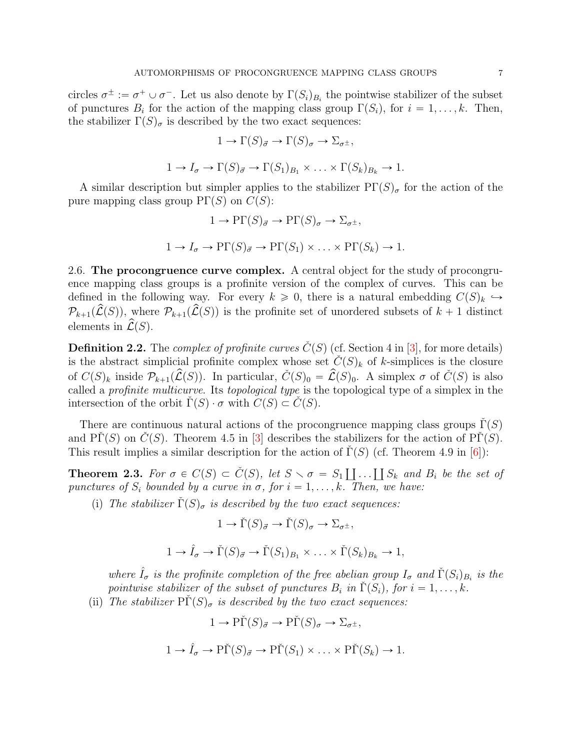circles $\sigma^{\pm} := \sigma^+ \cup \sigma^-$. Let us also denote by $\Gamma(S_i)_{B_i}$ the pointwise stabilizer of the subset of punctures $B_i$ for the action of the mapping class group $\Gamma(S_i)$, for $i = 1, \ldots, k$. Then, the stabilizer $\Gamma(S)_\sigma$ is described by the two exact sequences:

$$1 \to \Gamma(S)_{\vec{\sigma}} \to \Gamma(S)_\sigma \to \Sigma_{\sigma^{\pm}},$$

$$1 \to I_\sigma \to \Gamma(S)_{\vec{\sigma}} \to \Gamma(S_1)_{B_1} \times \ldots \times \Gamma(S_k)_{B_k} \to 1.$$

A similar description but simpler applies to the stabilizer $\mathrm{P}\Gamma(S)_\sigma$ for the action of the pure mapping class group $\mathrm{P}\Gamma(S)$ on $C(S)$:

$$1 \to \mathrm{P}\Gamma(S)_{\vec{\sigma}} \to \mathrm{P}\Gamma(S)_\sigma \to \Sigma_{\sigma^{\pm}},$$

$$1 \to I_\sigma \to \mathrm{P}\Gamma(S)_{\vec{\sigma}} \to \mathrm{P}\Gamma(S_1) \times \ldots \times \mathrm{P}\Gamma(S_k) \to 1.$$

2.6. **The procongruence curve complex.** A central object for the study of procongruence mapping class groups is a profinite version of the complex of curves. This can be defined in the following way. For every $k \geqslant 0$, there is a natural embedding $C(S)_k \hookrightarrow \mathcal{P}_{k+1}(\widehat{\mathcal{L}}(S))$, where $\mathcal{P}_{k+1}(\widehat{\mathcal{L}}(S))$ is the profinite set of unordered subsets of $k+1$ distinct elements in $\widehat{\mathcal{L}}(S)$.

**Definition 2.2.** The *complex of profinite curves* $\check{C}(S)$ (cf. Section 4 in [3], for more details) is the abstract simplicial profinite complex whose set $\check{C}(S)_k$ of $k$-simplices is the closure of $C(S)_k$ inside $\mathcal{P}_{k+1}(\widehat{\mathcal{L}}(S))$. In particular, $\check{C}(S)_0 = \widehat{\mathcal{L}}(S)_0$. A simplex $\sigma$ of $\check{C}(S)$ is also called a *profinite multicurve*. Its *topological type* is the topological type of a simplex in the intersection of the orbit $\check{\Gamma}(S) \cdot \sigma$ with $C(S) \subset \check{C}(S)$.

There are continuous natural actions of the procongruence mapping class groups $\check{\Gamma}(S)$ and $\mathrm{P}\check{\Gamma}(S)$ on $\check{C}(S)$. Theorem 4.5 in [3] describes the stabilizers for the action of $\mathrm{P}\check{\Gamma}(S)$. This result implies a similar description for the action of $\check{\Gamma}(S)$ (cf. Theorem 4.9 in [6]):

**Theorem 2.3.** *For $\sigma \in C(S) \subset \check{C}(S)$, let $S \smallsetminus \sigma = S_1 \coprod \ldots \coprod S_k$ and $B_i$ be the set of punctures of $S_i$ bounded by a curve in $\sigma$, for $i = 1, \ldots, k$. Then, we have:*

(i) *The stabilizer $\check{\Gamma}(S)_\sigma$ is described by the two exact sequences:*

$$1 \to \check{\Gamma}(S)_{\vec{\sigma}} \to \check{\Gamma}(S)_\sigma \to \Sigma_{\sigma^{\pm}},$$

$$1 \to \hat{I}_\sigma \to \check{\Gamma}(S)_{\vec{\sigma}} \to \check{\Gamma}(S_1)_{B_1} \times \ldots \times \check{\Gamma}(S_k)_{B_k} \to 1,$$

*where $\hat{I}_\sigma$ is the profinite completion of the free abelian group $I_\sigma$ and $\check{\Gamma}(S_i)_{B_i}$ is the pointwise stabilizer of the subset of punctures $B_i$ in $\check{\Gamma}(S_i)$, for $i = 1, \ldots, k$.*

(ii) *The stabilizer $\mathrm{P}\check{\Gamma}(S)_\sigma$ is described by the two exact sequences:*

$$1 \to \mathrm{P}\check{\Gamma}(S)_{\vec{\sigma}} \to \mathrm{P}\check{\Gamma}(S)_\sigma \to \Sigma_{\sigma^{\pm}},$$

$$1 \to \hat{I}_\sigma \to \mathrm{P}\check{\Gamma}(S)_{\vec{\sigma}} \to \mathrm{P}\check{\Gamma}(S_1) \times \ldots \times \mathrm{P}\check{\Gamma}(S_k) \to 1.$$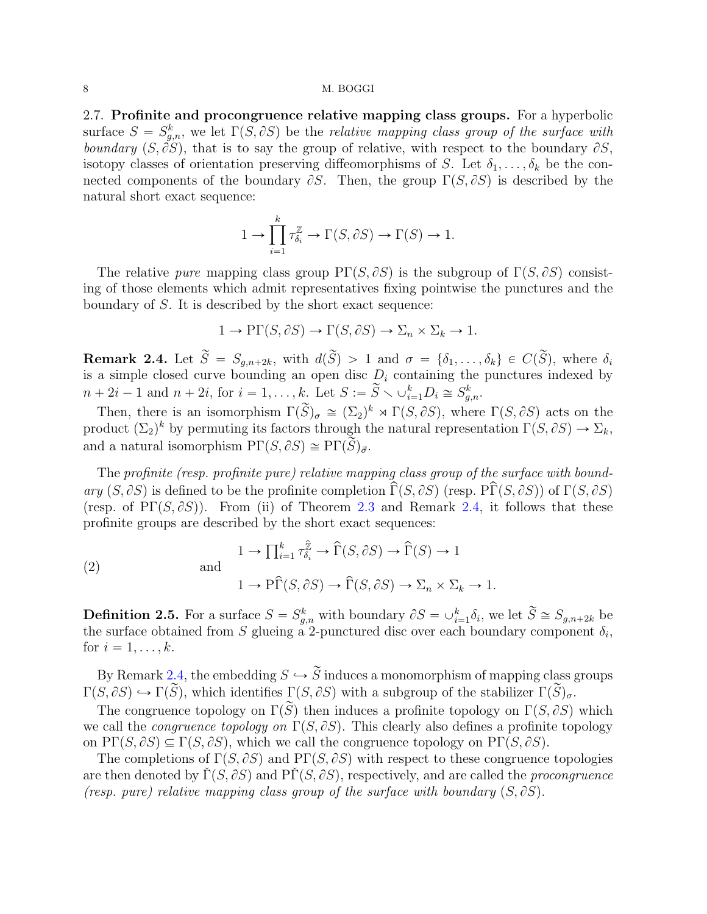### 2.7. Profinite and procongruence relative mapping class groups.

For a hyperbolic surface $S = S_{g,n}^k$, we let $\Gamma(S, \partial S)$ be the *relative mapping class group of the surface with boundary* $(S, \partial S)$, that is to say the group of relative, with respect to the boundary $\partial S$, isotopy classes of orientation preserving diffeomorphisms of $S$. Let $\delta_1, \ldots, \delta_k$ be the connected components of the boundary $\partial S$. Then, the group $\Gamma(S, \partial S)$ is described by the natural short exact sequence:

$$1 \to \prod_{i=1}^{k} \tau_{\delta_i}^{\mathbb{Z}} \to \Gamma(S, \partial S) \to \Gamma(S) \to 1.$$

The relative *pure* mapping class group $\mathrm{P}\Gamma(S, \partial S)$ is the subgroup of $\Gamma(S, \partial S)$ consisting of those elements which admit representatives fixing pointwise the punctures and the boundary of $S$. It is described by the short exact sequence:

$$1 \to \mathrm{P}\Gamma(S, \partial S) \to \Gamma(S, \partial S) \to \Sigma_n \times \Sigma_k \to 1.$$

**Remark 2.4.** Let $\widetilde{S} = S_{g,n+2k}$, with $d(\widetilde{S}) > 1$ and $\sigma = \{\delta_1, \ldots, \delta_k\} \in C(\widetilde{S})$, where $\delta_i$ is a simple closed curve bounding an open disc $D_i$ containing the punctures indexed by $n + 2i - 1$ and $n + 2i$, for $i = 1, \ldots, k$. Let $S := \widetilde{S} \smallsetminus \cup_{i=1}^{k} D_i \cong S_{g,n}^k$.

Then, there is an isomorphism $\Gamma(\widetilde{S})_\sigma \cong (\Sigma_2)^k \rtimes \Gamma(S, \partial S)$, where $\Gamma(S, \partial S)$ acts on the product $(\Sigma_2)^k$ by permuting its factors through the natural representation $\Gamma(S, \partial S) \to \Sigma_k$, and a natural isomorphism $\mathrm{P}\Gamma(S, \partial S) \cong \mathrm{P}\Gamma(\widetilde{S})_{\vec{\sigma}}$.

The *profinite (resp. profinite pure) relative mapping class group of the surface with boundary* $(S, \partial S)$ is defined to be the profinite completion $\widehat{\Gamma}(S, \partial S)$ (resp. $\mathrm{P}\widehat{\Gamma}(S, \partial S)$) of $\Gamma(S, \partial S)$ (resp. of $\mathrm{P}\Gamma(S, \partial S)$). From (ii) of Theorem 2.3 and Remark 2.4, it follows that these profinite groups are described by the short exact sequences:

$$(2) \qquad \begin{array}{c} 1 \to \prod_{i=1}^{k} \tau_{\delta_i}^{\widehat{\mathbb{Z}}} \to \widehat{\Gamma}(S, \partial S) \to \widehat{\Gamma}(S) \to 1 \\ \text{and} \\ 1 \to \mathrm{P}\widehat{\Gamma}(S, \partial S) \to \widehat{\Gamma}(S, \partial S) \to \Sigma_n \times \Sigma_k \to 1. \end{array}$$

**Definition 2.5.** For a surface $S = S_{g,n}^k$ with boundary $\partial S = \cup_{i=1}^{k} \delta_i$, we let $\widetilde{S} \cong S_{g,n+2k}$ be the surface obtained from $S$ glueing a 2-punctured disc over each boundary component $\delta_i$, for $i = 1, \ldots, k$.

By Remark 2.4, the embedding $S \hookrightarrow \widetilde{S}$ induces a monomorphism of mapping class groups $\Gamma(S, \partial S) \hookrightarrow \Gamma(\widetilde{S})$, which identifies $\Gamma(S, \partial S)$ with a subgroup of the stabilizer $\Gamma(\widetilde{S})_\sigma$.

The congruence topology on $\Gamma(\widetilde{S})$ then induces a profinite topology on $\Gamma(S, \partial S)$ which we call the *congruence topology on* $\Gamma(S, \partial S)$. This clearly also defines a profinite topology on $\mathrm{P}\Gamma(S, \partial S) \subseteq \Gamma(S, \partial S)$, which we call the congruence topology on $\mathrm{P}\Gamma(S, \partial S)$.

The completions of $\Gamma(S, \partial S)$ and $\mathrm{P}\Gamma(S, \partial S)$ with respect to these congruence topologies are then denoted by $\check{\Gamma}(S, \partial S)$ and $\mathrm{P}\check{\Gamma}(S, \partial S)$, respectively, and are called the *procongruence (resp. pure) relative mapping class group of the surface with boundary* $(S, \partial S)$.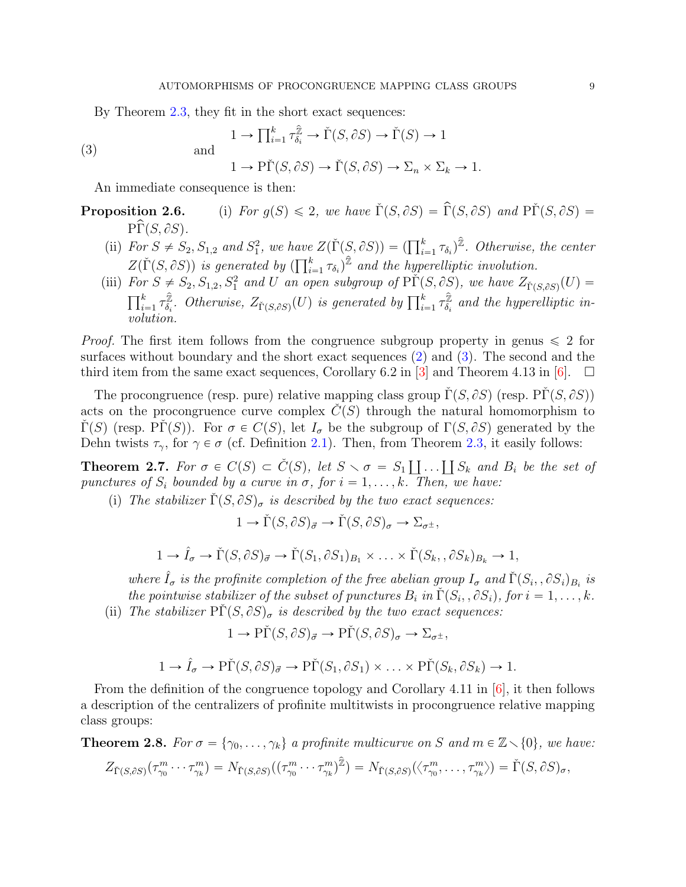By Theorem 2.3, they fit in the short exact sequences:

$$
(3) \qquad \begin{array}{c} 1 \to \prod_{i=1}^{k} \tau_{\delta_i}^{\widehat{\mathbb{Z}}} \to \check{\Gamma}(S, \partial S) \to \check{\Gamma}(S) \to 1 \\ \text{and} \\ 1 \to \mathrm{P}\check{\Gamma}(S, \partial S) \to \check{\Gamma}(S, \partial S) \to \Sigma_n \times \Sigma_k \to 1. \end{array}
$$

An immediate consequence is then:

**Proposition 2.6.** (i) *For $g(S) \leqslant 2$, we have $\check{\Gamma}(S, \partial S) = \widehat{\Gamma}(S, \partial S)$ and $\mathrm{P}\check{\Gamma}(S, \partial S) = \mathrm{P}\widehat{\Gamma}(S, \partial S)$.*

(ii) *For $S \neq S_2, S_{1,2}$ and $S_1^2$, we have $Z(\check{\Gamma}(S, \partial S)) = (\prod_{i=1}^{k} \tau_{\delta_i})^{\widehat{\mathbb{Z}}}$. Otherwise, the center $Z(\check{\Gamma}(S, \partial S))$ is generated by $(\prod_{i=1}^{k} \tau_{\delta_i})^{\widehat{\mathbb{Z}}}$ and the hyperelliptic involution.*

(iii) *For $S \neq S_2, S_{1,2}, S_1^2$ and $U$ an open subgroup of $\mathrm{P}\check{\Gamma}(S, \partial S)$, we have $Z_{\check{\Gamma}(S,\partial S)}(U) = \prod_{i=1}^{k} \tau_{\delta_i}^{\widehat{\mathbb{Z}}}$. Otherwise, $Z_{\check{\Gamma}(S,\partial S)}(U)$ is generated by $\prod_{i=1}^{k} \tau_{\delta_i}^{\widehat{\mathbb{Z}}}$ and the hyperelliptic involution.*

*Proof.* The first item follows from the congruence subgroup property in genus $\leqslant 2$ for surfaces without boundary and the short exact sequences (2) and (3). The second and the third item from the same exact sequences, Corollary 6.2 in [3] and Theorem 4.13 in [6]. $\square$

The procongruence (resp. pure) relative mapping class group $\check{\Gamma}(S, \partial S)$ (resp. $\mathrm{P}\check{\Gamma}(S, \partial S)$) acts on the procongruence curve complex $\check{C}(S)$ through the natural homomorphism to $\check{\Gamma}(S)$ (resp. $\mathrm{P}\check{\Gamma}(S)$). For $\sigma \in C(S)$, let $I_\sigma$ be the subgroup of $\Gamma(S, \partial S)$ generated by the Dehn twists $\tau_\gamma$, for $\gamma \in \sigma$ (cf. Definition 2.1). Then, from Theorem 2.3, it easily follows:

**Theorem 2.7.** *For $\sigma \in C(S) \subset \check{C}(S)$, let $S \smallsetminus \sigma = S_1 \coprod \ldots \coprod S_k$ and $B_i$ be the set of punctures of $S_i$ bounded by a curve in $\sigma$, for $i = 1, \ldots, k$. Then, we have:*

(i) *The stabilizer $\check{\Gamma}(S, \partial S)_\sigma$ is described by the two exact sequences:*

$$1 \to \check{\Gamma}(S, \partial S)_{\vec{\sigma}} \to \check{\Gamma}(S, \partial S)_\sigma \to \Sigma_{\sigma^\pm},$$

$$1 \to \hat{I}_\sigma \to \check{\Gamma}(S, \partial S)_{\vec{\sigma}} \to \check{\Gamma}(S_1, \partial S_1)_{B_1} \times \ldots \times \check{\Gamma}(S_k, , \partial S_k)_{B_k} \to 1,$$

*where $\hat{I}_\sigma$ is the profinite completion of the free abelian group $I_\sigma$ and $\check{\Gamma}(S_i, , \partial S_i)_{B_i}$ is the pointwise stabilizer of the subset of punctures $B_i$ in $\check{\Gamma}(S_i, , \partial S_i)$, for $i = 1, \ldots, k$.*

(ii) *The stabilizer $\mathrm{P}\check{\Gamma}(S, \partial S)_\sigma$ is described by the two exact sequences:*

$$1 \to \mathrm{P}\check{\Gamma}(S, \partial S)_{\vec{\sigma}} \to \mathrm{P}\check{\Gamma}(S, \partial S)_\sigma \to \Sigma_{\sigma^\pm},$$

$$1 \to \hat{I}_\sigma \to \mathrm{P}\check{\Gamma}(S, \partial S)_{\vec{\sigma}} \to \mathrm{P}\check{\Gamma}(S_1, \partial S_1) \times \ldots \times \mathrm{P}\check{\Gamma}(S_k, \partial S_k) \to 1.$$

From the definition of the congruence topology and Corollary 4.11 in [6], it then follows a description of the centralizers of profinite multitwists in procongruence relative mapping class groups:

**Theorem 2.8.** *For $\sigma = \{\gamma_0, \ldots, \gamma_k\}$ a profinite multicurve on $S$ and $m \in \mathbb{Z} \smallsetminus \{0\}$, we have:*

$$Z_{\check{\Gamma}(S,\partial S)}(\tau_{\gamma_0}^m \cdots \tau_{\gamma_k}^m) = N_{\check{\Gamma}(S,\partial S)}((\tau_{\gamma_0}^m \cdots \tau_{\gamma_k}^m)^{\widehat{\mathbb{Z}}}) = N_{\check{\Gamma}(S,\partial S)}(\langle \tau_{\gamma_0}^m, \ldots, \tau_{\gamma_k}^m \rangle) = \check{\Gamma}(S, \partial S)_\sigma,$$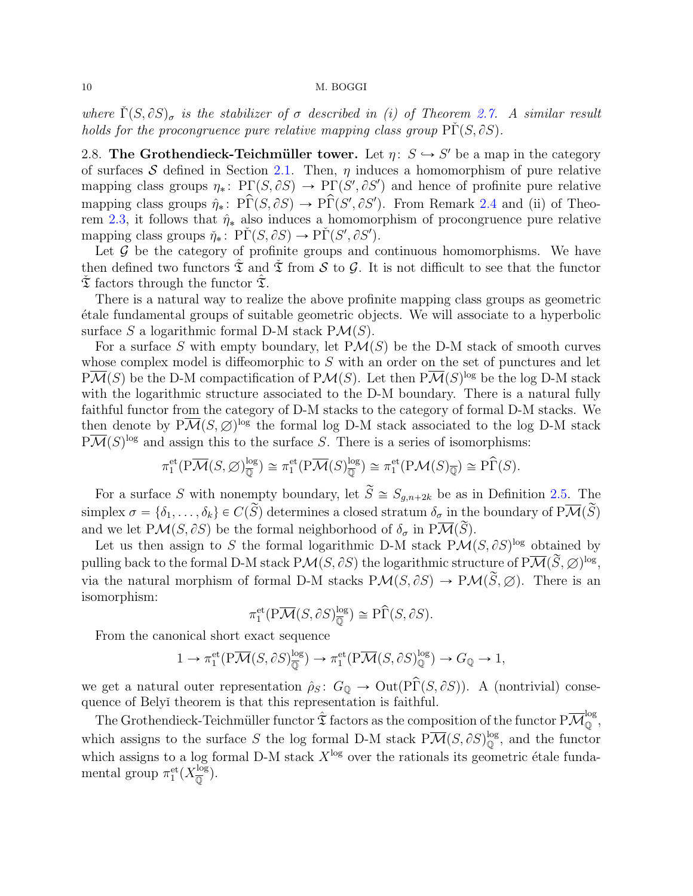*where $\check{\Gamma}(S, \partial S)_\sigma$ is the stabilizer of $\sigma$ described in (i) of Theorem 2.7. A similar result holds for the procongruence pure relative mapping class group $\mathrm{P}\check{\Gamma}(S, \partial S)$.*

2.8. **The Grothendieck-Teichmüller tower.** Let $\eta\colon S \hookrightarrow S'$ be a map in the category of surfaces $\mathcal{S}$ defined in Section 2.1. Then, $\eta$ induces a homomorphism of pure relative mapping class groups $\eta_*\colon \mathrm{P}\Gamma(S, \partial S) \to \mathrm{P}\Gamma(S', \partial S')$ and hence of profinite pure relative mapping class groups $\hat{\eta}_*\colon \mathrm{P}\widehat{\Gamma}(S, \partial S) \to \mathrm{P}\widehat{\Gamma}(S', \partial S')$. From Remark 2.4 and (ii) of Theorem 2.3, it follows that $\hat{\eta}_*$ also induces a homomorphism of procongruence pure relative mapping class groups $\check{\eta}_*\colon \mathrm{P}\check{\Gamma}(S, \partial S) \to \mathrm{P}\check{\Gamma}(S', \partial S')$.

Let $\mathcal{G}$ be the category of profinite groups and continuous homomorphisms. We have then defined two functors $\hat{\mathfrak{T}}$ and $\check{\mathfrak{T}}$ from $\mathcal{S}$ to $\mathcal{G}$. It is not difficult to see that the functor $\check{\mathfrak{T}}$ factors through the functor $\hat{\mathfrak{T}}$.

There is a natural way to realize the above profinite mapping class groups as geometric étale fundamental groups of suitable geometric objects. We will associate to a hyperbolic surface $S$ a logarithmic formal D-M stack $\mathrm{P}\mathcal{M}(S)$.

For a surface $S$ with empty boundary, let $\mathrm{P}\mathcal{M}(S)$ be the D-M stack of smooth curves whose complex model is diffeomorphic to $S$ with an order on the set of punctures and let $\mathrm{P}\overline{\mathcal{M}}(S)$ be the D-M compactification of $\mathrm{P}\mathcal{M}(S)$. Let then $\mathrm{P}\overline{\mathcal{M}}(S)^{\log}$ be the log D-M stack with the logarithmic structure associated to the D-M boundary. There is a natural fully faithful functor from the category of D-M stacks to the category of formal D-M stacks. We then denote by $\mathrm{P}\overline{\mathcal{M}}(S, \varnothing)^{\log}$ the formal log D-M stack associated to the log D-M stack $\mathrm{P}\overline{\mathcal{M}}(S)^{\log}$ and assign this to the surface $S$. There is a series of isomorphisms:

$$\pi_1^{\mathrm{et}}(\mathrm{P}\overline{\mathcal{M}}(S, \varnothing)^{\log}_{\overline{\mathbb{Q}}}) \cong \pi_1^{\mathrm{et}}(\mathrm{P}\overline{\mathcal{M}}(S)^{\log}_{\overline{\mathbb{Q}}}) \cong \pi_1^{\mathrm{et}}(\mathrm{P}\mathcal{M}(S)_{\overline{\mathbb{Q}}}) \cong \mathrm{P}\widehat{\Gamma}(S).$$

For a surface $S$ with nonempty boundary, let $\widetilde{S} \cong S_{g,n+2k}$ be as in Definition 2.5. The simplex $\sigma = \{\delta_1, \ldots, \delta_k\} \in C(\widetilde{S})$ determines a closed stratum $\delta_\sigma$ in the boundary of $\mathrm{P}\overline{\mathcal{M}}(\widetilde{S})$ and we let $\mathrm{P}\mathcal{M}(S, \partial S)$ be the formal neighborhood of $\delta_\sigma$ in $\mathrm{P}\overline{\mathcal{M}}(\widetilde{S})$.

Let us then assign to $S$ the formal logarithmic D-M stack $\mathrm{P}\mathcal{M}(S, \partial S)^{\log}$ obtained by pulling back to the formal D-M stack $\mathrm{P}\mathcal{M}(S, \partial S)$ the logarithmic structure of $\mathrm{P}\overline{\mathcal{M}}(\widetilde{S}, \varnothing)^{\log}$, via the natural morphism of formal D-M stacks $\mathrm{P}\mathcal{M}(S, \partial S) \to \mathrm{P}\mathcal{M}(\widetilde{S}, \varnothing)$. There is an isomorphism:

$$\pi_1^{\mathrm{et}}(\mathrm{P}\overline{\mathcal{M}}(S, \partial S)^{\log}_{\overline{\mathbb{Q}}}) \cong \mathrm{P}\widehat{\Gamma}(S, \partial S).$$

From the canonical short exact sequence

$$1 \to \pi_1^{\mathrm{et}}(\mathrm{P}\overline{\mathcal{M}}(S, \partial S)^{\log}_{\overline{\mathbb{Q}}}) \to \pi_1^{\mathrm{et}}(\mathrm{P}\overline{\mathcal{M}}(S, \partial S)^{\log}_{\mathbb{Q}}) \to G_{\mathbb{Q}} \to 1,$$

we get a natural outer representation $\hat{\rho}_S\colon G_{\mathbb{Q}} \to \mathrm{Out}(\mathrm{P}\widehat{\Gamma}(S, \partial S))$. A (nontrivial) consequence of Belyĭ theorem is that this representation is faithful.

The Grothendieck-Teichmüller functor $\hat{\mathfrak{T}}$ factors as the composition of the functor $\mathrm{P}\overline{\mathcal{M}}^{\log}_{\mathbb{Q}}$, which assigns to the surface $S$ the log formal D-M stack $\mathrm{P}\overline{\mathcal{M}}(S, \partial S)^{\log}_{\mathbb{Q}}$, and the functor which assigns to a log formal D-M stack $X^{\log}$ over the rationals its geometric étale fundamental group $\pi_1^{\mathrm{et}}(X^{\log}_{\overline{\mathbb{Q}}})$.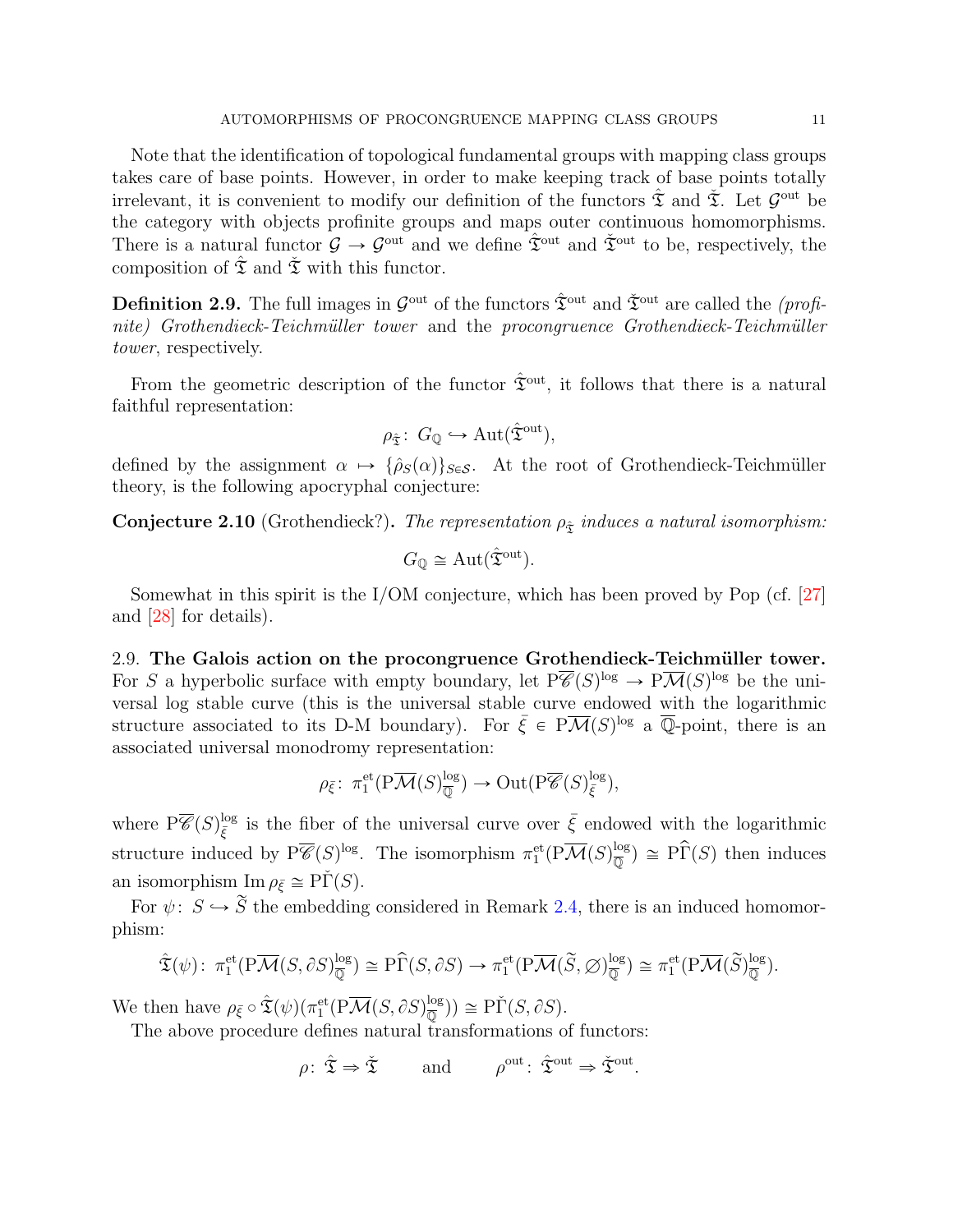Note that the identification of topological fundamental groups with mapping class groups takes care of base points. However, in order to make keeping track of base points totally irrelevant, it is convenient to modify our definition of the functors $\hat{\mathfrak{T}}$ and $\check{\mathfrak{T}}$. Let $\mathcal{G}^{\mathrm{out}}$ be the category with objects profinite groups and maps outer continuous homomorphisms. There is a natural functor $\mathcal{G} \to \mathcal{G}^{\mathrm{out}}$ and we define $\hat{\mathfrak{T}}^{\mathrm{out}}$ and $\check{\mathfrak{T}}^{\mathrm{out}}$ to be, respectively, the composition of $\hat{\mathfrak{T}}$ and $\check{\mathfrak{T}}$ with this functor.

**Definition 2.9.** The full images in $\mathcal{G}^{\mathrm{out}}$ of the functors $\hat{\mathfrak{T}}^{\mathrm{out}}$ and $\check{\mathfrak{T}}^{\mathrm{out}}$ are called the *(profinite) Grothendieck-Teichmüller tower* and the *procongruence Grothendieck-Teichmüller tower*, respectively.

From the geometric description of the functor $\hat{\mathfrak{T}}^{\mathrm{out}}$, it follows that there is a natural faithful representation:

$$\rho_{\hat{\mathfrak{T}}}\colon\, G_{\mathbb{Q}} \hookrightarrow \mathrm{Aut}(\hat{\mathfrak{T}}^{\mathrm{out}}),$$

defined by the assignment $\alpha \mapsto \{\hat{\rho}_S(\alpha)\}_{S\in\mathcal{S}}$. At the root of Grothendieck-Teichmüller theory, is the following apocryphal conjecture:

**Conjecture 2.10** (Grothendieck?)**.** *The representation $\rho_{\hat{\mathfrak{T}}}$ induces a natural isomorphism:*

$$G_{\mathbb{Q}} \cong \mathrm{Aut}(\hat{\mathfrak{T}}^{\mathrm{out}}).$$

Somewhat in this spirit is the I/OM conjecture, which has been proved by Pop (cf. [27] and [28] for details).

2.9. **The Galois action on the procongruence Grothendieck-Teichmüller tower.** For $S$ a hyperbolic surface with empty boundary, let $\mathrm{P}\overline{\mathscr{C}}(S)^{\log} \to \mathrm{P}\overline{\mathcal{M}}(S)^{\log}$ be the universal log stable curve (this is the universal stable curve endowed with the logarithmic structure associated to its D-M boundary). For $\bar{\xi} \in \mathrm{P}\overline{\mathcal{M}}(S)^{\log}$ a $\overline{\mathbb{Q}}$-point, there is an associated universal monodromy representation:

$$\rho_{\bar{\xi}}\colon\, \pi_1^{\mathrm{et}}(\mathrm{P}\overline{\mathcal{M}}(S)^{\log}_{\overline{\mathbb{Q}}}) \to \mathrm{Out}(\mathrm{P}\overline{\mathscr{C}}(S)^{\log}_{\bar{\xi}}),$$

where $\mathrm{P}\overline{\mathscr{C}}(S)^{\log}_{\bar{\xi}}$ is the fiber of the universal curve over $\bar{\xi}$ endowed with the logarithmic structure induced by $\mathrm{P}\overline{\mathscr{C}}(S)^{\log}$. The isomorphism $\pi_1^{\mathrm{et}}(\mathrm{P}\overline{\mathcal{M}}(S)^{\log}_{\overline{\mathbb{Q}}}) \cong \mathrm{P}\hat{\Gamma}(S)$ then induces an isomorphism $\mathrm{Im}\,\rho_{\bar{\xi}} \cong \mathrm{P}\check{\Gamma}(S)$.

For $\psi\colon\, S \hookrightarrow \widetilde{S}$ the embedding considered in Remark 2.4, there is an induced homomorphism:

$$\hat{\mathfrak{T}}(\psi)\colon\, \pi_1^{\mathrm{et}}(\mathrm{P}\overline{\mathcal{M}}(S,\partial S)^{\log}_{\overline{\mathbb{Q}}}) \cong \mathrm{P}\hat{\Gamma}(S,\partial S) \to \pi_1^{\mathrm{et}}(\mathrm{P}\overline{\mathcal{M}}(\widetilde{S},\varnothing)^{\log}_{\overline{\mathbb{Q}}}) \cong \pi_1^{\mathrm{et}}(\mathrm{P}\overline{\mathcal{M}}(\widetilde{S})^{\log}_{\overline{\mathbb{Q}}}).$$

We then have $\rho_{\bar{\xi}} \circ \hat{\mathfrak{T}}(\psi)(\pi_1^{\mathrm{et}}(\mathrm{P}\overline{\mathcal{M}}(S,\partial S)^{\log}_{\overline{\mathbb{Q}}})) \cong \mathrm{P}\check{\Gamma}(S,\partial S)$.

The above procedure defines natural transformations of functors:

$$\rho\colon\, \hat{\mathfrak{T}} \Rightarrow \check{\mathfrak{T}} \qquad \text{and} \qquad \rho^{\mathrm{out}}\colon\, \hat{\mathfrak{T}}^{\mathrm{out}} \Rightarrow \check{\mathfrak{T}}^{\mathrm{out}}.$$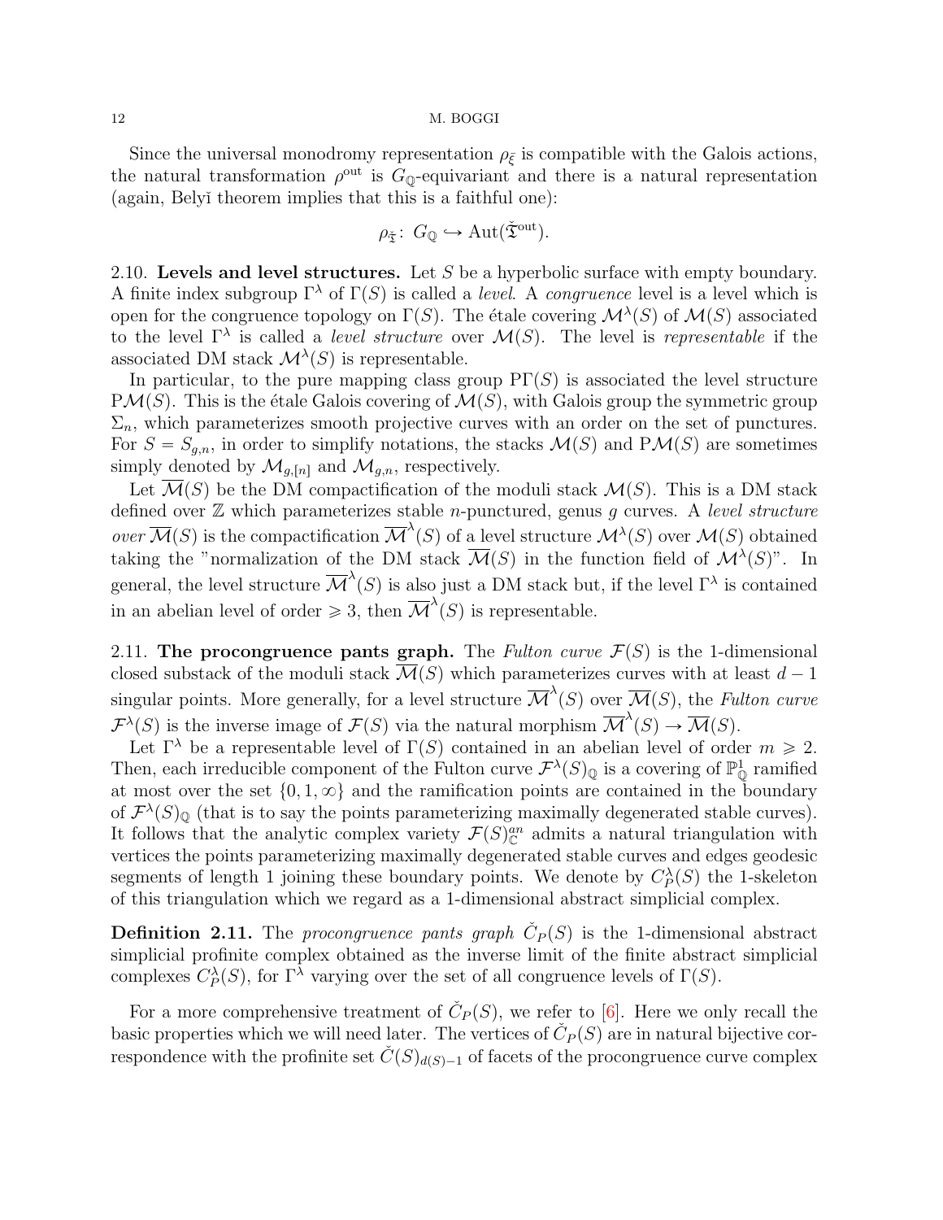Since the universal monodromy representation $\rho_{\breve{\xi}}$ is compatible with the Galois actions, the natural transformation $\rho^{\text{out}}$ is $G_{\mathbb{Q}}$-equivariant and there is a natural representation (again, Belyĭ theorem implies that this is a faithful one):

$$\rho_{\check{\mathfrak{T}}}\colon\, G_{\mathbb{Q}} \hookrightarrow \text{Aut}(\check{\mathfrak{T}}^{\text{out}}).$$

2.10. **Levels and level structures.** Let $S$ be a hyperbolic surface with empty boundary. A finite index subgroup $\Gamma^{\lambda}$ of $\Gamma(S)$ is called a *level*. A *congruence* level is a level which is open for the congruence topology on $\Gamma(S)$. The étale covering $\mathcal{M}^{\lambda}(S)$ of $\mathcal{M}(S)$ associated to the level $\Gamma^{\lambda}$ is called a *level structure* over $\mathcal{M}(S)$. The level is *representable* if the associated DM stack $\mathcal{M}^{\lambda}(S)$ is representable.

In particular, to the pure mapping class group $\text{P}\Gamma(S)$ is associated the level structure $\text{P}\mathcal{M}(S)$. This is the étale Galois covering of $\mathcal{M}(S)$, with Galois group the symmetric group $\Sigma_n$, which parameterizes smooth projective curves with an order on the set of punctures. For $S = S_{g,n}$, in order to simplify notations, the stacks $\mathcal{M}(S)$ and $\text{P}\mathcal{M}(S)$ are sometimes simply denoted by $\mathcal{M}_{g,[n]}$ and $\mathcal{M}_{g,n}$, respectively.

Let $\overline{\mathcal{M}}(S)$ be the DM compactification of the moduli stack $\mathcal{M}(S)$. This is a DM stack defined over $\mathbb{Z}$ which parameterizes stable $n$-punctured, genus $g$ curves. A *level structure over* $\overline{\mathcal{M}}(S)$ is the compactification $\overline{\mathcal{M}}^{\lambda}(S)$ of a level structure $\mathcal{M}^{\lambda}(S)$ over $\mathcal{M}(S)$ obtained taking the "normalization of the DM stack $\overline{\mathcal{M}}(S)$ in the function field of $\mathcal{M}^{\lambda}(S)$". In general, the level structure $\overline{\mathcal{M}}^{\lambda}(S)$ is also just a DM stack but, if the level $\Gamma^{\lambda}$ is contained in an abelian level of order $\geqslant 3$, then $\overline{\mathcal{M}}^{\lambda}(S)$ is representable.

2.11. **The procongruence pants graph.** The *Fulton curve* $\mathcal{F}(S)$ is the 1-dimensional closed substack of the moduli stack $\overline{\mathcal{M}}(S)$ which parameterizes curves with at least $d-1$ singular points. More generally, for a level structure $\overline{\mathcal{M}}^{\lambda}(S)$ over $\overline{\mathcal{M}}(S)$, the *Fulton curve* $\mathcal{F}^{\lambda}(S)$ is the inverse image of $\mathcal{F}(S)$ via the natural morphism $\overline{\mathcal{M}}^{\lambda}(S) \to \overline{\mathcal{M}}(S)$.

Let $\Gamma^{\lambda}$ be a representable level of $\Gamma(S)$ contained in an abelian level of order $m \geqslant 2$. Then, each irreducible component of the Fulton curve $\mathcal{F}^{\lambda}(S)_{\mathbb{Q}}$ is a covering of $\mathbb{P}^1_{\mathbb{Q}}$ ramified at most over the set $\{0, 1, \infty\}$ and the ramification points are contained in the boundary of $\mathcal{F}^{\lambda}(S)_{\mathbb{Q}}$ (that is to say the points parameterizing maximally degenerated stable curves). It follows that the analytic complex variety $\mathcal{F}(S)^{an}_{\mathbb{C}}$ admits a natural triangulation with vertices the points parameterizing maximally degenerated stable curves and edges geodesic segments of length 1 joining these boundary points. We denote by $C^{\lambda}_P(S)$ the 1-skeleton of this triangulation which we regard as a 1-dimensional abstract simplicial complex.

**Definition 2.11.** The *procongruence pants graph* $\check{C}_P(S)$ is the 1-dimensional abstract simplicial profinite complex obtained as the inverse limit of the finite abstract simplicial complexes $C^{\lambda}_P(S)$, for $\Gamma^{\lambda}$ varying over the set of all congruence levels of $\Gamma(S)$.

For a more comprehensive treatment of $\check{C}_P(S)$, we refer to [6]. Here we only recall the basic properties which we will need later. The vertices of $\check{C}_P(S)$ are in natural bijective correspondence with the profinite set $\check{C}(S)_{d(S)-1}$ of facets of the procongruence curve complex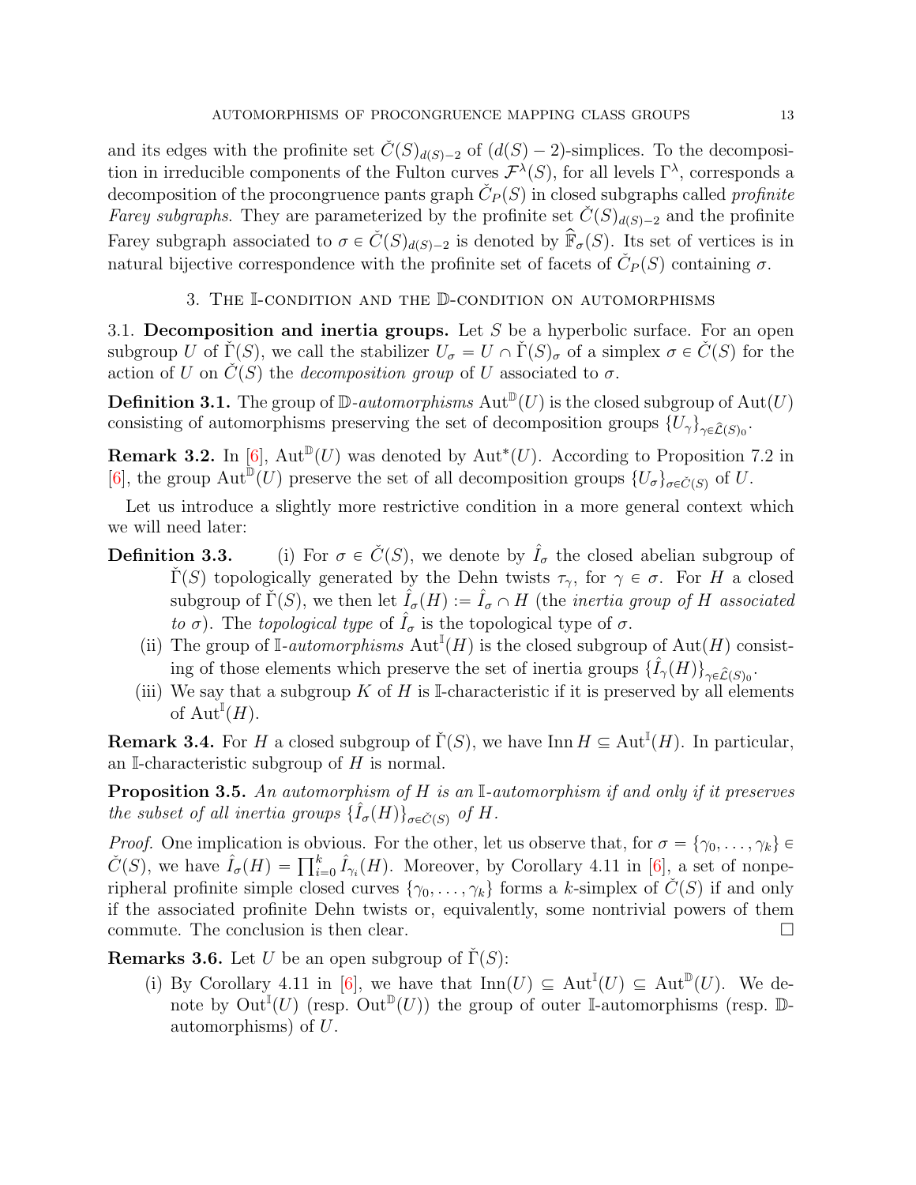and its edges with the profinite set $\check{C}(S)_{d(S)-2}$ of $(d(S)-2)$-simplices. To the decomposition in irreducible components of the Fulton curves $\mathcal{F}^{\lambda}(S)$, for all levels $\Gamma^{\lambda}$, corresponds a decomposition of the procongruence pants graph $\check{C}_P(S)$ in closed subgraphs called *profinite Farey subgraphs*. They are parameterized by the profinite set $\check{C}(S)_{d(S)-2}$ and the profinite Farey subgraph associated to $\sigma \in \check{C}(S)_{d(S)-2}$ is denoted by $\widehat{\mathbb{F}}_{\sigma}(S)$. Its set of vertices is in natural bijective correspondence with the profinite set of facets of $\check{C}_P(S)$ containing $\sigma$.

## 3. The $\mathbb{I}$-condition and the $\mathbb{D}$-condition on automorphisms

**3.1. Decomposition and inertia groups.** Let $S$ be a hyperbolic surface. For an open subgroup $U$ of $\check{\Gamma}(S)$, we call the stabilizer $U_{\sigma} = U \cap \check{\Gamma}(S)_{\sigma}$ of a simplex $\sigma \in \check{C}(S)$ for the action of $U$ on $\check{C}(S)$ the *decomposition group* of $U$ associated to $\sigma$.

**Definition 3.1.** The group of $\mathbb{D}$-*automorphisms* $\operatorname{Aut}^{\mathbb{D}}(U)$ is the closed subgroup of $\operatorname{Aut}(U)$ consisting of automorphisms preserving the set of decomposition groups $\{U_{\gamma}\}_{\gamma \in \hat{\mathcal{L}}(S)_0}$.

**Remark 3.2.** In [6], $\operatorname{Aut}^{\mathbb{D}}(U)$ was denoted by $\operatorname{Aut}^{*}(U)$. According to Proposition 7.2 in [6], the group $\operatorname{Aut}^{\mathbb{D}}(U)$ preserve the set of all decomposition groups $\{U_{\sigma}\}_{\sigma \in \check{C}(S)}$ of $U$.

Let us introduce a slightly more restrictive condition in a more general context which we will need later:

**Definition 3.3.** (i) For $\sigma \in \check{C}(S)$, we denote by $\hat{I}_{\sigma}$ the closed abelian subgroup of $\check{\Gamma}(S)$ topologically generated by the Dehn twists $\tau_{\gamma}$, for $\gamma \in \sigma$. For $H$ a closed subgroup of $\check{\Gamma}(S)$, we then let $\hat{I}_{\sigma}(H) := \hat{I}_{\sigma} \cap H$ (the *inertia group of $H$ associated to $\sigma$*). The *topological type* of $\hat{I}_{\sigma}$ is the topological type of $\sigma$.

(ii) The group of $\mathbb{I}$-*automorphisms* $\operatorname{Aut}^{\mathbb{I}}(H)$ is the closed subgroup of $\operatorname{Aut}(H)$ consisting of those elements which preserve the set of inertia groups $\{\hat{I}_{\gamma}(H)\}_{\gamma \in \hat{\mathcal{L}}(S)_0}$.

(iii) We say that a subgroup $K$ of $H$ is $\mathbb{I}$-characteristic if it is preserved by all elements of $\operatorname{Aut}^{\mathbb{I}}(H)$.

**Remark 3.4.** For $H$ a closed subgroup of $\check{\Gamma}(S)$, we have $\operatorname{Inn} H \subseteq \operatorname{Aut}^{\mathbb{I}}(H)$. In particular, an $\mathbb{I}$-characteristic subgroup of $H$ is normal.

**Proposition 3.5.** *An automorphism of $H$ is an $\mathbb{I}$-automorphism if and only if it preserves the subset of all inertia groups $\{\hat{I}_{\sigma}(H)\}_{\sigma \in \check{C}(S)}$ of $H$.*

*Proof.* One implication is obvious. For the other, let us observe that, for $\sigma = \{\gamma_0, \ldots, \gamma_k\} \in \check{C}(S)$, we have $\hat{I}_{\sigma}(H) = \prod_{i=0}^{k} \hat{I}_{\gamma_i}(H)$. Moreover, by Corollary 4.11 in [6], a set of nonperipheral profinite simple closed curves $\{\gamma_0, \ldots, \gamma_k\}$ forms a $k$-simplex of $\check{C}(S)$ if and only if the associated profinite Dehn twists or, equivalently, some nontrivial powers of them commute. The conclusion is then clear. $\square$

**Remarks 3.6.** Let $U$ be an open subgroup of $\check{\Gamma}(S)$:

(i) By Corollary 4.11 in [6], we have that $\operatorname{Inn}(U) \subseteq \operatorname{Aut}^{\mathbb{I}}(U) \subseteq \operatorname{Aut}^{\mathbb{D}}(U)$. We denote by $\operatorname{Out}^{\mathbb{I}}(U)$ (resp. $\operatorname{Out}^{\mathbb{D}}(U)$) the group of outer $\mathbb{I}$-automorphisms (resp. $\mathbb{D}$-automorphisms) of $U$.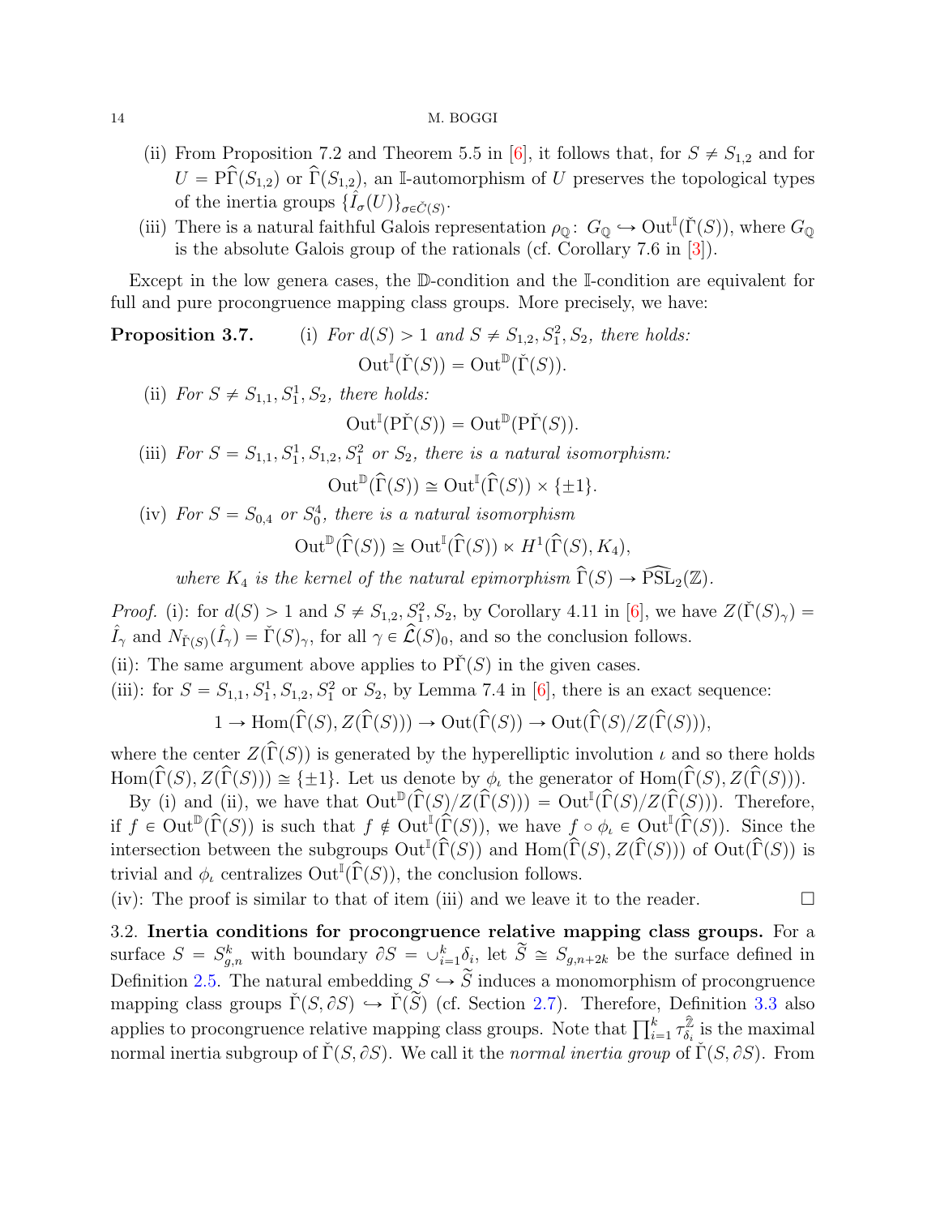(ii) From Proposition 7.2 and Theorem 5.5 in [6], it follows that, for $S \neq S_{1,2}$ and for $U = \mathrm{P}\widehat{\Gamma}(S_{1,2})$ or $\widehat{\Gamma}(S_{1,2})$, an $\mathbb{I}$-automorphism of $U$ preserves the topological types of the inertia groups $\{\hat{I}_\sigma(U)\}_{\sigma \in \check{C}(S)}$.

(iii) There is a natural faithful Galois representation $\rho_{\mathbb{Q}}\colon G_{\mathbb{Q}} \hookrightarrow \mathrm{Out}^{\mathbb{I}}(\check{\Gamma}(S))$, where $G_{\mathbb{Q}}$ is the absolute Galois group of the rationals (cf. Corollary 7.6 in [3]).

Except in the low genera cases, the $\mathbb{D}$-condition and the $\mathbb{I}$-condition are equivalent for full and pure procongruence mapping class groups. More precisely, we have:

**Proposition 3.7.** (i) *For $d(S) > 1$ and $S \neq S_{1,2}, S_1^2, S_2$, there holds:*

$$\mathrm{Out}^{\mathbb{I}}(\check{\Gamma}(S)) = \mathrm{Out}^{\mathbb{D}}(\check{\Gamma}(S)).$$

(ii) *For $S \neq S_{1,1}, S_1^1, S_2$, there holds:*

$$\mathrm{Out}^{\mathbb{I}}(\mathrm{P}\check{\Gamma}(S)) = \mathrm{Out}^{\mathbb{D}}(\mathrm{P}\check{\Gamma}(S)).$$

(iii) *For $S = S_{1,1}, S_1^1, S_{1,2}, S_1^2$ or $S_2$, there is a natural isomorphism:*

$$\mathrm{Out}^{\mathbb{D}}(\widehat{\Gamma}(S)) \cong \mathrm{Out}^{\mathbb{I}}(\widehat{\Gamma}(S)) \times \{\pm 1\}.$$

(iv) *For $S = S_{0,4}$ or $S_0^4$, there is a natural isomorphism*

$$\mathrm{Out}^{\mathbb{D}}(\widehat{\Gamma}(S)) \cong \mathrm{Out}^{\mathbb{I}}(\widehat{\Gamma}(S)) \ltimes H^1(\widehat{\Gamma}(S), K_4),$$

*where $K_4$ is the kernel of the natural epimorphism $\widehat{\Gamma}(S) \to \widehat{\mathrm{PSL}}_2(\mathbb{Z})$.*

*Proof.* (i): for $d(S) > 1$ and $S \neq S_{1,2}, S_1^2, S_2$, by Corollary 4.11 in [6], we have $Z(\check{\Gamma}(S)_\gamma) = \hat{I}_\gamma$ and $N_{\check{\Gamma}(S)}(\hat{I}_\gamma) = \check{\Gamma}(S)_\gamma$, for all $\gamma \in \hat{\mathcal{L}}(S)_0$, and so the conclusion follows.

(ii): The same argument above applies to $\mathrm{P}\check{\Gamma}(S)$ in the given cases.

(iii): for $S = S_{1,1}, S_1^1, S_{1,2}, S_1^2$ or $S_2$, by Lemma 7.4 in [6], there is an exact sequence:

$$1 \to \mathrm{Hom}(\widehat{\Gamma}(S), Z(\widehat{\Gamma}(S))) \to \mathrm{Out}(\widehat{\Gamma}(S)) \to \mathrm{Out}(\widehat{\Gamma}(S)/Z(\widehat{\Gamma}(S))),$$

where the center $Z(\widehat{\Gamma}(S))$ is generated by the hyperelliptic involution $\iota$ and so there holds $\mathrm{Hom}(\widehat{\Gamma}(S), Z(\widehat{\Gamma}(S))) \cong \{\pm 1\}$. Let us denote by $\phi_\iota$ the generator of $\mathrm{Hom}(\widehat{\Gamma}(S), Z(\widehat{\Gamma}(S)))$.

By (i) and (ii), we have that $\mathrm{Out}^{\mathbb{D}}(\widehat{\Gamma}(S)/Z(\widehat{\Gamma}(S))) = \mathrm{Out}^{\mathbb{I}}(\widehat{\Gamma}(S)/Z(\widehat{\Gamma}(S)))$. Therefore, if $f \in \mathrm{Out}^{\mathbb{D}}(\widehat{\Gamma}(S))$ is such that $f \notin \mathrm{Out}^{\mathbb{I}}(\widehat{\Gamma}(S))$, we have $f \circ \phi_\iota \in \mathrm{Out}^{\mathbb{I}}(\widehat{\Gamma}(S))$. Since the intersection between the subgroups $\mathrm{Out}^{\mathbb{I}}(\widehat{\Gamma}(S))$ and $\mathrm{Hom}(\widehat{\Gamma}(S), Z(\widehat{\Gamma}(S)))$ of $\mathrm{Out}(\widehat{\Gamma}(S))$ is trivial and $\phi_\iota$ centralizes $\mathrm{Out}^{\mathbb{I}}(\widehat{\Gamma}(S))$, the conclusion follows.

(iv): The proof is similar to that of item (iii) and we leave it to the reader. $\square$

3.2. **Inertia conditions for procongruence relative mapping class groups.** For a surface $S = S_{g,n}^k$ with boundary $\partial S = \cup_{i=1}^k \delta_i$, let $\widetilde{S} \cong S_{g,n+2k}$ be the surface defined in Definition 2.5. The natural embedding $S \hookrightarrow \widetilde{S}$ induces a monomorphism of procongruence mapping class groups $\check{\Gamma}(S, \partial S) \hookrightarrow \check{\Gamma}(\widetilde{S})$ (cf. Section 2.7). Therefore, Definition 3.3 also applies to procongruence relative mapping class groups. Note that $\prod_{i=1}^k \tau_{\delta_i}^{\hat{\mathbb{Z}}}$ is the maximal normal inertia subgroup of $\check{\Gamma}(S, \partial S)$. We call it the *normal inertia group* of $\check{\Gamma}(S, \partial S)$. From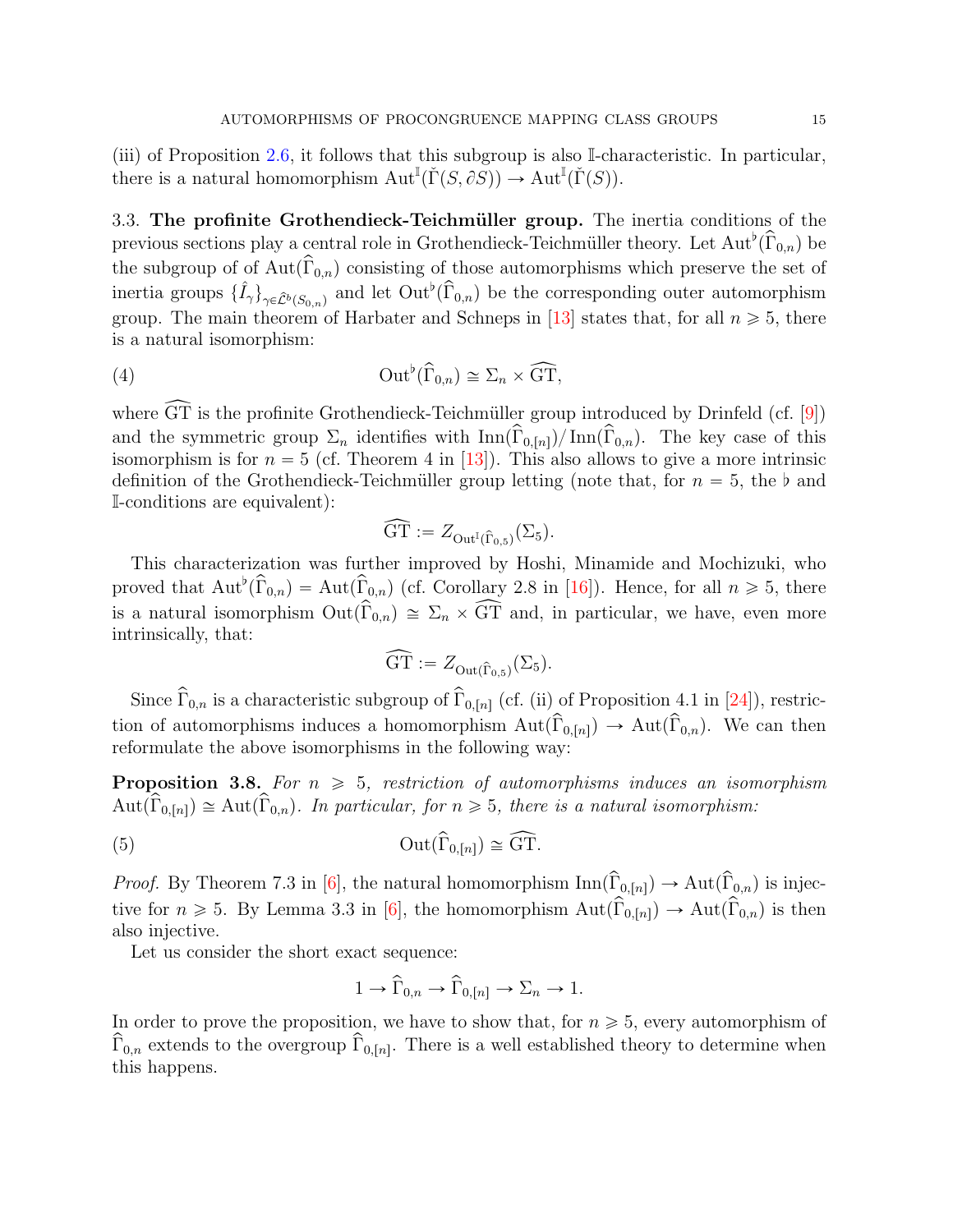(iii) of Proposition 2.6, it follows that this subgroup is also $\mathbb{I}$-characteristic. In particular, there is a natural homomorphism $\operatorname{Aut}^{\mathbb{I}}(\check{\Gamma}(S,\partial S)) \to \operatorname{Aut}^{\mathbb{I}}(\check{\Gamma}(S))$.

**3.3. The profinite Grothendieck-Teichmüller group.** The inertia conditions of the previous sections play a central role in Grothendieck-Teichmüller theory. Let $\operatorname{Aut}^{\flat}(\widehat{\Gamma}_{0,n})$ be the subgroup of of $\operatorname{Aut}(\widehat{\Gamma}_{0,n})$ consisting of those automorphisms which preserve the set of inertia groups $\{\hat{I}_\gamma\}_{\gamma\in\hat{\mathcal{L}}^b(S_{0,n})}$ and let $\operatorname{Out}^{\flat}(\widehat{\Gamma}_{0,n})$ be the corresponding outer automorphism group. The main theorem of Harbater and Schneps in [13] states that, for all $n \geqslant 5$, there is a natural isomorphism:

$$\operatorname{Out}^{\flat}(\widehat{\Gamma}_{0,n}) \cong \Sigma_n \times \widehat{\mathrm{GT}}, \tag{4}$$

where $\widehat{\mathrm{GT}}$ is the profinite Grothendieck-Teichmüller group introduced by Drinfeld (cf. [9]) and the symmetric group $\Sigma_n$ identifies with $\operatorname{Inn}(\widehat{\Gamma}_{0,[n]})/\operatorname{Inn}(\widehat{\Gamma}_{0,n})$. The key case of this isomorphism is for $n = 5$ (cf. Theorem 4 in [13]). This also allows to give a more intrinsic definition of the Grothendieck-Teichmüller group letting (note that, for $n = 5$, the $\flat$ and $\mathbb{I}$-conditions are equivalent):

$$\widehat{\mathrm{GT}} := Z_{\operatorname{Out}^{\mathbb{I}}(\widehat{\Gamma}_{0,5})}(\Sigma_5).$$

This characterization was further improved by Hoshi, Minamide and Mochizuki, who proved that $\operatorname{Aut}^{\flat}(\widehat{\Gamma}_{0,n}) = \operatorname{Aut}(\widehat{\Gamma}_{0,n})$ (cf. Corollary 2.8 in [16]). Hence, for all $n \geqslant 5$, there is a natural isomorphism $\operatorname{Out}(\widehat{\Gamma}_{0,n}) \cong \Sigma_n \times \widehat{\mathrm{GT}}$ and, in particular, we have, even more intrinsically, that:

$$\widehat{\mathrm{GT}} := Z_{\operatorname{Out}(\widehat{\Gamma}_{0,5})}(\Sigma_5).$$

Since $\widehat{\Gamma}_{0,n}$ is a characteristic subgroup of $\widehat{\Gamma}_{0,[n]}$ (cf. (ii) of Proposition 4.1 in [24]), restriction of automorphisms induces a homomorphism $\operatorname{Aut}(\widehat{\Gamma}_{0,[n]}) \to \operatorname{Aut}(\widehat{\Gamma}_{0,n})$. We can then reformulate the above isomorphisms in the following way:

**Proposition 3.8.** *For $n \geqslant 5$, restriction of automorphisms induces an isomorphism $\operatorname{Aut}(\widehat{\Gamma}_{0,[n]}) \cong \operatorname{Aut}(\widehat{\Gamma}_{0,n})$. In particular, for $n \geqslant 5$, there is a natural isomorphism:*

$$\operatorname{Out}(\widehat{\Gamma}_{0,[n]}) \cong \widehat{\mathrm{GT}}. \tag{5}$$

*Proof.* By Theorem 7.3 in [6], the natural homomorphism $\operatorname{Inn}(\widehat{\Gamma}_{0,[n]}) \to \operatorname{Aut}(\widehat{\Gamma}_{0,n})$ is injective for $n \geqslant 5$. By Lemma 3.3 in [6], the homomorphism $\operatorname{Aut}(\widehat{\Gamma}_{0,[n]}) \to \operatorname{Aut}(\widehat{\Gamma}_{0,n})$ is then also injective.

Let us consider the short exact sequence:

$$1 \to \widehat{\Gamma}_{0,n} \to \widehat{\Gamma}_{0,[n]} \to \Sigma_n \to 1.$$

In order to prove the proposition, we have to show that, for $n \geqslant 5$, every automorphism of $\widehat{\Gamma}_{0,n}$ extends to the overgroup $\widehat{\Gamma}_{0,[n]}$. There is a well established theory to determine when this happens.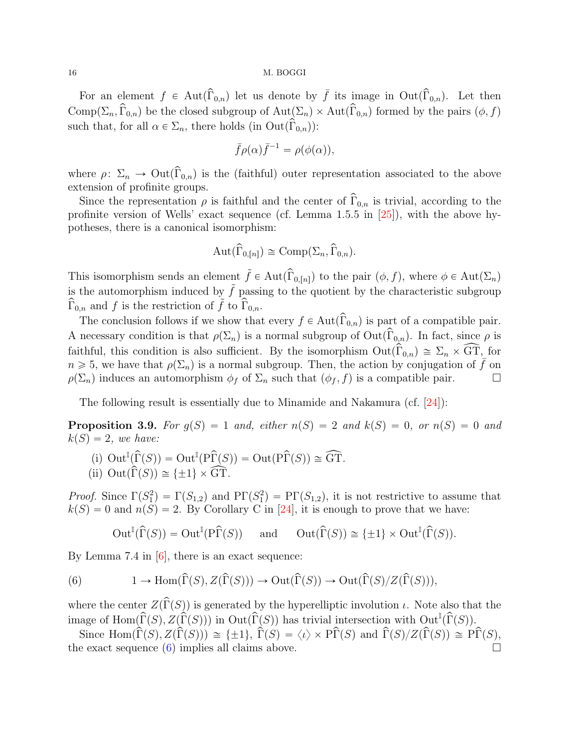For an element $f \in \operatorname{Aut}(\widehat{\Gamma}_{0,n})$ let us denote by $\bar{f}$ its image in $\operatorname{Out}(\widehat{\Gamma}_{0,n})$. Let then $\operatorname{Comp}(\Sigma_n, \widehat{\Gamma}_{0,n})$ be the closed subgroup of $\operatorname{Aut}(\Sigma_n) \times \operatorname{Aut}(\widehat{\Gamma}_{0,n})$ formed by the pairs $(\phi, f)$ such that, for all $\alpha \in \Sigma_n$, there holds (in $\operatorname{Out}(\widehat{\Gamma}_{0,n})$):

$$\bar{f}\rho(\alpha)\bar{f}^{-1} = \rho(\phi(\alpha)),$$

where $\rho\colon \Sigma_n \to \operatorname{Out}(\widehat{\Gamma}_{0,n})$ is the (faithful) outer representation associated to the above extension of profinite groups.

Since the representation $\rho$ is faithful and the center of $\widehat{\Gamma}_{0,n}$ is trivial, according to the profinite version of Wells' exact sequence (cf. Lemma 1.5.5 in [25]), with the above hypotheses, there is a canonical isomorphism:

$$\operatorname{Aut}(\widehat{\Gamma}_{0,[n]}) \cong \operatorname{Comp}(\Sigma_n, \widehat{\Gamma}_{0,n}).$$

This isomorphism sends an element $\tilde{f} \in \operatorname{Aut}(\widehat{\Gamma}_{0,[n]})$ to the pair $(\phi, f)$, where $\phi \in \operatorname{Aut}(\Sigma_n)$ is the automorphism induced by $\tilde{f}$ passing to the quotient by the characteristic subgroup $\widehat{\Gamma}_{0,n}$ and $f$ is the restriction of $\tilde{f}$ to $\widehat{\Gamma}_{0,n}$.

The conclusion follows if we show that every $f \in \operatorname{Aut}(\widehat{\Gamma}_{0,n})$ is part of a compatible pair. A necessary condition is that $\rho(\Sigma_n)$ is a normal subgroup of $\operatorname{Out}(\widehat{\Gamma}_{0,n})$. In fact, since $\rho$ is faithful, this condition is also sufficient. By the isomorphism $\operatorname{Out}(\widehat{\Gamma}_{0,n}) \cong \Sigma_n \times \widehat{\mathrm{GT}}$, for $n \geqslant 5$, we have that $\rho(\Sigma_n)$ is a normal subgroup. Then, the action by conjugation of $\bar{f}$ on $\rho(\Sigma_n)$ induces an automorphism $\phi_f$ of $\Sigma_n$ such that $(\phi_f, f)$ is a compatible pair. □

The following result is essentially due to Minamide and Nakamura (cf. [24]):

**Proposition 3.9.** *For $g(S) = 1$ and, either $n(S) = 2$ and $k(S) = 0$, or $n(S) = 0$ and $k(S) = 2$, we have:*

(i) $\operatorname{Out}^{\mathbb{I}}(\widehat{\Gamma}(S)) = \operatorname{Out}^{\mathbb{I}}(\mathrm{P}\widehat{\Gamma}(S)) = \operatorname{Out}(\mathrm{P}\widehat{\Gamma}(S)) \cong \widehat{\mathrm{GT}}$.

(ii) $\operatorname{Out}(\widehat{\Gamma}(S)) \cong \{\pm 1\} \times \widehat{\mathrm{GT}}$.

*Proof.* Since $\Gamma(S_1^2) = \Gamma(S_{1,2})$ and $\mathrm{P}\Gamma(S_1^2) = \mathrm{P}\Gamma(S_{1,2})$, it is not restrictive to assume that $k(S) = 0$ and $n(S) = 2$. By Corollary C in [24], it is enough to prove that we have:

$$\operatorname{Out}^{\mathbb{I}}(\widehat{\Gamma}(S)) = \operatorname{Out}^{\mathbb{I}}(\mathrm{P}\widehat{\Gamma}(S)) \quad \text{ and } \quad \operatorname{Out}(\widehat{\Gamma}(S)) \cong \{\pm 1\} \times \operatorname{Out}^{\mathbb{I}}(\widehat{\Gamma}(S)).$$

By Lemma 7.4 in [6], there is an exact sequence:

$$1 \to \operatorname{Hom}(\widehat{\Gamma}(S), Z(\widehat{\Gamma}(S))) \to \operatorname{Out}(\widehat{\Gamma}(S)) \to \operatorname{Out}(\widehat{\Gamma}(S)/Z(\widehat{\Gamma}(S))), \tag{6}$$

where the center $Z(\widehat{\Gamma}(S))$ is generated by the hyperelliptic involution $\iota$. Note also that the image of $\operatorname{Hom}(\widehat{\Gamma}(S), Z(\widehat{\Gamma}(S)))$ in $\operatorname{Out}(\widehat{\Gamma}(S))$ has trivial intersection with $\operatorname{Out}^{\mathbb{I}}(\widehat{\Gamma}(S))$.

Since $\operatorname{Hom}(\widehat{\Gamma}(S), Z(\widehat{\Gamma}(S))) \cong \{\pm 1\}$, $\widehat{\Gamma}(S) = \langle \iota \rangle \times \mathrm{P}\widehat{\Gamma}(S)$ and $\widehat{\Gamma}(S)/Z(\widehat{\Gamma}(S)) \cong \mathrm{P}\widehat{\Gamma}(S)$, the exact sequence (6) implies all claims above. □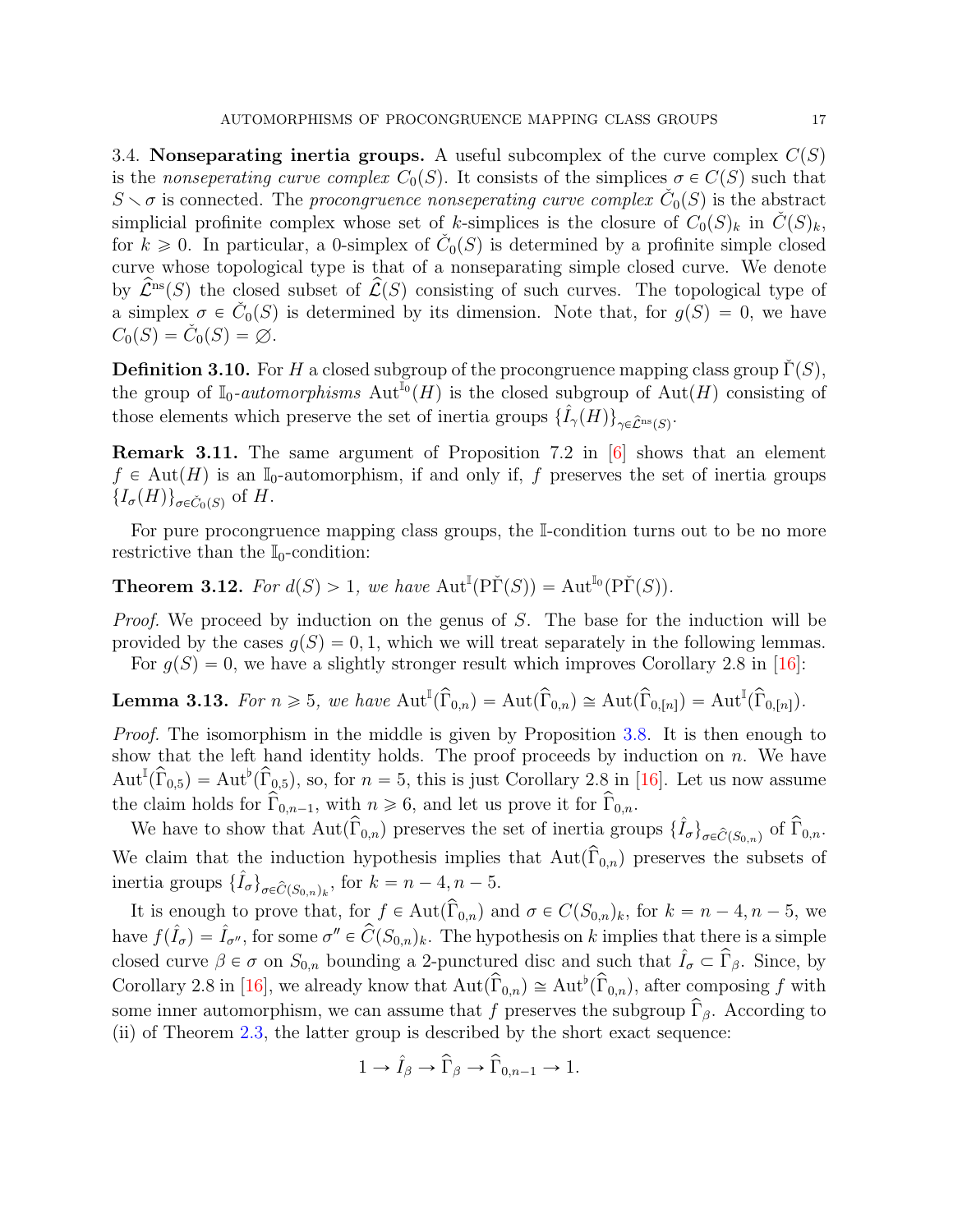3.4. **Nonseparating inertia groups.** A useful subcomplex of the curve complex $C(S)$ is the *nonseperating curve complex* $C_0(S)$. It consists of the simplices $\sigma \in C(S)$ such that $S \smallsetminus \sigma$ is connected. The *procongruence nonseperating curve complex* $\check{C}_0(S)$ is the abstract simplicial profinite complex whose set of $k$-simplices is the closure of $C_0(S)_k$ in $\check{C}(S)_k$, for $k \geqslant 0$. In particular, a 0-simplex of $\check{C}_0(S)$ is determined by a profinite simple closed curve whose topological type is that of a nonseparating simple closed curve. We denote by $\widehat{\mathcal{L}}^{\rm ns}(S)$ the closed subset of $\widehat{\mathcal{L}}(S)$ consisting of such curves. The topological type of a simplex $\sigma \in \check{C}_0(S)$ is determined by its dimension. Note that, for $g(S) = 0$, we have $C_0(S) = \check{C}_0(S) = \varnothing$.

**Definition 3.10.** For $H$ a closed subgroup of the procongruence mapping class group $\check{\Gamma}(S)$, the group of $\mathbb{I}_0$-*automorphisms* $\mathrm{Aut}^{\mathbb{I}_0}(H)$ is the closed subgroup of $\mathrm{Aut}(H)$ consisting of those elements which preserve the set of inertia groups $\{\hat{I}_\gamma(H)\}_{\gamma\in\hat{\mathcal{L}}^{\rm ns}(S)}$.

**Remark 3.11.** The same argument of Proposition 7.2 in [6] shows that an element $f \in \mathrm{Aut}(H)$ is an $\mathbb{I}_0$-automorphism, if and only if, $f$ preserves the set of inertia groups $\{I_\sigma(H)\}_{\sigma\in\check{C}_0(S)}$ of $H$.

For pure procongruence mapping class groups, the $\mathbb{I}$-condition turns out to be no more restrictive than the $\mathbb{I}_0$-condition:

**Theorem 3.12.** *For $d(S) > 1$, we have $\mathrm{Aut}^{\mathbb{I}}(\mathrm{P}\check{\Gamma}(S)) = \mathrm{Aut}^{\mathbb{I}_0}(\mathrm{P}\check{\Gamma}(S))$.*

*Proof.* We proceed by induction on the genus of $S$. The base for the induction will be provided by the cases $g(S) = 0, 1$, which we will treat separately in the following lemmas.

For $g(S) = 0$, we have a slightly stronger result which improves Corollary 2.8 in [16]:

**Lemma 3.13.** *For $n \geqslant 5$, we have $\mathrm{Aut}^{\mathbb{I}}(\widehat{\Gamma}_{0,n}) = \mathrm{Aut}(\widehat{\Gamma}_{0,n}) \cong \mathrm{Aut}(\widehat{\Gamma}_{0,[n]}) = \mathrm{Aut}^{\mathbb{I}}(\widehat{\Gamma}_{0,[n]})$.*

*Proof.* The isomorphism in the middle is given by Proposition 3.8. It is then enough to show that the left hand identity holds. The proof proceeds by induction on $n$. We have $\mathrm{Aut}^{\mathbb{I}}(\widehat{\Gamma}_{0,5}) = \mathrm{Aut}^{\flat}(\widehat{\Gamma}_{0,5})$, so, for $n = 5$, this is just Corollary 2.8 in [16]. Let us now assume the claim holds for $\widehat{\Gamma}_{0,n-1}$, with $n \geqslant 6$, and let us prove it for $\widehat{\Gamma}_{0,n}$.

We have to show that $\mathrm{Aut}(\widehat{\Gamma}_{0,n})$ preserves the set of inertia groups $\{\hat{I}_\sigma\}_{\sigma\in\hat{C}(S_{0,n})}$ of $\widehat{\Gamma}_{0,n}$. We claim that the induction hypothesis implies that $\mathrm{Aut}(\widehat{\Gamma}_{0,n})$ preserves the subsets of inertia groups $\{\hat{I}_\sigma\}_{\sigma\in\hat{C}(S_{0,n})_k}$, for $k = n-4, n-5$.

It is enough to prove that, for $f \in \mathrm{Aut}(\widehat{\Gamma}_{0,n})$ and $\sigma \in C(S_{0,n})_k$, for $k = n-4, n-5$, we have $f(\hat{I}_\sigma) = \hat{I}_{\sigma''}$, for some $\sigma'' \in \widehat{C}(S_{0,n})_k$. The hypothesis on $k$ implies that there is a simple closed curve $\beta \in \sigma$ on $S_{0,n}$ bounding a 2-punctured disc and such that $\hat{I}_\sigma \subset \widehat{\Gamma}_\beta$. Since, by Corollary 2.8 in [16], we already know that $\mathrm{Aut}(\widehat{\Gamma}_{0,n}) \cong \mathrm{Aut}^{\flat}(\widehat{\Gamma}_{0,n})$, after composing $f$ with some inner automorphism, we can assume that $f$ preserves the subgroup $\widehat{\Gamma}_\beta$. According to (ii) of Theorem 2.3, the latter group is described by the short exact sequence:

$$1 \to \hat{I}_\beta \to \widehat{\Gamma}_\beta \to \widehat{\Gamma}_{0,n-1} \to 1.$$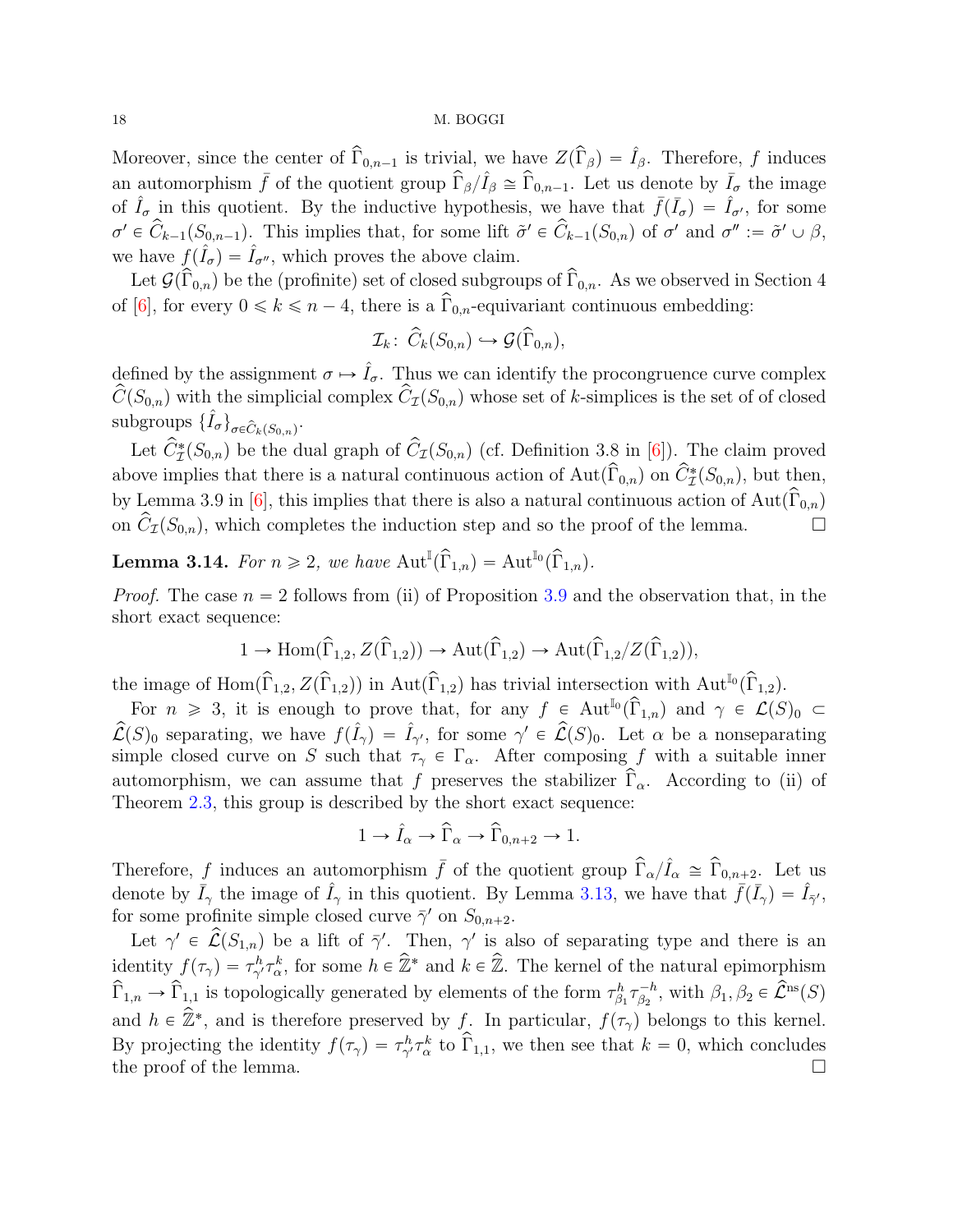Moreover, since the center of $\widehat{\Gamma}_{0,n-1}$ is trivial, we have $Z(\widehat{\Gamma}_\beta) = \hat{I}_\beta$. Therefore, $f$ induces an automorphism $\bar{f}$ of the quotient group $\widehat{\Gamma}_\beta/\hat{I}_\beta \cong \widehat{\Gamma}_{0,n-1}$. Let us denote by $\bar{I}_\sigma$ the image of $\hat{I}_\sigma$ in this quotient. By the inductive hypothesis, we have that $\bar{f}(\bar{I}_\sigma) = \hat{I}_{\sigma'}$, for some $\sigma' \in \widehat{C}_{k-1}(S_{0,n-1})$. This implies that, for some lift $\tilde{\sigma}' \in \widehat{C}_{k-1}(S_{0,n})$ of $\sigma'$ and $\sigma'' := \tilde{\sigma}' \cup \beta$, we have $f(\hat{I}_\sigma) = \hat{I}_{\sigma''}$, which proves the above claim.

Let $\mathcal{G}(\widehat{\Gamma}_{0,n})$ be the (profinite) set of closed subgroups of $\widehat{\Gamma}_{0,n}$. As we observed in Section 4 of [6], for every $0 \leqslant k \leqslant n-4$, there is a $\widehat{\Gamma}_{0,n}$-equivariant continuous embedding:

$$\mathcal{I}_k\colon\ \widehat{C}_k(S_{0,n}) \hookrightarrow \mathcal{G}(\widehat{\Gamma}_{0,n}),$$

defined by the assignment $\sigma \mapsto \hat{I}_\sigma$. Thus we can identify the procongruence curve complex $\widehat{C}(S_{0,n})$ with the simplicial complex $\widehat{C}_{\mathcal{I}}(S_{0,n})$ whose set of $k$-simplices is the set of of closed subgroups $\{\hat{I}_\sigma\}_{\sigma \in \widehat{C}_k(S_{0,n})}$.

Let $\widehat{C}^*_{\mathcal{I}}(S_{0,n})$ be the dual graph of $\widehat{C}_{\mathcal{I}}(S_{0,n})$ (cf. Definition 3.8 in [6]). The claim proved above implies that there is a natural continuous action of $\mathrm{Aut}(\widehat{\Gamma}_{0,n})$ on $\widehat{C}^*_{\mathcal{I}}(S_{0,n})$, but then, by Lemma 3.9 in [6], this implies that there is also a natural continuous action of $\mathrm{Aut}(\widehat{\Gamma}_{0,n})$ on $\widehat{C}_{\mathcal{I}}(S_{0,n})$, which completes the induction step and so the proof of the lemma. □

**Lemma 3.14.** *For $n \geqslant 2$, we have $\mathrm{Aut}^{\mathbb{I}}(\widehat{\Gamma}_{1,n}) = \mathrm{Aut}^{\mathbb{I}_0}(\widehat{\Gamma}_{1,n})$.*

*Proof.* The case $n = 2$ follows from (ii) of Proposition 3.9 and the observation that, in the short exact sequence:

$$1 \to \mathrm{Hom}(\widehat{\Gamma}_{1,2}, Z(\widehat{\Gamma}_{1,2})) \to \mathrm{Aut}(\widehat{\Gamma}_{1,2}) \to \mathrm{Aut}(\widehat{\Gamma}_{1,2}/Z(\widehat{\Gamma}_{1,2})),$$

the image of $\mathrm{Hom}(\widehat{\Gamma}_{1,2}, Z(\widehat{\Gamma}_{1,2}))$ in $\mathrm{Aut}(\widehat{\Gamma}_{1,2})$ has trivial intersection with $\mathrm{Aut}^{\mathbb{I}_0}(\widehat{\Gamma}_{1,2})$.

For $n \geqslant 3$, it is enough to prove that, for any $f \in \mathrm{Aut}^{\mathbb{I}_0}(\widehat{\Gamma}_{1,n})$ and $\gamma \in \mathcal{L}(S)_0 \subset \widehat{\mathcal{L}}(S)_0$ separating, we have $f(\hat{I}_\gamma) = \hat{I}_{\gamma'}$, for some $\gamma' \in \widehat{\mathcal{L}}(S)_0$. Let $\alpha$ be a nonseparating simple closed curve on $S$ such that $\tau_\gamma \in \Gamma_\alpha$. After composing $f$ with a suitable inner automorphism, we can assume that $f$ preserves the stabilizer $\widehat{\Gamma}_\alpha$. According to (ii) of Theorem 2.3, this group is described by the short exact sequence:

$$1 \to \hat{I}_\alpha \to \widehat{\Gamma}_\alpha \to \widehat{\Gamma}_{0,n+2} \to 1.$$

Therefore, $f$ induces an automorphism $\bar{f}$ of the quotient group $\widehat{\Gamma}_\alpha/\hat{I}_\alpha \cong \widehat{\Gamma}_{0,n+2}$. Let us denote by $\bar{I}_\gamma$ the image of $\hat{I}_\gamma$ in this quotient. By Lemma 3.13, we have that $\bar{f}(\bar{I}_\gamma) = \hat{I}_{\bar{\gamma}'}$, for some profinite simple closed curve $\bar{\gamma}'$ on $S_{0,n+2}$.

Let $\gamma' \in \widehat{\mathcal{L}}(S_{1,n})$ be a lift of $\bar{\gamma}'$. Then, $\gamma'$ is also of separating type and there is an identity $f(\tau_\gamma) = \tau_{\gamma'}^h \tau_\alpha^k$, for some $h \in \widehat{\mathbb{Z}}^*$ and $k \in \widehat{\mathbb{Z}}$. The kernel of the natural epimorphism $\widehat{\Gamma}_{1,n} \to \widehat{\Gamma}_{1,1}$ is topologically generated by elements of the form $\tau_{\beta_1}^h \tau_{\beta_2}^{-h}$, with $\beta_1, \beta_2 \in \widehat{\mathcal{L}}^{\mathrm{ns}}(S)$ and $h \in \widehat{\mathbb{Z}}^*$, and is therefore preserved by $f$. In particular, $f(\tau_\gamma)$ belongs to this kernel. By projecting the identity $f(\tau_\gamma) = \tau_{\gamma'}^h \tau_\alpha^k$ to $\widehat{\Gamma}_{1,1}$, we then see that $k = 0$, which concludes the proof of the lemma. □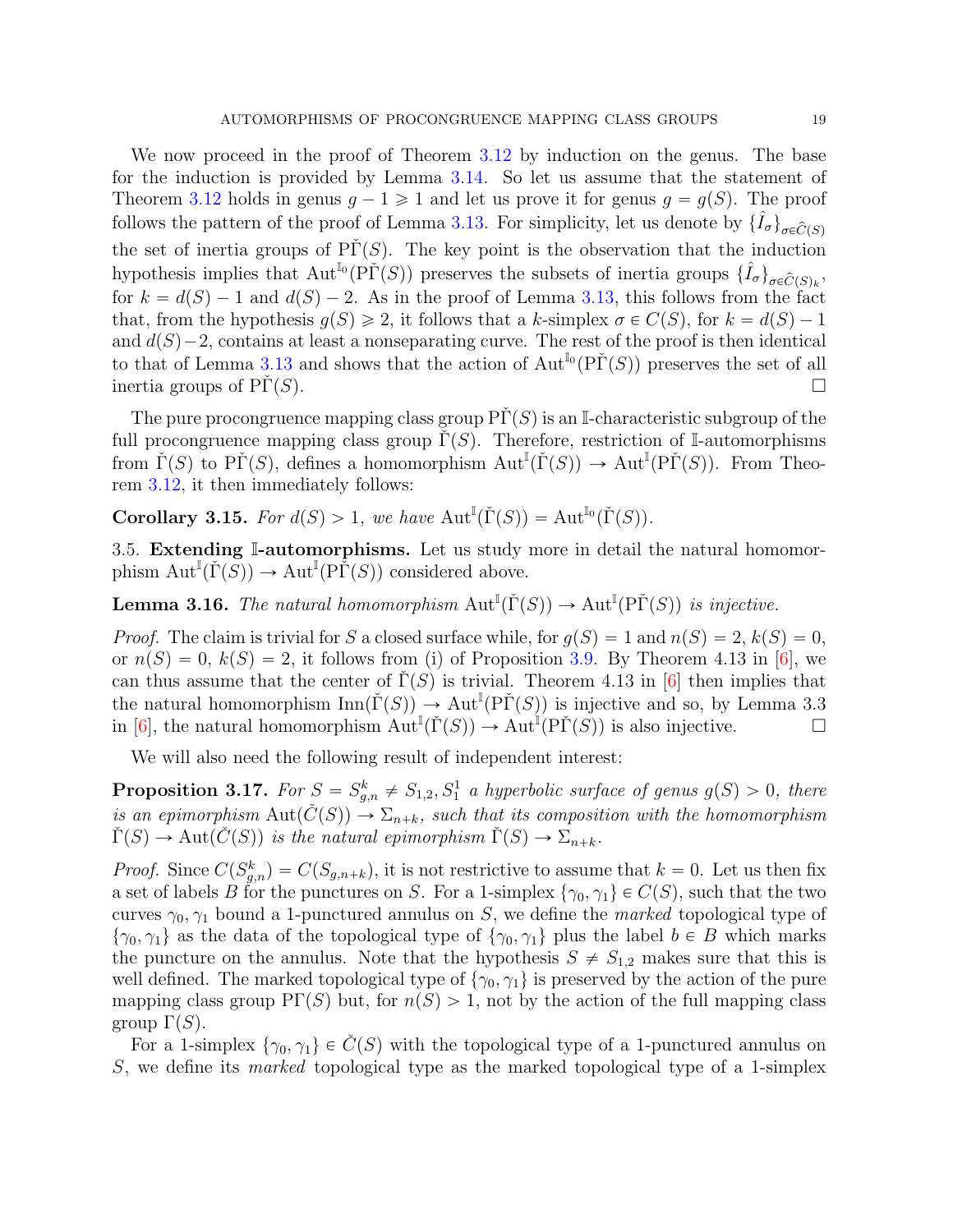We now proceed in the proof of Theorem 3.12 by induction on the genus. The base for the induction is provided by Lemma 3.14. So let us assume that the statement of Theorem 3.12 holds in genus $g-1 \geqslant 1$ and let us prove it for genus $g = g(S)$. The proof follows the pattern of the proof of Lemma 3.13. For simplicity, let us denote by $\{\hat{I}_\sigma\}_{\sigma\in\hat{C}(S)}$ the set of inertia groups of $\mathrm{P}\check{\Gamma}(S)$. The key point is the observation that the induction hypothesis implies that $\mathrm{Aut}^{\mathbb{I}_0}(\mathrm{P}\check{\Gamma}(S))$ preserves the subsets of inertia groups $\{\hat{I}_\sigma\}_{\sigma\in\hat{C}(S)_k}$, for $k = d(S)-1$ and $d(S)-2$. As in the proof of Lemma 3.13, this follows from the fact that, from the hypothesis $g(S) \geqslant 2$, it follows that a $k$-simplex $\sigma \in C(S)$, for $k = d(S)-1$ and $d(S)-2$, contains at least a nonseparating curve. The rest of the proof is then identical to that of Lemma 3.13 and shows that the action of $\mathrm{Aut}^{\mathbb{I}_0}(\mathrm{P}\check{\Gamma}(S))$ preserves the set of all inertia groups of $\mathrm{P}\check{\Gamma}(S)$. □

The pure procongruence mapping class group $\mathrm{P}\check{\Gamma}(S)$ is an $\mathbb{I}$-characteristic subgroup of the full procongruence mapping class group $\check{\Gamma}(S)$. Therefore, restriction of $\mathbb{I}$-automorphisms from $\check{\Gamma}(S)$ to $\mathrm{P}\check{\Gamma}(S)$, defines a homomorphism $\mathrm{Aut}^{\mathbb{I}}(\check{\Gamma}(S)) \to \mathrm{Aut}^{\mathbb{I}}(\mathrm{P}\check{\Gamma}(S))$. From Theorem 3.12, it then immediately follows:

**Corollary 3.15.** *For $d(S) > 1$, we have $\mathrm{Aut}^{\mathbb{I}}(\check{\Gamma}(S)) = \mathrm{Aut}^{\mathbb{I}_0}(\check{\Gamma}(S))$.*

3.5. **Extending $\mathbb{I}$-automorphisms.** Let us study more in detail the natural homomorphism $\mathrm{Aut}^{\mathbb{I}}(\check{\Gamma}(S)) \to \mathrm{Aut}^{\mathbb{I}}(\mathrm{P}\check{\Gamma}(S))$ considered above.

**Lemma 3.16.** *The natural homomorphism $\mathrm{Aut}^{\mathbb{I}}(\check{\Gamma}(S)) \to \mathrm{Aut}^{\mathbb{I}}(\mathrm{P}\check{\Gamma}(S))$ is injective.*

*Proof.* The claim is trivial for $S$ a closed surface while, for $g(S) = 1$ and $n(S) = 2$, $k(S) = 0$, or $n(S) = 0$, $k(S) = 2$, it follows from (i) of Proposition 3.9. By Theorem 4.13 in [6], we can thus assume that the center of $\check{\Gamma}(S)$ is trivial. Theorem 4.13 in [6] then implies that the natural homomorphism $\mathrm{Inn}(\check{\Gamma}(S)) \to \mathrm{Aut}^{\mathbb{I}}(\mathrm{P}\check{\Gamma}(S))$ is injective and so, by Lemma 3.3 in [6], the natural homomorphism $\mathrm{Aut}^{\mathbb{I}}(\check{\Gamma}(S)) \to \mathrm{Aut}^{\mathbb{I}}(\mathrm{P}\check{\Gamma}(S))$ is also injective. □

We will also need the following result of independent interest:

**Proposition 3.17.** *For $S = S_{g,n}^k \neq S_{1,2}, S_1^1$ a hyperbolic surface of genus $g(S) > 0$, there is an epimorphism $\mathrm{Aut}(\check{C}(S)) \to \Sigma_{n+k}$, such that its composition with the homomorphism $\check{\Gamma}(S) \to \mathrm{Aut}(\check{C}(S))$ is the natural epimorphism $\check{\Gamma}(S) \to \Sigma_{n+k}$.*

*Proof.* Since $C(S_{g,n}^k) = C(S_{g,n+k})$, it is not restrictive to assume that $k = 0$. Let us then fix a set of labels $B$ for the punctures on $S$. For a 1-simplex $\{\gamma_0, \gamma_1\} \in C(S)$, such that the two curves $\gamma_0, \gamma_1$ bound a 1-punctured annulus on $S$, we define the *marked* topological type of $\{\gamma_0, \gamma_1\}$ as the data of the topological type of $\{\gamma_0, \gamma_1\}$ plus the label $b \in B$ which marks the puncture on the annulus. Note that the hypothesis $S \neq S_{1,2}$ makes sure that this is well defined. The marked topological type of $\{\gamma_0, \gamma_1\}$ is preserved by the action of the pure mapping class group $\mathrm{P}\Gamma(S)$ but, for $n(S) > 1$, not by the action of the full mapping class group $\Gamma(S)$.

For a 1-simplex $\{\gamma_0, \gamma_1\} \in \check{C}(S)$ with the topological type of a 1-punctured annulus on $S$, we define its *marked* topological type as the marked topological type of a 1-simplex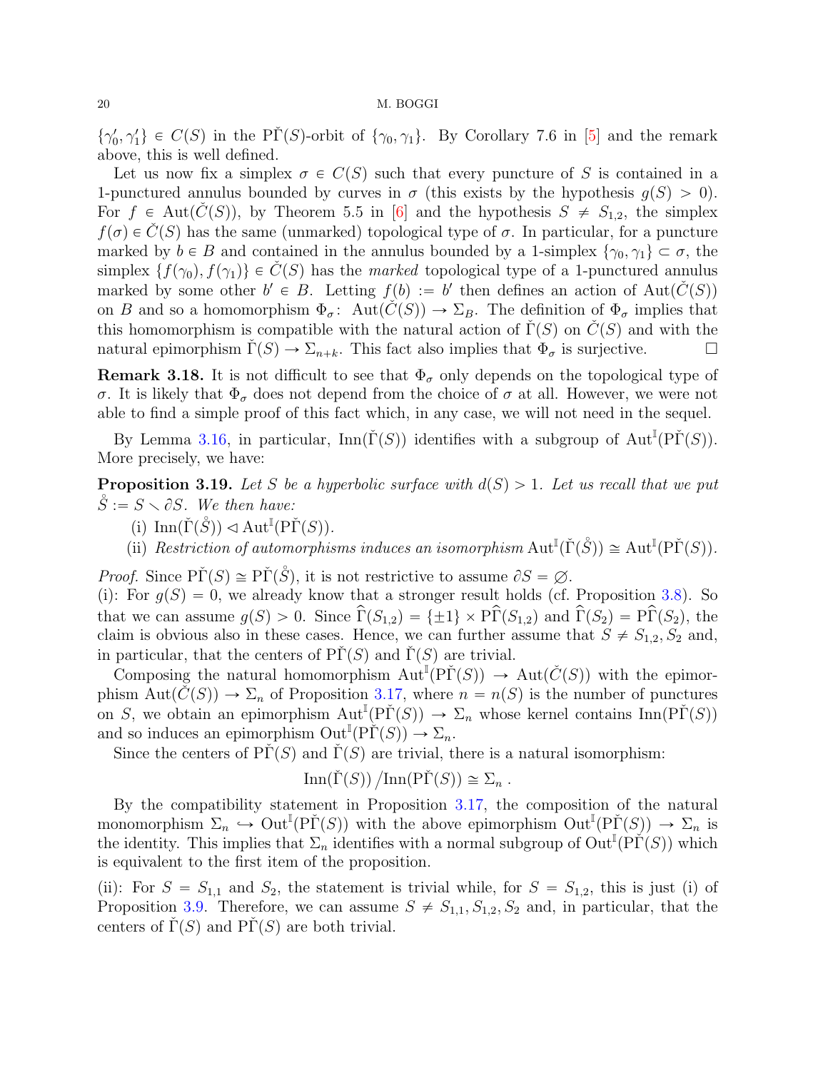$\{\gamma_0', \gamma_1'\} \in C(S)$ in the $\mathrm{P}\check{\Gamma}(S)$-orbit of $\{\gamma_0, \gamma_1\}$. By Corollary 7.6 in [5] and the remark above, this is well defined.

Let us now fix a simplex $\sigma \in C(S)$ such that every puncture of $S$ is contained in a 1-punctured annulus bounded by curves in $\sigma$ (this exists by the hypothesis $g(S) > 0$). For $f \in \mathrm{Aut}(\check{C}(S))$, by Theorem 5.5 in [6] and the hypothesis $S \neq S_{1,2}$, the simplex $f(\sigma) \in \check{C}(S)$ has the same (unmarked) topological type of $\sigma$. In particular, for a puncture marked by $b \in B$ and contained in the annulus bounded by a 1-simplex $\{\gamma_0, \gamma_1\} \subset \sigma$, the simplex $\{f(\gamma_0), f(\gamma_1)\} \in \check{C}(S)$ has the *marked* topological type of a 1-punctured annulus marked by some other $b' \in B$. Letting $f(b) := b'$ then defines an action of $\mathrm{Aut}(\check{C}(S))$ on $B$ and so a homomorphism $\Phi_\sigma \colon \mathrm{Aut}(\check{C}(S)) \to \Sigma_B$. The definition of $\Phi_\sigma$ implies that this homomorphism is compatible with the natural action of $\check{\Gamma}(S)$ on $\check{C}(S)$ and with the natural epimorphism $\check{\Gamma}(S) \to \Sigma_{n+k}$. This fact also implies that $\Phi_\sigma$ is surjective. $\square$

**Remark 3.18.** It is not difficult to see that $\Phi_\sigma$ only depends on the topological type of $\sigma$. It is likely that $\Phi_\sigma$ does not depend from the choice of $\sigma$ at all. However, we were not able to find a simple proof of this fact which, in any case, we will not need in the sequel.

By Lemma 3.16, in particular, $\mathrm{Inn}(\check{\Gamma}(S))$ identifies with a subgroup of $\mathrm{Aut}^{\mathbb{I}}(\mathrm{P}\check{\Gamma}(S))$. More precisely, we have:

**Proposition 3.19.** *Let $S$ be a hyperbolic surface with $d(S) > 1$. Let us recall that we put $\mathring{S} := S \smallsetminus \partial S$. We then have:*

(i) $\mathrm{Inn}(\check{\Gamma}(\mathring{S})) \lhd \mathrm{Aut}^{\mathbb{I}}(\mathrm{P}\check{\Gamma}(S))$.

(ii) *Restriction of automorphisms induces an isomorphism* $\mathrm{Aut}^{\mathbb{I}}(\check{\Gamma}(\mathring{S})) \cong \mathrm{Aut}^{\mathbb{I}}(\mathrm{P}\check{\Gamma}(S))$.

*Proof.* Since $\mathrm{P}\check{\Gamma}(S) \cong \mathrm{P}\check{\Gamma}(\mathring{S})$, it is not restrictive to assume $\partial S = \emptyset$.

(i): For $g(S) = 0$, we already know that a stronger result holds (cf. Proposition 3.8). So that we can assume $g(S) > 0$. Since $\widehat{\Gamma}(S_{1,2}) = \{\pm 1\} \times \mathrm{P}\widehat{\Gamma}(S_{1,2})$ and $\widehat{\Gamma}(S_2) = \mathrm{P}\widehat{\Gamma}(S_2)$, the claim is obvious also in these cases. Hence, we can further assume that $S \neq S_{1,2}, S_2$ and, in particular, that the centers of $\mathrm{P}\check{\Gamma}(S)$ and $\check{\Gamma}(S)$ are trivial.

Composing the natural homomorphism $\mathrm{Aut}^{\mathbb{I}}(\mathrm{P}\check{\Gamma}(S)) \to \mathrm{Aut}(\check{C}(S))$ with the epimorphism $\mathrm{Aut}(\check{C}(S)) \to \Sigma_n$ of Proposition 3.17, where $n = n(S)$ is the number of punctures on $S$, we obtain an epimorphism $\mathrm{Aut}^{\mathbb{I}}(\mathrm{P}\check{\Gamma}(S)) \to \Sigma_n$ whose kernel contains $\mathrm{Inn}(\mathrm{P}\check{\Gamma}(S))$ and so induces an epimorphism $\mathrm{Out}^{\mathbb{I}}(\mathrm{P}\check{\Gamma}(S)) \to \Sigma_n$.

Since the centers of $\mathrm{P}\check{\Gamma}(S)$ and $\check{\Gamma}(S)$ are trivial, there is a natural isomorphism:

$$\mathrm{Inn}(\check{\Gamma}(S)) \,/\mathrm{Inn}(\mathrm{P}\check{\Gamma}(S)) \cong \Sigma_n \,.$$

By the compatibility statement in Proposition 3.17, the composition of the natural monomorphism $\Sigma_n \hookrightarrow \mathrm{Out}^{\mathbb{I}}(\mathrm{P}\check{\Gamma}(S))$ with the above epimorphism $\mathrm{Out}^{\mathbb{I}}(\mathrm{P}\check{\Gamma}(S)) \to \Sigma_n$ is the identity. This implies that $\Sigma_n$ identifies with a normal subgroup of $\mathrm{Out}^{\mathbb{I}}(\mathrm{P}\check{\Gamma}(S))$ which is equivalent to the first item of the proposition.

(ii): For $S = S_{1,1}$ and $S_2$, the statement is trivial while, for $S = S_{1,2}$, this is just (i) of Proposition 3.9. Therefore, we can assume $S \neq S_{1,1}, S_{1,2}, S_2$ and, in particular, that the centers of $\check{\Gamma}(S)$ and $\mathrm{P}\check{\Gamma}(S)$ are both trivial.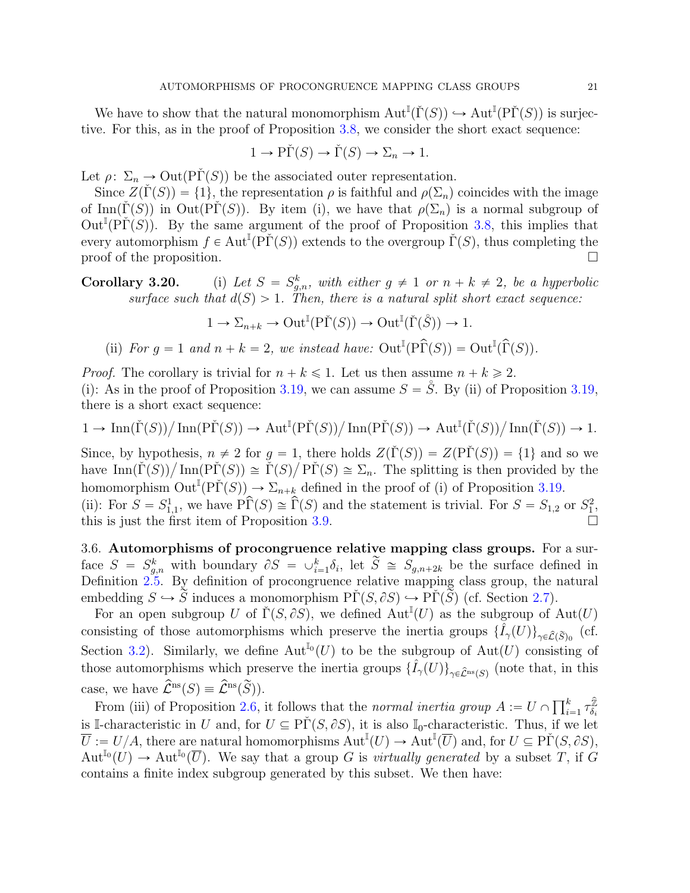We have to show that the natural monomorphism $\mathrm{Aut}^{\mathbb{I}}(\check{\Gamma}(S)) \hookrightarrow \mathrm{Aut}^{\mathbb{I}}(\mathrm{P}\check{\Gamma}(S))$ is surjective. For this, as in the proof of Proposition 3.8, we consider the short exact sequence:

$$1 \to \mathrm{P}\check{\Gamma}(S) \to \check{\Gamma}(S) \to \Sigma_n \to 1.$$

Let $\rho\colon \Sigma_n \to \mathrm{Out}(\mathrm{P}\check{\Gamma}(S))$ be the associated outer representation.

Since $Z(\check{\Gamma}(S)) = \{1\}$, the representation $\rho$ is faithful and $\rho(\Sigma_n)$ coincides with the image of $\mathrm{Inn}(\check{\Gamma}(S))$ in $\mathrm{Out}(\mathrm{P}\check{\Gamma}(S))$. By item (i), we have that $\rho(\Sigma_n)$ is a normal subgroup of $\mathrm{Out}^{\mathbb{I}}(\mathrm{P}\check{\Gamma}(S))$. By the same argument of the proof of Proposition 3.8, this implies that every automorphism $f \in \mathrm{Aut}^{\mathbb{I}}(\mathrm{P}\check{\Gamma}(S))$ extends to the overgroup $\check{\Gamma}(S)$, thus completing the proof of the proposition. $\square$

**Corollary 3.20.** (i) *Let $S = S_{g,n}^k$, with either $g \neq 1$ or $n + k \neq 2$, be a hyperbolic surface such that $d(S) > 1$. Then, there is a natural split short exact sequence:*

$$1 \to \Sigma_{n+k} \to \mathrm{Out}^{\mathbb{I}}(\mathrm{P}\check{\Gamma}(S)) \to \mathrm{Out}^{\mathbb{I}}(\check{\Gamma}(\mathring{S})) \to 1.$$

(ii) *For $g = 1$ and $n + k = 2$, we instead have: $\mathrm{Out}^{\mathbb{I}}(\mathrm{P}\widehat{\Gamma}(S)) = \mathrm{Out}^{\mathbb{I}}(\widehat{\Gamma}(S))$.*

*Proof.* The corollary is trivial for $n + k \leqslant 1$. Let us then assume $n + k \geqslant 2$.
(i): As in the proof of Proposition 3.19, we can assume $S = \mathring{S}$. By (ii) of Proposition 3.19, there is a short exact sequence:

$$1 \to \mathrm{Inn}(\check{\Gamma}(S))/\,\mathrm{Inn}(\mathrm{P}\check{\Gamma}(S)) \to \mathrm{Aut}^{\mathbb{I}}(\mathrm{P}\check{\Gamma}(S))/\,\mathrm{Inn}(\mathrm{P}\check{\Gamma}(S)) \to \mathrm{Aut}^{\mathbb{I}}(\check{\Gamma}(S))/\,\mathrm{Inn}(\check{\Gamma}(S)) \to 1.$$

Since, by hypothesis, $n \neq 2$ for $g = 1$, there holds $Z(\check{\Gamma}(S)) = Z(\mathrm{P}\check{\Gamma}(S)) = \{1\}$ and so we have $\mathrm{Inn}(\check{\Gamma}(S))/\,\mathrm{Inn}(\mathrm{P}\check{\Gamma}(S)) \cong \check{\Gamma}(S)/\,\mathrm{P}\check{\Gamma}(S) \cong \Sigma_n$. The splitting is then provided by the homomorphism $\mathrm{Out}^{\mathbb{I}}(\mathrm{P}\check{\Gamma}(S)) \to \Sigma_{n+k}$ defined in the proof of (i) of Proposition 3.19.
(ii): For $S = S_{1,1}^1$, we have $\mathrm{P}\widehat{\Gamma}(S) \cong \widehat{\Gamma}(S)$ and the statement is trivial. For $S = S_{1,2}$ or $S_1^2$, this is just the first item of Proposition 3.9. $\square$

3.6. **Automorphisms of procongruence relative mapping class groups.** For a surface $S = S_{g,n}^k$ with boundary $\partial S = \cup_{i=1}^k \delta_i$, let $\widetilde{S} \cong S_{g,n+2k}$ be the surface defined in Definition 2.5. By definition of procongruence relative mapping class group, the natural embedding $S \hookrightarrow \widetilde{S}$ induces a monomorphism $\mathrm{P}\check{\Gamma}(S, \partial S) \hookrightarrow \mathrm{P}\check{\Gamma}(\widetilde{S})$ (cf. Section 2.7).

For an open subgroup $U$ of $\check{\Gamma}(S, \partial S)$, we defined $\mathrm{Aut}^{\mathbb{I}}(U)$ as the subgroup of $\mathrm{Aut}(U)$ consisting of those automorphisms which preserve the inertia groups $\{\hat{I}_\gamma(U)\}_{\gamma \in \hat{\mathcal{L}}(\widetilde{S})_0}$ (cf. Section 3.2). Similarly, we define $\mathrm{Aut}^{\mathbb{I}_0}(U)$ to be the subgroup of $\mathrm{Aut}(U)$ consisting of those automorphisms which preserve the inertia groups $\{\hat{I}_\gamma(U)\}_{\gamma \in \hat{\mathcal{L}}^{\mathrm{ns}}(S)}$ (note that, in this case, we have $\widehat{\mathcal{L}}^{\mathrm{ns}}(S) \equiv \widehat{\mathcal{L}}^{\mathrm{ns}}(\widetilde{S})$).

From (iii) of Proposition 2.6, it follows that the *normal inertia group* $A := U \cap \prod_{i=1}^k \tau_{\delta_i}^{\widehat{\mathbb{Z}}}$ is $\mathbb{I}$-characteristic in $U$ and, for $U \subseteq \mathrm{P}\check{\Gamma}(S, \partial S)$, it is also $\mathbb{I}_0$-characteristic. Thus, if we let $\overline{U} := U/A$, there are natural homomorphisms $\mathrm{Aut}^{\mathbb{I}}(U) \to \mathrm{Aut}^{\mathbb{I}}(\overline{U})$ and, for $U \subseteq \mathrm{P}\check{\Gamma}(S, \partial S)$, $\mathrm{Aut}^{\mathbb{I}_0}(U) \to \mathrm{Aut}^{\mathbb{I}_0}(\overline{U})$. We say that a group $G$ is *virtually generated* by a subset $T$, if $G$ contains a finite index subgroup generated by this subset. We then have: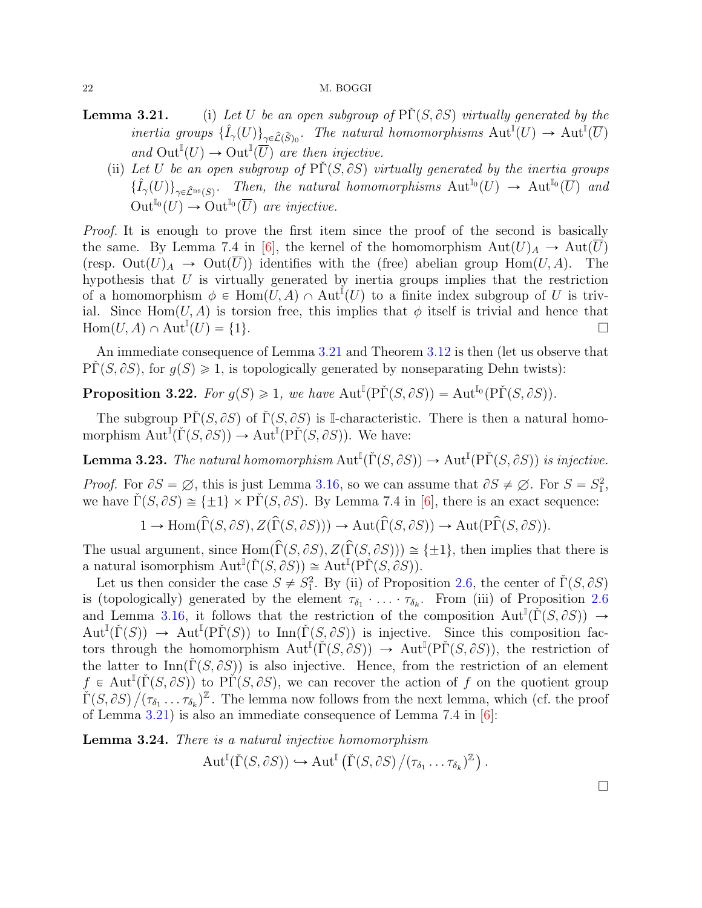**Lemma 3.21.** (i) *Let $U$ be an open subgroup of $\mathrm{P}\check{\Gamma}(S,\partial S)$ virtually generated by the inertia groups $\{\hat{I}_\gamma(U)\}_{\gamma\in\hat{\mathcal{L}}(\tilde{S})_0}$. The natural homomorphisms $\mathrm{Aut}^{\mathbb{I}}(U)\to\mathrm{Aut}^{\mathbb{I}}(\overline{U})$ and $\mathrm{Out}^{\mathbb{I}}(U)\to\mathrm{Out}^{\mathbb{I}}(\overline{U})$ are then injective.*

(ii) *Let $U$ be an open subgroup of $\mathrm{P}\check{\Gamma}(S,\partial S)$ virtually generated by the inertia groups $\{\hat{I}_\gamma(U)\}_{\gamma\in\hat{\mathcal{L}}^{\mathrm{ns}}(S)}$. Then, the natural homomorphisms $\mathrm{Aut}^{\mathbb{I}_0}(U)\to\mathrm{Aut}^{\mathbb{I}_0}(\overline{U})$ and $\mathrm{Out}^{\mathbb{I}_0}(U)\to\mathrm{Out}^{\mathbb{I}_0}(\overline{U})$ are injective.*

*Proof.* It is enough to prove the first item since the proof of the second is basically the same. By Lemma 7.4 in [6], the kernel of the homomorphism $\mathrm{Aut}(U)_A\to\mathrm{Aut}(\overline{U})$ (resp. $\mathrm{Out}(U)_A\to\mathrm{Out}(\overline{U})$) identifies with the (free) abelian group $\mathrm{Hom}(U,A)$. The hypothesis that $U$ is virtually generated by inertia groups implies that the restriction of a homomorphism $\phi\in\mathrm{Hom}(U,A)\cap\mathrm{Aut}^{\mathbb{I}}(U)$ to a finite index subgroup of $U$ is trivial. Since $\mathrm{Hom}(U,A)$ is torsion free, this implies that $\phi$ itself is trivial and hence that $\mathrm{Hom}(U,A)\cap\mathrm{Aut}^{\mathbb{I}}(U)=\{1\}$. □

An immediate consequence of Lemma 3.21 and Theorem 3.12 is then (let us observe that $\mathrm{P}\check{\Gamma}(S,\partial S)$, for $g(S)\geqslant 1$, is topologically generated by nonseparating Dehn twists):

**Proposition 3.22.** *For $g(S)\geqslant 1$, we have $\mathrm{Aut}^{\mathbb{I}}(\mathrm{P}\check{\Gamma}(S,\partial S))=\mathrm{Aut}^{\mathbb{I}_0}(\mathrm{P}\check{\Gamma}(S,\partial S))$.*

The subgroup $\mathrm{P}\check{\Gamma}(S,\partial S)$ of $\check{\Gamma}(S,\partial S)$ is $\mathbb{I}$-characteristic. There is then a natural homomorphism $\mathrm{Aut}^{\mathbb{I}}(\check{\Gamma}(S,\partial S))\to\mathrm{Aut}^{\mathbb{I}}(\mathrm{P}\check{\Gamma}(S,\partial S))$. We have:

**Lemma 3.23.** *The natural homomorphism $\mathrm{Aut}^{\mathbb{I}}(\check{\Gamma}(S,\partial S))\to\mathrm{Aut}^{\mathbb{I}}(\mathrm{P}\check{\Gamma}(S,\partial S))$ is injective.*

*Proof.* For $\partial S=\emptyset$, this is just Lemma 3.16, so we can assume that $\partial S\neq\emptyset$. For $S=S_1^2$, we have $\check{\Gamma}(S,\partial S)\cong\{\pm 1\}\times\mathrm{P}\check{\Gamma}(S,\partial S)$. By Lemma 7.4 in [6], there is an exact sequence:

$$1\to\mathrm{Hom}(\widehat{\Gamma}(S,\partial S),Z(\widehat{\Gamma}(S,\partial S)))\to\mathrm{Aut}(\widehat{\Gamma}(S,\partial S))\to\mathrm{Aut}(\mathrm{P}\widehat{\Gamma}(S,\partial S)).$$

The usual argument, since $\mathrm{Hom}(\widehat{\Gamma}(S,\partial S),Z(\widehat{\Gamma}(S,\partial S)))\cong\{\pm 1\}$, then implies that there is a natural isomorphism $\mathrm{Aut}^{\mathbb{I}}(\check{\Gamma}(S,\partial S))\cong\mathrm{Aut}^{\mathbb{I}}(\mathrm{P}\check{\Gamma}(S,\partial S))$.

Let us then consider the case $S\neq S_1^2$. By (ii) of Proposition 2.6, the center of $\check{\Gamma}(S,\partial S)$ is (topologically) generated by the element $\tau_{\delta_1}\cdot\ldots\cdot\tau_{\delta_k}$. From (iii) of Proposition 2.6 and Lemma 3.16, it follows that the restriction of the composition $\mathrm{Aut}^{\mathbb{I}}(\check{\Gamma}(S,\partial S))\to\mathrm{Aut}^{\mathbb{I}}(\check{\Gamma}(S))\to\mathrm{Aut}^{\mathbb{I}}(\mathrm{P}\check{\Gamma}(S))$ to $\mathrm{Inn}(\check{\Gamma}(S,\partial S))$ is injective. Since this composition factors through the homomorphism $\mathrm{Aut}^{\mathbb{I}}(\check{\Gamma}(S,\partial S))\to\mathrm{Aut}^{\mathbb{I}}(\mathrm{P}\check{\Gamma}(S,\partial S))$, the restriction of the latter to $\mathrm{Inn}(\check{\Gamma}(S,\partial S))$ is also injective. Hence, from the restriction of an element $f\in\mathrm{Aut}^{\mathbb{I}}(\check{\Gamma}(S,\partial S))$ to $\mathrm{P}\check{\Gamma}(S,\partial S)$, we can recover the action of $f$ on the quotient group $\check{\Gamma}(S,\partial S)/(\tau_{\delta_1}\ldots\tau_{\delta_k})^{\mathbb{Z}}$. The lemma now follows from the next lemma, which (cf. the proof of Lemma 3.21) is also an immediate consequence of Lemma 7.4 in [6]:

**Lemma 3.24.** *There is a natural injective homomorphism*

$$\mathrm{Aut}^{\mathbb{I}}(\check{\Gamma}(S,\partial S))\hookrightarrow\mathrm{Aut}^{\mathbb{I}}\left(\check{\Gamma}(S,\partial S)/(\tau_{\delta_1}\ldots\tau_{\delta_k})^{\mathbb{Z}}\right).$$

□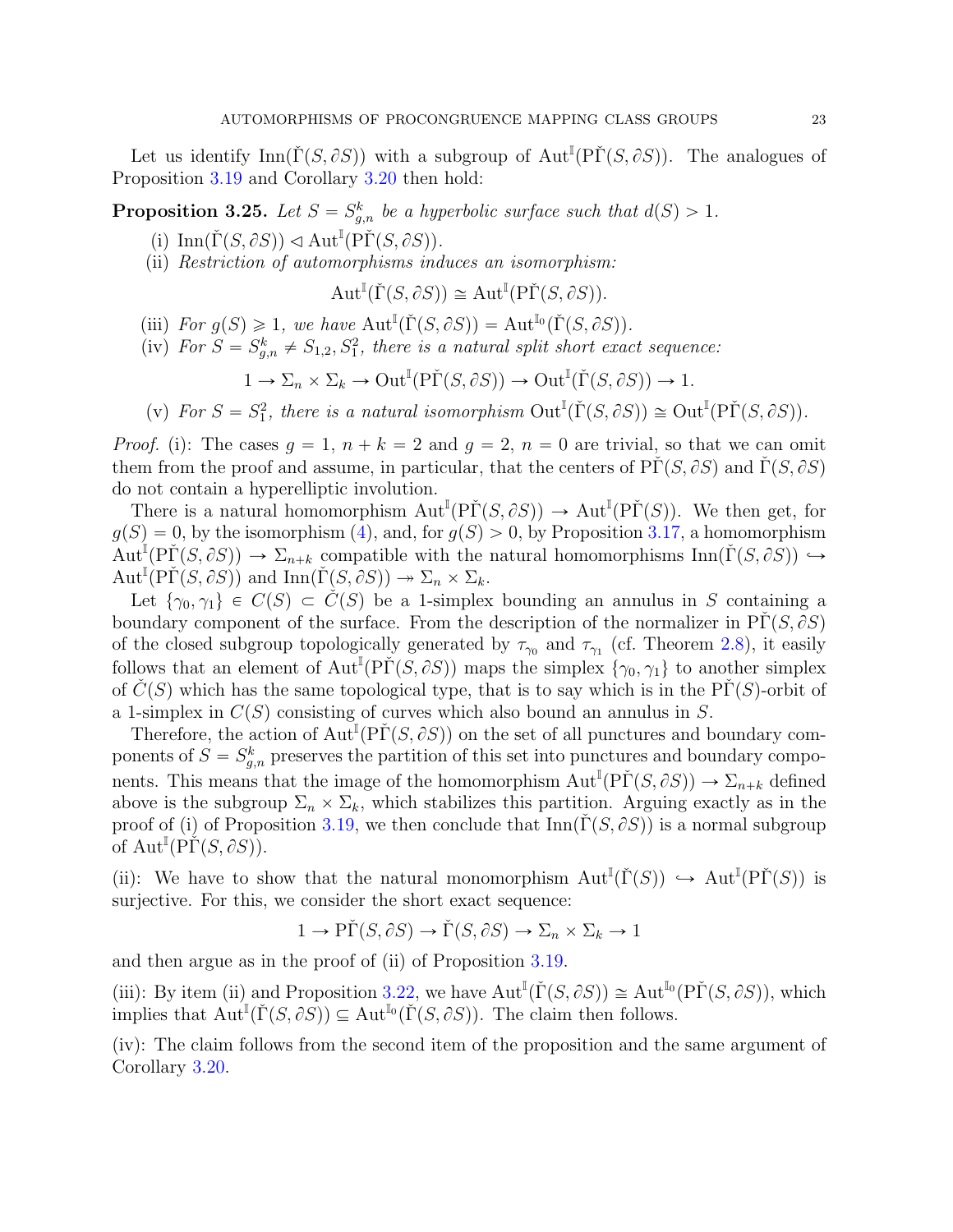Let us identify $\mathrm{Inn}(\check{\Gamma}(S,\partial S))$ with a subgroup of $\mathrm{Aut}^{\mathbb{I}}(\mathrm{P}\check{\Gamma}(S,\partial S))$. The analogues of Proposition 3.19 and Corollary 3.20 then hold:

**Proposition 3.25.** *Let $S = S_{g,n}^k$ be a hyperbolic surface such that $d(S) > 1$.*

(i) $\mathrm{Inn}(\check{\Gamma}(S,\partial S)) \lhd \mathrm{Aut}^{\mathbb{I}}(\mathrm{P}\check{\Gamma}(S,\partial S))$.

(ii) *Restriction of automorphisms induces an isomorphism:*

$$\mathrm{Aut}^{\mathbb{I}}(\check{\Gamma}(S,\partial S)) \cong \mathrm{Aut}^{\mathbb{I}}(\mathrm{P}\check{\Gamma}(S,\partial S)).$$

(iii) *For $g(S) \geqslant 1$, we have $\mathrm{Aut}^{\mathbb{I}}(\check{\Gamma}(S,\partial S)) = \mathrm{Aut}^{\mathbb{I}_0}(\check{\Gamma}(S,\partial S))$.*

(iv) *For $S = S_{g,n}^k \neq S_{1,2}, S_1^2$, there is a natural split short exact sequence:*

$$1 \to \Sigma_n \times \Sigma_k \to \mathrm{Out}^{\mathbb{I}}(\mathrm{P}\check{\Gamma}(S,\partial S)) \to \mathrm{Out}^{\mathbb{I}}(\check{\Gamma}(S,\partial S)) \to 1.$$

(v) *For $S = S_1^2$, there is a natural isomorphism $\mathrm{Out}^{\mathbb{I}}(\check{\Gamma}(S,\partial S)) \cong \mathrm{Out}^{\mathbb{I}}(\mathrm{P}\check{\Gamma}(S,\partial S))$.*

*Proof.* (i): The cases $g = 1$, $n + k = 2$ and $g = 2$, $n = 0$ are trivial, so that we can omit them from the proof and assume, in particular, that the centers of $\mathrm{P}\check{\Gamma}(S,\partial S)$ and $\check{\Gamma}(S,\partial S)$ do not contain a hyperelliptic involution.

There is a natural homomorphism $\mathrm{Aut}^{\mathbb{I}}(\mathrm{P}\check{\Gamma}(S,\partial S)) \to \mathrm{Aut}^{\mathbb{I}}(\mathrm{P}\check{\Gamma}(S))$. We then get, for $g(S) = 0$, by the isomorphism (4), and, for $g(S) > 0$, by Proposition 3.17, a homomorphism $\mathrm{Aut}^{\mathbb{I}}(\mathrm{P}\check{\Gamma}(S,\partial S)) \to \Sigma_{n+k}$ compatible with the natural homomorphisms $\mathrm{Inn}(\check{\Gamma}(S,\partial S)) \hookrightarrow \mathrm{Aut}^{\mathbb{I}}(\mathrm{P}\check{\Gamma}(S,\partial S))$ and $\mathrm{Inn}(\check{\Gamma}(S,\partial S)) \twoheadrightarrow \Sigma_n \times \Sigma_k$.

Let $\{\gamma_0, \gamma_1\} \in C(S) \subset \check{C}(S)$ be a 1-simplex bounding an annulus in $S$ containing a boundary component of the surface. From the description of the normalizer in $\mathrm{P}\check{\Gamma}(S,\partial S)$ of the closed subgroup topologically generated by $\tau_{\gamma_0}$ and $\tau_{\gamma_1}$ (cf. Theorem 2.8), it easily follows that an element of $\mathrm{Aut}^{\mathbb{I}}(\mathrm{P}\check{\Gamma}(S,\partial S))$ maps the simplex $\{\gamma_0, \gamma_1\}$ to another simplex of $\check{C}(S)$ which has the same topological type, that is to say which is in the $\mathrm{P}\check{\Gamma}(S)$-orbit of a 1-simplex in $C(S)$ consisting of curves which also bound an annulus in $S$.

Therefore, the action of $\mathrm{Aut}^{\mathbb{I}}(\mathrm{P}\check{\Gamma}(S,\partial S))$ on the set of all punctures and boundary components of $S = S_{g,n}^k$ preserves the partition of this set into punctures and boundary components. This means that the image of the homomorphism $\mathrm{Aut}^{\mathbb{I}}(\mathrm{P}\check{\Gamma}(S,\partial S)) \to \Sigma_{n+k}$ defined above is the subgroup $\Sigma_n \times \Sigma_k$, which stabilizes this partition. Arguing exactly as in the proof of (i) of Proposition 3.19, we then conclude that $\mathrm{Inn}(\check{\Gamma}(S,\partial S))$ is a normal subgroup of $\mathrm{Aut}^{\mathbb{I}}(\mathrm{P}\check{\Gamma}(S,\partial S))$.

(ii): We have to show that the natural monomorphism $\mathrm{Aut}^{\mathbb{I}}(\check{\Gamma}(S)) \hookrightarrow \mathrm{Aut}^{\mathbb{I}}(\mathrm{P}\check{\Gamma}(S))$ is surjective. For this, we consider the short exact sequence:

$$1 \to \mathrm{P}\check{\Gamma}(S,\partial S) \to \check{\Gamma}(S,\partial S) \to \Sigma_n \times \Sigma_k \to 1$$

and then argue as in the proof of (ii) of Proposition 3.19.

(iii): By item (ii) and Proposition 3.22, we have $\mathrm{Aut}^{\mathbb{I}}(\check{\Gamma}(S,\partial S)) \cong \mathrm{Aut}^{\mathbb{I}_0}(\mathrm{P}\check{\Gamma}(S,\partial S))$, which implies that $\mathrm{Aut}^{\mathbb{I}}(\check{\Gamma}(S,\partial S)) \subseteq \mathrm{Aut}^{\mathbb{I}_0}(\check{\Gamma}(S,\partial S))$. The claim then follows.

(iv): The claim follows from the second item of the proposition and the same argument of Corollary 3.20.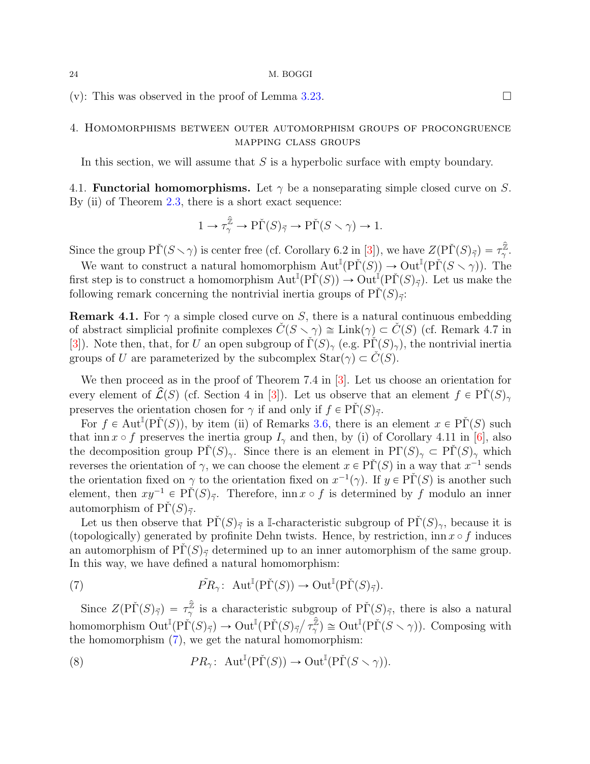(v): This was observed in the proof of Lemma 3.23. □

## 4. Homomorphisms between outer automorphism groups of procongruence mapping class groups

In this section, we will assume that $S$ is a hyperbolic surface with empty boundary.

### 4.1. Functorial homomorphisms.

Let $\gamma$ be a nonseparating simple closed curve on $S$. By (ii) of Theorem 2.3, there is a short exact sequence:

$$1 \to \tau_\gamma^{\hat{\mathbb{Z}}} \to \mathrm{P}\check{\Gamma}(S)_{\vec{\gamma}} \to \mathrm{P}\check{\Gamma}(S \smallsetminus \gamma) \to 1.$$

Since the group $\mathrm{P}\check{\Gamma}(S \smallsetminus \gamma)$ is center free (cf. Corollary 6.2 in [3]), we have $Z(\mathrm{P}\check{\Gamma}(S)_{\vec{\gamma}}) = \tau_\gamma^{\hat{\mathbb{Z}}}$.

We want to construct a natural homomorphism $\mathrm{Aut}^{\mathbb{I}}(\mathrm{P}\check{\Gamma}(S)) \to \mathrm{Out}^{\mathbb{I}}(\mathrm{P}\check{\Gamma}(S \smallsetminus \gamma))$. The first step is to construct a homomorphism $\mathrm{Aut}^{\mathbb{I}}(\mathrm{P}\check{\Gamma}(S)) \to \mathrm{Out}^{\mathbb{I}}(\mathrm{P}\check{\Gamma}(S)_{\vec{\gamma}})$. Let us make the following remark concerning the nontrivial inertia groups of $\mathrm{P}\check{\Gamma}(S)_{\vec{\gamma}}$:

**Remark 4.1.** For $\gamma$ a simple closed curve on $S$, there is a natural continuous embedding of abstract simplicial profinite complexes $\check{C}(S \smallsetminus \gamma) \cong \mathrm{Link}(\gamma) \subset \check{C}(S)$ (cf. Remark 4.7 in [3]). Note then, that, for $U$ an open subgroup of $\check{\Gamma}(S)_\gamma$ (e.g. $\mathrm{P}\check{\Gamma}(S)_\gamma$), the nontrivial inertia groups of $U$ are parameterized by the subcomplex $\mathrm{Star}(\gamma) \subset \check{C}(S)$.

We then proceed as in the proof of Theorem 7.4 in [3]. Let us choose an orientation for every element of $\hat{\mathcal{L}}(S)$ (cf. Section 4 in [3]). Let us observe that an element $f \in \mathrm{P}\check{\Gamma}(S)_\gamma$ preserves the orientation chosen for $\gamma$ if and only if $f \in \mathrm{P}\check{\Gamma}(S)_{\vec{\gamma}}$.

For $f \in \mathrm{Aut}^{\mathbb{I}}(\mathrm{P}\check{\Gamma}(S))$, by item (ii) of Remarks 3.6, there is an element $x \in \mathrm{P}\check{\Gamma}(S)$ such that $\mathrm{inn}\, x \circ f$ preserves the inertia group $I_\gamma$ and then, by (i) of Corollary 4.11 in [6], also the decomposition group $\mathrm{P}\check{\Gamma}(S)_\gamma$. Since there is an element in $\mathrm{P}\Gamma(S)_\gamma \subset \mathrm{P}\check{\Gamma}(S)_\gamma$ which reverses the orientation of $\gamma$, we can choose the element $x \in \mathrm{P}\check{\Gamma}(S)$ in a way that $x^{-1}$ sends the orientation fixed on $\gamma$ to the orientation fixed on $x^{-1}(\gamma)$. If $y \in \mathrm{P}\check{\Gamma}(S)$ is another such element, then $xy^{-1} \in \mathrm{P}\check{\Gamma}(S)_{\vec{\gamma}}$. Therefore, $\mathrm{inn}\, x \circ f$ is determined by $f$ modulo an inner automorphism of $\mathrm{P}\check{\Gamma}(S)_{\vec{\gamma}}$.

Let us then observe that $\mathrm{P}\check{\Gamma}(S)_{\vec{\gamma}}$ is a $\mathbb{I}$-characteristic subgroup of $\mathrm{P}\check{\Gamma}(S)_\gamma$, because it is (topologically) generated by profinite Dehn twists. Hence, by restriction, $\mathrm{inn}\, x \circ f$ induces an automorphism of $\mathrm{P}\check{\Gamma}(S)_{\vec{\gamma}}$ determined up to an inner automorphism of the same group. In this way, we have defined a natural homomorphism:

$$\tilde{PR}_\gamma \colon \ \mathrm{Aut}^{\mathbb{I}}(\mathrm{P}\check{\Gamma}(S)) \to \mathrm{Out}^{\mathbb{I}}(\mathrm{P}\check{\Gamma}(S)_{\vec{\gamma}}). \tag{7}$$

Since $Z(\mathrm{P}\check{\Gamma}(S)_{\vec{\gamma}}) = \tau_\gamma^{\hat{\mathbb{Z}}}$ is a characteristic subgroup of $\mathrm{P}\check{\Gamma}(S)_{\vec{\gamma}}$, there is also a natural homomorphism $\mathrm{Out}^{\mathbb{I}}(\mathrm{P}\check{\Gamma}(S)_{\vec{\gamma}}) \to \mathrm{Out}^{\mathbb{I}}(\mathrm{P}\check{\Gamma}(S)_{\vec{\gamma}}/\tau_\gamma^{\hat{\mathbb{Z}}}) \cong \mathrm{Out}^{\mathbb{I}}(\mathrm{P}\check{\Gamma}(S \smallsetminus \gamma))$. Composing with the homomorphism (7), we get the natural homomorphism:

$$PR_\gamma \colon \ \mathrm{Aut}^{\mathbb{I}}(\mathrm{P}\check{\Gamma}(S)) \to \mathrm{Out}^{\mathbb{I}}(\mathrm{P}\check{\Gamma}(S \smallsetminus \gamma)). \tag{8}$$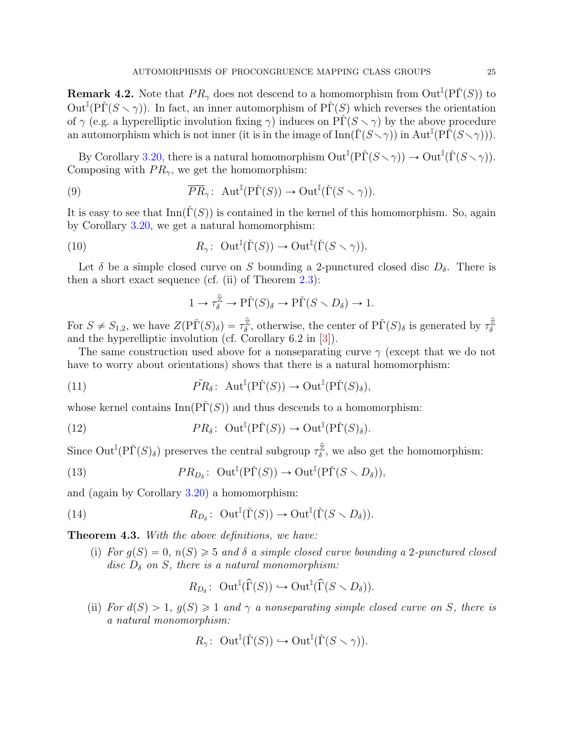**Remark 4.2.** Note that $PR_\gamma$ does not descend to a homomorphism from $\mathrm{Out}^{\mathbb{I}}(\mathrm{P}\check{\Gamma}(S))$ to $\mathrm{Out}^{\mathbb{I}}(\mathrm{P}\check{\Gamma}(S \smallsetminus \gamma))$. In fact, an inner automorphism of $\mathrm{P}\check{\Gamma}(S)$ which reverses the orientation of $\gamma$ (e.g. a hyperelliptic involution fixing $\gamma$) induces on $\mathrm{P}\check{\Gamma}(S \smallsetminus \gamma)$ by the above procedure an automorphism which is not inner (it is in the image of $\mathrm{Inn}(\check{\Gamma}(S \smallsetminus \gamma))$ in $\mathrm{Aut}^{\mathbb{I}}(\mathrm{P}\check{\Gamma}(S \smallsetminus \gamma))$).

By Corollary 3.20, there is a natural homomorphism $\mathrm{Out}^{\mathbb{I}}(\mathrm{P}\check{\Gamma}(S \smallsetminus \gamma)) \to \mathrm{Out}^{\mathbb{I}}(\check{\Gamma}(S \smallsetminus \gamma))$. Composing with $PR_\gamma$, we get the homomorphism:

$$\overline{PR}_\gamma\colon\ \mathrm{Aut}^{\mathbb{I}}(\mathrm{P}\check{\Gamma}(S)) \to \mathrm{Out}^{\mathbb{I}}(\check{\Gamma}(S \smallsetminus \gamma)). \tag{9}$$

It is easy to see that $\mathrm{Inn}(\check{\Gamma}(S))$ is contained in the kernel of this homomorphism. So, again by Corollary 3.20, we get a natural homomorphism:

$$R_\gamma\colon\ \mathrm{Out}^{\mathbb{I}}(\check{\Gamma}(S)) \to \mathrm{Out}^{\mathbb{I}}(\check{\Gamma}(S \smallsetminus \gamma)). \tag{10}$$

Let $\delta$ be a simple closed curve on $S$ bounding a 2-punctured closed disc $D_\delta$. There is then a short exact sequence (cf. (ii) of Theorem 2.3):

$$1 \to \tau_\delta^{\hat{\mathbb{Z}}} \to \mathrm{P}\check{\Gamma}(S)_\delta \to \mathrm{P}\check{\Gamma}(S \smallsetminus D_\delta) \to 1.$$

For $S \neq S_{1,2}$, we have $Z(\mathrm{P}\check{\Gamma}(S)_\delta) = \tau_\delta^{\hat{\mathbb{Z}}}$, otherwise, the center of $\mathrm{P}\check{\Gamma}(S)_\delta$ is generated by $\tau_\delta^{\hat{\mathbb{Z}}}$ and the hyperelliptic involution (cf. Corollary 6.2 in [3]).

The same construction used above for a nonseparating curve $\gamma$ (except that we do not have to worry about orientations) shows that there is a natural homomorphism:

$$\tilde{PR}_\delta\colon\ \mathrm{Aut}^{\mathbb{I}}(\mathrm{P}\check{\Gamma}(S)) \to \mathrm{Out}^{\mathbb{I}}(\mathrm{P}\check{\Gamma}(S)_\delta), \tag{11}$$

whose kernel contains $\mathrm{Inn}(\mathrm{P}\check{\Gamma}(S))$ and thus descends to a homomorphism:

$$PR_\delta\colon\ \mathrm{Out}^{\mathbb{I}}(\mathrm{P}\check{\Gamma}(S)) \to \mathrm{Out}^{\mathbb{I}}(\mathrm{P}\check{\Gamma}(S)_\delta). \tag{12}$$

Since $\mathrm{Out}^{\mathbb{I}}(\mathrm{P}\check{\Gamma}(S)_\delta)$ preserves the central subgroup $\tau_\delta^{\hat{\mathbb{Z}}}$, we also get the homomorphism:

$$PR_{D_\delta}\colon\ \mathrm{Out}^{\mathbb{I}}(\mathrm{P}\check{\Gamma}(S)) \to \mathrm{Out}^{\mathbb{I}}(\mathrm{P}\check{\Gamma}(S \smallsetminus D_\delta)), \tag{13}$$

and (again by Corollary 3.20) a homomorphism:

$$R_{D_\delta}\colon\ \mathrm{Out}^{\mathbb{I}}(\check{\Gamma}(S)) \to \mathrm{Out}^{\mathbb{I}}(\check{\Gamma}(S \smallsetminus D_\delta)). \tag{14}$$

**Theorem 4.3.** *With the above definitions, we have:*

(i) *For $g(S) = 0$, $n(S) \geqslant 5$ and $\delta$ a simple closed curve bounding a 2-punctured closed disc $D_\delta$ on $S$, there is a natural monomorphism:*

$$R_{D_\delta}\colon\ \mathrm{Out}^{\mathbb{I}}(\widehat{\Gamma}(S)) \hookrightarrow \mathrm{Out}^{\mathbb{I}}(\widehat{\Gamma}(S \smallsetminus D_\delta)).$$

(ii) *For $d(S) > 1$, $g(S) \geqslant 1$ and $\gamma$ a nonseparating simple closed curve on $S$, there is a natural monomorphism:*

$$R_\gamma\colon\ \mathrm{Out}^{\mathbb{I}}(\check{\Gamma}(S)) \hookrightarrow \mathrm{Out}^{\mathbb{I}}(\check{\Gamma}(S \smallsetminus \gamma)).$$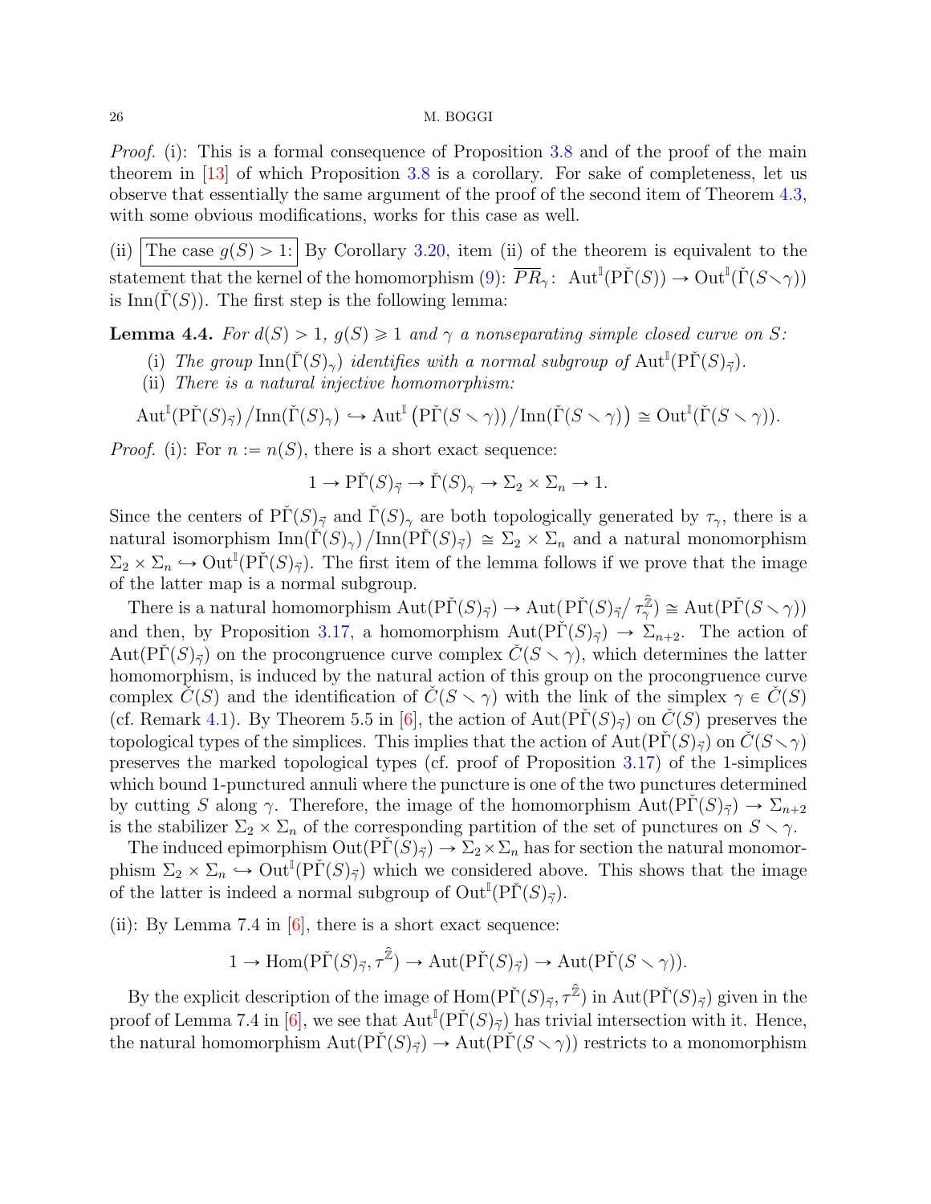*Proof.* (i): This is a formal consequence of Proposition 3.8 and of the proof of the main theorem in [13] of which Proposition 3.8 is a corollary. For sake of completeness, let us observe that essentially the same argument of the proof of the second item of Theorem 4.3, with some obvious modifications, works for this case as well.

(ii) **The case $g(S) > 1$:** By Corollary 3.20, item (ii) of the theorem is equivalent to the statement that the kernel of the homomorphism (9): $\overline{PR}_\gamma\colon\ \mathrm{Aut}^{\mathbb{I}}(\mathrm{P}\check{\Gamma}(S)) \to \mathrm{Out}^{\mathbb{I}}(\check{\Gamma}(S\smallsetminus\gamma))$ is $\mathrm{Inn}(\check{\Gamma}(S))$. The first step is the following lemma:

**Lemma 4.4.** *For $d(S) > 1$, $g(S) \geqslant 1$ and $\gamma$ a nonseparating simple closed curve on $S$:*

- (i) *The group $\mathrm{Inn}(\check{\Gamma}(S)_\gamma)$ identifies with a normal subgroup of $\mathrm{Aut}^{\mathbb{I}}(\mathrm{P}\check{\Gamma}(S)_{\vec{\gamma}})$.*
- (ii) *There is a natural injective homomorphism:*

$$\mathrm{Aut}^{\mathbb{I}}(\mathrm{P}\check{\Gamma}(S)_{\vec{\gamma}})/\mathrm{Inn}(\check{\Gamma}(S)_\gamma) \hookrightarrow \mathrm{Aut}^{\mathbb{I}}\left(\mathrm{P}\check{\Gamma}(S\smallsetminus\gamma))/\mathrm{Inn}(\check{\Gamma}(S\smallsetminus\gamma)\right) \cong \mathrm{Out}^{\mathbb{I}}(\check{\Gamma}(S\smallsetminus\gamma)).$$

*Proof.* (i): For $n := n(S)$, there is a short exact sequence:

$$1 \to \mathrm{P}\check{\Gamma}(S)_{\vec{\gamma}} \to \check{\Gamma}(S)_\gamma \to \Sigma_2 \times \Sigma_n \to 1.$$

Since the centers of $\mathrm{P}\check{\Gamma}(S)_{\vec{\gamma}}$ and $\check{\Gamma}(S)_\gamma$ are both topologically generated by $\tau_\gamma$, there is a natural isomorphism $\mathrm{Inn}(\check{\Gamma}(S)_\gamma)/\mathrm{Inn}(\mathrm{P}\check{\Gamma}(S)_{\vec{\gamma}}) \cong \Sigma_2 \times \Sigma_n$ and a natural monomorphism $\Sigma_2 \times \Sigma_n \hookrightarrow \mathrm{Out}^{\mathbb{I}}(\mathrm{P}\check{\Gamma}(S)_{\vec{\gamma}})$. The first item of the lemma follows if we prove that the image of the latter map is a normal subgroup.

There is a natural homomorphism $\mathrm{Aut}(\mathrm{P}\check{\Gamma}(S)_{\vec{\gamma}}) \to \mathrm{Aut}(\mathrm{P}\check{\Gamma}(S)_{\vec{\gamma}}/\tau_\gamma^{\hat{\mathbb{Z}}}) \cong \mathrm{Aut}(\mathrm{P}\check{\Gamma}(S\smallsetminus\gamma))$ and then, by Proposition 3.17, a homomorphism $\mathrm{Aut}(\mathrm{P}\check{\Gamma}(S)_{\vec{\gamma}}) \to \Sigma_{n+2}$. The action of $\mathrm{Aut}(\mathrm{P}\check{\Gamma}(S)_{\vec{\gamma}})$ on the procongruence curve complex $\check{C}(S\smallsetminus\gamma)$, which determines the latter homomorphism, is induced by the natural action of this group on the procongruence curve complex $\check{C}(S)$ and the identification of $\check{C}(S\smallsetminus\gamma)$ with the link of the simplex $\gamma \in \check{C}(S)$ (cf. Remark 4.1). By Theorem 5.5 in [6], the action of $\mathrm{Aut}(\mathrm{P}\check{\Gamma}(S)_{\vec{\gamma}})$ on $\check{C}(S)$ preserves the topological types of the simplices. This implies that the action of $\mathrm{Aut}(\mathrm{P}\check{\Gamma}(S)_{\vec{\gamma}})$ on $\check{C}(S\smallsetminus\gamma)$ preserves the marked topological types (cf. proof of Proposition 3.17) of the 1-simplices which bound 1-punctured annuli where the puncture is one of the two punctures determined by cutting $S$ along $\gamma$. Therefore, the image of the homomorphism $\mathrm{Aut}(\mathrm{P}\check{\Gamma}(S)_{\vec{\gamma}}) \to \Sigma_{n+2}$ is the stabilizer $\Sigma_2 \times \Sigma_n$ of the corresponding partition of the set of punctures on $S\smallsetminus\gamma$.

The induced epimorphism $\mathrm{Out}(\mathrm{P}\check{\Gamma}(S)_{\vec{\gamma}}) \to \Sigma_2\times\Sigma_n$ has for section the natural monomorphism $\Sigma_2 \times \Sigma_n \hookrightarrow \mathrm{Out}^{\mathbb{I}}(\mathrm{P}\check{\Gamma}(S)_{\vec{\gamma}})$ which we considered above. This shows that the image of the latter is indeed a normal subgroup of $\mathrm{Out}^{\mathbb{I}}(\mathrm{P}\check{\Gamma}(S)_{\vec{\gamma}})$.

(ii): By Lemma 7.4 in [6], there is a short exact sequence:

$$1 \to \mathrm{Hom}(\mathrm{P}\check{\Gamma}(S)_{\vec{\gamma}}, \tau^{\hat{\mathbb{Z}}}) \to \mathrm{Aut}(\mathrm{P}\check{\Gamma}(S)_{\vec{\gamma}}) \to \mathrm{Aut}(\mathrm{P}\check{\Gamma}(S\smallsetminus\gamma)).$$

By the explicit description of the image of $\mathrm{Hom}(\mathrm{P}\check{\Gamma}(S)_{\vec{\gamma}}, \tau^{\hat{\mathbb{Z}}})$ in $\mathrm{Aut}(\mathrm{P}\check{\Gamma}(S)_{\vec{\gamma}})$ given in the proof of Lemma 7.4 in [6], we see that $\mathrm{Aut}^{\mathbb{I}}(\mathrm{P}\check{\Gamma}(S)_{\vec{\gamma}})$ has trivial intersection with it. Hence, the natural homomorphism $\mathrm{Aut}(\mathrm{P}\check{\Gamma}(S)_{\vec{\gamma}}) \to \mathrm{Aut}(\mathrm{P}\check{\Gamma}(S\smallsetminus\gamma))$ restricts to a monomorphism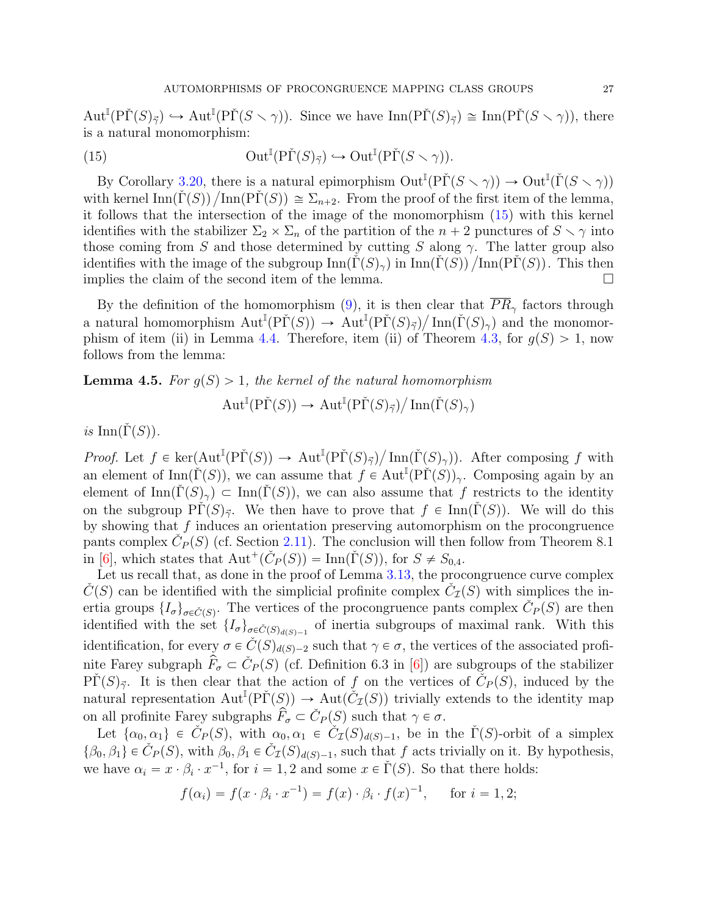$\mathrm{Aut}^{\mathbb{I}}(\mathrm{P}\check{\Gamma}(S)_{\vec{\gamma}}) \hookrightarrow \mathrm{Aut}^{\mathbb{I}}(\mathrm{P}\check{\Gamma}(S \smallsetminus \gamma))$. Since we have $\mathrm{Inn}(\mathrm{P}\check{\Gamma}(S)_{\vec{\gamma}}) \cong \mathrm{Inn}(\mathrm{P}\check{\Gamma}(S \smallsetminus \gamma))$, there is a natural monomorphism:

$$\mathrm{Out}^{\mathbb{I}}(\mathrm{P}\check{\Gamma}(S)_{\vec{\gamma}}) \hookrightarrow \mathrm{Out}^{\mathbb{I}}(\mathrm{P}\check{\Gamma}(S \smallsetminus \gamma)). \tag{15}$$

By Corollary 3.20, there is a natural epimorphism $\mathrm{Out}^{\mathbb{I}}(\mathrm{P}\check{\Gamma}(S \smallsetminus \gamma)) \to \mathrm{Out}^{\mathbb{I}}(\check{\Gamma}(S \smallsetminus \gamma))$ with kernel $\mathrm{Inn}(\check{\Gamma}(S))/\mathrm{Inn}(\mathrm{P}\check{\Gamma}(S)) \cong \Sigma_{n+2}$. From the proof of the first item of the lemma, it follows that the intersection of the image of the monomorphism (15) with this kernel identifies with the stabilizer $\Sigma_2 \times \Sigma_n$ of the partition of the $n+2$ punctures of $S \smallsetminus \gamma$ into those coming from $S$ and those determined by cutting $S$ along $\gamma$. The latter group also identifies with the image of the subgroup $\mathrm{Inn}(\check{\Gamma}(S)_\gamma)$ in $\mathrm{Inn}(\check{\Gamma}(S))/\mathrm{Inn}(\mathrm{P}\check{\Gamma}(S))$. This then implies the claim of the second item of the lemma. $\square$

By the definition of the homomorphism (9), it is then clear that $\overline{PR}_\gamma$ factors through a natural homomorphism $\mathrm{Aut}^{\mathbb{I}}(\mathrm{P}\check{\Gamma}(S)) \to \mathrm{Aut}^{\mathbb{I}}(\mathrm{P}\check{\Gamma}(S)_{\vec{\gamma}})/\mathrm{Inn}(\check{\Gamma}(S)_\gamma)$ and the monomorphism of item (ii) in Lemma 4.4. Therefore, item (ii) of Theorem 4.3, for $g(S) > 1$, now follows from the lemma:

**Lemma 4.5.** *For $g(S) > 1$, the kernel of the natural homomorphism*

$$\mathrm{Aut}^{\mathbb{I}}(\mathrm{P}\check{\Gamma}(S)) \to \mathrm{Aut}^{\mathbb{I}}(\mathrm{P}\check{\Gamma}(S)_{\vec{\gamma}})/\mathrm{Inn}(\check{\Gamma}(S)_\gamma)$$

*is $\mathrm{Inn}(\check{\Gamma}(S))$.*

*Proof.* Let $f \in \ker(\mathrm{Aut}^{\mathbb{I}}(\mathrm{P}\check{\Gamma}(S)) \to \mathrm{Aut}^{\mathbb{I}}(\mathrm{P}\check{\Gamma}(S)_{\vec{\gamma}})/\mathrm{Inn}(\check{\Gamma}(S)_\gamma))$. After composing $f$ with an element of $\mathrm{Inn}(\check{\Gamma}(S))$, we can assume that $f \in \mathrm{Aut}^{\mathbb{I}}(\mathrm{P}\check{\Gamma}(S))_\gamma$. Composing again by an element of $\mathrm{Inn}(\check{\Gamma}(S)_\gamma) \subset \mathrm{Inn}(\check{\Gamma}(S))$, we can also assume that $f$ restricts to the identity on the subgroup $\mathrm{P}\check{\Gamma}(S)_{\vec{\gamma}}$. We then have to prove that $f \in \mathrm{Inn}(\check{\Gamma}(S))$. We will do this by showing that $f$ induces an orientation preserving automorphism on the procongruence pants complex $\check{C}_P(S)$ (cf. Section 2.11). The conclusion will then follow from Theorem 8.1 in [6], which states that $\mathrm{Aut}^+(\check{C}_P(S)) = \mathrm{Inn}(\check{\Gamma}(S))$, for $S \neq S_{0,4}$.

Let us recall that, as done in the proof of Lemma 3.13, the procongruence curve complex $\check{C}(S)$ can be identified with the simplicial profinite complex $\check{C}_{\mathcal{I}}(S)$ with simplices the inertia groups $\{I_\sigma\}_{\sigma \in \check{C}(S)}$. The vertices of the procongruence pants complex $\check{C}_P(S)$ are then identified with the set $\{I_\sigma\}_{\sigma \in \check{C}(S)_{d(S)-1}}$ of inertia subgroups of maximal rank. With this identification, for every $\sigma \in \check{C}(S)_{d(S)-2}$ such that $\gamma \in \sigma$, the vertices of the associated profinite Farey subgraph $\widehat{F}_\sigma \subset \check{C}_P(S)$ (cf. Definition 6.3 in [6]) are subgroups of the stabilizer $\mathrm{P}\check{\Gamma}(S)_{\vec{\gamma}}$. It is then clear that the action of $f$ on the vertices of $\check{C}_P(S)$, induced by the natural representation $\mathrm{Aut}^{\mathbb{I}}(\mathrm{P}\check{\Gamma}(S)) \to \mathrm{Aut}(\check{C}_{\mathcal{I}}(S))$ trivially extends to the identity map on all profinite Farey subgraphs $\widehat{F}_\sigma \subset \check{C}_P(S)$ such that $\gamma \in \sigma$.

Let $\{\alpha_0, \alpha_1\} \in \check{C}_P(S)$, with $\alpha_0, \alpha_1 \in \check{C}_{\mathcal{I}}(S)_{d(S)-1}$, be in the $\check{\Gamma}(S)$-orbit of a simplex $\{\beta_0, \beta_1\} \in \check{C}_P(S)$, with $\beta_0, \beta_1 \in \check{C}_{\mathcal{I}}(S)_{d(S)-1}$, such that $f$ acts trivially on it. By hypothesis, we have $\alpha_i = x \cdot \beta_i \cdot x^{-1}$, for $i = 1, 2$ and some $x \in \check{\Gamma}(S)$. So that there holds:

$$f(\alpha_i) = f(x \cdot \beta_i \cdot x^{-1}) = f(x) \cdot \beta_i \cdot f(x)^{-1}, \quad \text{for } i = 1, 2;$$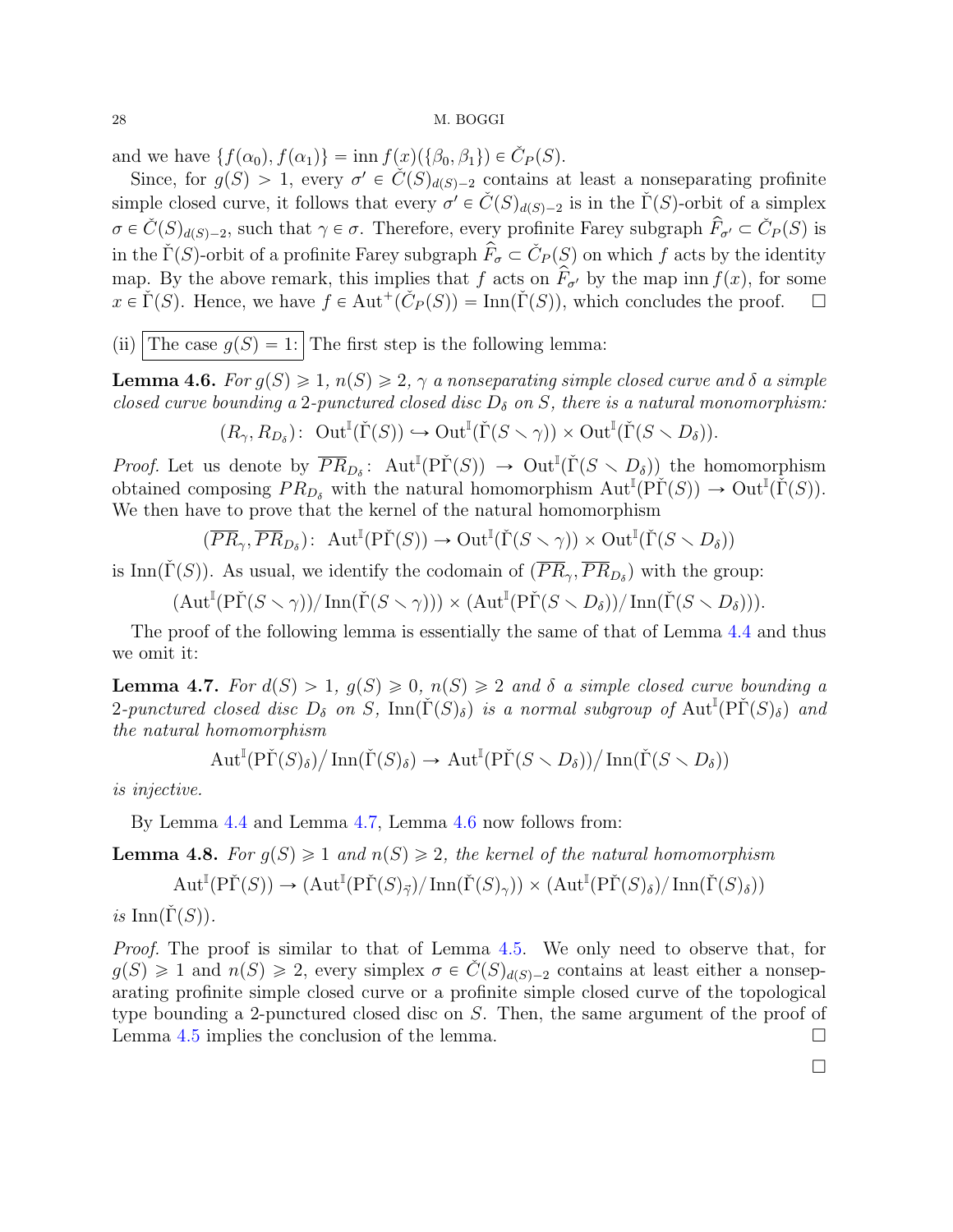and we have $\{f(\alpha_0), f(\alpha_1)\} = \operatorname{inn} f(x)(\{\beta_0, \beta_1\}) \in \check{C}_P(S)$.

Since, for $g(S) > 1$, every $\sigma' \in \check{C}(S)_{d(S)-2}$ contains at least a nonseparating profinite simple closed curve, it follows that every $\sigma' \in \check{C}(S)_{d(S)-2}$ is in the $\check{\Gamma}(S)$-orbit of a simplex $\sigma \in \check{C}(S)_{d(S)-2}$, such that $\gamma \in \sigma$. Therefore, every profinite Farey subgraph $\widehat{F}_{\sigma'} \subset \check{C}_P(S)$ is in the $\check{\Gamma}(S)$-orbit of a profinite Farey subgraph $\widehat{F}_\sigma \subset \check{C}_P(S)$ on which $f$ acts by the identity map. By the above remark, this implies that $f$ acts on $\widehat{F}_{\sigma'}$ by the map $\operatorname{inn} f(x)$, for some $x \in \check{\Gamma}(S)$. Hence, we have $f \in \operatorname{Aut}^+(\check{C}_P(S)) = \operatorname{Inn}(\check{\Gamma}(S))$, which concludes the proof. $\square$

(ii) The case $g(S) = 1$: The first step is the following lemma:

**Lemma 4.6.** *For $g(S) \geqslant 1$, $n(S) \geqslant 2$, $\gamma$ a nonseparating simple closed curve and $\delta$ a simple closed curve bounding a 2-punctured closed disc $D_\delta$ on $S$, there is a natural monomorphism:*

$$(R_\gamma, R_{D_\delta})\colon\ \operatorname{Out}^{\mathbb{I}}(\check{\Gamma}(S)) \hookrightarrow \operatorname{Out}^{\mathbb{I}}(\check{\Gamma}(S \smallsetminus \gamma)) \times \operatorname{Out}^{\mathbb{I}}(\check{\Gamma}(S \smallsetminus D_\delta)).$$

*Proof.* Let us denote by $\overline{PR}_{D_\delta}\colon \operatorname{Aut}^{\mathbb{I}}(\mathrm{P}\check{\Gamma}(S)) \to \operatorname{Out}^{\mathbb{I}}(\check{\Gamma}(S \smallsetminus D_\delta))$ the homomorphism obtained composing $PR_{D_\delta}$ with the natural homomorphism $\operatorname{Aut}^{\mathbb{I}}(\mathrm{P}\check{\Gamma}(S)) \to \operatorname{Out}^{\mathbb{I}}(\check{\Gamma}(S))$. We then have to prove that the kernel of the natural homomorphism

$$(\overline{PR}_\gamma, \overline{PR}_{D_\delta})\colon\ \operatorname{Aut}^{\mathbb{I}}(\mathrm{P}\check{\Gamma}(S)) \to \operatorname{Out}^{\mathbb{I}}(\check{\Gamma}(S \smallsetminus \gamma)) \times \operatorname{Out}^{\mathbb{I}}(\check{\Gamma}(S \smallsetminus D_\delta))$$

is $\operatorname{Inn}(\check{\Gamma}(S))$. As usual, we identify the codomain of $(\overline{PR}_\gamma, \overline{PR}_{D_\delta})$ with the group:

$$(\operatorname{Aut}^{\mathbb{I}}(\mathrm{P}\check{\Gamma}(S \smallsetminus \gamma))/\operatorname{Inn}(\check{\Gamma}(S \smallsetminus \gamma))) \times (\operatorname{Aut}^{\mathbb{I}}(\mathrm{P}\check{\Gamma}(S \smallsetminus D_\delta))/\operatorname{Inn}(\check{\Gamma}(S \smallsetminus D_\delta))).$$

The proof of the following lemma is essentially the same of that of Lemma 4.4 and thus we omit it:

**Lemma 4.7.** *For $d(S) > 1$, $g(S) \geqslant 0$, $n(S) \geqslant 2$ and $\delta$ a simple closed curve bounding a 2-punctured closed disc $D_\delta$ on $S$, $\operatorname{Inn}(\check{\Gamma}(S)_\delta)$ is a normal subgroup of $\operatorname{Aut}^{\mathbb{I}}(\mathrm{P}\check{\Gamma}(S)_\delta)$ and the natural homomorphism*

$$\operatorname{Aut}^{\mathbb{I}}(\mathrm{P}\check{\Gamma}(S)_\delta)/\operatorname{Inn}(\check{\Gamma}(S)_\delta) \to \operatorname{Aut}^{\mathbb{I}}(\mathrm{P}\check{\Gamma}(S \smallsetminus D_\delta))/\operatorname{Inn}(\check{\Gamma}(S \smallsetminus D_\delta))$$

*is injective.*

By Lemma 4.4 and Lemma 4.7, Lemma 4.6 now follows from:

**Lemma 4.8.** *For $g(S) \geqslant 1$ and $n(S) \geqslant 2$, the kernel of the natural homomorphism*

$$\operatorname{Aut}^{\mathbb{I}}(\mathrm{P}\check{\Gamma}(S)) \to (\operatorname{Aut}^{\mathbb{I}}(\mathrm{P}\check{\Gamma}(S)_{\vec{\gamma}})/\operatorname{Inn}(\check{\Gamma}(S)_\gamma)) \times (\operatorname{Aut}^{\mathbb{I}}(\mathrm{P}\check{\Gamma}(S)_\delta)/\operatorname{Inn}(\check{\Gamma}(S)_\delta))$$

*is $\operatorname{Inn}(\check{\Gamma}(S))$.*

*Proof.* The proof is similar to that of Lemma 4.5. We only need to observe that, for $g(S) \geqslant 1$ and $n(S) \geqslant 2$, every simplex $\sigma \in \check{C}(S)_{d(S)-2}$ contains at least either a nonseparating profinite simple closed curve or a profinite simple closed curve of the topological type bounding a 2-punctured closed disc on $S$. Then, the same argument of the proof of Lemma 4.5 implies the conclusion of the lemma. $\square$

$\square$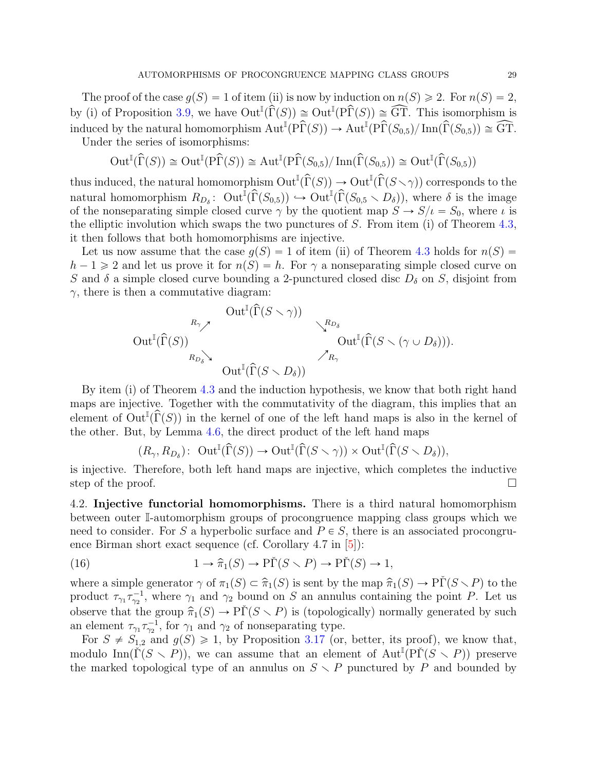The proof of the case $g(S) = 1$ of item (ii) is now by induction on $n(S) \geqslant 2$. For $n(S) = 2$, by (i) of Proposition 3.9, we have $\mathrm{Out}^{\mathbb{I}}(\widehat{\Gamma}(S)) \cong \mathrm{Out}^{\mathbb{I}}(\mathrm{P}\widehat{\Gamma}(S)) \cong \widehat{\mathrm{GT}}$. This isomorphism is induced by the natural homomorphism $\mathrm{Aut}^{\mathbb{I}}(\mathrm{P}\widehat{\Gamma}(S)) \to \mathrm{Aut}^{\mathbb{I}}(\mathrm{P}\widehat{\Gamma}(S_{0,5})/\operatorname{Inn}(\widehat{\Gamma}(S_{0,5})) \cong \widehat{\mathrm{GT}}$.

Under the series of isomorphisms:

$$\mathrm{Out}^{\mathbb{I}}(\widehat{\Gamma}(S)) \cong \mathrm{Out}^{\mathbb{I}}(\mathrm{P}\widehat{\Gamma}(S)) \cong \mathrm{Aut}^{\mathbb{I}}(\mathrm{P}\widehat{\Gamma}(S_{0,5})/\operatorname{Inn}(\widehat{\Gamma}(S_{0,5})) \cong \mathrm{Out}^{\mathbb{I}}(\widehat{\Gamma}(S_{0,5}))$$

thus induced, the natural homomorphism $\mathrm{Out}^{\mathbb{I}}(\widehat{\Gamma}(S)) \to \mathrm{Out}^{\mathbb{I}}(\widehat{\Gamma}(S \smallsetminus \gamma))$ corresponds to the natural homomorphism $R_{D_\delta}\colon \mathrm{Out}^{\mathbb{I}}(\widehat{\Gamma}(S_{0,5})) \hookrightarrow \mathrm{Out}^{\mathbb{I}}(\widehat{\Gamma}(S_{0,5} \smallsetminus D_\delta))$, where $\delta$ is the image of the nonseparating simple closed curve $\gamma$ by the quotient map $S \to S/\iota = S_0$, where $\iota$ is the elliptic involution which swaps the two punctures of $S$. From item (i) of Theorem 4.3, it then follows that both homomorphisms are injective.

Let us now assume that the case $g(S) = 1$ of item (ii) of Theorem 4.3 holds for $n(S) = h - 1 \geqslant 2$ and let us prove it for $n(S) = h$. For $\gamma$ a nonseparating simple closed curve on $S$ and $\delta$ a simple closed curve bounding a 2-punctured closed disc $D_\delta$ on $S$, disjoint from $\gamma$, there is then a commutative diagram:

$$\begin{array}{ccccc} & & \mathrm{Out}^{\mathbb{I}}(\widehat{\Gamma}(S \smallsetminus \gamma)) & & \\ & {}^{R_\gamma}\nearrow & & \searrow^{R_{D_\delta}} & \\ \mathrm{Out}^{\mathbb{I}}(\widehat{\Gamma}(S)) & & & & \mathrm{Out}^{\mathbb{I}}(\widehat{\Gamma}(S \smallsetminus (\gamma \cup D_\delta))). \\ & {}_{R_{D_\delta}}\searrow & & \nearrow_{R_\gamma} & \\ & & \mathrm{Out}^{\mathbb{I}}(\widehat{\Gamma}(S \smallsetminus D_\delta)) & & \end{array}$$

By item (i) of Theorem 4.3 and the induction hypothesis, we know that both right hand maps are injective. Together with the commutativity of the diagram, this implies that an element of $\mathrm{Out}^{\mathbb{I}}(\widehat{\Gamma}(S))$ in the kernel of one of the left hand maps is also in the kernel of the other. But, by Lemma 4.6, the direct product of the left hand maps

$$(R_\gamma, R_{D_\delta})\colon \mathrm{Out}^{\mathbb{I}}(\widehat{\Gamma}(S)) \to \mathrm{Out}^{\mathbb{I}}(\widehat{\Gamma}(S \smallsetminus \gamma)) \times \mathrm{Out}^{\mathbb{I}}(\widehat{\Gamma}(S \smallsetminus D_\delta)),$$

is injective. Therefore, both left hand maps are injective, which completes the inductive step of the proof. $\square$

4.2. **Injective functorial homomorphisms.** There is a third natural homomorphism between outer $\mathbb{I}$-automorphism groups of procongruence mapping class groups which we need to consider. For $S$ a hyperbolic surface and $P \in S$, there is an associated procongruence Birman short exact sequence (cf. Corollary 4.7 in [5]):

$$1 \to \widehat{\pi}_1(S) \to \mathrm{P}\check{\Gamma}(S \smallsetminus P) \to \mathrm{P}\check{\Gamma}(S) \to 1, \tag{16}$$

where a simple generator $\gamma$ of $\pi_1(S) \subset \widehat{\pi}_1(S)$ is sent by the map $\widehat{\pi}_1(S) \to \mathrm{P}\check{\Gamma}(S \smallsetminus P)$ to the product $\tau_{\gamma_1}\tau_{\gamma_2}^{-1}$, where $\gamma_1$ and $\gamma_2$ bound on $S$ an annulus containing the point $P$. Let us observe that the group $\widehat{\pi}_1(S) \to \mathrm{P}\check{\Gamma}(S \smallsetminus P)$ is (topologically) normally generated by such an element $\tau_{\gamma_1}\tau_{\gamma_2}^{-1}$, for $\gamma_1$ and $\gamma_2$ of nonseparating type.

For $S \neq S_{1,2}$ and $g(S) \geqslant 1$, by Proposition 3.17 (or, better, its proof), we know that, modulo $\operatorname{Inn}(\check{\Gamma}(S \smallsetminus P))$, we can assume that an element of $\mathrm{Aut}^{\mathbb{I}}(\mathrm{P}\check{\Gamma}(S \smallsetminus P))$ preserve the marked topological type of an annulus on $S \smallsetminus P$ punctured by $P$ and bounded by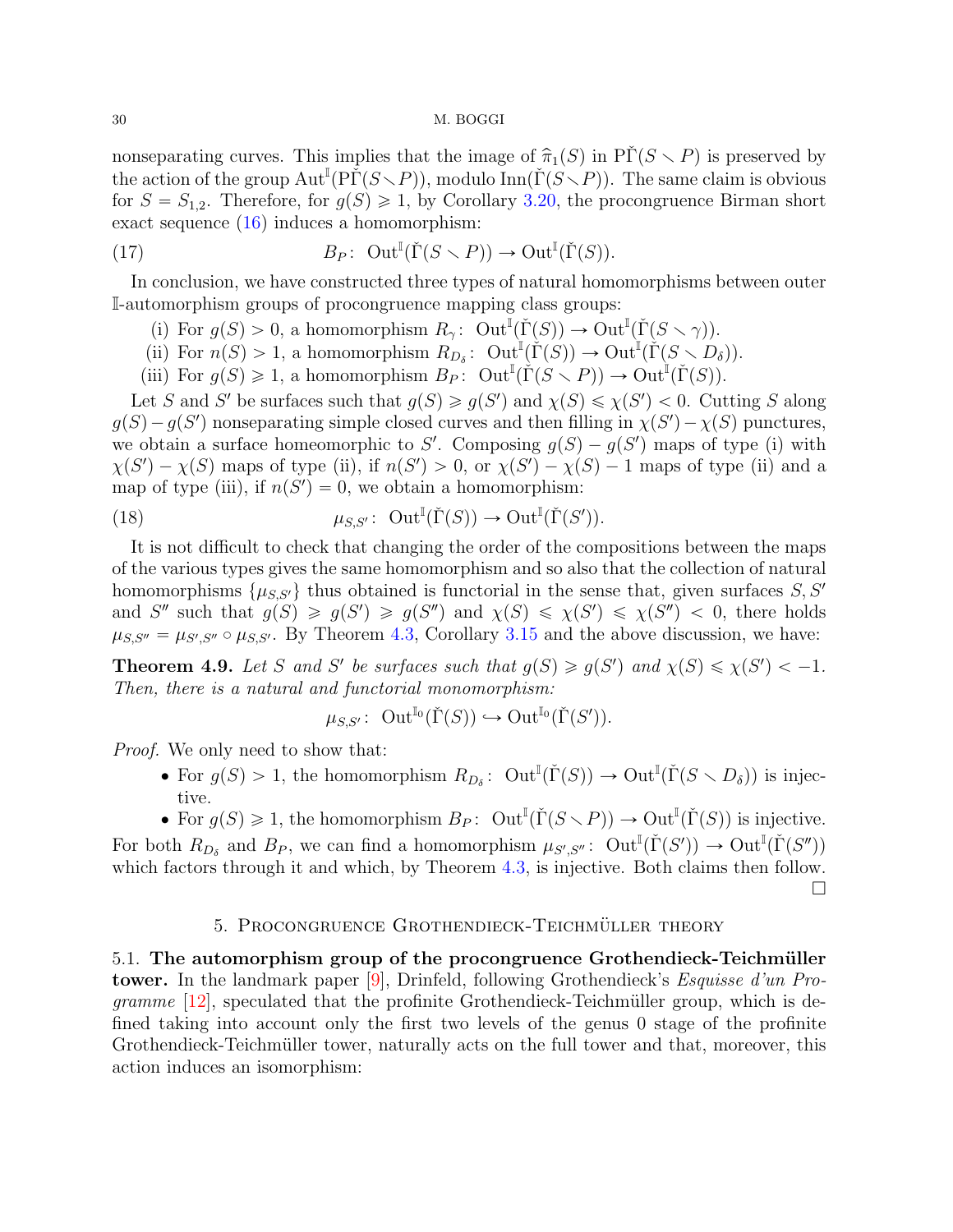nonseparating curves. This implies that the image of $\widehat{\pi}_1(S)$ in $\mathrm{P}\check{\Gamma}(S\smallsetminus P)$ is preserved by the action of the group $\mathrm{Aut}^{\mathbb{I}}(\mathrm{P}\check{\Gamma}(S\smallsetminus P))$, modulo $\mathrm{Inn}(\check{\Gamma}(S\smallsetminus P))$. The same claim is obvious for $S=S_{1,2}$. Therefore, for $g(S)\geqslant 1$, by Corollary 3.20, the procongruence Birman short exact sequence (16) induces a homomorphism:

$$B_P\colon\ \mathrm{Out}^{\mathbb{I}}(\check{\Gamma}(S\smallsetminus P))\to \mathrm{Out}^{\mathbb{I}}(\check{\Gamma}(S)). \tag{17}$$

In conclusion, we have constructed three types of natural homomorphisms between outer $\mathbb{I}$-automorphism groups of procongruence mapping class groups:

(i) For $g(S)>0$, a homomorphism $R_\gamma\colon\ \mathrm{Out}^{\mathbb{I}}(\check{\Gamma}(S))\to \mathrm{Out}^{\mathbb{I}}(\check{\Gamma}(S\smallsetminus\gamma))$.
(ii) For $n(S)>1$, a homomorphism $R_{D_\delta}\colon\ \mathrm{Out}^{\mathbb{I}}(\check{\Gamma}(S))\to \mathrm{Out}^{\mathbb{I}}(\check{\Gamma}(S\smallsetminus D_\delta))$.
(iii) For $g(S)\geqslant 1$, a homomorphism $B_P\colon\ \mathrm{Out}^{\mathbb{I}}(\check{\Gamma}(S\smallsetminus P))\to \mathrm{Out}^{\mathbb{I}}(\check{\Gamma}(S))$.

Let $S$ and $S'$ be surfaces such that $g(S)\geqslant g(S')$ and $\chi(S)\leqslant\chi(S')<0$. Cutting $S$ along $g(S)-g(S')$ nonseparating simple closed curves and then filling in $\chi(S')-\chi(S)$ punctures, we obtain a surface homeomorphic to $S'$. Composing $g(S)-g(S')$ maps of type (i) with $\chi(S')-\chi(S)$ maps of type (ii), if $n(S')>0$, or $\chi(S')-\chi(S)-1$ maps of type (ii) and a map of type (iii), if $n(S')=0$, we obtain a homomorphism:

$$\mu_{S,S'}\colon\ \mathrm{Out}^{\mathbb{I}}(\check{\Gamma}(S))\to \mathrm{Out}^{\mathbb{I}}(\check{\Gamma}(S')). \tag{18}$$

It is not difficult to check that changing the order of the compositions between the maps of the various types gives the same homomorphism and so also that the collection of natural homomorphisms $\{\mu_{S,S'}\}$ thus obtained is functorial in the sense that, given surfaces $S,S'$ and $S''$ such that $g(S)\geqslant g(S')\geqslant g(S'')$ and $\chi(S)\leqslant\chi(S')\leqslant\chi(S'')<0$, there holds $\mu_{S,S''}=\mu_{S',S''}\circ\mu_{S,S'}$. By Theorem 4.3, Corollary 3.15 and the above discussion, we have:

**Theorem 4.9.** *Let $S$ and $S'$ be surfaces such that $g(S)\geqslant g(S')$ and $\chi(S)\leqslant\chi(S')<-1$. Then, there is a natural and functorial monomorphism:*

$$\mu_{S,S'}\colon\ \mathrm{Out}^{\mathbb{I}_0}(\check{\Gamma}(S))\hookrightarrow \mathrm{Out}^{\mathbb{I}_0}(\check{\Gamma}(S')).$$

*Proof.* We only need to show that:

- For $g(S)>1$, the homomorphism $R_{D_\delta}\colon\ \mathrm{Out}^{\mathbb{I}}(\check{\Gamma}(S))\to \mathrm{Out}^{\mathbb{I}}(\check{\Gamma}(S\smallsetminus D_\delta))$ is injective.
- For $g(S)\geqslant 1$, the homomorphism $B_P\colon\ \mathrm{Out}^{\mathbb{I}}(\check{\Gamma}(S\smallsetminus P))\to \mathrm{Out}^{\mathbb{I}}(\check{\Gamma}(S))$ is injective.

For both $R_{D_\delta}$ and $B_P$, we can find a homomorphism $\mu_{S',S''}\colon\ \mathrm{Out}^{\mathbb{I}}(\check{\Gamma}(S'))\to \mathrm{Out}^{\mathbb{I}}(\check{\Gamma}(S''))$ which factors through it and which, by Theorem 4.3, is injective. Both claims then follow. □

## 5. Procongruence Grothendieck-Teichmüller theory

**5.1. The automorphism group of the procongruence Grothendieck-Teichmüller tower.** In the landmark paper [9], Drinfeld, following Grothendieck's *Esquisse d'un Programme* [12], speculated that the profinite Grothendieck-Teichmüller group, which is defined taking into account only the first two levels of the genus 0 stage of the profinite Grothendieck-Teichmüller tower, naturally acts on the full tower and that, moreover, this action induces an isomorphism: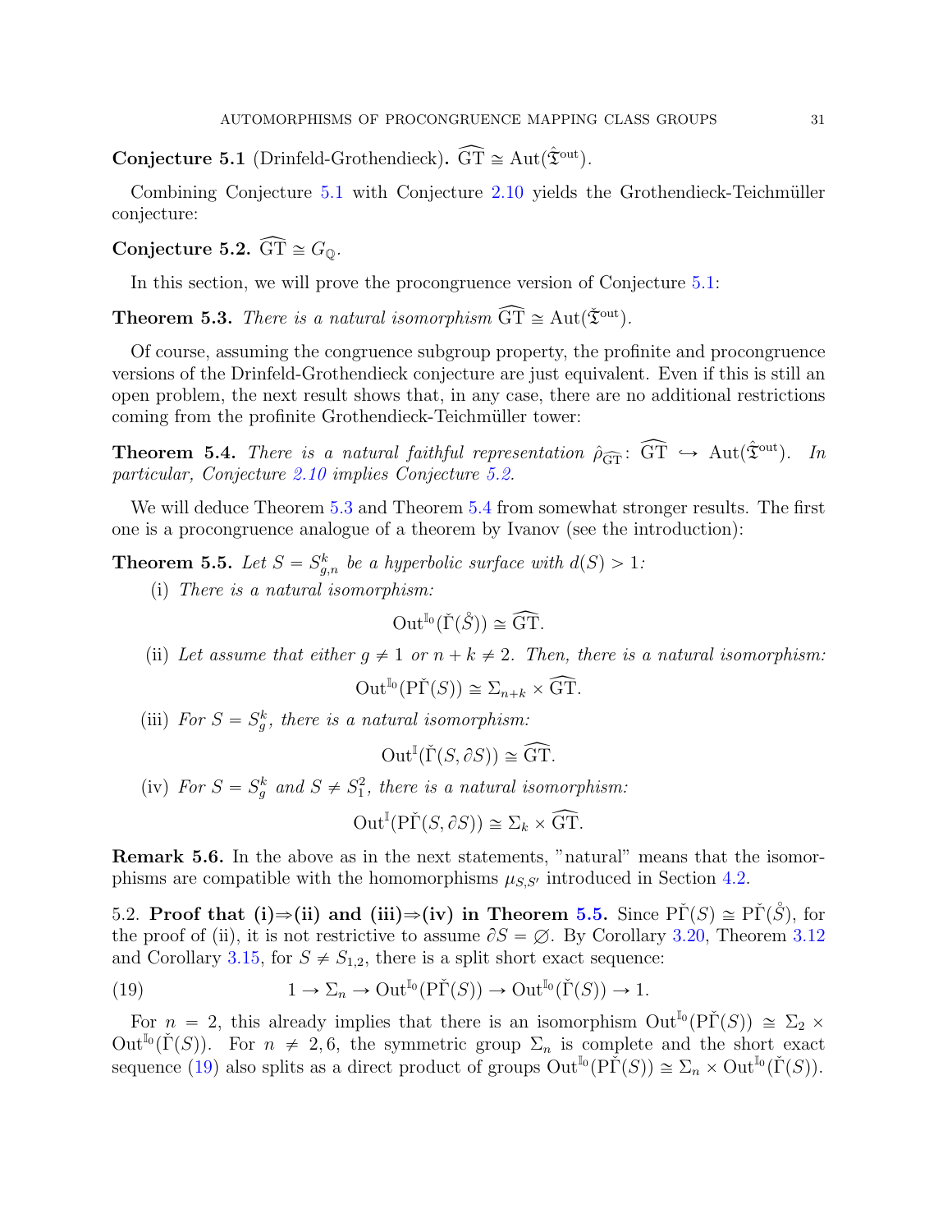**Conjecture 5.1** (Drinfeld-Grothendieck)**.** $\widehat{\mathrm{GT}} \cong \mathrm{Aut}(\hat{\mathfrak{T}}^{\mathrm{out}})$.

Combining Conjecture 5.1 with Conjecture 2.10 yields the Grothendieck-Teichmüller conjecture:

**Conjecture 5.2.** $\widehat{\mathrm{GT}} \cong G_{\mathbb{Q}}$.

In this section, we will prove the procongruence version of Conjecture 5.1:

**Theorem 5.3.** *There is a natural isomorphism* $\widehat{\mathrm{GT}} \cong \mathrm{Aut}(\check{\mathfrak{T}}^{\mathrm{out}})$.

Of course, assuming the congruence subgroup property, the profinite and procongruence versions of the Drinfeld-Grothendieck conjecture are just equivalent. Even if this is still an open problem, the next result shows that, in any case, there are no additional restrictions coming from the profinite Grothendieck-Teichmüller tower:

**Theorem 5.4.** *There is a natural faithful representation* $\hat{\rho}_{\widehat{\mathrm{GT}}}\colon \widehat{\mathrm{GT}} \hookrightarrow \mathrm{Aut}(\hat{\mathfrak{T}}^{\mathrm{out}})$. *In particular, Conjecture 2.10 implies Conjecture 5.2.*

We will deduce Theorem 5.3 and Theorem 5.4 from somewhat stronger results. The first one is a procongruence analogue of a theorem by Ivanov (see the introduction):

**Theorem 5.5.** *Let* $S = S_{g,n}^k$ *be a hyperbolic surface with* $d(S) > 1$*:*

(i) *There is a natural isomorphism:*
$$\mathrm{Out}^{\mathbb{I}_0}(\check{\Gamma}(\mathring{S})) \cong \widehat{\mathrm{GT}}.$$

(ii) *Let assume that either* $g \neq 1$ *or* $n + k \neq 2$*. Then, there is a natural isomorphism:*
$$\mathrm{Out}^{\mathbb{I}_0}(\mathrm{P}\check{\Gamma}(S)) \cong \Sigma_{n+k} \times \widehat{\mathrm{GT}}.$$

(iii) *For* $S = S_g^k$*, there is a natural isomorphism:*
$$\mathrm{Out}^{\mathbb{I}}(\check{\Gamma}(S, \partial S)) \cong \widehat{\mathrm{GT}}.$$

(iv) *For* $S = S_g^k$ *and* $S \neq S_1^2$*, there is a natural isomorphism:*
$$\mathrm{Out}^{\mathbb{I}}(\mathrm{P}\check{\Gamma}(S, \partial S)) \cong \Sigma_k \times \widehat{\mathrm{GT}}.$$

**Remark 5.6.** In the above as in the next statements, "natural" means that the isomorphisms are compatible with the homomorphisms $\mu_{S,S'}$ introduced in Section 4.2.

5.2. **Proof that (i)⇒(ii) and (iii)⇒(iv) in Theorem 5.5.** Since $\mathrm{P}\check{\Gamma}(S) \cong \mathrm{P}\check{\Gamma}(\mathring{S})$, for the proof of (ii), it is not restrictive to assume $\partial S = \emptyset$. By Corollary 3.20, Theorem 3.12 and Corollary 3.15, for $S \neq S_{1,2}$, there is a split short exact sequence:

$$1 \to \Sigma_n \to \mathrm{Out}^{\mathbb{I}_0}(\mathrm{P}\check{\Gamma}(S)) \to \mathrm{Out}^{\mathbb{I}_0}(\check{\Gamma}(S)) \to 1. \tag{19}$$

For $n = 2$, this already implies that there is an isomorphism $\mathrm{Out}^{\mathbb{I}_0}(\mathrm{P}\check{\Gamma}(S)) \cong \Sigma_2 \times \mathrm{Out}^{\mathbb{I}_0}(\check{\Gamma}(S))$. For $n \neq 2, 6$, the symmetric group $\Sigma_n$ is complete and the short exact sequence (19) also splits as a direct product of groups $\mathrm{Out}^{\mathbb{I}_0}(\mathrm{P}\check{\Gamma}(S)) \cong \Sigma_n \times \mathrm{Out}^{\mathbb{I}_0}(\check{\Gamma}(S))$.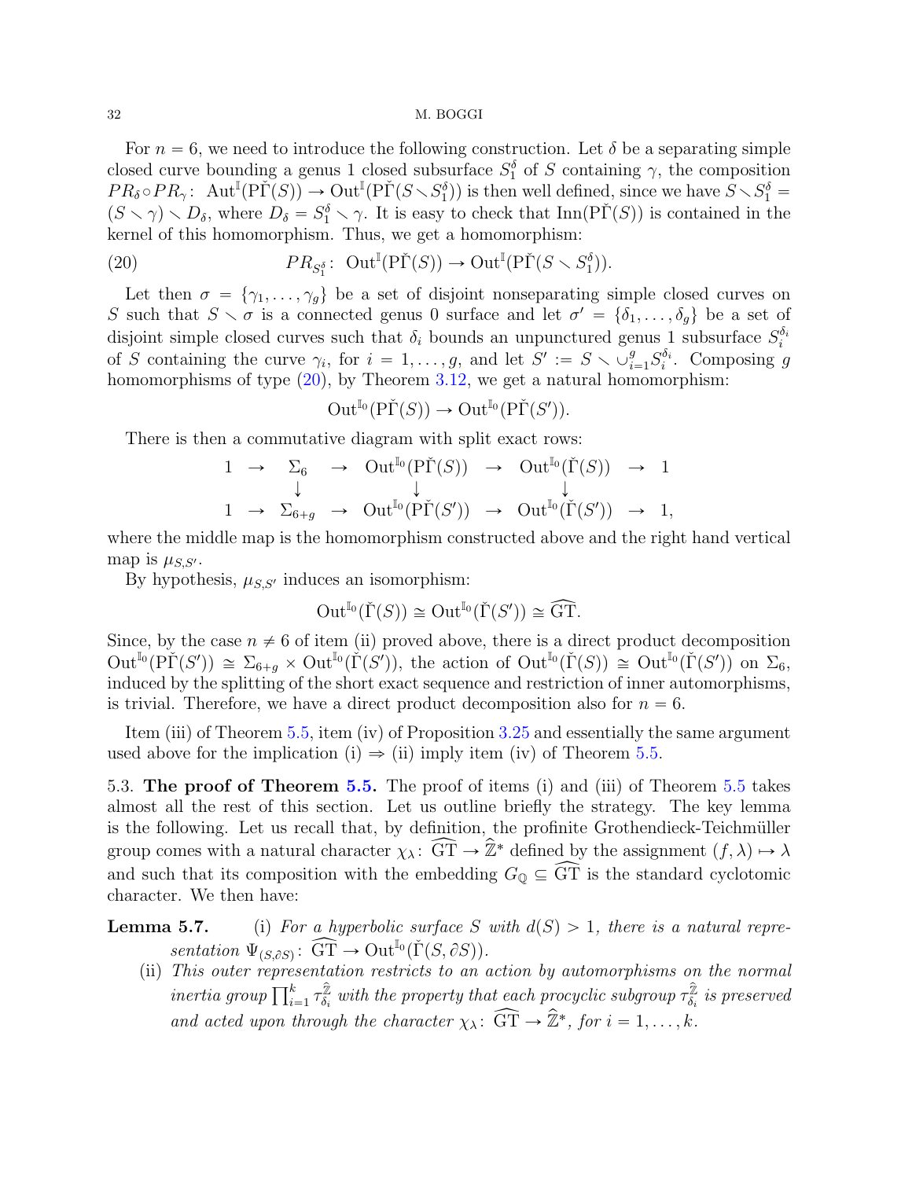For $n = 6$, we need to introduce the following construction. Let $\delta$ be a separating simple closed curve bounding a genus 1 closed subsurface $S_1^\delta$ of $S$ containing $\gamma$, the composition $PR_\delta \circ PR_\gamma\colon \operatorname{Aut}^{\mathbb{I}}(\mathrm{P}\check{\Gamma}(S)) \to \operatorname{Out}^{\mathbb{I}}(\mathrm{P}\check{\Gamma}(S \smallsetminus S_1^\delta))$ is then well defined, since we have $S \smallsetminus S_1^\delta = (S \smallsetminus \gamma) \smallsetminus D_\delta$, where $D_\delta = S_1^\delta \smallsetminus \gamma$. It is easy to check that $\operatorname{Inn}(\mathrm{P}\check{\Gamma}(S))$ is contained in the kernel of this homomorphism. Thus, we get a homomorphism:

$$PR_{S_1^\delta}\colon \operatorname{Out}^{\mathbb{I}}(\mathrm{P}\check{\Gamma}(S)) \to \operatorname{Out}^{\mathbb{I}}(\mathrm{P}\check{\Gamma}(S \smallsetminus S_1^\delta)). \tag{20}$$

Let then $\sigma = \{\gamma_1, \ldots, \gamma_g\}$ be a set of disjoint nonseparating simple closed curves on $S$ such that $S \smallsetminus \sigma$ is a connected genus 0 surface and let $\sigma' = \{\delta_1, \ldots, \delta_g\}$ be a set of disjoint simple closed curves such that $\delta_i$ bounds an unpunctured genus 1 subsurface $S_i^{\delta_i}$ of $S$ containing the curve $\gamma_i$, for $i = 1, \ldots, g$, and let $S' := S \smallsetminus \cup_{i=1}^g S_i^{\delta_i}$. Composing $g$ homomorphisms of type (20), by Theorem 3.12, we get a natural homomorphism:

$$\operatorname{Out}^{\mathbb{I}_0}(\mathrm{P}\check{\Gamma}(S)) \to \operatorname{Out}^{\mathbb{I}_0}(\mathrm{P}\check{\Gamma}(S')).$$

There is then a commutative diagram with split exact rows:

$$\begin{array}{ccccccccc}
1 & \to & \Sigma_6 & \to & \operatorname{Out}^{\mathbb{I}_0}(\mathrm{P}\check{\Gamma}(S)) & \to & \operatorname{Out}^{\mathbb{I}_0}(\check{\Gamma}(S)) & \to & 1 \\
 & & \downarrow & & \downarrow & & \downarrow & & \\
1 & \to & \Sigma_{6+g} & \to & \operatorname{Out}^{\mathbb{I}_0}(\mathrm{P}\check{\Gamma}(S')) & \to & \operatorname{Out}^{\mathbb{I}_0}(\check{\Gamma}(S')) & \to & 1,
\end{array}$$

where the middle map is the homomorphism constructed above and the right hand vertical map is $\mu_{S,S'}$.

By hypothesis, $\mu_{S,S'}$ induces an isomorphism:

$$\operatorname{Out}^{\mathbb{I}_0}(\check{\Gamma}(S)) \cong \operatorname{Out}^{\mathbb{I}_0}(\check{\Gamma}(S')) \cong \widehat{\mathrm{GT}}.$$

Since, by the case $n \neq 6$ of item (ii) proved above, there is a direct product decomposition $\operatorname{Out}^{\mathbb{I}_0}(\mathrm{P}\check{\Gamma}(S')) \cong \Sigma_{6+g} \times \operatorname{Out}^{\mathbb{I}_0}(\check{\Gamma}(S'))$, the action of $\operatorname{Out}^{\mathbb{I}_0}(\check{\Gamma}(S)) \cong \operatorname{Out}^{\mathbb{I}_0}(\check{\Gamma}(S'))$ on $\Sigma_6$, induced by the splitting of the short exact sequence and restriction of inner automorphisms, is trivial. Therefore, we have a direct product decomposition also for $n = 6$.

Item (iii) of Theorem 5.5, item (iv) of Proposition 3.25 and essentially the same argument used above for the implication (i) $\Rightarrow$ (ii) imply item (iv) of Theorem 5.5.

## 5.3. The proof of Theorem 5.5.

The proof of items (i) and (iii) of Theorem 5.5 takes almost all the rest of this section. Let us outline briefly the strategy. The key lemma is the following. Let us recall that, by definition, the profinite Grothendieck-Teichmüller group comes with a natural character $\chi_\lambda\colon \widehat{\mathrm{GT}} \to \widehat{\mathbb{Z}}^*$ defined by the assignment $(f, \lambda) \mapsto \lambda$ and such that its composition with the embedding $G_{\mathbb{Q}} \subseteq \widehat{\mathrm{GT}}$ is the standard cyclotomic character. We then have:

**Lemma 5.7.** (i) *For a hyperbolic surface $S$ with $d(S) > 1$, there is a natural representation $\Psi_{(S,\partial S)}\colon \widehat{\mathrm{GT}} \to \operatorname{Out}^{\mathbb{I}_0}(\check{\Gamma}(S, \partial S))$.*

(ii) *This outer representation restricts to an action by automorphisms on the normal inertia group $\prod_{i=1}^k \tau_{\delta_i}^{\widehat{\mathbb{Z}}}$ with the property that each procyclic subgroup $\tau_{\delta_i}^{\widehat{\mathbb{Z}}}$ is preserved and acted upon through the character $\chi_\lambda\colon \widehat{\mathrm{GT}} \to \widehat{\mathbb{Z}}^*$, for $i = 1, \ldots, k$.*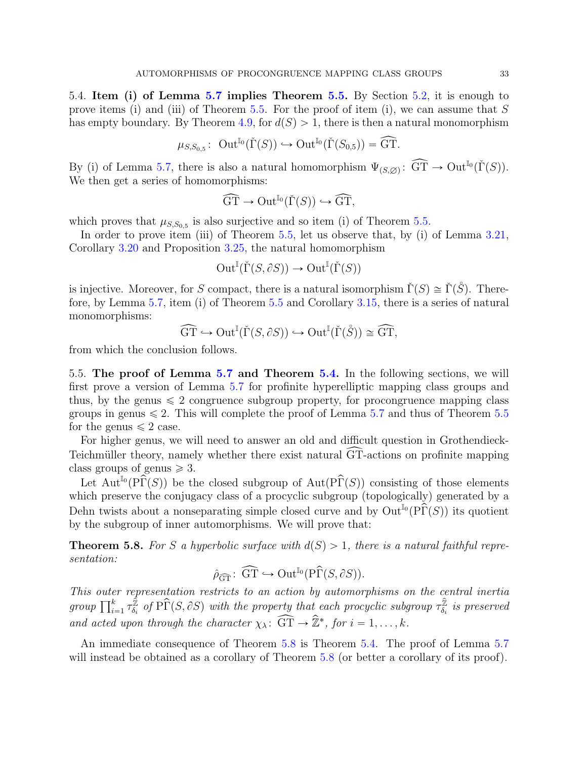5.4. **Item (i) of Lemma 5.7 implies Theorem 5.5.** By Section 5.2, it is enough to prove items (i) and (iii) of Theorem 5.5. For the proof of item (i), we can assume that $S$ has empty boundary. By Theorem 4.9, for $d(S) > 1$, there is then a natural monomorphism

$$\mu_{S,S_{0,5}}\colon \ \mathrm{Out}^{\mathbb{I}_0}(\check{\Gamma}(S)) \hookrightarrow \mathrm{Out}^{\mathbb{I}_0}(\check{\Gamma}(S_{0,5})) = \widehat{\mathrm{GT}}.$$

By (i) of Lemma 5.7, there is also a natural homomorphism $\Psi_{(S,\varnothing)}\colon \widehat{\mathrm{GT}} \to \mathrm{Out}^{\mathbb{I}_0}(\check{\Gamma}(S))$. We then get a series of homomorphisms:

$$\widehat{\mathrm{GT}} \to \mathrm{Out}^{\mathbb{I}_0}(\check{\Gamma}(S)) \hookrightarrow \widehat{\mathrm{GT}},$$

which proves that $\mu_{S,S_{0,5}}$ is also surjective and so item (i) of Theorem 5.5.

In order to prove item (iii) of Theorem 5.5, let us observe that, by (i) of Lemma 3.21, Corollary 3.20 and Proposition 3.25, the natural homomorphism

$$\mathrm{Out}^{\mathbb{I}}(\check{\Gamma}(S,\partial S)) \to \mathrm{Out}^{\mathbb{I}}(\check{\Gamma}(S))$$

is injective. Moreover, for $S$ compact, there is a natural isomorphism $\check{\Gamma}(S) \cong \check{\Gamma}(\mathring{S})$. Therefore, by Lemma 5.7, item (i) of Theorem 5.5 and Corollary 3.15, there is a series of natural monomorphisms:

$$\widehat{\mathrm{GT}} \hookrightarrow \mathrm{Out}^{\mathbb{I}}(\check{\Gamma}(S,\partial S)) \hookrightarrow \mathrm{Out}^{\mathbb{I}}(\check{\Gamma}(\mathring{S})) \cong \widehat{\mathrm{GT}},$$

from which the conclusion follows.

5.5. **The proof of Lemma 5.7 and Theorem 5.4.** In the following sections, we will first prove a version of Lemma 5.7 for profinite hyperelliptic mapping class groups and thus, by the genus $\leqslant 2$ congruence subgroup property, for procongruence mapping class groups in genus $\leqslant 2$. This will complete the proof of Lemma 5.7 and thus of Theorem 5.5 for the genus $\leqslant 2$ case.

For higher genus, we will need to answer an old and difficult question in Grothendieck-Teichmüller theory, namely whether there exist natural $\widehat{\mathrm{GT}}$-actions on profinite mapping class groups of genus $\geqslant 3$.

Let $\mathrm{Aut}^{\mathbb{I}_0}(\mathrm{P}\widehat{\Gamma}(S))$ be the closed subgroup of $\mathrm{Aut}(\mathrm{P}\widehat{\Gamma}(S))$ consisting of those elements which preserve the conjugacy class of a procyclic subgroup (topologically) generated by a Dehn twists about a nonseparating simple closed curve and by $\mathrm{Out}^{\mathbb{I}_0}(\mathrm{P}\widehat{\Gamma}(S))$ its quotient by the subgroup of inner automorphisms. We will prove that:

**Theorem 5.8.** *For $S$ a hyperbolic surface with $d(S) > 1$, there is a natural faithful representation:*

$$\hat{\rho}_{\widehat{\mathrm{GT}}}\colon \ \widehat{\mathrm{GT}} \hookrightarrow \mathrm{Out}^{\mathbb{I}_0}(\mathrm{P}\widehat{\Gamma}(S,\partial S)).$$

*This outer representation restricts to an action by automorphisms on the central inertia group $\prod_{i=1}^{k}\tau_{\delta_i}^{\widehat{\mathbb{Z}}}$ of $\mathrm{P}\widehat{\Gamma}(S,\partial S)$ with the property that each procyclic subgroup $\tau_{\delta_i}^{\widehat{\mathbb{Z}}}$ is preserved and acted upon through the character $\chi_\lambda\colon \widehat{\mathrm{GT}} \to \widehat{\mathbb{Z}}^*$, for $i = 1, \ldots, k$.*

An immediate consequence of Theorem 5.8 is Theorem 5.4. The proof of Lemma 5.7 will instead be obtained as a corollary of Theorem 5.8 (or better a corollary of its proof).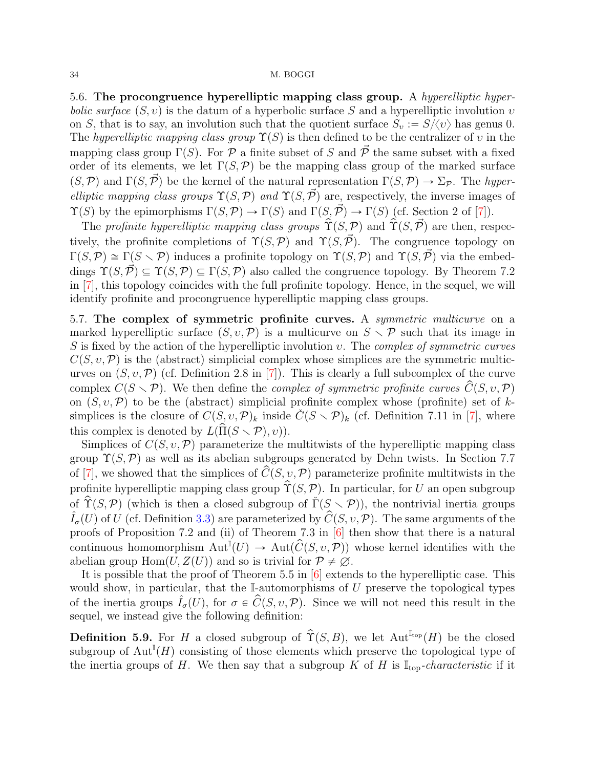5.6. **The procongruence hyperelliptic mapping class group.** A *hyperelliptic hyperbolic surface* $(S, \upsilon)$ is the datum of a hyperbolic surface $S$ and a hyperelliptic involution $\upsilon$ on $S$, that is to say, an involution such that the quotient surface $S_\upsilon := S/\langle\upsilon\rangle$ has genus 0. The *hyperelliptic mapping class group* $\Upsilon(S)$ is then defined to be the centralizer of $\upsilon$ in the mapping class group $\Gamma(S)$. For $\mathcal{P}$ a finite subset of $S$ and $\vec{\mathcal{P}}$ the same subset with a fixed order of its elements, we let $\Gamma(S, \mathcal{P})$ be the mapping class group of the marked surface $(S, \mathcal{P})$ and $\Gamma(S, \vec{\mathcal{P}})$ be the kernel of the natural representation $\Gamma(S, \mathcal{P}) \to \Sigma_{\mathcal{P}}$. The *hyperelliptic mapping class groups* $\Upsilon(S, \mathcal{P})$ *and* $\Upsilon(S, \vec{\mathcal{P}})$ are, respectively, the inverse images of $\Upsilon(S)$ by the epimorphisms $\Gamma(S, \mathcal{P}) \to \Gamma(S)$ and $\Gamma(S, \vec{\mathcal{P}}) \to \Gamma(S)$ (cf. Section 2 of [7]).

The *profinite hyperelliptic mapping class groups* $\widehat{\Upsilon}(S, \mathcal{P})$ and $\widehat{\Upsilon}(S, \vec{\mathcal{P}})$ are then, respectively, the profinite completions of $\Upsilon(S, \mathcal{P})$ and $\Upsilon(S, \vec{\mathcal{P}})$. The congruence topology on $\Gamma(S, \mathcal{P}) \cong \Gamma(S \smallsetminus \mathcal{P})$ induces a profinite topology on $\Upsilon(S, \mathcal{P})$ and $\Upsilon(S, \vec{\mathcal{P}})$ via the embeddings $\Upsilon(S, \vec{\mathcal{P}}) \subseteq \Upsilon(S, \mathcal{P}) \subseteq \Gamma(S, \mathcal{P})$ also called the congruence topology. By Theorem 7.2 in [7], this topology coincides with the full profinite topology. Hence, in the sequel, we will identify profinite and procongruence hyperelliptic mapping class groups.

5.7. **The complex of symmetric profinite curves.** A *symmetric multicurve* on a marked hyperelliptic surface $(S, \upsilon, \mathcal{P})$ is a multicurve on $S \smallsetminus \mathcal{P}$ such that its image in $S$ is fixed by the action of the hyperelliptic involution $\upsilon$. The *complex of symmetric curves* $C(S, \upsilon, \mathcal{P})$ is the (abstract) simplicial complex whose simplices are the symmetric multicurves on $(S, \upsilon, \mathcal{P})$ (cf. Definition 2.8 in [7]). This is clearly a full subcomplex of the curve complex $C(S \smallsetminus \mathcal{P})$. We then define the *complex of symmetric profinite curves* $\widehat{C}(S, \upsilon, \mathcal{P})$ on $(S, \upsilon, \mathcal{P})$ to be the (abstract) simplicial profinite complex whose (profinite) set of $k$-simplices is the closure of $C(S, \upsilon, \mathcal{P})_k$ inside $\check{C}(S \smallsetminus \mathcal{P})_k$ (cf. Definition 7.11 in [7], where this complex is denoted by $L(\widehat{\Pi}(S \smallsetminus \mathcal{P}), \upsilon)$).

Simplices of $C(S, \upsilon, \mathcal{P})$ parameterize the multitwists of the hyperelliptic mapping class group $\Upsilon(S, \mathcal{P})$ as well as its abelian subgroups generated by Dehn twists. In Section 7.7 of [7], we showed that the simplices of $\widehat{C}(S, \upsilon, \mathcal{P})$ parameterize profinite multitwists in the profinite hyperelliptic mapping class group $\widehat{\Upsilon}(S, \mathcal{P})$. In particular, for $U$ an open subgroup of $\widehat{\Upsilon}(S, \mathcal{P})$ (which is then a closed subgroup of $\check{\Gamma}(S \smallsetminus \mathcal{P})$), the nontrivial inertia groups $\hat{I}_\sigma(U)$ of $U$ (cf. Definition 3.3) are parameterized by $\widehat{C}(S, \upsilon, \mathcal{P})$. The same arguments of the proofs of Proposition 7.2 and (ii) of Theorem 7.3 in [6] then show that there is a natural continuous homomorphism $\mathrm{Aut}^{\mathbb{I}}(U) \to \mathrm{Aut}(\widehat{C}(S, \upsilon, \mathcal{P}))$ whose kernel identifies with the abelian group $\mathrm{Hom}(U, Z(U))$ and so is trivial for $\mathcal{P} \neq \varnothing$.

It is possible that the proof of Theorem 5.5 in [6] extends to the hyperelliptic case. This would show, in particular, that the $\mathbb{I}$-automorphisms of $U$ preserve the topological types of the inertia groups $\hat{I}_\sigma(U)$, for $\sigma \in \widehat{C}(S, \upsilon, \mathcal{P})$. Since we will not need this result in the sequel, we instead give the following definition:

**Definition 5.9.** For $H$ a closed subgroup of $\widehat{\Upsilon}(S, B)$, we let $\mathrm{Aut}^{\mathbb{I}_{\mathrm{top}}}(H)$ be the closed subgroup of $\mathrm{Aut}^{\mathbb{I}}(H)$ consisting of those elements which preserve the topological type of the inertia groups of $H$. We then say that a subgroup $K$ of $H$ is $\mathbb{I}_{\mathrm{top}}$-*characteristic* if it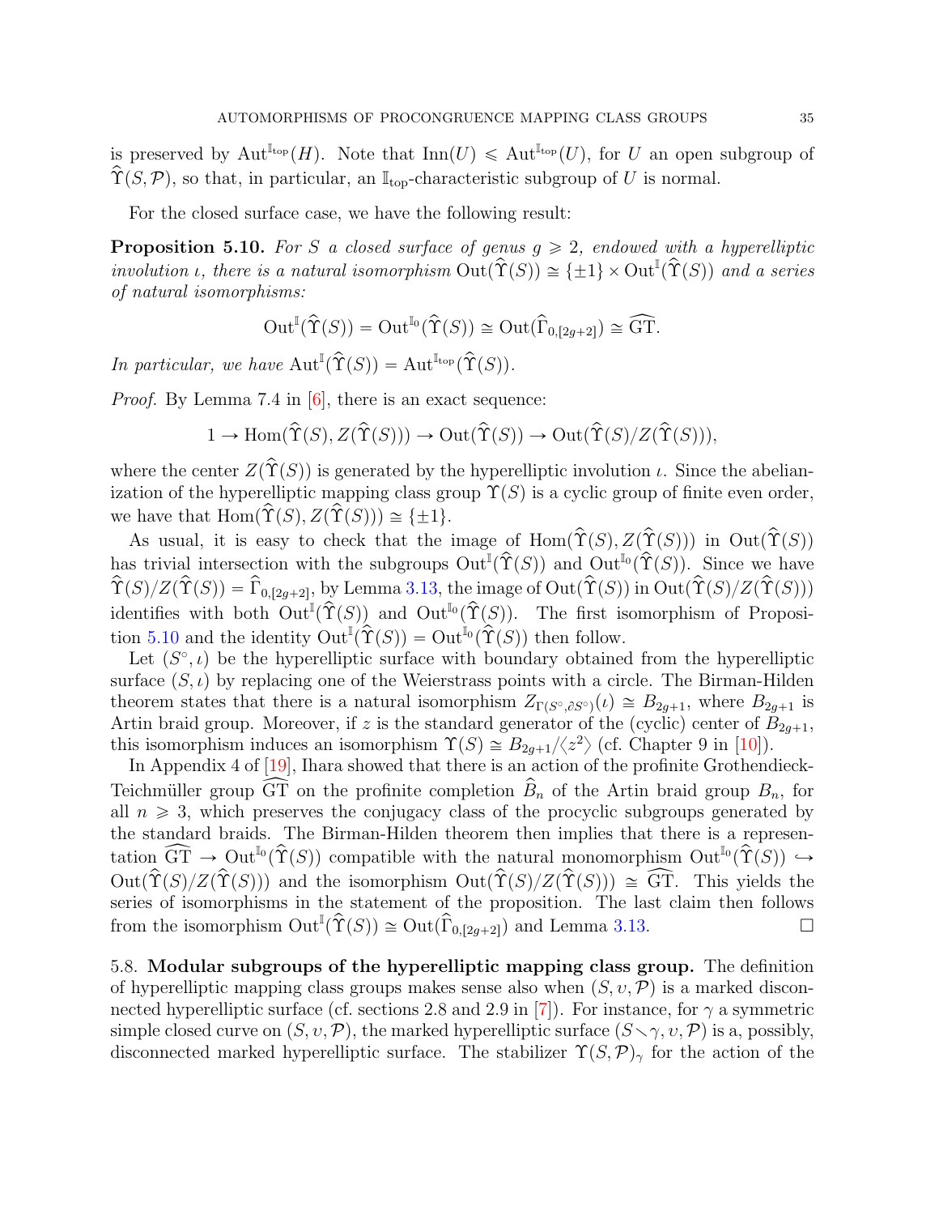is preserved by $\mathrm{Aut}^{\mathbb{I}_{\mathrm{top}}}(H)$. Note that $\mathrm{Inn}(U) \leqslant \mathrm{Aut}^{\mathbb{I}_{\mathrm{top}}}(U)$, for $U$ an open subgroup of $\widehat{\Upsilon}(S,\mathcal{P})$, so that, in particular, an $\mathbb{I}_{\mathrm{top}}$-characteristic subgroup of $U$ is normal.

For the closed surface case, we have the following result:

**Proposition 5.10.** *For $S$ a closed surface of genus $g \geqslant 2$, endowed with a hyperelliptic involution $\iota$, there is a natural isomorphism $\mathrm{Out}(\widehat{\Upsilon}(S)) \cong \{\pm 1\} \times \mathrm{Out}^{\mathbb{I}}(\widehat{\Upsilon}(S))$ and a series of natural isomorphisms:*

$$\mathrm{Out}^{\mathbb{I}}(\widehat{\Upsilon}(S)) = \mathrm{Out}^{\mathbb{I}_0}(\widehat{\Upsilon}(S)) \cong \mathrm{Out}(\widehat{\Gamma}_{0,[2g+2]}) \cong \widehat{\mathrm{GT}}.$$

*In particular, we have $\mathrm{Aut}^{\mathbb{I}}(\widehat{\Upsilon}(S)) = \mathrm{Aut}^{\mathbb{I}_{\mathrm{top}}}(\widehat{\Upsilon}(S))$.*

*Proof.* By Lemma 7.4 in [6], there is an exact sequence:

$$1 \to \mathrm{Hom}(\widehat{\Upsilon}(S), Z(\widehat{\Upsilon}(S))) \to \mathrm{Out}(\widehat{\Upsilon}(S)) \to \mathrm{Out}(\widehat{\Upsilon}(S)/Z(\widehat{\Upsilon}(S))),$$

where the center $Z(\widehat{\Upsilon}(S))$ is generated by the hyperelliptic involution $\iota$. Since the abelianization of the hyperelliptic mapping class group $\Upsilon(S)$ is a cyclic group of finite even order, we have that $\mathrm{Hom}(\widehat{\Upsilon}(S), Z(\widehat{\Upsilon}(S))) \cong \{\pm 1\}$.

As usual, it is easy to check that the image of $\mathrm{Hom}(\widehat{\Upsilon}(S), Z(\widehat{\Upsilon}(S)))$ in $\mathrm{Out}(\widehat{\Upsilon}(S))$ has trivial intersection with the subgroups $\mathrm{Out}^{\mathbb{I}}(\widehat{\Upsilon}(S))$ and $\mathrm{Out}^{\mathbb{I}_0}(\widehat{\Upsilon}(S))$. Since we have $\widehat{\Upsilon}(S)/Z(\widehat{\Upsilon}(S)) = \widehat{\Gamma}_{0,[2g+2]}$, by Lemma 3.13, the image of $\mathrm{Out}(\widehat{\Upsilon}(S))$ in $\mathrm{Out}(\widehat{\Upsilon}(S)/Z(\widehat{\Upsilon}(S)))$ identifies with both $\mathrm{Out}^{\mathbb{I}}(\widehat{\Upsilon}(S))$ and $\mathrm{Out}^{\mathbb{I}_0}(\widehat{\Upsilon}(S))$. The first isomorphism of Proposition 5.10 and the identity $\mathrm{Out}^{\mathbb{I}}(\widehat{\Upsilon}(S)) = \mathrm{Out}^{\mathbb{I}_0}(\widehat{\Upsilon}(S))$ then follow.

Let $(S^\circ, \iota)$ be the hyperelliptic surface with boundary obtained from the hyperelliptic surface $(S,\iota)$ by replacing one of the Weierstrass points with a circle. The Birman-Hilden theorem states that there is a natural isomorphism $Z_{\Gamma(S^\circ,\partial S^\circ)}(\iota) \cong B_{2g+1}$, where $B_{2g+1}$ is Artin braid group. Moreover, if $z$ is the standard generator of the (cyclic) center of $B_{2g+1}$, this isomorphism induces an isomorphism $\Upsilon(S) \cong B_{2g+1}/\langle z^2 \rangle$ (cf. Chapter 9 in [10]).

In Appendix 4 of [19], Ihara showed that there is an action of the profinite Grothendieck-Teichmüller group $\widehat{\mathrm{GT}}$ on the profinite completion $\widehat{B}_n$ of the Artin braid group $B_n$, for all $n \geqslant 3$, which preserves the conjugacy class of the procyclic subgroups generated by the standard braids. The Birman-Hilden theorem then implies that there is a representation $\widehat{\mathrm{GT}} \to \mathrm{Out}^{\mathbb{I}_0}(\widehat{\Upsilon}(S))$ compatible with the natural monomorphism $\mathrm{Out}^{\mathbb{I}_0}(\widehat{\Upsilon}(S)) \hookrightarrow \mathrm{Out}(\widehat{\Upsilon}(S)/Z(\widehat{\Upsilon}(S)))$ and the isomorphism $\mathrm{Out}(\widehat{\Upsilon}(S)/Z(\widehat{\Upsilon}(S))) \cong \widehat{\mathrm{GT}}$. This yields the series of isomorphisms in the statement of the proposition. The last claim then follows from the isomorphism $\mathrm{Out}^{\mathbb{I}}(\widehat{\Upsilon}(S)) \cong \mathrm{Out}(\widehat{\Gamma}_{0,[2g+2]})$ and Lemma 3.13. $\square$

5.8. **Modular subgroups of the hyperelliptic mapping class group.** The definition of hyperelliptic mapping class groups makes sense also when $(S, \upsilon, \mathcal{P})$ is a marked disconnected hyperelliptic surface (cf. sections 2.8 and 2.9 in [7]). For instance, for $\gamma$ a symmetric simple closed curve on $(S, \upsilon, \mathcal{P})$, the marked hyperelliptic surface $(S \smallsetminus \gamma, \upsilon, \mathcal{P})$ is a, possibly, disconnected marked hyperelliptic surface. The stabilizer $\Upsilon(S,\mathcal{P})_\gamma$ for the action of the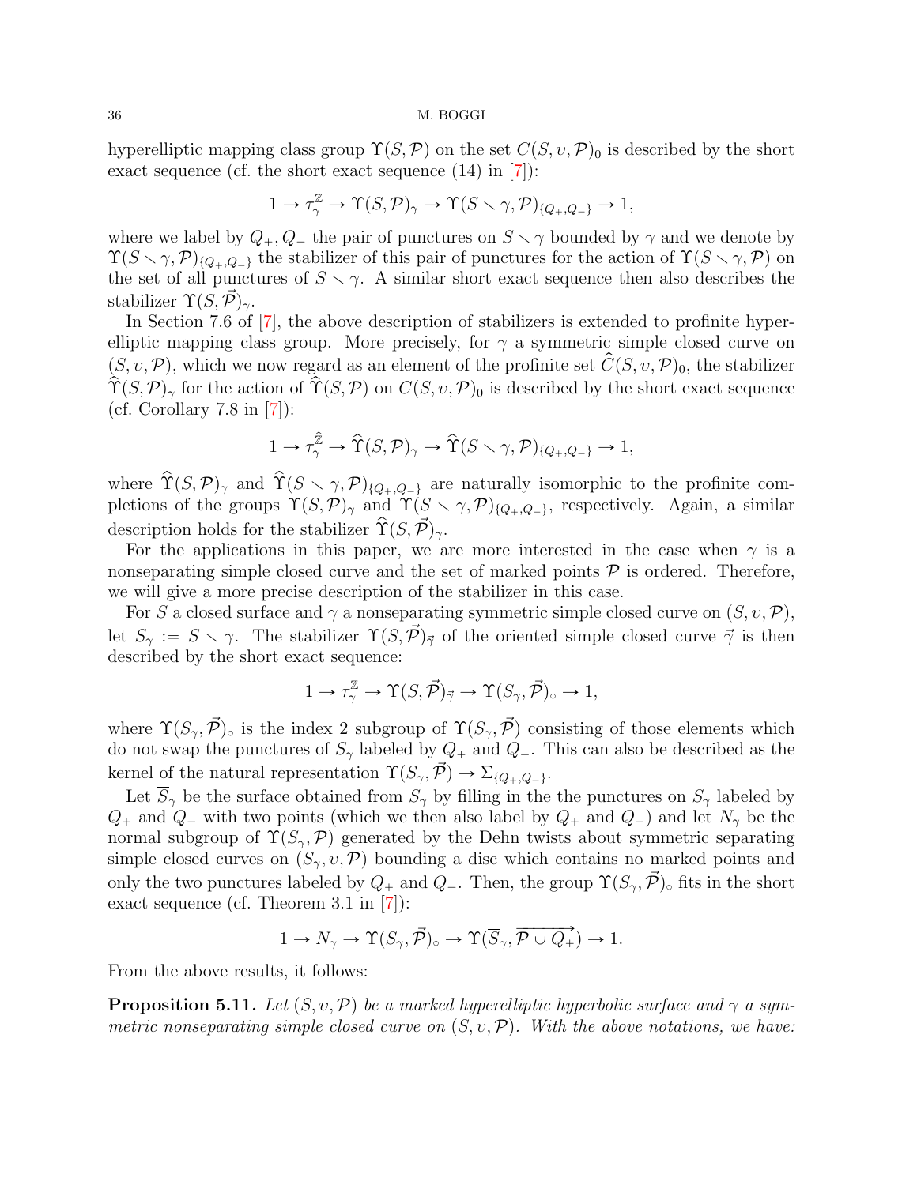hyperelliptic mapping class group $\Upsilon(S,\mathcal{P})$ on the set $C(S,\upsilon,\mathcal{P})_0$ is described by the short exact sequence (cf. the short exact sequence (14) in [7]):

$$1 \to \tau_\gamma^{\mathbb{Z}} \to \Upsilon(S,\mathcal{P})_\gamma \to \Upsilon(S\smallsetminus\gamma,\mathcal{P})_{\{Q_+,Q_-\}} \to 1,$$

where we label by $Q_+, Q_-$ the pair of punctures on $S\smallsetminus\gamma$ bounded by $\gamma$ and we denote by $\Upsilon(S\smallsetminus\gamma,\mathcal{P})_{\{Q_+,Q_-\}}$ the stabilizer of this pair of punctures for the action of $\Upsilon(S\smallsetminus\gamma,\mathcal{P})$ on the set of all punctures of $S\smallsetminus\gamma$. A similar short exact sequence then also describes the stabilizer $\Upsilon(S,\vec{\mathcal{P}})_\gamma$.

In Section 7.6 of [7], the above description of stabilizers is extended to profinite hyperelliptic mapping class group. More precisely, for $\gamma$ a symmetric simple closed curve on $(S,\upsilon,\mathcal{P})$, which we now regard as an element of the profinite set $\widehat{C}(S,\upsilon,\mathcal{P})_0$, the stabilizer $\widehat{\Upsilon}(S,\mathcal{P})_\gamma$ for the action of $\widehat{\Upsilon}(S,\mathcal{P})$ on $C(S,\upsilon,\mathcal{P})_0$ is described by the short exact sequence (cf. Corollary 7.8 in [7]):

$$1 \to \tau_\gamma^{\hat{\mathbb{Z}}} \to \widehat{\Upsilon}(S,\mathcal{P})_\gamma \to \widehat{\Upsilon}(S\smallsetminus\gamma,\mathcal{P})_{\{Q_+,Q_-\}} \to 1,$$

where $\widehat{\Upsilon}(S,\mathcal{P})_\gamma$ and $\widehat{\Upsilon}(S\smallsetminus\gamma,\mathcal{P})_{\{Q_+,Q_-\}}$ are naturally isomorphic to the profinite completions of the groups $\Upsilon(S,\mathcal{P})_\gamma$ and $\Upsilon(S\smallsetminus\gamma,\mathcal{P})_{\{Q_+,Q_-\}}$, respectively. Again, a similar description holds for the stabilizer $\widehat{\Upsilon}(S,\vec{\mathcal{P}})_\gamma$.

For the applications in this paper, we are more interested in the case when $\gamma$ is a nonseparating simple closed curve and the set of marked points $\mathcal{P}$ is ordered. Therefore, we will give a more precise description of the stabilizer in this case.

For $S$ a closed surface and $\gamma$ a nonseparating symmetric simple closed curve on $(S,\upsilon,\mathcal{P})$, let $S_\gamma := S\smallsetminus\gamma$. The stabilizer $\Upsilon(S,\vec{\mathcal{P}})_{\vec{\gamma}}$ of the oriented simple closed curve $\vec{\gamma}$ is then described by the short exact sequence:

$$1 \to \tau_\gamma^{\mathbb{Z}} \to \Upsilon(S,\vec{\mathcal{P}})_{\vec{\gamma}} \to \Upsilon(S_\gamma,\vec{\mathcal{P}})_\circ \to 1,$$

where $\Upsilon(S_\gamma,\vec{\mathcal{P}})_\circ$ is the index 2 subgroup of $\Upsilon(S_\gamma,\vec{\mathcal{P}})$ consisting of those elements which do not swap the punctures of $S_\gamma$ labeled by $Q_+$ and $Q_-$. This can also be described as the kernel of the natural representation $\Upsilon(S_\gamma,\vec{\mathcal{P}}) \to \Sigma_{\{Q_+,Q_-\}}$.

Let $\overline{S}_\gamma$ be the surface obtained from $S_\gamma$ by filling in the the punctures on $S_\gamma$ labeled by $Q_+$ and $Q_-$ with two points (which we then also label by $Q_+$ and $Q_-$) and let $N_\gamma$ be the normal subgroup of $\Upsilon(S_\gamma,\mathcal{P})$ generated by the Dehn twists about symmetric separating simple closed curves on $(S_\gamma,\upsilon,\mathcal{P})$ bounding a disc which contains no marked points and only the two punctures labeled by $Q_+$ and $Q_-$. Then, the group $\Upsilon(S_\gamma,\vec{\mathcal{P}})_\circ$ fits in the short exact sequence (cf. Theorem 3.1 in [7]):

$$1 \to N_\gamma \to \Upsilon(S_\gamma,\vec{\mathcal{P}})_\circ \to \Upsilon(\overline{S}_\gamma,\overrightarrow{\mathcal{P}\cup Q_+}) \to 1.$$

From the above results, it follows:

**Proposition 5.11.** *Let $(S,\upsilon,\mathcal{P})$ be a marked hyperelliptic hyperbolic surface and $\gamma$ a symmetric nonseparating simple closed curve on $(S,\upsilon,\mathcal{P})$. With the above notations, we have:*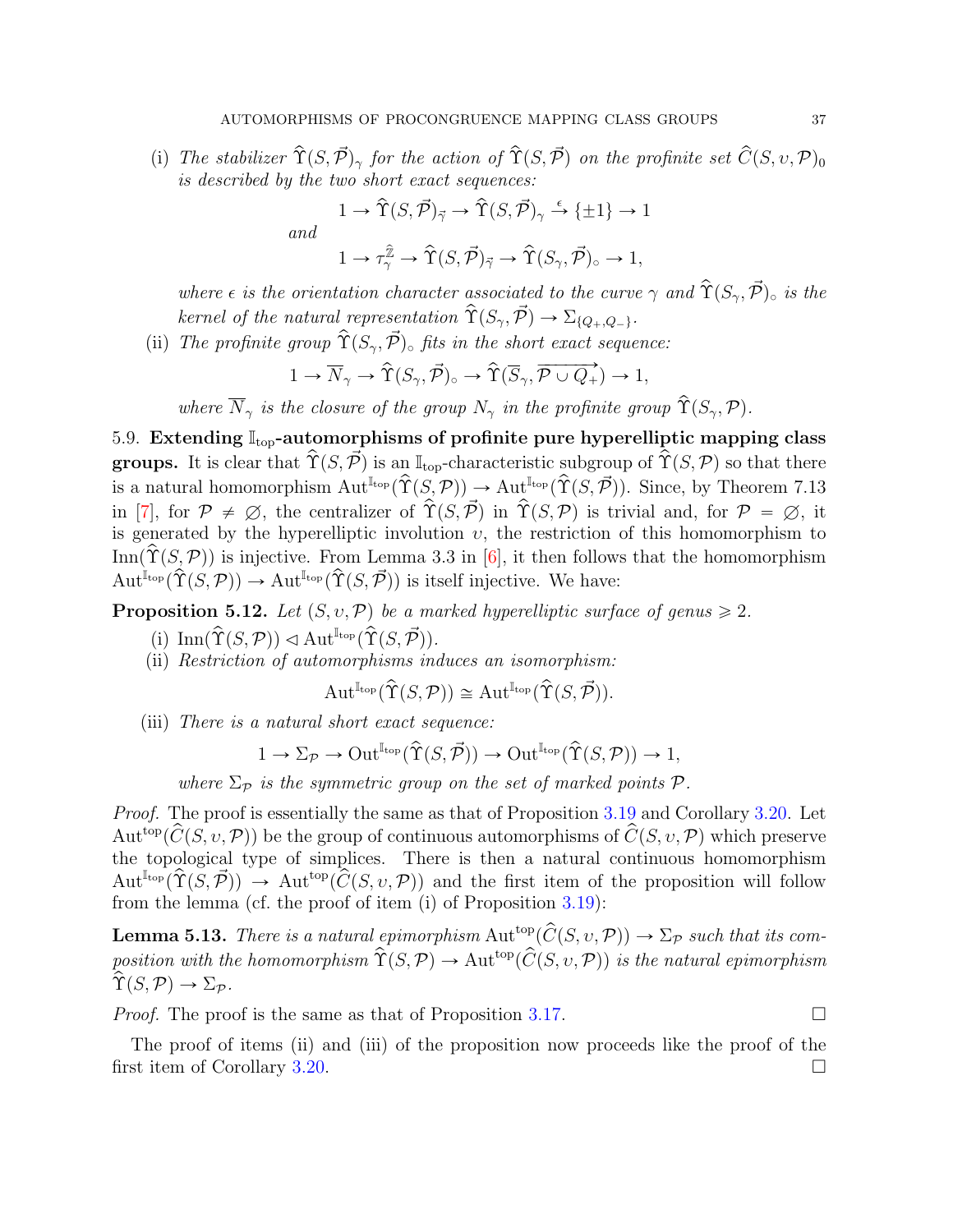(i) *The stabilizer* $\widehat{\Upsilon}(S,\vec{\mathcal{P}})_\gamma$ *for the action of* $\widehat{\Upsilon}(S,\vec{\mathcal{P}})$ *on the profinite set* $\widehat{C}(S,\upsilon,\mathcal{P})_0$ *is described by the two short exact sequences:*

$$1 \to \widehat{\Upsilon}(S,\vec{\mathcal{P}})_{\vec{\gamma}} \to \widehat{\Upsilon}(S,\vec{\mathcal{P}})_\gamma \xrightarrow{\epsilon} \{\pm 1\} \to 1$$

*and*

$$1 \to \tau_\gamma^{\widehat{\mathbb{Z}}} \to \widehat{\Upsilon}(S,\vec{\mathcal{P}})_{\vec{\gamma}} \to \widehat{\Upsilon}(S_\gamma,\vec{\mathcal{P}})_\circ \to 1,$$

*where* $\epsilon$ *is the orientation character associated to the curve* $\gamma$ *and* $\widehat{\Upsilon}(S_\gamma,\vec{\mathcal{P}})_\circ$ *is the kernel of the natural representation* $\widehat{\Upsilon}(S_\gamma,\vec{\mathcal{P}}) \to \Sigma_{\{Q_+,Q_-\}}$.

(ii) *The profinite group* $\widehat{\Upsilon}(S_\gamma,\vec{\mathcal{P}})_\circ$ *fits in the short exact sequence:*

$$1 \to \overline{N}_\gamma \to \widehat{\Upsilon}(S_\gamma,\vec{\mathcal{P}})_\circ \to \widehat{\Upsilon}(\overline{S}_\gamma,\overrightarrow{\mathcal{P}\cup Q_+}) \to 1,$$

*where* $\overline{N}_\gamma$ *is the closure of the group* $N_\gamma$ *in the profinite group* $\widehat{\Upsilon}(S_\gamma,\mathcal{P})$.

5.9. **Extending $\mathbb{I}_{\mathrm{top}}$-automorphisms of profinite pure hyperelliptic mapping class groups.** It is clear that $\widehat{\Upsilon}(S,\vec{\mathcal{P}})$ is an $\mathbb{I}_{\mathrm{top}}$-characteristic subgroup of $\widehat{\Upsilon}(S,\mathcal{P})$ so that there is a natural homomorphism $\mathrm{Aut}^{\mathbb{I}_{\mathrm{top}}}(\widehat{\Upsilon}(S,\mathcal{P})) \to \mathrm{Aut}^{\mathbb{I}_{\mathrm{top}}}(\widehat{\Upsilon}(S,\vec{\mathcal{P}}))$. Since, by Theorem 7.13 in [7], for $\mathcal{P} \neq \varnothing$, the centralizer of $\widehat{\Upsilon}(S,\vec{\mathcal{P}})$ in $\widehat{\Upsilon}(S,\mathcal{P})$ is trivial and, for $\mathcal{P} = \varnothing$, it is generated by the hyperelliptic involution $\upsilon$, the restriction of this homomorphism to $\mathrm{Inn}(\widehat{\Upsilon}(S,\mathcal{P}))$ is injective. From Lemma 3.3 in [6], it then follows that the homomorphism $\mathrm{Aut}^{\mathbb{I}_{\mathrm{top}}}(\widehat{\Upsilon}(S,\mathcal{P})) \to \mathrm{Aut}^{\mathbb{I}_{\mathrm{top}}}(\widehat{\Upsilon}(S,\vec{\mathcal{P}}))$ is itself injective. We have:

**Proposition 5.12.** *Let* $(S,\upsilon,\mathcal{P})$ *be a marked hyperelliptic surface of genus* $\geqslant 2$.

(i) $\mathrm{Inn}(\widehat{\Upsilon}(S,\mathcal{P})) \lhd \mathrm{Aut}^{\mathbb{I}_{\mathrm{top}}}(\widehat{\Upsilon}(S,\vec{\mathcal{P}}))$.

(ii) *Restriction of automorphisms induces an isomorphism:*

$$\mathrm{Aut}^{\mathbb{I}_{\mathrm{top}}}(\widehat{\Upsilon}(S,\mathcal{P})) \cong \mathrm{Aut}^{\mathbb{I}_{\mathrm{top}}}(\widehat{\Upsilon}(S,\vec{\mathcal{P}})).$$

(iii) *There is a natural short exact sequence:*

$$1 \to \Sigma_{\mathcal{P}} \to \mathrm{Out}^{\mathbb{I}_{\mathrm{top}}}(\widehat{\Upsilon}(S,\vec{\mathcal{P}})) \to \mathrm{Out}^{\mathbb{I}_{\mathrm{top}}}(\widehat{\Upsilon}(S,\mathcal{P})) \to 1,$$

*where* $\Sigma_{\mathcal{P}}$ *is the symmetric group on the set of marked points* $\mathcal{P}$.

*Proof.* The proof is essentially the same as that of Proposition 3.19 and Corollary 3.20. Let $\mathrm{Aut}^{\mathrm{top}}(\widehat{C}(S,\upsilon,\mathcal{P}))$ be the group of continuous automorphisms of $\widehat{C}(S,\upsilon,\mathcal{P})$ which preserve the topological type of simplices. There is then a natural continuous homomorphism $\mathrm{Aut}^{\mathbb{I}_{\mathrm{top}}}(\widehat{\Upsilon}(S,\vec{\mathcal{P}})) \to \mathrm{Aut}^{\mathrm{top}}(\widehat{C}(S,\upsilon,\mathcal{P}))$ and the first item of the proposition will follow from the lemma (cf. the proof of item (i) of Proposition 3.19):

**Lemma 5.13.** *There is a natural epimorphism* $\mathrm{Aut}^{\mathrm{top}}(\widehat{C}(S,\upsilon,\mathcal{P})) \to \Sigma_{\mathcal{P}}$ *such that its composition with the homomorphism* $\widehat{\Upsilon}(S,\mathcal{P}) \to \mathrm{Aut}^{\mathrm{top}}(\widehat{C}(S,\upsilon,\mathcal{P}))$ *is the natural epimorphism* $\widehat{\Upsilon}(S,\mathcal{P}) \to \Sigma_{\mathcal{P}}$.

*Proof.* The proof is the same as that of Proposition 3.17. □

The proof of items (ii) and (iii) of the proposition now proceeds like the proof of the first item of Corollary 3.20. □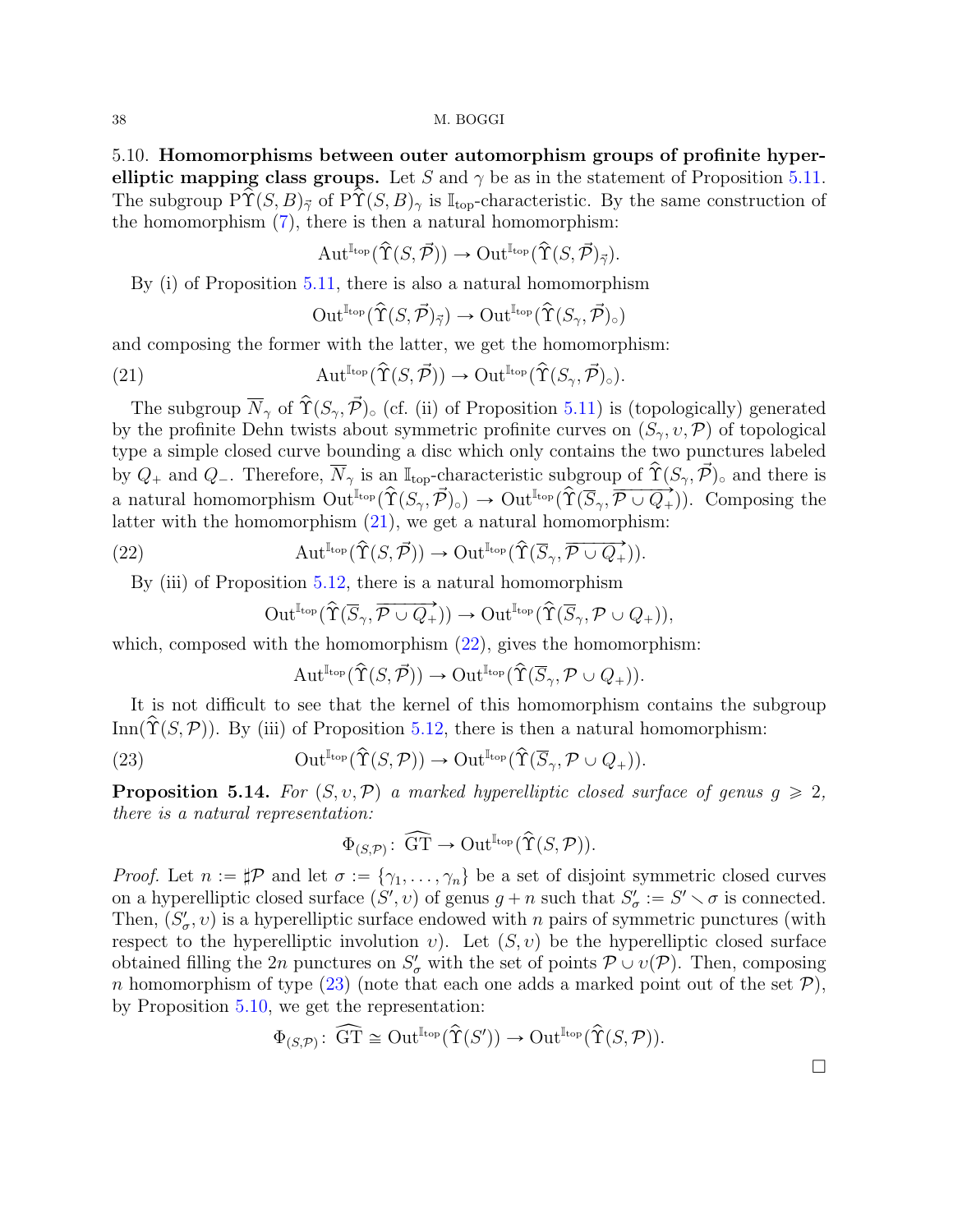5.10. **Homomorphisms between outer automorphism groups of profinite hyperelliptic mapping class groups.** Let $S$ and $\gamma$ be as in the statement of Proposition 5.11. The subgroup $\mathrm{P}\widehat{\Upsilon}(S,B)_{\vec{\gamma}}$ of $\mathrm{P}\widehat{\Upsilon}(S,B)_{\gamma}$ is $\mathbb{I}_{\mathrm{top}}$-characteristic. By the same construction of the homomorphism (7), there is then a natural homomorphism:

$$\mathrm{Aut}^{\mathbb{I}_{\mathrm{top}}}(\widehat{\Upsilon}(S,\vec{\mathcal{P}}))\to\mathrm{Out}^{\mathbb{I}_{\mathrm{top}}}(\widehat{\Upsilon}(S,\vec{\mathcal{P}})_{\vec{\gamma}}).$$

By (i) of Proposition 5.11, there is also a natural homomorphism

$$\mathrm{Out}^{\mathbb{I}_{\mathrm{top}}}(\widehat{\Upsilon}(S,\vec{\mathcal{P}})_{\vec{\gamma}})\to\mathrm{Out}^{\mathbb{I}_{\mathrm{top}}}(\widehat{\Upsilon}(S_\gamma,\vec{\mathcal{P}})_{\circ})$$

and composing the former with the latter, we get the homomorphism:

$$\mathrm{Aut}^{\mathbb{I}_{\mathrm{top}}}(\widehat{\Upsilon}(S,\vec{\mathcal{P}}))\to\mathrm{Out}^{\mathbb{I}_{\mathrm{top}}}(\widehat{\Upsilon}(S_\gamma,\vec{\mathcal{P}})_{\circ}). \tag{21}$$

The subgroup $\overline{N}_\gamma$ of $\widehat{\Upsilon}(S_\gamma,\vec{\mathcal{P}})_{\circ}$ (cf. (ii) of Proposition 5.11) is (topologically) generated by the profinite Dehn twists about symmetric profinite curves on $(S_\gamma,\upsilon,\mathcal{P})$ of topological type a simple closed curve bounding a disc which only contains the two punctures labeled by $Q_+$ and $Q_-$. Therefore, $\overline{N}_\gamma$ is an $\mathbb{I}_{\mathrm{top}}$-characteristic subgroup of $\widehat{\Upsilon}(S_\gamma,\vec{\mathcal{P}})_{\circ}$ and there is a natural homomorphism $\mathrm{Out}^{\mathbb{I}_{\mathrm{top}}}(\widehat{\Upsilon}(S_\gamma,\vec{\mathcal{P}})_{\circ})\to\mathrm{Out}^{\mathbb{I}_{\mathrm{top}}}(\widehat{\Upsilon}(\overline{S}_\gamma,\overrightarrow{\mathcal{P}\cup Q_+}))$. Composing the latter with the homomorphism (21), we get a natural homomorphism:

$$\mathrm{Aut}^{\mathbb{I}_{\mathrm{top}}}(\widehat{\Upsilon}(S,\vec{\mathcal{P}}))\to\mathrm{Out}^{\mathbb{I}_{\mathrm{top}}}(\widehat{\Upsilon}(\overline{S}_\gamma,\overrightarrow{\mathcal{P}\cup Q_+})). \tag{22}$$

By (iii) of Proposition 5.12, there is a natural homomorphism

$$\mathrm{Out}^{\mathbb{I}_{\mathrm{top}}}(\widehat{\Upsilon}(\overline{S}_\gamma,\overrightarrow{\mathcal{P}\cup Q_+}))\to\mathrm{Out}^{\mathbb{I}_{\mathrm{top}}}(\widehat{\Upsilon}(\overline{S}_\gamma,\mathcal{P}\cup Q_+)),$$

which, composed with the homomorphism (22), gives the homomorphism:

$$\mathrm{Aut}^{\mathbb{I}_{\mathrm{top}}}(\widehat{\Upsilon}(S,\vec{\mathcal{P}}))\to\mathrm{Out}^{\mathbb{I}_{\mathrm{top}}}(\widehat{\Upsilon}(\overline{S}_\gamma,\mathcal{P}\cup Q_+)).$$

It is not difficult to see that the kernel of this homomorphism contains the subgroup $\mathrm{Inn}(\widehat{\Upsilon}(S,\mathcal{P}))$. By (iii) of Proposition 5.12, there is then a natural homomorphism:

$$\mathrm{Out}^{\mathbb{I}_{\mathrm{top}}}(\widehat{\Upsilon}(S,\mathcal{P}))\to\mathrm{Out}^{\mathbb{I}_{\mathrm{top}}}(\widehat{\Upsilon}(\overline{S}_\gamma,\mathcal{P}\cup Q_+)). \tag{23}$$

**Proposition 5.14.** *For $(S,\upsilon,\mathcal{P})$ a marked hyperelliptic closed surface of genus $g\geqslant 2$, there is a natural representation:*

$$\Phi_{(S,\mathcal{P})}\colon\ \widehat{\mathrm{GT}}\to\mathrm{Out}^{\mathbb{I}_{\mathrm{top}}}(\widehat{\Upsilon}(S,\mathcal{P})).$$

*Proof.* Let $n:=\sharp\mathcal{P}$ and let $\sigma:=\{\gamma_1,\ldots,\gamma_n\}$ be a set of disjoint symmetric closed curves on a hyperelliptic closed surface $(S',\upsilon)$ of genus $g+n$ such that $S'_\sigma:=S'\smallsetminus\sigma$ is connected. Then, $(S'_\sigma,\upsilon)$ is a hyperelliptic surface endowed with $n$ pairs of symmetric punctures (with respect to the hyperelliptic involution $\upsilon$). Let $(S,\upsilon)$ be the hyperelliptic closed surface obtained filling the $2n$ punctures on $S'_\sigma$ with the set of points $\mathcal{P}\cup\upsilon(\mathcal{P})$. Then, composing $n$ homomorphism of type (23) (note that each one adds a marked point out of the set $\mathcal{P}$), by Proposition 5.10, we get the representation:

$$\Phi_{(S,\mathcal{P})}\colon\ \widehat{\mathrm{GT}}\cong\mathrm{Out}^{\mathbb{I}_{\mathrm{top}}}(\widehat{\Upsilon}(S'))\to\mathrm{Out}^{\mathbb{I}_{\mathrm{top}}}(\widehat{\Upsilon}(S,\mathcal{P})).$$

□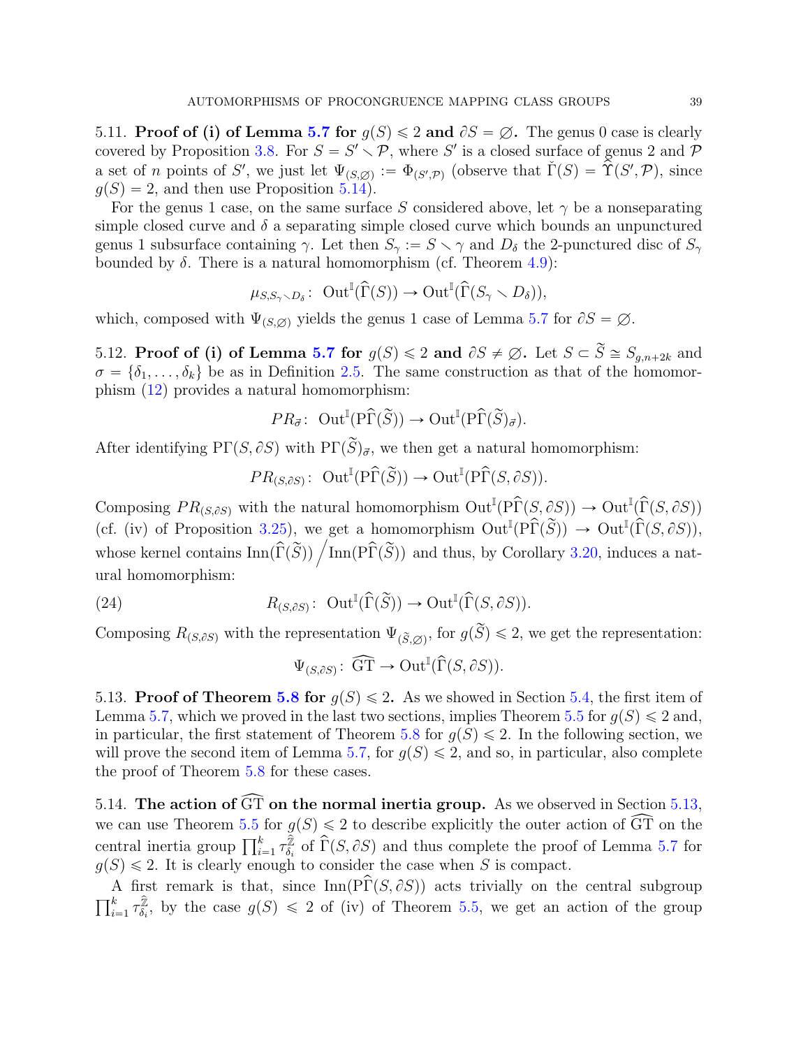**5.11. Proof of (i) of Lemma 5.7 for $g(S) \leqslant 2$ and $\partial S = \emptyset$.** The genus 0 case is clearly covered by Proposition 3.8. For $S = S' \smallsetminus \mathcal{P}$, where $S'$ is a closed surface of genus 2 and $\mathcal{P}$ a set of $n$ points of $S'$, we just let $\Psi_{(S,\emptyset)} := \Phi_{(S',\mathcal{P})}$ (observe that $\check{\Gamma}(S) = \widehat{\Upsilon}(S',\mathcal{P})$, since $g(S) = 2$, and then use Proposition 5.14).

For the genus 1 case, on the same surface $S$ considered above, let $\gamma$ be a nonseparating simple closed curve and $\delta$ a separating simple closed curve which bounds an unpunctured genus 1 subsurface containing $\gamma$. Let then $S_\gamma := S \smallsetminus \gamma$ and $D_\delta$ the 2-punctured disc of $S_\gamma$ bounded by $\delta$. There is a natural homomorphism (cf. Theorem 4.9):

$$\mu_{S,S_\gamma \smallsetminus D_\delta}\colon \ \mathrm{Out}^{\mathbb{I}}(\widehat{\Gamma}(S)) \to \mathrm{Out}^{\mathbb{I}}(\widehat{\Gamma}(S_\gamma \smallsetminus D_\delta)),$$

which, composed with $\Psi_{(S,\emptyset)}$ yields the genus 1 case of Lemma 5.7 for $\partial S = \emptyset$.

**5.12. Proof of (i) of Lemma 5.7 for $g(S) \leqslant 2$ and $\partial S \neq \emptyset$.** Let $S \subset \widetilde{S} \cong S_{g,n+2k}$ and $\sigma = \{\delta_1, \ldots, \delta_k\}$ be as in Definition 2.5. The same construction as that of the homomorphism (12) provides a natural homomorphism:

$$PR_{\vec{\sigma}}\colon \ \mathrm{Out}^{\mathbb{I}}(\mathrm{P}\widehat{\Gamma}(\widetilde{S})) \to \mathrm{Out}^{\mathbb{I}}(\mathrm{P}\widehat{\Gamma}(\widetilde{S})_{\vec{\sigma}}).$$

After identifying $\mathrm{P}\Gamma(S, \partial S)$ with $\mathrm{P}\Gamma(\widetilde{S})_{\vec{\sigma}}$, we then get a natural homomorphism:

$$PR_{(S,\partial S)}\colon \ \mathrm{Out}^{\mathbb{I}}(\mathrm{P}\widehat{\Gamma}(\widetilde{S})) \to \mathrm{Out}^{\mathbb{I}}(\mathrm{P}\widehat{\Gamma}(S, \partial S)).$$

Composing $PR_{(S,\partial S)}$ with the natural homomorphism $\mathrm{Out}^{\mathbb{I}}(\mathrm{P}\widehat{\Gamma}(S, \partial S)) \to \mathrm{Out}^{\mathbb{I}}(\widehat{\Gamma}(S, \partial S))$ (cf. (iv) of Proposition 3.25), we get a homomorphism $\mathrm{Out}^{\mathbb{I}}(\mathrm{P}\widehat{\Gamma}(\widetilde{S})) \to \mathrm{Out}^{\mathbb{I}}(\widehat{\Gamma}(S, \partial S))$, whose kernel contains $\mathrm{Inn}(\widehat{\Gamma}(\widetilde{S})) \big/ \mathrm{Inn}(\mathrm{P}\widehat{\Gamma}(\widetilde{S}))$ and thus, by Corollary 3.20, induces a natural homomorphism:

$$R_{(S,\partial S)}\colon \ \mathrm{Out}^{\mathbb{I}}(\widehat{\Gamma}(\widetilde{S})) \to \mathrm{Out}^{\mathbb{I}}(\widehat{\Gamma}(S, \partial S)). \tag{24}$$

Composing $R_{(S,\partial S)}$ with the representation $\Psi_{(\widetilde{S},\emptyset)}$, for $g(\widetilde{S}) \leqslant 2$, we get the representation:

$$\Psi_{(S,\partial S)}\colon \ \widehat{\mathrm{GT}} \to \mathrm{Out}^{\mathbb{I}}(\widehat{\Gamma}(S, \partial S)).$$

**5.13. Proof of Theorem 5.8 for $g(S) \leqslant 2$.** As we showed in Section 5.4, the first item of Lemma 5.7, which we proved in the last two sections, implies Theorem 5.5 for $g(S) \leqslant 2$ and, in particular, the first statement of Theorem 5.8 for $g(S) \leqslant 2$. In the following section, we will prove the second item of Lemma 5.7, for $g(S) \leqslant 2$, and so, in particular, also complete the proof of Theorem 5.8 for these cases.

**5.14. The action of $\widehat{\mathrm{GT}}$ on the normal inertia group.** As we observed in Section 5.13, we can use Theorem 5.5 for $g(S) \leqslant 2$ to describe explicitly the outer action of $\widehat{\mathrm{GT}}$ on the central inertia group $\prod_{i=1}^k \tau_{\delta_i}^{\widehat{\mathbb{Z}}}$ of $\widehat{\Gamma}(S, \partial S)$ and thus complete the proof of Lemma 5.7 for $g(S) \leqslant 2$. It is clearly enough to consider the case when $S$ is compact.

A first remark is that, since $\mathrm{Inn}(\mathrm{P}\widehat{\Gamma}(S, \partial S))$ acts trivially on the central subgroup $\prod_{i=1}^k \tau_{\delta_i}^{\widehat{\mathbb{Z}}}$, by the case $g(S) \leqslant 2$ of (iv) of Theorem 5.5, we get an action of the group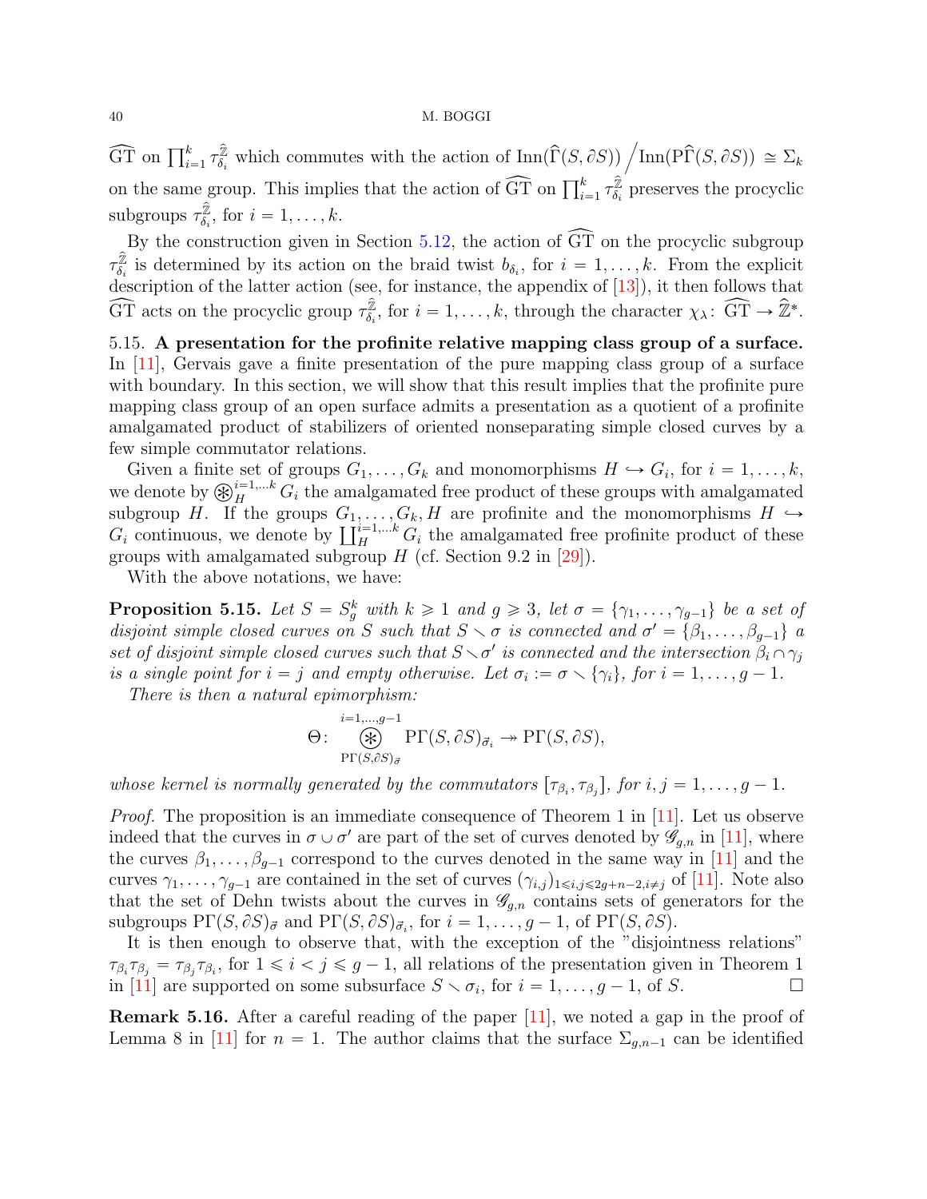$\widehat{\mathrm{GT}}$ on $\prod_{i=1}^k \tau_{\delta_i}^{\hat{\mathbb{Z}}}$ which commutes with the action of $\mathrm{Inn}(\widehat{\Gamma}(S,\partial S)) \big/ \mathrm{Inn}(\mathrm{P}\widehat{\Gamma}(S,\partial S)) \cong \Sigma_k$ on the same group. This implies that the action of $\widehat{\mathrm{GT}}$ on $\prod_{i=1}^k \tau_{\delta_i}^{\hat{\mathbb{Z}}}$ preserves the procyclic subgroups $\tau_{\delta_i}^{\hat{\mathbb{Z}}}$, for $i=1,\ldots,k$.

By the construction given in Section 5.12, the action of $\widehat{\mathrm{GT}}$ on the procyclic subgroup $\tau_{\delta_i}^{\hat{\mathbb{Z}}}$ is determined by its action on the braid twist $b_{\delta_i}$, for $i=1,\ldots,k$. From the explicit description of the latter action (see, for instance, the appendix of [13]), it then follows that $\widehat{\mathrm{GT}}$ acts on the procyclic group $\tau_{\delta_i}^{\hat{\mathbb{Z}}}$, for $i=1,\ldots,k$, through the character $\chi_\lambda\colon \widehat{\mathrm{GT}} \to \hat{\mathbb{Z}}^*$.

5.15. **A presentation for the profinite relative mapping class group of a surface.** In [11], Gervais gave a finite presentation of the pure mapping class group of a surface with boundary. In this section, we will show that this result implies that the profinite pure mapping class group of an open surface admits a presentation as a quotient of a profinite amalgamated product of stabilizers of oriented nonseparating simple closed curves by a few simple commutator relations.

Given a finite set of groups $G_1,\ldots,G_k$ and monomorphisms $H\hookrightarrow G_i$, for $i=1,\ldots,k$, we denote by $\circledast_H^{i=1,\ldots k} G_i$ the amalgamated free product of these groups with amalgamated subgroup $H$. If the groups $G_1,\ldots,G_k,H$ are profinite and the monomorphisms $H\hookrightarrow G_i$ continuous, we denote by $\coprod_H^{i=1,\ldots k} G_i$ the amalgamated free profinite product of these groups with amalgamated subgroup $H$ (cf. Section 9.2 in [29]).

With the above notations, we have:

**Proposition 5.15.** *Let $S=S_g^k$ with $k\geqslant 1$ and $g\geqslant 3$, let $\sigma=\{\gamma_1,\ldots,\gamma_{g-1}\}$ be a set of disjoint simple closed curves on $S$ such that $S\smallsetminus\sigma$ is connected and $\sigma'=\{\beta_1,\ldots,\beta_{g-1}\}$ a set of disjoint simple closed curves such that $S\smallsetminus\sigma'$ is connected and the intersection $\beta_i\cap\gamma_j$ is a single point for $i=j$ and empty otherwise. Let $\sigma_i:=\sigma\smallsetminus\{\gamma_i\}$, for $i=1,\ldots,g-1$.*

*There is then a natural epimorphism:*

$$\Theta\colon \mathop{\circledast}_{\mathrm{P}\Gamma(S,\partial S)_{\vec{\sigma}}}^{i=1,\ldots,g-1} \mathrm{P}\Gamma(S,\partial S)_{\vec{\sigma}_i} \twoheadrightarrow \mathrm{P}\Gamma(S,\partial S),$$

*whose kernel is normally generated by the commutators $[\tau_{\beta_i},\tau_{\beta_j}]$, for $i,j=1,\ldots,g-1$.*

*Proof.* The proposition is an immediate consequence of Theorem 1 in [11]. Let us observe indeed that the curves in $\sigma\cup\sigma'$ are part of the set of curves denoted by $\mathscr{G}_{g,n}$ in [11], where the curves $\beta_1,\ldots,\beta_{g-1}$ correspond to the curves denoted in the same way in [11] and the curves $\gamma_1,\ldots,\gamma_{g-1}$ are contained in the set of curves $(\gamma_{i,j})_{1\leqslant i,j\leqslant 2g+n-2, i\neq j}$ of [11]. Note also that the set of Dehn twists about the curves in $\mathscr{G}_{g,n}$ contains sets of generators for the subgroups $\mathrm{P}\Gamma(S,\partial S)_{\vec{\sigma}}$ and $\mathrm{P}\Gamma(S,\partial S)_{\vec{\sigma}_i}$, for $i=1,\ldots,g-1$, of $\mathrm{P}\Gamma(S,\partial S)$.

It is then enough to observe that, with the exception of the "disjointness relations" $\tau_{\beta_i}\tau_{\beta_j}=\tau_{\beta_j}\tau_{\beta_i}$, for $1\leqslant i<j\leqslant g-1$, all relations of the presentation given in Theorem 1 in [11] are supported on some subsurface $S\smallsetminus\sigma_i$, for $i=1,\ldots,g-1$, of $S$. $\square$

**Remark 5.16.** After a careful reading of the paper [11], we noted a gap in the proof of Lemma 8 in [11] for $n=1$. The author claims that the surface $\Sigma_{g,n-1}$ can be identified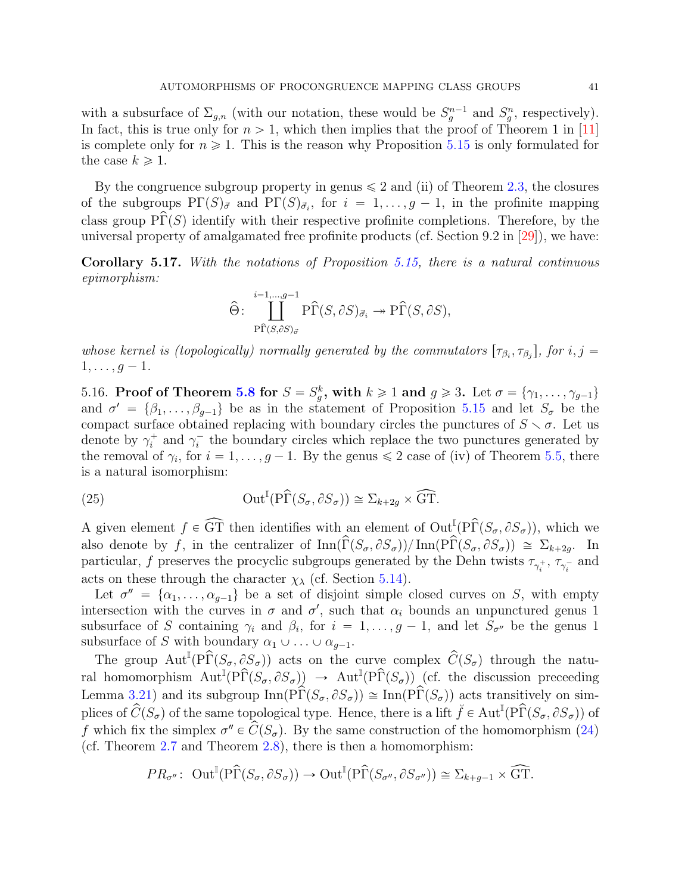with a subsurface of $\Sigma_{g,n}$ (with our notation, these would be $S_g^{n-1}$ and $S_g^n$, respectively). In fact, this is true only for $n > 1$, which then implies that the proof of Theorem 1 in [11] is complete only for $n \geqslant 1$. This is the reason why Proposition 5.15 is only formulated for the case $k \geqslant 1$.

By the congruence subgroup property in genus $\leqslant 2$ and (ii) of Theorem 2.3, the closures of the subgroups $\mathrm{P}\Gamma(S)_{\vec{\sigma}}$ and $\mathrm{P}\Gamma(S)_{\vec{\sigma}_i}$, for $i = 1, \ldots, g-1$, in the profinite mapping class group $\mathrm{P}\widehat{\Gamma}(S)$ identify with their respective profinite completions. Therefore, by the universal property of amalgamated free profinite products (cf. Section 9.2 in [29]), we have:

**Corollary 5.17.** *With the notations of Proposition 5.15, there is a natural continuous epimorphism:*

$$\widehat{\Theta}\colon \coprod_{\mathrm{P}\widehat{\Gamma}(S,\partial S)_{\vec{\sigma}}}^{i=1,\ldots,g-1} \mathrm{P}\widehat{\Gamma}(S,\partial S)_{\vec{\sigma}_i} \twoheadrightarrow \mathrm{P}\widehat{\Gamma}(S,\partial S),$$

*whose kernel is (topologically) normally generated by the commutators $[\tau_{\beta_i}, \tau_{\beta_j}]$, for $i, j = 1, \ldots, g-1$.*

5.16. **Proof of Theorem 5.8 for $S = S_g^k$, with $k \geqslant 1$ and $g \geqslant 3$.** Let $\sigma = \{\gamma_1, \ldots, \gamma_{g-1}\}$ and $\sigma' = \{\beta_1, \ldots, \beta_{g-1}\}$ be as in the statement of Proposition 5.15 and let $S_\sigma$ be the compact surface obtained replacing with boundary circles the punctures of $S \smallsetminus \sigma$. Let us denote by $\gamma_i^+$ and $\gamma_i^-$ the boundary circles which replace the two punctures generated by the removal of $\gamma_i$, for $i = 1, \ldots, g-1$. By the genus $\leqslant 2$ case of (iv) of Theorem 5.5, there is a natural isomorphism:

$$\mathrm{Out}^{\mathbb{I}}(\mathrm{P}\widehat{\Gamma}(S_\sigma, \partial S_\sigma)) \cong \Sigma_{k+2g} \times \widehat{\mathrm{GT}}. \tag{25}$$

A given element $f \in \widehat{\mathrm{GT}}$ then identifies with an element of $\mathrm{Out}^{\mathbb{I}}(\mathrm{P}\widehat{\Gamma}(S_\sigma, \partial S_\sigma))$, which we also denote by $f$, in the centralizer of $\mathrm{Inn}(\widehat{\Gamma}(S_\sigma, \partial S_\sigma))/\mathrm{Inn}(\mathrm{P}\widehat{\Gamma}(S_\sigma, \partial S_\sigma)) \cong \Sigma_{k+2g}$. In particular, $f$ preserves the procyclic subgroups generated by the Dehn twists $\tau_{\gamma_i^+}$, $\tau_{\gamma_i^-}$ and acts on these through the character $\chi_\lambda$ (cf. Section 5.14).

Let $\sigma'' = \{\alpha_1, \ldots, \alpha_{g-1}\}$ be a set of disjoint simple closed curves on $S$, with empty intersection with the curves in $\sigma$ and $\sigma'$, such that $\alpha_i$ bounds an unpunctured genus 1 subsurface of $S$ containing $\gamma_i$ and $\beta_i$, for $i = 1, \ldots, g-1$, and let $S_{\sigma''}$ be the genus 1 subsurface of $S$ with boundary $\alpha_1 \cup \ldots \cup \alpha_{g-1}$.

The group $\mathrm{Aut}^{\mathbb{I}}(\mathrm{P}\widehat{\Gamma}(S_\sigma, \partial S_\sigma))$ acts on the curve complex $\widehat{C}(S_\sigma)$ through the natural homomorphism $\mathrm{Aut}^{\mathbb{I}}(\mathrm{P}\widehat{\Gamma}(S_\sigma, \partial S_\sigma)) \to \mathrm{Aut}^{\mathbb{I}}(\mathrm{P}\widehat{\Gamma}(S_\sigma))$ (cf. the discussion preceeding Lemma 3.21) and its subgroup $\mathrm{Inn}(\mathrm{P}\widehat{\Gamma}(S_\sigma, \partial S_\sigma)) \cong \mathrm{Inn}(\mathrm{P}\widehat{\Gamma}(S_\sigma))$ acts transitively on simplices of $\widehat{C}(S_\sigma)$ of the same topological type. Hence, there is a lift $\breve{f} \in \mathrm{Aut}^{\mathbb{I}}(\mathrm{P}\widehat{\Gamma}(S_\sigma, \partial S_\sigma))$ of $f$ which fix the simplex $\sigma'' \in \widehat{C}(S_\sigma)$. By the same construction of the homomorphism (24) (cf. Theorem 2.7 and Theorem 2.8), there is then a homomorphism:

$$PR_{\sigma''}\colon\ \mathrm{Out}^{\mathbb{I}}(\mathrm{P}\widehat{\Gamma}(S_\sigma, \partial S_\sigma)) \to \mathrm{Out}^{\mathbb{I}}(\mathrm{P}\widehat{\Gamma}(S_{\sigma''}, \partial S_{\sigma''})) \cong \Sigma_{k+g-1} \times \widehat{\mathrm{GT}}.$$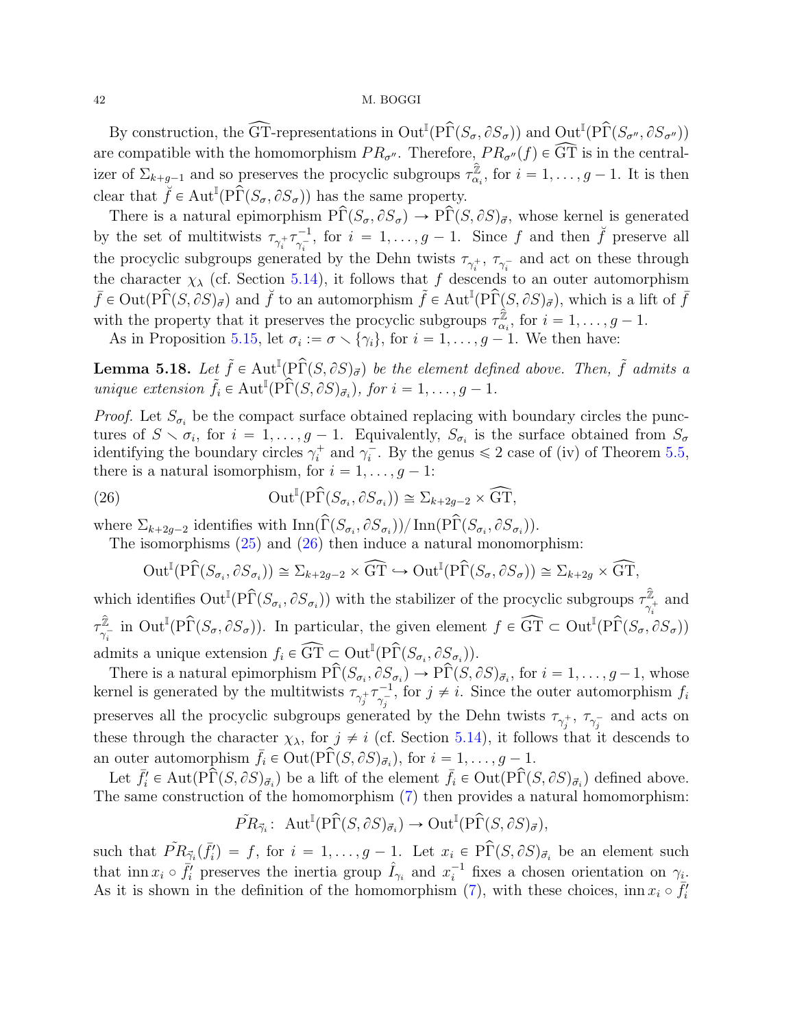By construction, the $\widehat{\mathrm{GT}}$-representations in $\mathrm{Out}^{\mathbb{I}}(\mathrm{P}\widehat{\Gamma}(S_\sigma, \partial S_\sigma))$ and $\mathrm{Out}^{\mathbb{I}}(\mathrm{P}\widehat{\Gamma}(S_{\sigma''}, \partial S_{\sigma''}))$ are compatible with the homomorphism $PR_{\sigma''}$. Therefore, $PR_{\sigma''}(f) \in \widehat{\mathrm{GT}}$ is in the centralizer of $\Sigma_{k+g-1}$ and so preserves the procyclic subgroups $\tau_{\alpha_i}^{\widehat{\mathbb{Z}}}$, for $i = 1, \ldots, g-1$. It is then clear that $\breve{f} \in \mathrm{Aut}^{\mathbb{I}}(\mathrm{P}\widehat{\Gamma}(S_\sigma, \partial S_\sigma))$ has the same property.

There is a natural epimorphism $\mathrm{P}\widehat{\Gamma}(S_\sigma, \partial S_\sigma) \to \mathrm{P}\widehat{\Gamma}(S, \partial S)_{\vec{\sigma}}$, whose kernel is generated by the set of multitwists $\tau_{\gamma_i^+}\tau_{\gamma_i^-}^{-1}$, for $i = 1, \ldots, g-1$. Since $f$ and then $\breve{f}$ preserve all the procyclic subgroups generated by the Dehn twists $\tau_{\gamma_i^+}$, $\tau_{\gamma_i^-}$ and act on these through the character $\chi_\lambda$ (cf. Section 5.14), it follows that $f$ descends to an outer automorphism $\bar{f} \in \mathrm{Out}(\mathrm{P}\widehat{\Gamma}(S, \partial S)_{\vec{\sigma}})$ and $\breve{f}$ to an automorphism $\tilde{f} \in \mathrm{Aut}^{\mathbb{I}}(\mathrm{P}\widehat{\Gamma}(S, \partial S)_{\vec{\sigma}})$, which is a lift of $\bar{f}$ with the property that it preserves the procyclic subgroups $\tau_{\alpha_i}^{\widehat{\mathbb{Z}}}$, for $i = 1, \ldots, g-1$.

As in Proposition 5.15, let $\sigma_i := \sigma \smallsetminus \{\gamma_i\}$, for $i = 1, \ldots, g-1$. We then have:

**Lemma 5.18.** *Let $\tilde{f} \in \mathrm{Aut}^{\mathbb{I}}(\mathrm{P}\widehat{\Gamma}(S, \partial S)_{\vec{\sigma}})$ be the element defined above. Then, $\tilde{f}$ admits a unique extension $\tilde{f}_i \in \mathrm{Aut}^{\mathbb{I}}(\mathrm{P}\widehat{\Gamma}(S, \partial S)_{\vec{\sigma}_i})$, for $i = 1, \ldots, g-1$.*

*Proof.* Let $S_{\sigma_i}$ be the compact surface obtained replacing with boundary circles the punctures of $S \smallsetminus \sigma_i$, for $i = 1, \ldots, g-1$. Equivalently, $S_{\sigma_i}$ is the surface obtained from $S_\sigma$ identifying the boundary circles $\gamma_i^+$ and $\gamma_i^-$. By the genus $\leqslant 2$ case of (iv) of Theorem 5.5, there is a natural isomorphism, for $i = 1, \ldots, g-1$:

$$\mathrm{Out}^{\mathbb{I}}(\mathrm{P}\widehat{\Gamma}(S_{\sigma_i}, \partial S_{\sigma_i})) \cong \Sigma_{k+2g-2} \times \widehat{\mathrm{GT}}, \tag{26}$$

where $\Sigma_{k+2g-2}$ identifies with $\mathrm{Inn}(\widehat{\Gamma}(S_{\sigma_i}, \partial S_{\sigma_i}))/\,\mathrm{Inn}(\mathrm{P}\widehat{\Gamma}(S_{\sigma_i}, \partial S_{\sigma_i}))$.

The isomorphisms (25) and (26) then induce a natural monomorphism:

$$\mathrm{Out}^{\mathbb{I}}(\mathrm{P}\widehat{\Gamma}(S_{\sigma_i}, \partial S_{\sigma_i})) \cong \Sigma_{k+2g-2} \times \widehat{\mathrm{GT}} \hookrightarrow \mathrm{Out}^{\mathbb{I}}(\mathrm{P}\widehat{\Gamma}(S_\sigma, \partial S_\sigma)) \cong \Sigma_{k+2g} \times \widehat{\mathrm{GT}},$$

which identifies $\mathrm{Out}^{\mathbb{I}}(\mathrm{P}\widehat{\Gamma}(S_{\sigma_i}, \partial S_{\sigma_i}))$ with the stabilizer of the procyclic subgroups $\tau_{\gamma_i^+}^{\widehat{\mathbb{Z}}}$ and $\tau_{\gamma_i^-}^{\widehat{\mathbb{Z}}}$ in $\mathrm{Out}^{\mathbb{I}}(\mathrm{P}\widehat{\Gamma}(S_\sigma, \partial S_\sigma))$. In particular, the given element $f \in \widehat{\mathrm{GT}} \subset \mathrm{Out}^{\mathbb{I}}(\mathrm{P}\widehat{\Gamma}(S_\sigma, \partial S_\sigma))$ admits a unique extension $f_i \in \widehat{\mathrm{GT}} \subset \mathrm{Out}^{\mathbb{I}}(\mathrm{P}\widehat{\Gamma}(S_{\sigma_i}, \partial S_{\sigma_i}))$.

There is a natural epimorphism $\mathrm{P}\widehat{\Gamma}(S_{\sigma_i}, \partial S_{\sigma_i}) \to \mathrm{P}\widehat{\Gamma}(S, \partial S)_{\vec{\sigma}_i}$, for $i = 1, \ldots, g-1$, whose kernel is generated by the multitwists $\tau_{\gamma_j^+}\tau_{\gamma_j^-}^{-1}$, for $j \neq i$. Since the outer automorphism $f_i$ preserves all the procyclic subgroups generated by the Dehn twists $\tau_{\gamma_j^+}$, $\tau_{\gamma_j^-}$ and acts on these through the character $\chi_\lambda$, for $j \neq i$ (cf. Section 5.14), it follows that it descends to an outer automorphism $\bar{f}_i \in \mathrm{Out}(\mathrm{P}\widehat{\Gamma}(S, \partial S)_{\vec{\sigma}_i})$, for $i = 1, \ldots, g-1$.

Let $\bar{f}_i' \in \mathrm{Aut}(\mathrm{P}\widehat{\Gamma}(S, \partial S)_{\vec{\sigma}_i})$ be a lift of the element $\bar{f}_i \in \mathrm{Out}(\mathrm{P}\widehat{\Gamma}(S, \partial S)_{\vec{\sigma}_i})$ defined above. The same construction of the homomorphism (7) then provides a natural homomorphism:

$$\tilde{PR}_{\vec{\gamma}_i}\colon\ \mathrm{Aut}^{\mathbb{I}}(\mathrm{P}\widehat{\Gamma}(S, \partial S)_{\vec{\sigma}_i}) \to \mathrm{Out}^{\mathbb{I}}(\mathrm{P}\widehat{\Gamma}(S, \partial S)_{\vec{\sigma}}),$$

such that $\tilde{PR}_{\vec{\gamma}_i}(\bar{f}_i') = f$, for $i = 1, \ldots, g-1$. Let $x_i \in \mathrm{P}\widehat{\Gamma}(S, \partial S)_{\vec{\sigma}_i}$ be an element such that $\mathrm{inn}\, x_i \circ \bar{f}_i'$ preserves the inertia group $\hat{I}_{\gamma_i}$ and $x_i^{-1}$ fixes a chosen orientation on $\gamma_i$. As it is shown in the definition of the homomorphism (7), with these choices, $\mathrm{inn}\, x_i \circ \bar{f}_i'$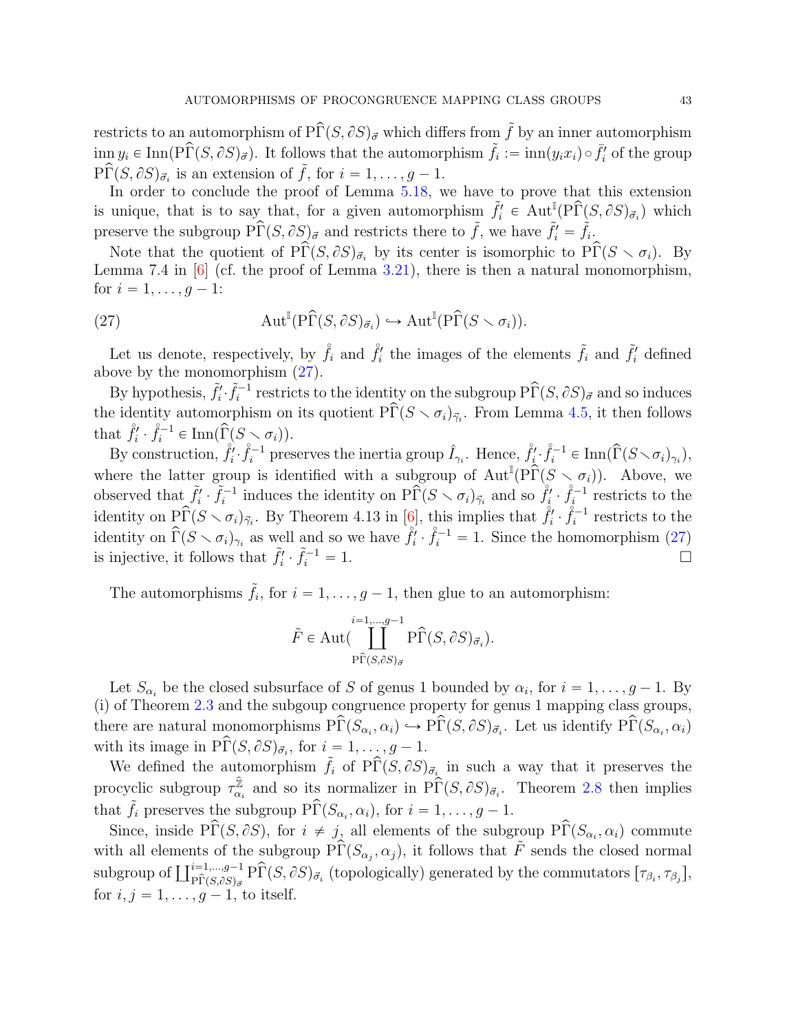restricts to an automorphism of $\mathrm{P}\widehat{\Gamma}(S,\partial S)_{\vec{\sigma}}$ which differs from $\tilde{f}$ by an inner automorphism $\mathrm{inn}\, y_i \in \mathrm{Inn}(\mathrm{P}\widehat{\Gamma}(S,\partial S)_{\vec{\sigma}})$. It follows that the automorphism $\tilde{f}_i := \mathrm{inn}(y_i x_i)\circ \bar{f}'_i$ of the group $\mathrm{P}\widehat{\Gamma}(S,\partial S)_{\vec{\sigma}_i}$ is an extension of $\tilde{f}$, for $i=1,\dots,g-1$.

In order to conclude the proof of Lemma 5.18, we have to prove that this extension is unique, that is to say that, for a given automorphism $\tilde{f}'_i \in \mathrm{Aut}^{\mathbb{I}}(\mathrm{P}\widehat{\Gamma}(S,\partial S)_{\vec{\sigma}_i})$ which preserve the subgroup $\mathrm{P}\widehat{\Gamma}(S,\partial S)_{\vec{\sigma}}$ and restricts there to $\tilde{f}$, we have $\tilde{f}'_i = \tilde{f}_i$.

Note that the quotient of $\mathrm{P}\widehat{\Gamma}(S,\partial S)_{\vec{\sigma}_i}$ by its center is isomorphic to $\mathrm{P}\widehat{\Gamma}(S\smallsetminus\sigma_i)$. By Lemma 7.4 in [6] (cf. the proof of Lemma 3.21), there is then a natural monomorphism, for $i=1,\dots,g-1$:

$$\mathrm{Aut}^{\mathbb{I}}(\mathrm{P}\widehat{\Gamma}(S,\partial S)_{\vec{\sigma}_i}) \hookrightarrow \mathrm{Aut}^{\mathbb{I}}(\mathrm{P}\widehat{\Gamma}(S\smallsetminus\sigma_i)). \tag{27}$$

Let us denote, respectively, by $\mathring{f}_i$ and $\mathring{f}'_i$ the images of the elements $\tilde{f}_i$ and $\tilde{f}'_i$ defined above by the monomorphism (27).

By hypothesis, $\tilde{f}'_i\cdot\tilde{f}_i^{-1}$ restricts to the identity on the subgroup $\mathrm{P}\widehat{\Gamma}(S,\partial S)_{\vec{\sigma}}$ and so induces the identity automorphism on its quotient $\mathrm{P}\widehat{\Gamma}(S\smallsetminus\sigma_i)_{\vec{\gamma}_i}$. From Lemma 4.5, it then follows that $\mathring{f}'_i\cdot\mathring{f}_i^{-1}\in\mathrm{Inn}(\widehat{\Gamma}(S\smallsetminus\sigma_i))$.

By construction, $\mathring{f}'_i\cdot\mathring{f}_i^{-1}$ preserves the inertia group $\hat{I}_{\gamma_i}$. Hence, $\mathring{f}'_i\cdot\mathring{f}_i^{-1}\in\mathrm{Inn}(\widehat{\Gamma}(S\smallsetminus\sigma_i)_{\gamma_i})$, where the latter group is identified with a subgroup of $\mathrm{Aut}^{\mathbb{I}}(\mathrm{P}\widehat{\Gamma}(S\smallsetminus\sigma_i))$. Above, we observed that $\tilde{f}'_i\cdot\tilde{f}_i^{-1}$ induces the identity on $\mathrm{P}\widehat{\Gamma}(S\smallsetminus\sigma_i)_{\vec{\gamma}_i}$ and so $\mathring{f}'_i\cdot\mathring{f}_i^{-1}$ restricts to the identity on $\mathrm{P}\widehat{\Gamma}(S\smallsetminus\sigma_i)_{\vec{\gamma}_i}$. By Theorem 4.13 in [6], this implies that $\mathring{f}'_i\cdot\mathring{f}_i^{-1}$ restricts to the identity on $\widehat{\Gamma}(S\smallsetminus\sigma_i)_{\gamma_i}$ as well and so we have $\mathring{f}'_i\cdot\mathring{f}_i^{-1}=1$. Since the homomorphism (27) is injective, it follows that $\tilde{f}'_i\cdot\tilde{f}_i^{-1}=1$. □

The automorphisms $\tilde{f}_i$, for $i=1,\dots,g-1$, then glue to an automorphism:

$$\tilde{F}\in\mathrm{Aut}\Big(\coprod_{\mathrm{P}\widehat{\Gamma}(S,\partial S)_{\vec{\sigma}}}^{i=1,\dots,g-1}\mathrm{P}\widehat{\Gamma}(S,\partial S)_{\vec{\sigma}_i}\Big).$$

Let $S_{\alpha_i}$ be the closed subsurface of $S$ of genus 1 bounded by $\alpha_i$, for $i=1,\dots,g-1$. By (i) of Theorem 2.3 and the subgoup congruence property for genus 1 mapping class groups, there are natural monomorphisms $\mathrm{P}\widehat{\Gamma}(S_{\alpha_i},\alpha_i)\hookrightarrow\mathrm{P}\widehat{\Gamma}(S,\partial S)_{\vec{\sigma}_i}$. Let us identify $\mathrm{P}\widehat{\Gamma}(S_{\alpha_i},\alpha_i)$ with its image in $\mathrm{P}\widehat{\Gamma}(S,\partial S)_{\vec{\sigma}_i}$, for $i=1,\dots,g-1$.

We defined the automorphism $\tilde{f}_i$ of $\mathrm{P}\widehat{\Gamma}(S,\partial S)_{\vec{\sigma}_i}$ in such a way that it preserves the procyclic subgroup $\tau_{\alpha_i}^{\widehat{\mathbb{Z}}}$ and so its normalizer in $\mathrm{P}\widehat{\Gamma}(S,\partial S)_{\vec{\sigma}_i}$. Theorem 2.8 then implies that $\tilde{f}_i$ preserves the subgroup $\mathrm{P}\widehat{\Gamma}(S_{\alpha_i},\alpha_i)$, for $i=1,\dots,g-1$.

Since, inside $\mathrm{P}\widehat{\Gamma}(S,\partial S)$, for $i\neq j$, all elements of the subgroup $\mathrm{P}\widehat{\Gamma}(S_{\alpha_i},\alpha_i)$ commute with all elements of the subgroup $\mathrm{P}\widehat{\Gamma}(S_{\alpha_j},\alpha_j)$, it follows that $\tilde{F}$ sends the closed normal subgroup of $\coprod_{\mathrm{P}\widehat{\Gamma}(S,\partial S)_{\vec{\sigma}}}^{i=1,\dots,g-1}\mathrm{P}\widehat{\Gamma}(S,\partial S)_{\vec{\sigma}_i}$ (topologically) generated by the commutators $[\tau_{\beta_i},\tau_{\beta_j}]$, for $i,j=1,\dots,g-1$, to itself.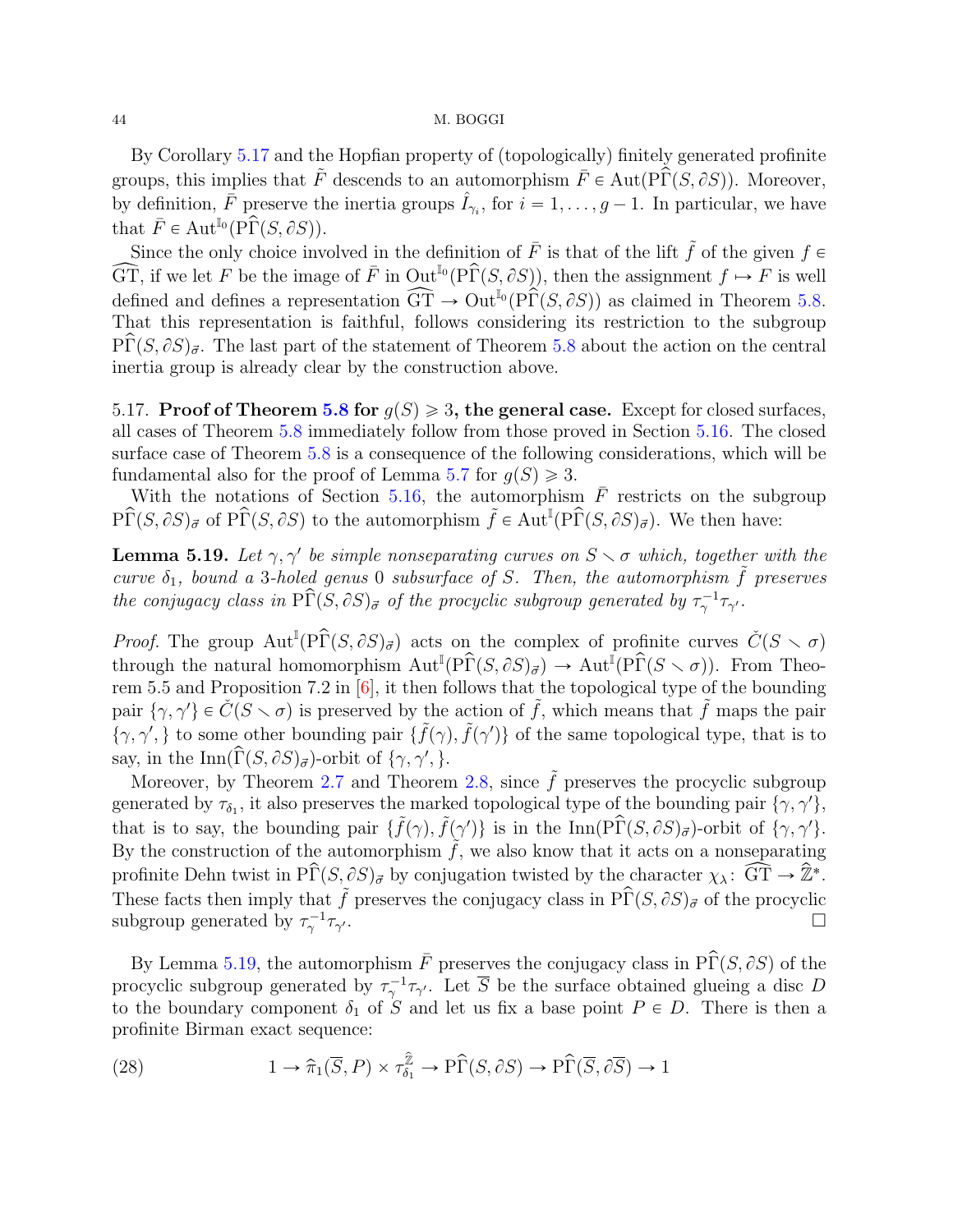By Corollary 5.17 and the Hopfian property of (topologically) finitely generated profinite groups, this implies that $\tilde{F}$ descends to an automorphism $\bar{F} \in \mathrm{Aut}(\mathrm{P}\widehat{\Gamma}(S, \partial S))$. Moreover, by definition, $\bar{F}$ preserve the inertia groups $\hat{I}_{\gamma_i}$, for $i = 1, \ldots, g-1$. In particular, we have that $\bar{F} \in \mathrm{Aut}^{\mathbb{I}_0}(\mathrm{P}\widehat{\Gamma}(S, \partial S))$.

Since the only choice involved in the definition of $\bar{F}$ is that of the lift $\tilde{f}$ of the given $f \in \widehat{\mathrm{GT}}$, if we let $F$ be the image of $\bar{F}$ in $\mathrm{Out}^{\mathbb{I}_0}(\mathrm{P}\widehat{\Gamma}(S, \partial S))$, then the assignment $f \mapsto F$ is well defined and defines a representation $\widehat{\mathrm{GT}} \to \mathrm{Out}^{\mathbb{I}_0}(\mathrm{P}\widehat{\Gamma}(S, \partial S))$ as claimed in Theorem 5.8. That this representation is faithful, follows considering its restriction to the subgroup $\mathrm{P}\widehat{\Gamma}(S, \partial S)_{\vec{\sigma}}$. The last part of the statement of Theorem 5.8 about the action on the central inertia group is already clear by the construction above.

5.17. **Proof of Theorem 5.8 for $g(S) \geqslant 3$, the general case.** Except for closed surfaces, all cases of Theorem 5.8 immediately follow from those proved in Section 5.16. The closed surface case of Theorem 5.8 is a consequence of the following considerations, which will be fundamental also for the proof of Lemma 5.7 for $g(S) \geqslant 3$.

With the notations of Section 5.16, the automorphism $\bar{F}$ restricts on the subgroup $\mathrm{P}\widehat{\Gamma}(S, \partial S)_{\vec{\sigma}}$ of $\mathrm{P}\widehat{\Gamma}(S, \partial S)$ to the automorphism $\tilde{f} \in \mathrm{Aut}^{\mathbb{I}}(\mathrm{P}\widehat{\Gamma}(S, \partial S)_{\vec{\sigma}})$. We then have:

**Lemma 5.19.** *Let $\gamma, \gamma'$ be simple nonseparating curves on $S \smallsetminus \sigma$ which, together with the curve $\delta_1$, bound a 3-holed genus 0 subsurface of $S$. Then, the automorphism $\tilde{f}$ preserves the conjugacy class in $\mathrm{P}\widehat{\Gamma}(S, \partial S)_{\vec{\sigma}}$ of the procyclic subgroup generated by $\tau_\gamma^{-1}\tau_{\gamma'}$.*

*Proof.* The group $\mathrm{Aut}^{\mathbb{I}}(\mathrm{P}\widehat{\Gamma}(S, \partial S)_{\vec{\sigma}})$ acts on the complex of profinite curves $\check{C}(S \smallsetminus \sigma)$ through the natural homomorphism $\mathrm{Aut}^{\mathbb{I}}(\mathrm{P}\widehat{\Gamma}(S, \partial S)_{\vec{\sigma}}) \to \mathrm{Aut}^{\mathbb{I}}(\mathrm{P}\widehat{\Gamma}(S \smallsetminus \sigma))$. From Theorem 5.5 and Proposition 7.2 in [6], it then follows that the topological type of the bounding pair $\{\gamma, \gamma'\} \in \check{C}(S \smallsetminus \sigma)$ is preserved by the action of $\tilde{f}$, which means that $\tilde{f}$ maps the pair $\{\gamma, \gamma',\}$ to some other bounding pair $\{\tilde{f}(\gamma), \tilde{f}(\gamma')\}$ of the same topological type, that is to say, in the $\mathrm{Inn}(\widehat{\Gamma}(S, \partial S)_{\vec{\sigma}})$-orbit of $\{\gamma, \gamma',\}$.

Moreover, by Theorem 2.7 and Theorem 2.8, since $\tilde{f}$ preserves the procyclic subgroup generated by $\tau_{\delta_1}$, it also preserves the marked topological type of the bounding pair $\{\gamma, \gamma'\}$, that is to say, the bounding pair $\{\tilde{f}(\gamma), \tilde{f}(\gamma')\}$ is in the $\mathrm{Inn}(\mathrm{P}\widehat{\Gamma}(S, \partial S)_{\vec{\sigma}})$-orbit of $\{\gamma, \gamma'\}$. By the construction of the automorphism $\tilde{f}$, we also know that it acts on a nonseparating profinite Dehn twist in $\mathrm{P}\widehat{\Gamma}(S, \partial S)_{\vec{\sigma}}$ by conjugation twisted by the character $\chi_\lambda \colon \widehat{\mathrm{GT}} \to \widehat{\mathbb{Z}}^*$. These facts then imply that $\tilde{f}$ preserves the conjugacy class in $\mathrm{P}\widehat{\Gamma}(S, \partial S)_{\vec{\sigma}}$ of the procyclic subgroup generated by $\tau_\gamma^{-1}\tau_{\gamma'}$. $\square$

By Lemma 5.19, the automorphism $\bar{F}$ preserves the conjugacy class in $\mathrm{P}\widehat{\Gamma}(S, \partial S)$ of the procyclic subgroup generated by $\tau_\gamma^{-1}\tau_{\gamma'}$. Let $\overline{S}$ be the surface obtained glueing a disc $D$ to the boundary component $\delta_1$ of $S$ and let us fix a base point $P \in D$. There is then a profinite Birman exact sequence:

$$
1 \to \widehat{\pi}_1(\overline{S}, P) \times \tau_{\delta_1}^{\widehat{\mathbb{Z}}} \to \mathrm{P}\widehat{\Gamma}(S, \partial S) \to \mathrm{P}\widehat{\Gamma}(\overline{S}, \partial \overline{S}) \to 1 \tag{28}
$$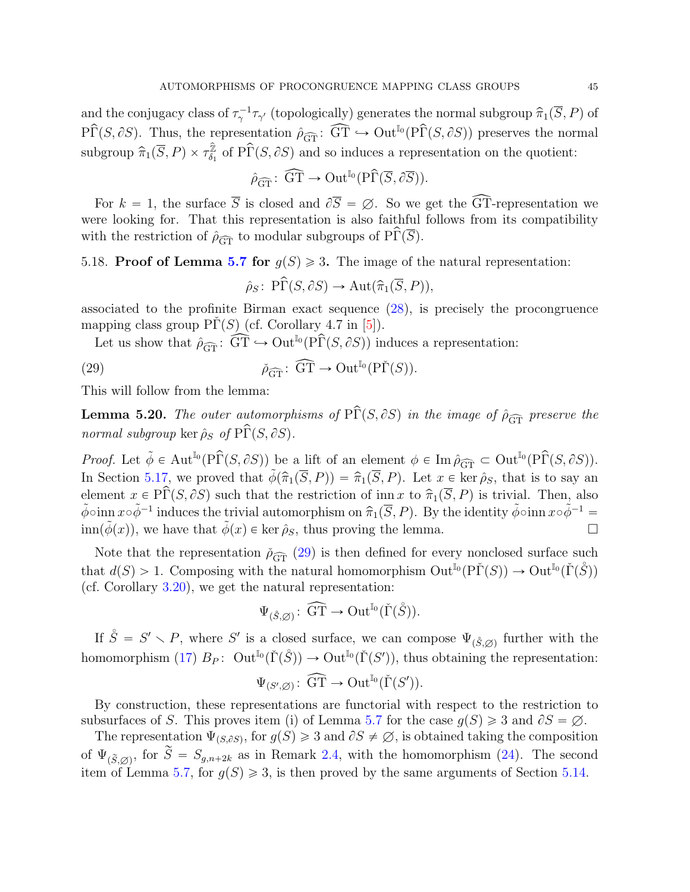and the conjugacy class of $\tau_\gamma^{-1}\tau_{\gamma'}$ (topologically) generates the normal subgroup $\widehat{\pi}_1(\overline{S}, P)$ of $\mathrm{P}\widehat{\Gamma}(S, \partial S)$. Thus, the representation $\hat{\rho}_{\widehat{\mathrm{GT}}}\colon\ \widehat{\mathrm{GT}} \hookrightarrow \mathrm{Out}^{\mathbb{I}_0}(\mathrm{P}\widehat{\Gamma}(S, \partial S))$ preserves the normal subgroup $\widehat{\pi}_1(\overline{S}, P) \times \tau_{\delta_1}^{\widehat{\mathbb{Z}}}$ of $\mathrm{P}\widehat{\Gamma}(S, \partial S)$ and so induces a representation on the quotient:

$$\hat{\rho}_{\widehat{\mathrm{GT}}}\colon\ \widehat{\mathrm{GT}} \to \mathrm{Out}^{\mathbb{I}_0}(\mathrm{P}\widehat{\Gamma}(\overline{S}, \partial \overline{S})).$$

For $k = 1$, the surface $\overline{S}$ is closed and $\partial \overline{S} = \varnothing$. So we get the $\widehat{\mathrm{GT}}$-representation we were looking for. That this representation is also faithful follows from its compatibility with the restriction of $\hat{\rho}_{\widehat{\mathrm{GT}}}$ to modular subgroups of $\mathrm{P}\widehat{\Gamma}(\overline{S})$.

5.18. **Proof of Lemma 5.7 for $g(S) \geqslant 3$.** The image of the natural representation:

$$\hat{\rho}_S\colon\ \mathrm{P}\widehat{\Gamma}(S, \partial S) \to \mathrm{Aut}(\widehat{\pi}_1(\overline{S}, P)),$$

associated to the profinite Birman exact sequence (28), is precisely the procongruence mapping class group $\mathrm{P}\check{\Gamma}(S)$ (cf. Corollary 4.7 in [5]).

Let us show that $\hat{\rho}_{\widehat{\mathrm{GT}}}\colon\ \widehat{\mathrm{GT}} \hookrightarrow \mathrm{Out}^{\mathbb{I}_0}(\mathrm{P}\widehat{\Gamma}(S, \partial S))$ induces a representation:

$$\check{\rho}_{\widehat{\mathrm{GT}}}\colon\ \widehat{\mathrm{GT}} \to \mathrm{Out}^{\mathbb{I}_0}(\mathrm{P}\check{\Gamma}(S)). \tag{29}$$

This will follow from the lemma:

**Lemma 5.20.** *The outer automorphisms of $\mathrm{P}\widehat{\Gamma}(S, \partial S)$ in the image of $\hat{\rho}_{\widehat{\mathrm{GT}}}$ preserve the normal subgroup $\ker \hat{\rho}_S$ of $\mathrm{P}\widehat{\Gamma}(S, \partial S)$.*

*Proof.* Let $\tilde{\phi} \in \mathrm{Aut}^{\mathbb{I}_0}(\mathrm{P}\widehat{\Gamma}(S, \partial S))$ be a lift of an element $\phi \in \mathrm{Im}\, \hat{\rho}_{\widehat{\mathrm{GT}}} \subset \mathrm{Out}^{\mathbb{I}_0}(\mathrm{P}\widehat{\Gamma}(S, \partial S))$. In Section 5.17, we proved that $\tilde{\phi}(\widehat{\pi}_1(\overline{S}, P)) = \widehat{\pi}_1(\overline{S}, P)$. Let $x \in \ker \hat{\rho}_S$, that is to say an element $x \in \mathrm{P}\widehat{\Gamma}(S, \partial S)$ such that the restriction of $\mathrm{inn}\, x$ to $\widehat{\pi}_1(\overline{S}, P)$ is trivial. Then, also $\tilde{\phi} \circ \mathrm{inn}\, x \circ \tilde{\phi}^{-1}$ induces the trivial automorphism on $\widehat{\pi}_1(\overline{S}, P)$. By the identity $\tilde{\phi} \circ \mathrm{inn}\, x \circ \tilde{\phi}^{-1} = \mathrm{inn}(\tilde{\phi}(x))$, we have that $\tilde{\phi}(x) \in \ker \hat{\rho}_S$, thus proving the lemma. $\square$

Note that the representation $\check{\rho}_{\widehat{\mathrm{GT}}}$ (29) is then defined for every nonclosed surface such that $d(S) > 1$. Composing with the natural homomorphism $\mathrm{Out}^{\mathbb{I}_0}(\mathrm{P}\check{\Gamma}(S)) \to \mathrm{Out}^{\mathbb{I}_0}(\check{\Gamma}(\mathring{S}))$ (cf. Corollary 3.20), we get the natural representation:

$$\Psi_{(\mathring{S}, \varnothing)}\colon\ \widehat{\mathrm{GT}} \to \mathrm{Out}^{\mathbb{I}_0}(\check{\Gamma}(\mathring{S})).$$

If $\mathring{S} = S' \smallsetminus P$, where $S'$ is a closed surface, we can compose $\Psi_{(\mathring{S}, \varnothing)}$ further with the homomorphism (17) $B_P\colon\ \mathrm{Out}^{\mathbb{I}_0}(\check{\Gamma}(\mathring{S})) \to \mathrm{Out}^{\mathbb{I}_0}(\check{\Gamma}(S'))$, thus obtaining the representation:

$$\Psi_{(S', \varnothing)}\colon\ \widehat{\mathrm{GT}} \to \mathrm{Out}^{\mathbb{I}_0}(\check{\Gamma}(S')).$$

By construction, these representations are functorial with respect to the restriction to subsurfaces of $S$. This proves item (i) of Lemma 5.7 for the case $g(S) \geqslant 3$ and $\partial S = \varnothing$.

The representation $\Psi_{(S, \partial S)}$, for $g(S) \geqslant 3$ and $\partial S \neq \varnothing$, is obtained taking the composition of $\Psi_{(\widetilde{S}, \varnothing)}$, for $\widetilde{S} = S_{g, n+2k}$ as in Remark 2.4, with the homomorphism (24). The second item of Lemma 5.7, for $g(S) \geqslant 3$, is then proved by the same arguments of Section 5.14.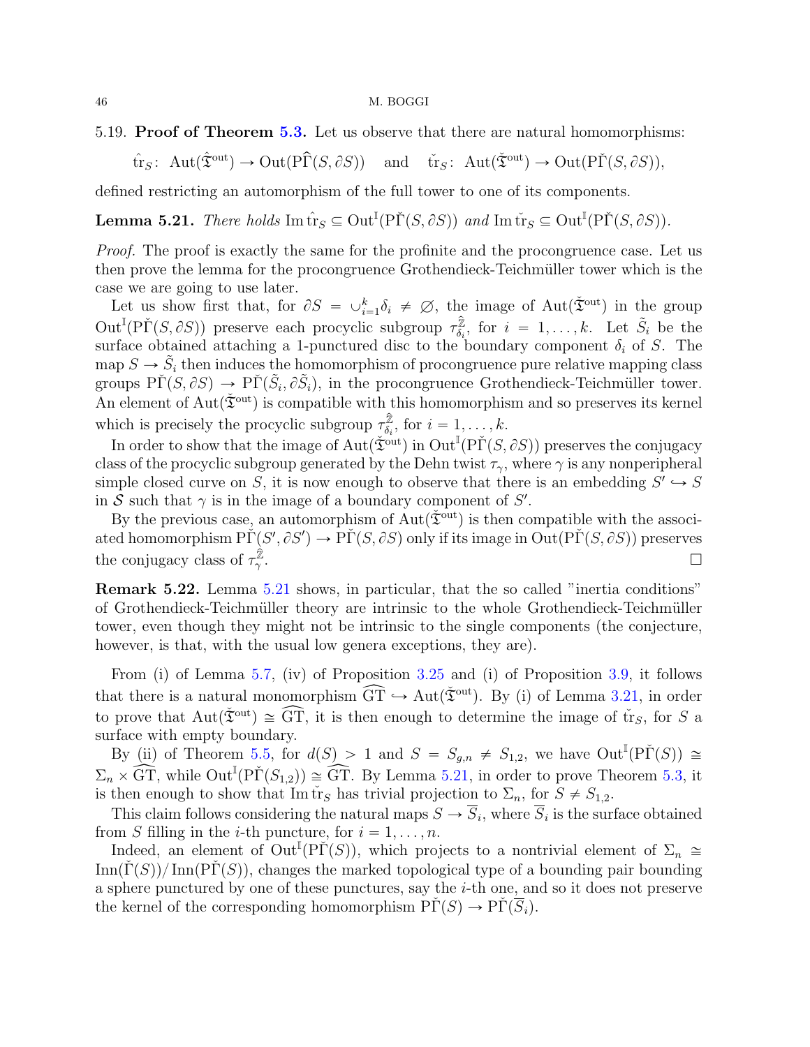5.19. **Proof of Theorem 5.3.** Let us observe that there are natural homomorphisms:

$$\hat{\mathrm{tr}}_S\colon \operatorname{Aut}(\hat{\mathfrak{T}}^{\mathrm{out}}) \to \operatorname{Out}(\mathrm{P}\widehat{\Gamma}(S,\partial S)) \quad \text{ and } \quad \check{\mathrm{tr}}_S\colon \operatorname{Aut}(\check{\mathfrak{T}}^{\mathrm{out}}) \to \operatorname{Out}(\mathrm{P}\check{\Gamma}(S,\partial S)),$$

defined restricting an automorphism of the full tower to one of its components.

**Lemma 5.21.** *There holds* $\operatorname{Im}\hat{\mathrm{tr}}_S \subseteq \operatorname{Out}^{\mathbb{I}}(\mathrm{P}\check{\Gamma}(S,\partial S))$ *and* $\operatorname{Im}\check{\mathrm{tr}}_S \subseteq \operatorname{Out}^{\mathbb{I}}(\mathrm{P}\check{\Gamma}(S,\partial S))$.

*Proof.* The proof is exactly the same for the profinite and the procongruence case. Let us then prove the lemma for the procongruence Grothendieck-Teichmüller tower which is the case we are going to use later.

Let us show first that, for $\partial S = \cup_{i=1}^k \delta_i \neq \emptyset$, the image of $\operatorname{Aut}(\check{\mathfrak{T}}^{\mathrm{out}})$ in the group $\operatorname{Out}^{\mathbb{I}}(\mathrm{P}\check{\Gamma}(S,\partial S))$ preserve each procyclic subgroup $\tau_{\delta_i}^{\hat{\mathbb{Z}}}$, for $i = 1,\ldots,k$. Let $\tilde{S}_i$ be the surface obtained attaching a 1-punctured disc to the boundary component $\delta_i$ of $S$. The map $S \to \tilde{S}_i$ then induces the homomorphism of procongruence pure relative mapping class groups $\mathrm{P}\check{\Gamma}(S,\partial S) \to \mathrm{P}\check{\Gamma}(\tilde{S}_i,\partial\tilde{S}_i)$, in the procongruence Grothendieck-Teichmüller tower. An element of $\operatorname{Aut}(\check{\mathfrak{T}}^{\mathrm{out}})$ is compatible with this homomorphism and so preserves its kernel which is precisely the procyclic subgroup $\tau_{\delta_i}^{\hat{\mathbb{Z}}}$, for $i = 1,\ldots,k$.

In order to show that the image of $\operatorname{Aut}(\check{\mathfrak{T}}^{\mathrm{out}})$ in $\operatorname{Out}^{\mathbb{I}}(\mathrm{P}\check{\Gamma}(S,\partial S))$ preserves the conjugacy class of the procyclic subgroup generated by the Dehn twist $\tau_\gamma$, where $\gamma$ is any nonperipheral simple closed curve on $S$, it is now enough to observe that there is an embedding $S' \hookrightarrow S$ in $\mathcal{S}$ such that $\gamma$ is in the image of a boundary component of $S'$.

By the previous case, an automorphism of $\operatorname{Aut}(\check{\mathfrak{T}}^{\mathrm{out}})$ is then compatible with the associated homomorphism $\mathrm{P}\check{\Gamma}(S',\partial S') \to \mathrm{P}\check{\Gamma}(S,\partial S)$ only if its image in $\operatorname{Out}(\mathrm{P}\check{\Gamma}(S,\partial S))$ preserves the conjugacy class of $\tau_\gamma^{\hat{\mathbb{Z}}}$. $\square$

**Remark 5.22.** Lemma 5.21 shows, in particular, that the so called "inertia conditions" of Grothendieck-Teichmüller theory are intrinsic to the whole Grothendieck-Teichmüller tower, even though they might not be intrinsic to the single components (the conjecture, however, is that, with the usual low genera exceptions, they are).

From (i) of Lemma 5.7, (iv) of Proposition 3.25 and (i) of Proposition 3.9, it follows that there is a natural monomorphism $\widehat{\mathrm{GT}} \hookrightarrow \operatorname{Aut}(\check{\mathfrak{T}}^{\mathrm{out}})$. By (i) of Lemma 3.21, in order to prove that $\operatorname{Aut}(\check{\mathfrak{T}}^{\mathrm{out}}) \cong \widehat{\mathrm{GT}}$, it is then enough to determine the image of $\check{\mathrm{tr}}_S$, for $S$ a surface with empty boundary.

By (ii) of Theorem 5.5, for $d(S) > 1$ and $S = S_{g,n} \neq S_{1,2}$, we have $\operatorname{Out}^{\mathbb{I}}(\mathrm{P}\check{\Gamma}(S)) \cong \Sigma_n \times \widehat{\mathrm{GT}}$, while $\operatorname{Out}^{\mathbb{I}}(\mathrm{P}\check{\Gamma}(S_{1,2})) \cong \widehat{\mathrm{GT}}$. By Lemma 5.21, in order to prove Theorem 5.3, it is then enough to show that $\operatorname{Im}\check{\mathrm{tr}}_S$ has trivial projection to $\Sigma_n$, for $S \neq S_{1,2}$.

This claim follows considering the natural maps $S \to \overline{S}_i$, where $\overline{S}_i$ is the surface obtained from $S$ filling in the $i$-th puncture, for $i = 1,\ldots,n$.

Indeed, an element of $\operatorname{Out}^{\mathbb{I}}(\mathrm{P}\check{\Gamma}(S))$, which projects to a nontrivial element of $\Sigma_n \cong \operatorname{Inn}(\check{\Gamma}(S))/\operatorname{Inn}(\mathrm{P}\check{\Gamma}(S))$, changes the marked topological type of a bounding pair bounding a sphere punctured by one of these punctures, say the $i$-th one, and so it does not preserve the kernel of the corresponding homomorphism $\mathrm{P}\check{\Gamma}(S) \to \mathrm{P}\check{\Gamma}(\overline{S}_i)$.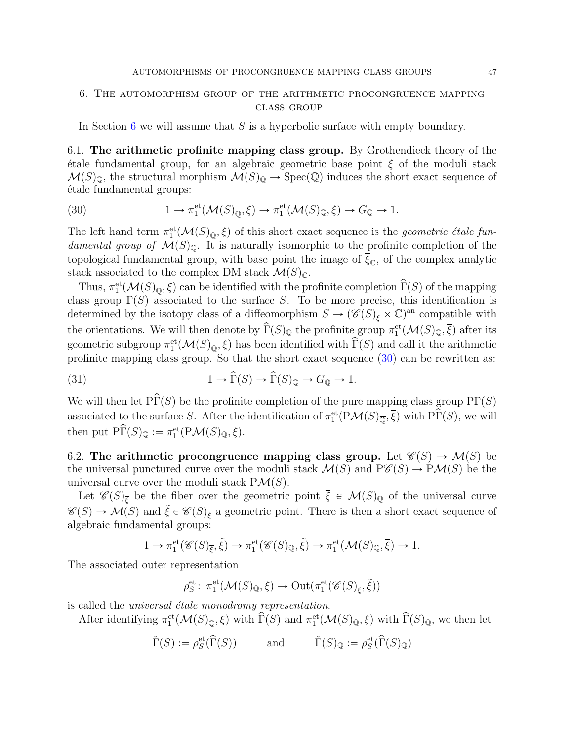## 6. The automorphism group of the arithmetic procongruence mapping class group

In Section 6 we will assume that $S$ is a hyperbolic surface with empty boundary.

**6.1. The arithmetic profinite mapping class group.** By Grothendieck theory of the étale fundamental group, for an algebraic geometric base point $\overline{\xi}$ of the moduli stack $\mathcal{M}(S)_{\mathbb{Q}}$, the structural morphism $\mathcal{M}(S)_{\mathbb{Q}} \to \operatorname{Spec}(\mathbb{Q})$ induces the short exact sequence of étale fundamental groups:

$$1 \to \pi_1^{\text{et}}(\mathcal{M}(S)_{\overline{\mathbb{Q}}}, \overline{\xi}) \to \pi_1^{\text{et}}(\mathcal{M}(S)_{\mathbb{Q}}, \overline{\xi}) \to G_{\mathbb{Q}} \to 1. \tag{30}$$

The left hand term $\pi_1^{\text{et}}(\mathcal{M}(S)_{\overline{\mathbb{Q}}}, \overline{\xi})$ of this short exact sequence is the *geometric étale fundamental group of* $\mathcal{M}(S)_{\mathbb{Q}}$. It is naturally isomorphic to the profinite completion of the topological fundamental group, with base point the image of $\overline{\xi}_{\mathbb{C}}$, of the complex analytic stack associated to the complex DM stack $\mathcal{M}(S)_{\mathbb{C}}$.

Thus, $\pi_1^{\text{et}}(\mathcal{M}(S)_{\overline{\mathbb{Q}}}, \overline{\xi})$ can be identified with the profinite completion $\widehat{\Gamma}(S)$ of the mapping class group $\Gamma(S)$ associated to the surface $S$. To be more precise, this identification is determined by the isotopy class of a diffeomorphism $S \to (\mathscr{C}(S)_{\overline{\xi}} \times \mathbb{C})^{\text{an}}$ compatible with the orientations. We will then denote by $\widehat{\Gamma}(S)_{\mathbb{Q}}$ the profinite group $\pi_1^{\text{et}}(\mathcal{M}(S)_{\mathbb{Q}}, \overline{\xi})$ after its geometric subgroup $\pi_1^{\text{et}}(\mathcal{M}(S)_{\overline{\mathbb{Q}}}, \overline{\xi})$ has been identified with $\widehat{\Gamma}(S)$ and call it the arithmetic profinite mapping class group. So that the short exact sequence (30) can be rewritten as:

$$1 \to \widehat{\Gamma}(S) \to \widehat{\Gamma}(S)_{\mathbb{Q}} \to G_{\mathbb{Q}} \to 1. \tag{31}$$

We will then let $\mathrm{P}\widehat{\Gamma}(S)$ be the profinite completion of the pure mapping class group $\mathrm{P}\Gamma(S)$ associated to the surface $S$. After the identification of $\pi_1^{\text{et}}(\mathrm{P}\mathcal{M}(S)_{\overline{\mathbb{Q}}}, \overline{\xi})$ with $\mathrm{P}\widehat{\Gamma}(S)$, we will then put $\mathrm{P}\widehat{\Gamma}(S)_{\mathbb{Q}} := \pi_1^{\text{et}}(\mathrm{P}\mathcal{M}(S)_{\mathbb{Q}}, \overline{\xi})$.

**6.2. The arithmetic procongruence mapping class group.** Let $\mathscr{C}(S) \to \mathcal{M}(S)$ be the universal punctured curve over the moduli stack $\mathcal{M}(S)$ and $\mathrm{P}\mathscr{C}(S) \to \mathrm{P}\mathcal{M}(S)$ be the universal curve over the moduli stack $\mathrm{P}\mathcal{M}(S)$.

Let $\mathscr{C}(S)_{\overline{\xi}}$ be the fiber over the geometric point $\overline{\xi} \in \mathcal{M}(S)_{\mathbb{Q}}$ of the universal curve $\mathscr{C}(S) \to \mathcal{M}(S)$ and $\tilde{\xi} \in \mathscr{C}(S)_{\overline{\xi}}$ a geometric point. There is then a short exact sequence of algebraic fundamental groups:

$$1 \to \pi_1^{\text{et}}(\mathscr{C}(S)_{\overline{\xi}}, \tilde{\xi}) \to \pi_1^{\text{et}}(\mathscr{C}(S)_{\mathbb{Q}}, \tilde{\xi}) \to \pi_1^{\text{et}}(\mathcal{M}(S)_{\mathbb{Q}}, \overline{\xi}) \to 1.$$

The associated outer representation

$$\rho_S^{\text{et}} \colon \pi_1^{\text{et}}(\mathcal{M}(S)_{\mathbb{Q}}, \overline{\xi}) \to \operatorname{Out}(\pi_1^{\text{et}}(\mathscr{C}(S)_{\overline{\xi}}, \tilde{\xi}))$$

is called the *universal étale monodromy representation*.

After identifying $\pi_1^{\text{et}}(\mathcal{M}(S)_{\overline{\mathbb{Q}}}, \overline{\xi})$ with $\widehat{\Gamma}(S)$ and $\pi_1^{\text{et}}(\mathcal{M}(S)_{\mathbb{Q}}, \overline{\xi})$ with $\widehat{\Gamma}(S)_{\mathbb{Q}}$, we then let

$$\check{\Gamma}(S) := \rho_S^{\text{et}}(\widehat{\Gamma}(S)) \qquad \text{and} \qquad \check{\Gamma}(S)_{\mathbb{Q}} := \rho_S^{\text{et}}(\widehat{\Gamma}(S)_{\mathbb{Q}})$$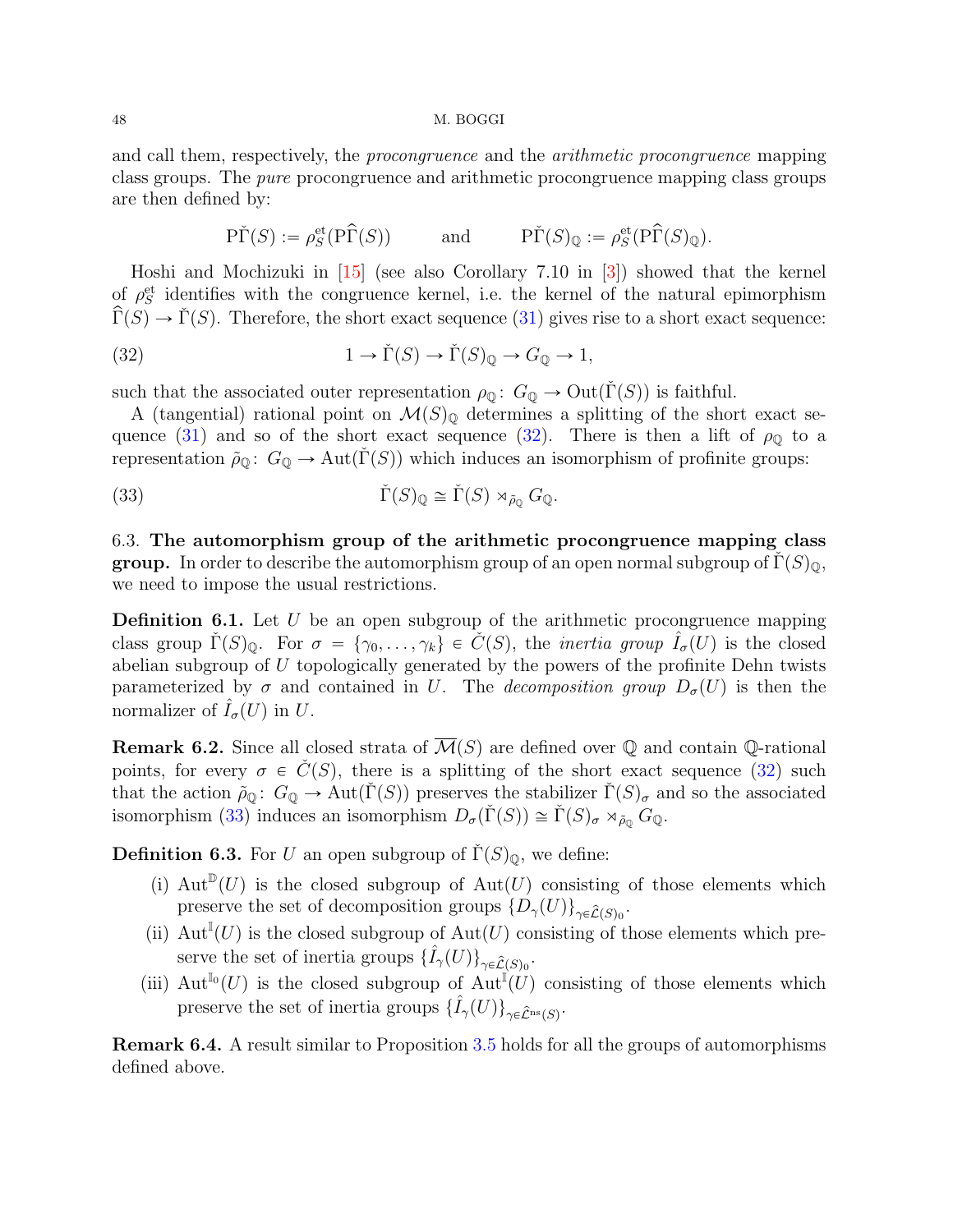and call them, respectively, the *procongruence* and the *arithmetic procongruence* mapping class groups. The *pure* procongruence and arithmetic procongruence mapping class groups are then defined by:

$$\mathrm{P}\check{\Gamma}(S) := \rho_S^{\mathrm{et}}(\mathrm{P}\widehat{\Gamma}(S)) \qquad \text{and} \qquad \mathrm{P}\check{\Gamma}(S)_{\mathbb{Q}} := \rho_S^{\mathrm{et}}(\mathrm{P}\widehat{\Gamma}(S)_{\mathbb{Q}}).$$

Hoshi and Mochizuki in [15] (see also Corollary 7.10 in [3]) showed that the kernel of $\rho_S^{\mathrm{et}}$ identifies with the congruence kernel, i.e. the kernel of the natural epimorphism $\widehat{\Gamma}(S) \to \check{\Gamma}(S)$. Therefore, the short exact sequence (31) gives rise to a short exact sequence:

$$1 \to \check{\Gamma}(S) \to \check{\Gamma}(S)_{\mathbb{Q}} \to G_{\mathbb{Q}} \to 1, \tag{32}$$

such that the associated outer representation $\rho_{\mathbb{Q}} \colon G_{\mathbb{Q}} \to \mathrm{Out}(\check{\Gamma}(S))$ is faithful.

A (tangential) rational point on $\mathcal{M}(S)_{\mathbb{Q}}$ determines a splitting of the short exact sequence (31) and so of the short exact sequence (32). There is then a lift of $\rho_{\mathbb{Q}}$ to a representation $\tilde{\rho}_{\mathbb{Q}} \colon G_{\mathbb{Q}} \to \mathrm{Aut}(\check{\Gamma}(S))$ which induces an isomorphism of profinite groups:

$$\check{\Gamma}(S)_{\mathbb{Q}} \cong \check{\Gamma}(S) \rtimes_{\tilde{\rho}_{\mathbb{Q}}} G_{\mathbb{Q}}. \tag{33}$$

6.3. **The automorphism group of the arithmetic procongruence mapping class group.** In order to describe the automorphism group of an open normal subgroup of $\check{\Gamma}(S)_{\mathbb{Q}}$, we need to impose the usual restrictions.

**Definition 6.1.** Let $U$ be an open subgroup of the arithmetic procongruence mapping class group $\check{\Gamma}(S)_{\mathbb{Q}}$. For $\sigma = \{\gamma_0, \ldots, \gamma_k\} \in \check{C}(S)$, the *inertia group* $\hat{I}_\sigma(U)$ is the closed abelian subgroup of $U$ topologically generated by the powers of the profinite Dehn twists parameterized by $\sigma$ and contained in $U$. The *decomposition group* $D_\sigma(U)$ is then the normalizer of $\hat{I}_\sigma(U)$ in $U$.

**Remark 6.2.** Since all closed strata of $\overline{\mathcal{M}}(S)$ are defined over $\mathbb{Q}$ and contain $\mathbb{Q}$-rational points, for every $\sigma \in \check{C}(S)$, there is a splitting of the short exact sequence (32) such that the action $\tilde{\rho}_{\mathbb{Q}} \colon G_{\mathbb{Q}} \to \mathrm{Aut}(\check{\Gamma}(S))$ preserves the stabilizer $\check{\Gamma}(S)_\sigma$ and so the associated isomorphism (33) induces an isomorphism $D_\sigma(\check{\Gamma}(S)) \cong \check{\Gamma}(S)_\sigma \rtimes_{\tilde{\rho}_{\mathbb{Q}}} G_{\mathbb{Q}}$.

**Definition 6.3.** For $U$ an open subgroup of $\check{\Gamma}(S)_{\mathbb{Q}}$, we define:

(i) $\mathrm{Aut}^{\mathbb{D}}(U)$ is the closed subgroup of $\mathrm{Aut}(U)$ consisting of those elements which preserve the set of decomposition groups $\{D_\gamma(U)\}_{\gamma \in \hat{\mathcal{L}}(S)_0}$.

(ii) $\mathrm{Aut}^{\mathbb{I}}(U)$ is the closed subgroup of $\mathrm{Aut}(U)$ consisting of those elements which preserve the set of inertia groups $\{\hat{I}_\gamma(U)\}_{\gamma \in \hat{\mathcal{L}}(S)_0}$.

(iii) $\mathrm{Aut}^{\mathbb{I}_0}(U)$ is the closed subgroup of $\mathrm{Aut}^{\mathbb{I}}(U)$ consisting of those elements which preserve the set of inertia groups $\{\hat{I}_\gamma(U)\}_{\gamma \in \hat{\mathcal{L}}^{\mathrm{ns}}(S)}$.

**Remark 6.4.** A result similar to Proposition 3.5 holds for all the groups of automorphisms defined above.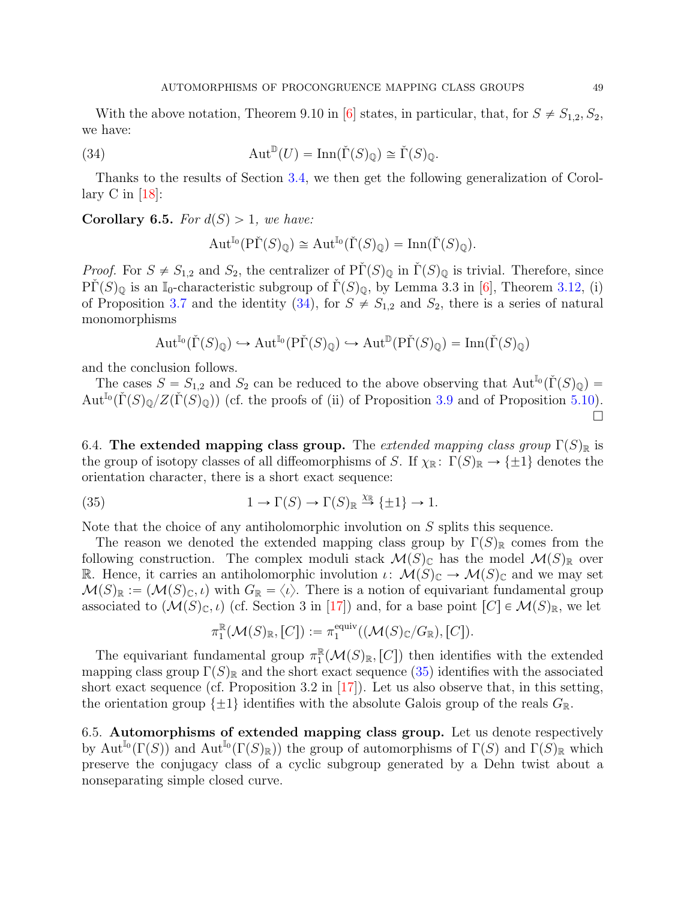With the above notation, Theorem 9.10 in [6] states, in particular, that, for $S \neq S_{1,2}, S_2$, we have:

$$\mathrm{Aut}^{\mathbb{D}}(U) = \mathrm{Inn}(\check{\Gamma}(S)_{\mathbb{Q}}) \cong \check{\Gamma}(S)_{\mathbb{Q}}. \tag{34}$$

Thanks to the results of Section 3.4, we then get the following generalization of Corollary C in [18]:

**Corollary 6.5.** *For $d(S) > 1$, we have:*

$$\mathrm{Aut}^{\mathbb{I}_0}(\mathrm{P}\check{\Gamma}(S)_{\mathbb{Q}}) \cong \mathrm{Aut}^{\mathbb{I}_0}(\check{\Gamma}(S)_{\mathbb{Q}}) = \mathrm{Inn}(\check{\Gamma}(S)_{\mathbb{Q}}).$$

*Proof.* For $S \neq S_{1,2}$ and $S_2$, the centralizer of $\mathrm{P}\check{\Gamma}(S)_{\mathbb{Q}}$ in $\check{\Gamma}(S)_{\mathbb{Q}}$ is trivial. Therefore, since $\mathrm{P}\check{\Gamma}(S)_{\mathbb{Q}}$ is an $\mathbb{I}_0$-characteristic subgroup of $\check{\Gamma}(S)_{\mathbb{Q}}$, by Lemma 3.3 in [6], Theorem 3.12, (i) of Proposition 3.7 and the identity (34), for $S \neq S_{1,2}$ and $S_2$, there is a series of natural monomorphisms

$$\mathrm{Aut}^{\mathbb{I}_0}(\check{\Gamma}(S)_{\mathbb{Q}}) \hookrightarrow \mathrm{Aut}^{\mathbb{I}_0}(\mathrm{P}\check{\Gamma}(S)_{\mathbb{Q}}) \hookrightarrow \mathrm{Aut}^{\mathbb{D}}(\mathrm{P}\check{\Gamma}(S)_{\mathbb{Q}}) = \mathrm{Inn}(\check{\Gamma}(S)_{\mathbb{Q}})$$

and the conclusion follows.

The cases $S = S_{1,2}$ and $S_2$ can be reduced to the above observing that $\mathrm{Aut}^{\mathbb{I}_0}(\check{\Gamma}(S)_{\mathbb{Q}}) = \mathrm{Aut}^{\mathbb{I}_0}(\check{\Gamma}(S)_{\mathbb{Q}}/Z(\check{\Gamma}(S)_{\mathbb{Q}}))$ (cf. the proofs of (ii) of Proposition 3.9 and of Proposition 5.10). □

## 6.4. The extended mapping class group.

The *extended mapping class group* $\Gamma(S)_{\mathbb{R}}$ is the group of isotopy classes of all diffeomorphisms of $S$. If $\chi_{\mathbb{R}}\colon \Gamma(S)_{\mathbb{R}} \to \{\pm 1\}$ denotes the orientation character, there is a short exact sequence:

$$1 \to \Gamma(S) \to \Gamma(S)_{\mathbb{R}} \stackrel{\chi_{\mathbb{R}}}{\to} \{\pm 1\} \to 1. \tag{35}$$

Note that the choice of any antiholomorphic involution on $S$ splits this sequence.

The reason we denoted the extended mapping class group by $\Gamma(S)_{\mathbb{R}}$ comes from the following construction. The complex moduli stack $\mathcal{M}(S)_{\mathbb{C}}$ has the model $\mathcal{M}(S)_{\mathbb{R}}$ over $\mathbb{R}$. Hence, it carries an antiholomorphic involution $\iota\colon \mathcal{M}(S)_{\mathbb{C}} \to \mathcal{M}(S)_{\mathbb{C}}$ and we may set $\mathcal{M}(S)_{\mathbb{R}} := (\mathcal{M}(S)_{\mathbb{C}}, \iota)$ with $G_{\mathbb{R}} = \langle \iota \rangle$. There is a notion of equivariant fundamental group associated to $(\mathcal{M}(S)_{\mathbb{C}}, \iota)$ (cf. Section 3 in [17]) and, for a base point $[C] \in \mathcal{M}(S)_{\mathbb{R}}$, we let

$$\pi_1^{\mathbb{R}}(\mathcal{M}(S)_{\mathbb{R}}, [C]) := \pi_1^{\mathrm{equiv}}((\mathcal{M}(S)_{\mathbb{C}}/G_{\mathbb{R}}), [C]).$$

The equivariant fundamental group $\pi_1^{\mathbb{R}}(\mathcal{M}(S)_{\mathbb{R}}, [C])$ then identifies with the extended mapping class group $\Gamma(S)_{\mathbb{R}}$ and the short exact sequence (35) identifies with the associated short exact sequence (cf. Proposition 3.2 in [17]). Let us also observe that, in this setting, the orientation group $\{\pm 1\}$ identifies with the absolute Galois group of the reals $G_{\mathbb{R}}$.

## 6.5. Automorphisms of extended mapping class group.

Let us denote respectively by $\mathrm{Aut}^{\mathbb{I}_0}(\Gamma(S))$ and $\mathrm{Aut}^{\mathbb{I}_0}(\Gamma(S)_{\mathbb{R}})$) the group of automorphisms of $\Gamma(S)$ and $\Gamma(S)_{\mathbb{R}}$ which preserve the conjugacy class of a cyclic subgroup generated by a Dehn twist about a nonseparating simple closed curve.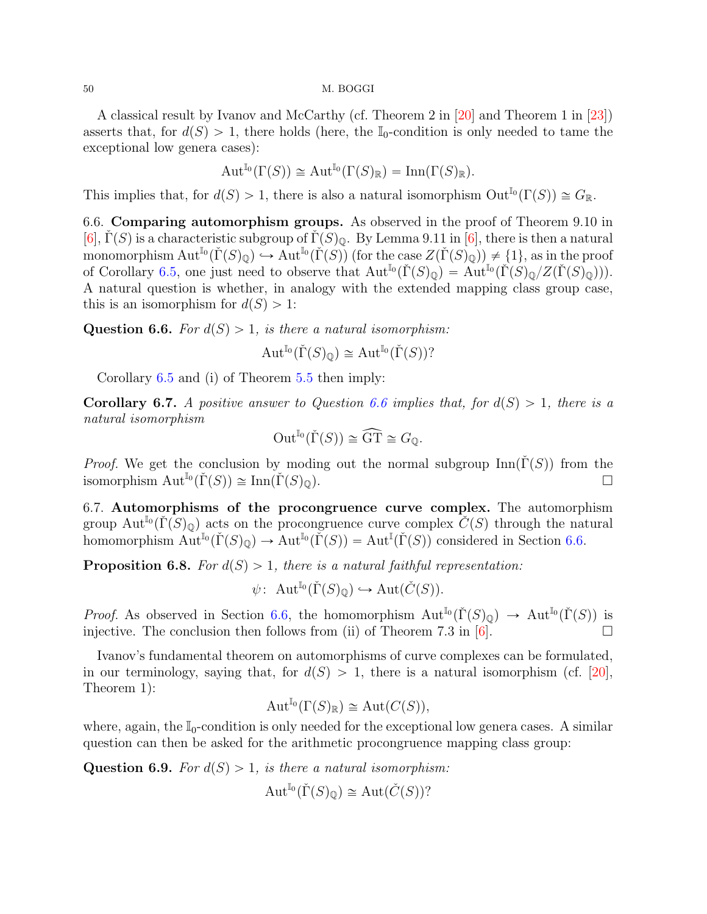A classical result by Ivanov and McCarthy (cf. Theorem 2 in [20] and Theorem 1 in [23]) asserts that, for $d(S) > 1$, there holds (here, the $\mathbb{I}_0$-condition is only needed to tame the exceptional low genera cases):

$$\mathrm{Aut}^{\mathbb{I}_0}(\Gamma(S)) \cong \mathrm{Aut}^{\mathbb{I}_0}(\Gamma(S)_{\mathbb{R}}) = \mathrm{Inn}(\Gamma(S)_{\mathbb{R}}).$$

This implies that, for $d(S) > 1$, there is also a natural isomorphism $\mathrm{Out}^{\mathbb{I}_0}(\Gamma(S)) \cong G_{\mathbb{R}}$.

6.6. **Comparing automorphism groups.** As observed in the proof of Theorem 9.10 in [6], $\check{\Gamma}(S)$ is a characteristic subgroup of $\check{\Gamma}(S)_{\mathbb{Q}}$. By Lemma 9.11 in [6], there is then a natural monomorphism $\mathrm{Aut}^{\mathbb{I}_0}(\check{\Gamma}(S)_{\mathbb{Q}}) \hookrightarrow \mathrm{Aut}^{\mathbb{I}_0}(\check{\Gamma}(S))$ (for the case $Z(\check{\Gamma}(S)_{\mathbb{Q}}) \neq \{1\}$, as in the proof of Corollary 6.5, one just need to observe that $\mathrm{Aut}^{\mathbb{I}_0}(\check{\Gamma}(S)_{\mathbb{Q}}) = \mathrm{Aut}^{\mathbb{I}_0}(\check{\Gamma}(S)_{\mathbb{Q}}/Z(\check{\Gamma}(S)_{\mathbb{Q}}))$). A natural question is whether, in analogy with the extended mapping class group case, this is an isomorphism for $d(S) > 1$:

**Question 6.6.** *For $d(S) > 1$, is there a natural isomorphism:*

$$\mathrm{Aut}^{\mathbb{I}_0}(\check{\Gamma}(S)_{\mathbb{Q}}) \cong \mathrm{Aut}^{\mathbb{I}_0}(\check{\Gamma}(S))?$$

Corollary 6.5 and (i) of Theorem 5.5 then imply:

**Corollary 6.7.** *A positive answer to Question 6.6 implies that, for $d(S) > 1$, there is a natural isomorphism*

$$\mathrm{Out}^{\mathbb{I}_0}(\check{\Gamma}(S)) \cong \widehat{\mathrm{GT}} \cong G_{\mathbb{Q}}.$$

*Proof.* We get the conclusion by moding out the normal subgroup $\mathrm{Inn}(\check{\Gamma}(S))$ from the isomorphism $\mathrm{Aut}^{\mathbb{I}_0}(\check{\Gamma}(S)) \cong \mathrm{Inn}(\check{\Gamma}(S)_{\mathbb{Q}})$. □

6.7. **Automorphisms of the procongruence curve complex.** The automorphism group $\mathrm{Aut}^{\mathbb{I}_0}(\check{\Gamma}(S)_{\mathbb{Q}})$ acts on the procongruence curve complex $\check{C}(S)$ through the natural homomorphism $\mathrm{Aut}^{\mathbb{I}_0}(\check{\Gamma}(S)_{\mathbb{Q}}) \to \mathrm{Aut}^{\mathbb{I}_0}(\check{\Gamma}(S)) = \mathrm{Aut}^{\mathbb{I}}(\check{\Gamma}(S))$ considered in Section 6.6.

**Proposition 6.8.** *For $d(S) > 1$, there is a natural faithful representation:*

$$\psi\colon\ \mathrm{Aut}^{\mathbb{I}_0}(\check{\Gamma}(S)_{\mathbb{Q}}) \hookrightarrow \mathrm{Aut}(\check{C}(S)).$$

*Proof.* As observed in Section 6.6, the homomorphism $\mathrm{Aut}^{\mathbb{I}_0}(\check{\Gamma}(S)_{\mathbb{Q}}) \to \mathrm{Aut}^{\mathbb{I}_0}(\check{\Gamma}(S))$ is injective. The conclusion then follows from (ii) of Theorem 7.3 in [6]. □

Ivanov's fundamental theorem on automorphisms of curve complexes can be formulated, in our terminology, saying that, for $d(S) > 1$, there is a natural isomorphism (cf. [20], Theorem 1):

$$\mathrm{Aut}^{\mathbb{I}_0}(\Gamma(S)_{\mathbb{R}}) \cong \mathrm{Aut}(C(S)),$$

where, again, the $\mathbb{I}_0$-condition is only needed for the exceptional low genera cases. A similar question can then be asked for the arithmetic procongruence mapping class group:

**Question 6.9.** *For $d(S) > 1$, is there a natural isomorphism:*

$$\mathrm{Aut}^{\mathbb{I}_0}(\check{\Gamma}(S)_{\mathbb{Q}}) \cong \mathrm{Aut}(\check{C}(S))?$$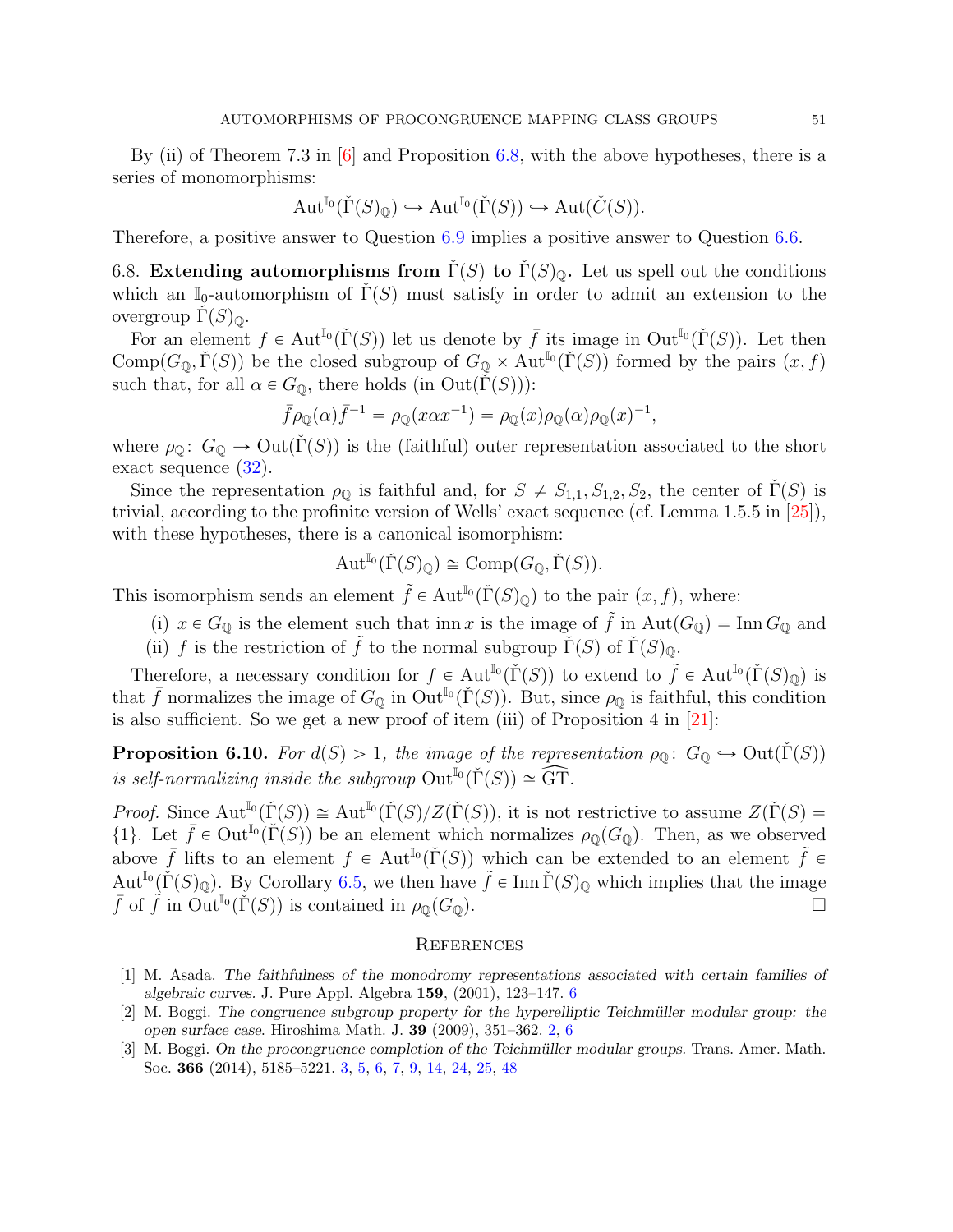By (ii) of Theorem 7.3 in [6] and Proposition 6.8, with the above hypotheses, there is a series of monomorphisms:

$$\mathrm{Aut}^{\mathbb{I}_0}(\check{\Gamma}(S)_{\mathbb{Q}}) \hookrightarrow \mathrm{Aut}^{\mathbb{I}_0}(\check{\Gamma}(S)) \hookrightarrow \mathrm{Aut}(\check{C}(S)).$$

Therefore, a positive answer to Question 6.9 implies a positive answer to Question 6.6.

6.8. **Extending automorphisms from $\check{\Gamma}(S)$ to $\check{\Gamma}(S)_{\mathbb{Q}}$.** Let us spell out the conditions which an $\mathbb{I}_0$-automorphism of $\check{\Gamma}(S)$ must satisfy in order to admit an extension to the overgroup $\check{\Gamma}(S)_{\mathbb{Q}}$.

For an element $f \in \mathrm{Aut}^{\mathbb{I}_0}(\check{\Gamma}(S))$ let us denote by $\bar{f}$ its image in $\mathrm{Out}^{\mathbb{I}_0}(\check{\Gamma}(S))$. Let then $\mathrm{Comp}(G_{\mathbb{Q}}, \check{\Gamma}(S))$ be the closed subgroup of $G_{\mathbb{Q}} \times \mathrm{Aut}^{\mathbb{I}_0}(\check{\Gamma}(S))$ formed by the pairs $(x, f)$ such that, for all $\alpha \in G_{\mathbb{Q}}$, there holds (in $\mathrm{Out}(\check{\Gamma}(S))$):

$$\bar{f}\rho_{\mathbb{Q}}(\alpha)\bar{f}^{-1} = \rho_{\mathbb{Q}}(x\alpha x^{-1}) = \rho_{\mathbb{Q}}(x)\rho_{\mathbb{Q}}(\alpha)\rho_{\mathbb{Q}}(x)^{-1},$$

where $\rho_{\mathbb{Q}}\colon G_{\mathbb{Q}} \to \mathrm{Out}(\check{\Gamma}(S))$ is the (faithful) outer representation associated to the short exact sequence (32).

Since the representation $\rho_{\mathbb{Q}}$ is faithful and, for $S \neq S_{1,1}, S_{1,2}, S_2$, the center of $\check{\Gamma}(S)$ is trivial, according to the profinite version of Wells' exact sequence (cf. Lemma 1.5.5 in [25]), with these hypotheses, there is a canonical isomorphism:

$$\mathrm{Aut}^{\mathbb{I}_0}(\check{\Gamma}(S)_{\mathbb{Q}}) \cong \mathrm{Comp}(G_{\mathbb{Q}}, \check{\Gamma}(S)).$$

This isomorphism sends an element $\tilde{f} \in \mathrm{Aut}^{\mathbb{I}_0}(\check{\Gamma}(S)_{\mathbb{Q}})$ to the pair $(x, f)$, where:

(i) $x \in G_{\mathbb{Q}}$ is the element such that $\mathrm{inn}\, x$ is the image of $\tilde{f}$ in $\mathrm{Aut}(G_{\mathbb{Q}}) = \mathrm{Inn}\, G_{\mathbb{Q}}$ and
(ii) $f$ is the restriction of $\tilde{f}$ to the normal subgroup $\check{\Gamma}(S)$ of $\check{\Gamma}(S)_{\mathbb{Q}}$.

Therefore, a necessary condition for $f \in \mathrm{Aut}^{\mathbb{I}_0}(\check{\Gamma}(S))$ to extend to $\tilde{f} \in \mathrm{Aut}^{\mathbb{I}_0}(\check{\Gamma}(S)_{\mathbb{Q}})$ is that $\bar{f}$ normalizes the image of $G_{\mathbb{Q}}$ in $\mathrm{Out}^{\mathbb{I}_0}(\check{\Gamma}(S))$. But, since $\rho_{\mathbb{Q}}$ is faithful, this condition is also sufficient. So we get a new proof of item (iii) of Proposition 4 in [21]:

**Proposition 6.10.** *For $d(S) > 1$, the image of the representation $\rho_{\mathbb{Q}}\colon G_{\mathbb{Q}} \hookrightarrow \mathrm{Out}(\check{\Gamma}(S))$ is self-normalizing inside the subgroup $\mathrm{Out}^{\mathbb{I}_0}(\check{\Gamma}(S)) \cong \widehat{\mathrm{GT}}$.*

*Proof.* Since $\mathrm{Aut}^{\mathbb{I}_0}(\check{\Gamma}(S)) \cong \mathrm{Aut}^{\mathbb{I}_0}(\check{\Gamma}(S)/Z(\check{\Gamma}(S))$, it is not restrictive to assume $Z(\check{\Gamma}(S) = \{1\}$. Let $\bar{f} \in \mathrm{Out}^{\mathbb{I}_0}(\check{\Gamma}(S))$ be an element which normalizes $\rho_{\mathbb{Q}}(G_{\mathbb{Q}})$. Then, as we observed above $\bar{f}$ lifts to an element $f \in \mathrm{Aut}^{\mathbb{I}_0}(\check{\Gamma}(S))$ which can be extended to an element $\tilde{f} \in \mathrm{Aut}^{\mathbb{I}_0}(\check{\Gamma}(S)_{\mathbb{Q}})$. By Corollary 6.5, we then have $\tilde{f} \in \mathrm{Inn}\,\check{\Gamma}(S)_{\mathbb{Q}}$ which implies that the image $\bar{f}$ of $\tilde{f}$ in $\mathrm{Out}^{\mathbb{I}_0}(\check{\Gamma}(S))$ is contained in $\rho_{\mathbb{Q}}(G_{\mathbb{Q}})$. □

## References

[1] M. Asada. *The faithfulness of the monodromy representations associated with certain families of algebraic curves.* J. Pure Appl. Algebra **159**, (2001), 123–147. 6

[2] M. Boggi. *The congruence subgroup property for the hyperelliptic Teichmüller modular group: the open surface case.* Hiroshima Math. J. **39** (2009), 351–362. 2, 6

[3] M. Boggi. *On the procongruence completion of the Teichmüller modular groups.* Trans. Amer. Math. Soc. **366** (2014), 5185–5221. 3, 5, 6, 7, 9, 14, 24, 25, 48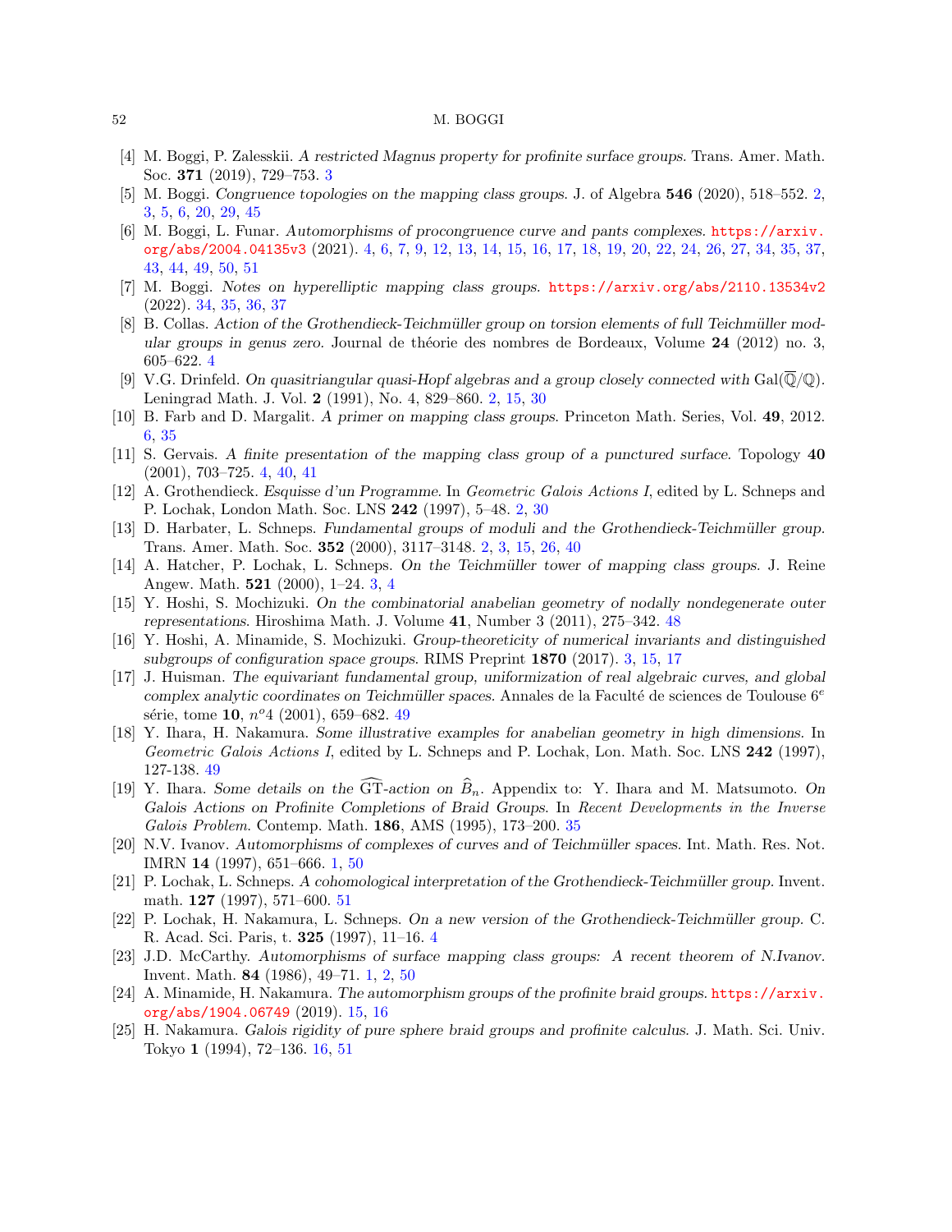- [4] M. Boggi, P. Zalesskii. *A restricted Magnus property for profinite surface groups.* Trans. Amer. Math. Soc. **371** (2019), 729–753. 3
- [5] M. Boggi. *Congruence topologies on the mapping class groups.* J. of Algebra **546** (2020), 518–552. 2, 3, 5, 6, 20, 29, 45
- [6] M. Boggi, L. Funar. *Automorphisms of procongruence curve and pants complexes.* https://arxiv.org/abs/2004.04135v3 (2021). 4, 6, 7, 9, 12, 13, 14, 15, 16, 17, 18, 19, 20, 22, 24, 26, 27, 34, 35, 37, 43, 44, 49, 50, 51
- [7] M. Boggi. *Notes on hyperelliptic mapping class groups.* https://arxiv.org/abs/2110.13534v2 (2022). 34, 35, 36, 37
- [8] B. Collas. *Action of the Grothendieck-Teichmüller group on torsion elements of full Teichmüller modular groups in genus zero.* Journal de théorie des nombres de Bordeaux, Volume **24** (2012) no. 3, 605–622. 4
- [9] V.G. Drinfeld. *On quasitriangular quasi-Hopf algebras and a group closely connected with* $\mathrm{Gal}(\overline{\mathbb{Q}}/\mathbb{Q})$. Leningrad Math. J. Vol. **2** (1991), No. 4, 829–860. 2, 15, 30
- [10] B. Farb and D. Margalit. *A primer on mapping class groups.* Princeton Math. Series, Vol. **49**, 2012. 6, 35
- [11] S. Gervais. *A finite presentation of the mapping class group of a punctured surface.* Topology **40** (2001), 703–725. 4, 40, 41
- [12] A. Grothendieck. *Esquisse d'un Programme.* In *Geometric Galois Actions I*, edited by L. Schneps and P. Lochak, London Math. Soc. LNS **242** (1997), 5–48. 2, 30
- [13] D. Harbater, L. Schneps. *Fundamental groups of moduli and the Grothendieck-Teichmüller group.* Trans. Amer. Math. Soc. **352** (2000), 3117–3148. 2, 3, 15, 26, 40
- [14] A. Hatcher, P. Lochak, L. Schneps. *On the Teichmüller tower of mapping class groups.* J. Reine Angew. Math. **521** (2000), 1–24. 3, 4
- [15] Y. Hoshi, S. Mochizuki. *On the combinatorial anabelian geometry of nodally nondegenerate outer representations.* Hiroshima Math. J. Volume **41**, Number 3 (2011), 275–342. 48
- [16] Y. Hoshi, A. Minamide, S. Mochizuki. *Group-theoreticity of numerical invariants and distinguished subgroups of configuration space groups.* RIMS Preprint **1870** (2017). 3, 15, 17
- [17] J. Huisman. *The equivariant fundamental group, uniformization of real algebraic curves, and global complex analytic coordinates on Teichmüller spaces.* Annales de la Faculté de sciences de Toulouse 6$^e$ série, tome **10**, $n^o$4 (2001), 659–682. 49
- [18] Y. Ihara, H. Nakamura. *Some illustrative examples for anabelian geometry in high dimensions.* In *Geometric Galois Actions I*, edited by L. Schneps and P. Lochak, Lon. Math. Soc. LNS **242** (1997), 127-138. 49
- [19] Y. Ihara. *Some details on the* $\widehat{\mathrm{GT}}$*-action on* $\widehat{B}_n$. Appendix to: Y. Ihara and M. Matsumoto. *On Galois Actions on Profinite Completions of Braid Groups.* In *Recent Developments in the Inverse Galois Problem.* Contemp. Math. **186**, AMS (1995), 173–200. 35
- [20] N.V. Ivanov. *Automorphisms of complexes of curves and of Teichmüller spaces.* Int. Math. Res. Not. IMRN **14** (1997), 651–666. 1, 50
- [21] P. Lochak, L. Schneps. *A cohomological interpretation of the Grothendieck-Teichmüller group.* Invent. math. **127** (1997), 571–600. 51
- [22] P. Lochak, H. Nakamura, L. Schneps. *On a new version of the Grothendieck-Teichmüller group.* C. R. Acad. Sci. Paris, t. **325** (1997), 11–16. 4
- [23] J.D. McCarthy. *Automorphisms of surface mapping class groups: A recent theorem of N.Ivanov.* Invent. Math. **84** (1986), 49–71. 1, 2, 50
- [24] A. Minamide, H. Nakamura. *The automorphism groups of the profinite braid groups.* https://arxiv.org/abs/1904.06749 (2019). 15, 16
- [25] H. Nakamura. *Galois rigidity of pure sphere braid groups and profinite calculus.* J. Math. Sci. Univ. Tokyo **1** (1994), 72–136. 16, 51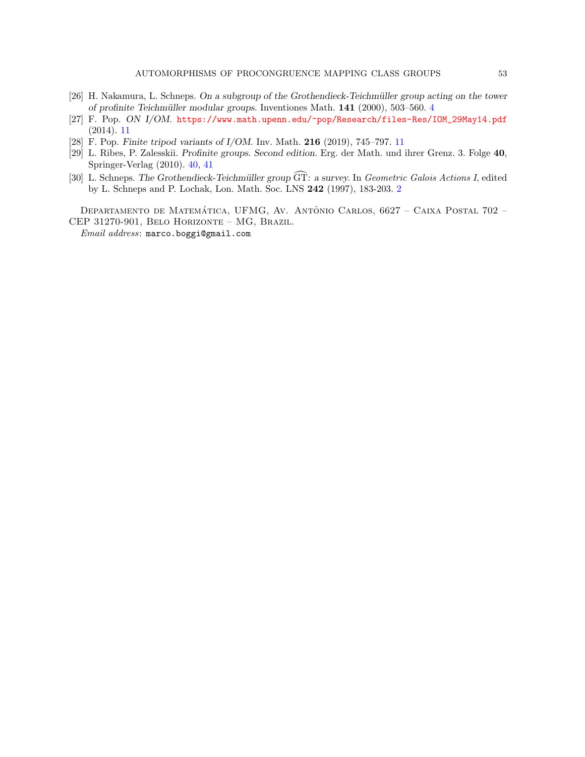[26] H. Nakamura, L. Schneps. *On a subgroup of the Grothendieck-Teichmüller group acting on the tower of profinite Teichmüller modular groups.* Inventiones Math. **141** (2000), 503–560. 4

[27] F. Pop. *ON I/OM.* https://www.math.upenn.edu/~pop/Research/files-Res/IOM_29May14.pdf (2014). 11

[28] F. Pop. *Finite tripod variants of I/OM.* Inv. Math. **216** (2019), 745–797. 11

[29] L. Ribes, P. Zalesskii. *Profinite groups. Second edition.* Erg. der Math. und ihrer Grenz. 3. Folge **40**, Springer-Verlag (2010). 40, 41

[30] L. Schneps. *The Grothendieck-Teichmüller group $\widehat{\mathrm{GT}}$: a survey.* In *Geometric Galois Actions I*, edited by L. Schneps and P. Lochak, Lon. Math. Soc. LNS **242** (1997), 183-203. 2

Departamento de Matemática, UFMG, Av. Antônio Carlos, 6627 – Caixa Postal 702 – CEP 31270-901, Belo Horizonte – MG, Brazil.

*Email address*: marco.boggi@gmail.com